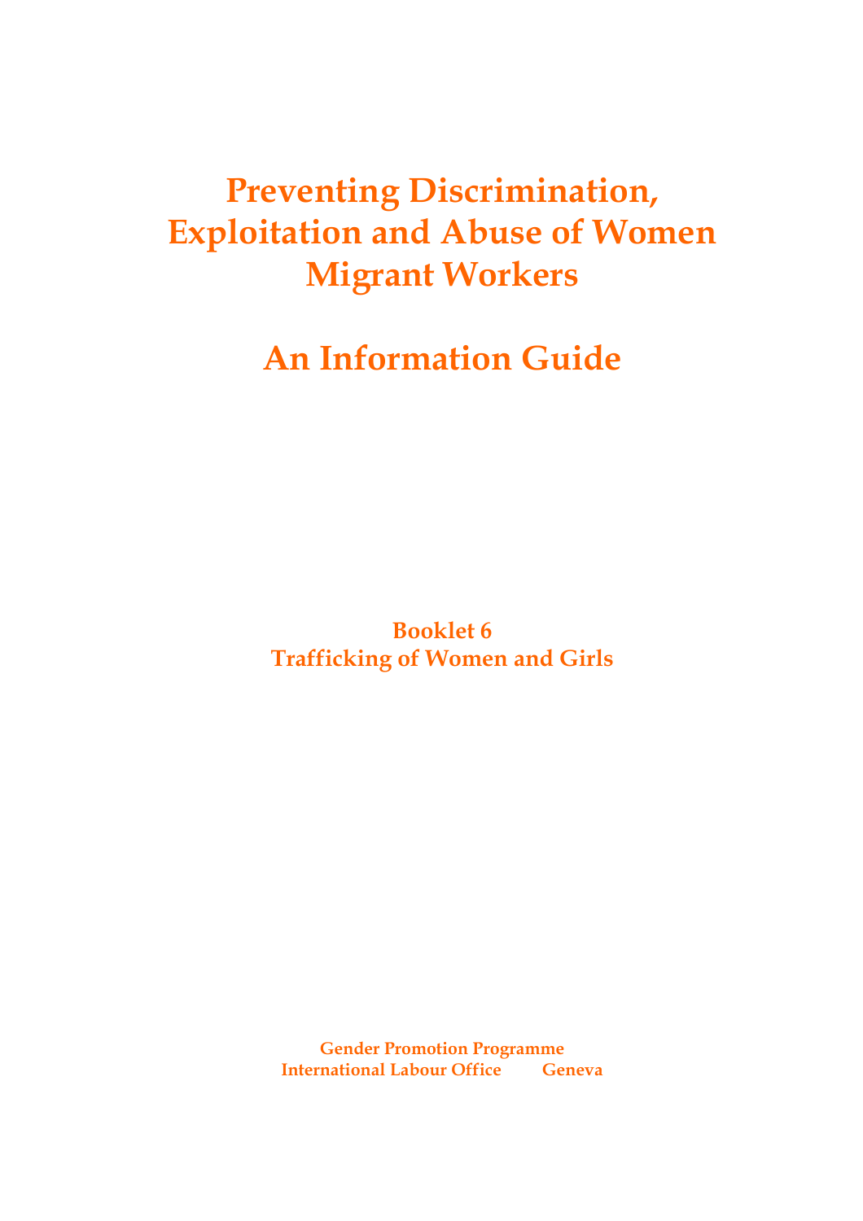# Preventing Discrimination, Exploitation and Abuse of Women Migrant Workers

# An Information Guide

**Booklet 6**
**Trafficking of Women and Girls**

**Gender Promotion Programme**
**International Labour Office Geneva**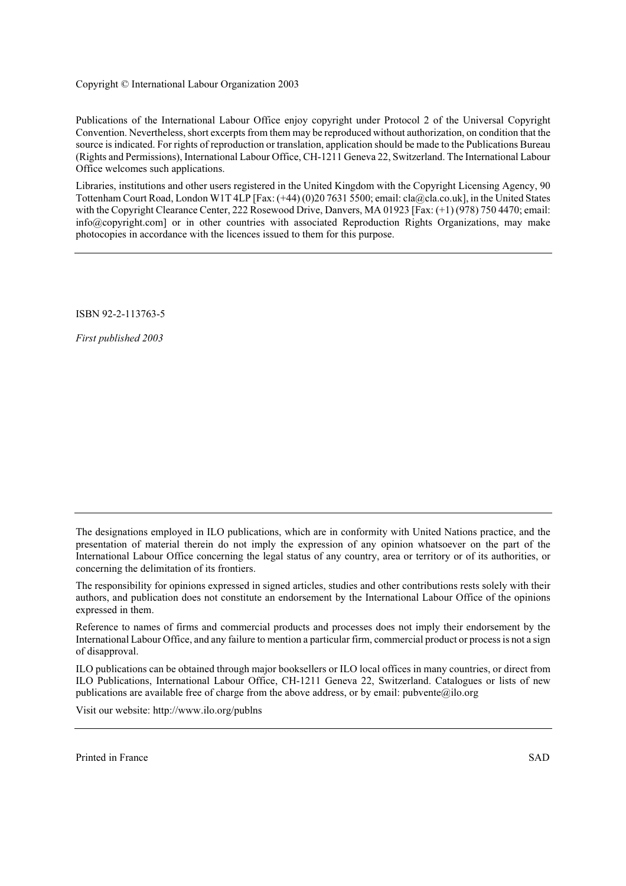Copyright © International Labour Organization 2003

Publications of the International Labour Office enjoy copyright under Protocol 2 of the Universal Copyright Convention. Nevertheless, short excerpts from them may be reproduced without authorization, on condition that the source is indicated. For rights of reproduction or translation, application should be made to the Publications Bureau (Rights and Permissions), International Labour Office, CH-1211 Geneva 22, Switzerland. The International Labour Office welcomes such applications.

Libraries, institutions and other users registered in the United Kingdom with the Copyright Licensing Agency, 90 Tottenham Court Road, London W1T 4LP [Fax: (+44) (0)20 7631 5500; email: cla@cla.co.uk], in the United States with the Copyright Clearance Center, 222 Rosewood Drive, Danvers, MA 01923 [Fax: (+1) (978) 750 4470; email: info@copyright.com] or in other countries with associated Reproduction Rights Organizations, may make photocopies in accordance with the licences issued to them for this purpose.

---

ISBN 92-2-113763-5

*First published 2003*

---

The designations employed in ILO publications, which are in conformity with United Nations practice, and the presentation of material therein do not imply the expression of any opinion whatsoever on the part of the International Labour Office concerning the legal status of any country, area or territory or of its authorities, or concerning the delimitation of its frontiers.

The responsibility for opinions expressed in signed articles, studies and other contributions rests solely with their authors, and publication does not constitute an endorsement by the International Labour Office of the opinions expressed in them.

Reference to names of firms and commercial products and processes does not imply their endorsement by the International Labour Office, and any failure to mention a particular firm, commercial product or process is not a sign of disapproval.

ILO publications can be obtained through major booksellers or ILO local offices in many countries, or direct from ILO Publications, International Labour Office, CH-1211 Geneva 22, Switzerland. Catalogues or lists of new publications are available free of charge from the above address, or by email: pubvente@ilo.org

Visit our website: http://www.ilo.org/publns

---

Printed in France SAD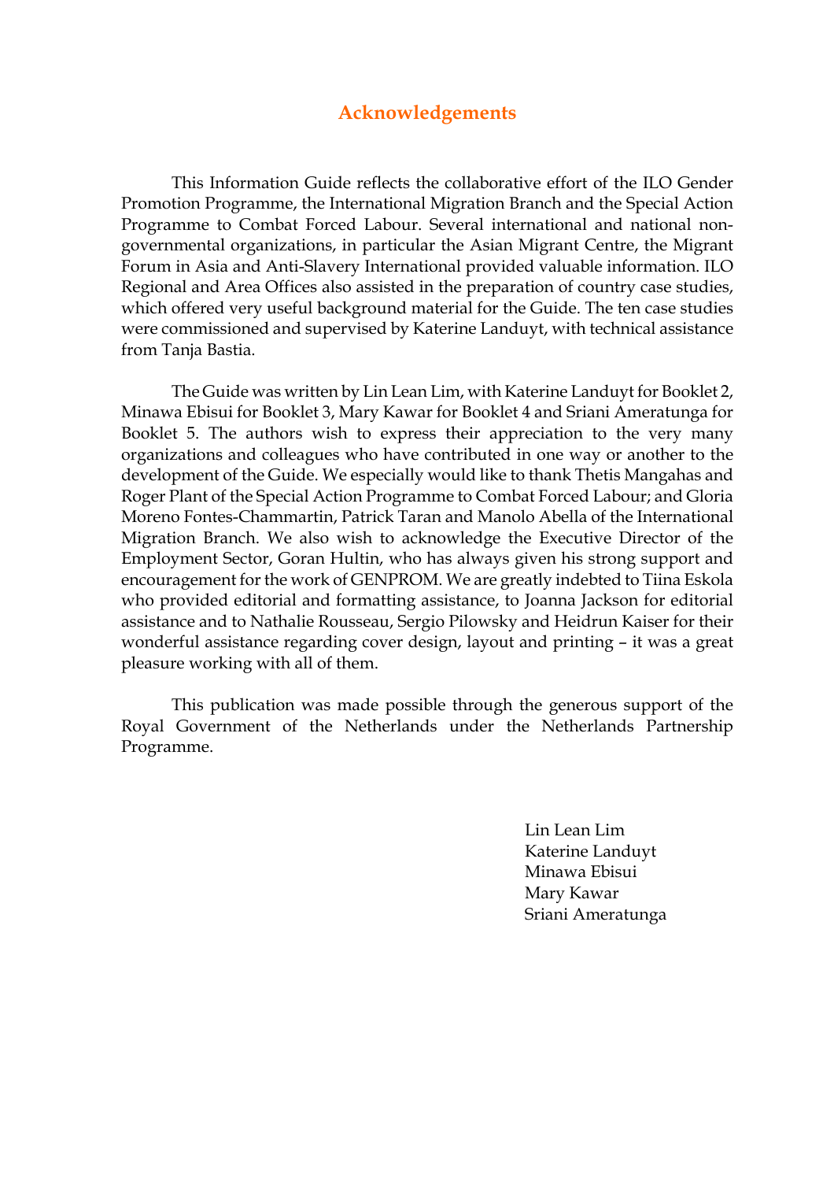## Acknowledgements

This Information Guide reflects the collaborative effort of the ILO Gender Promotion Programme, the International Migration Branch and the Special Action Programme to Combat Forced Labour. Several international and national non-governmental organizations, in particular the Asian Migrant Centre, the Migrant Forum in Asia and Anti-Slavery International provided valuable information. ILO Regional and Area Offices also assisted in the preparation of country case studies, which offered very useful background material for the Guide. The ten case studies were commissioned and supervised by Katerine Landuyt, with technical assistance from Tanja Bastia.

The Guide was written by Lin Lean Lim, with Katerine Landuyt for Booklet 2, Minawa Ebisui for Booklet 3, Mary Kawar for Booklet 4 and Sriani Ameratunga for Booklet 5. The authors wish to express their appreciation to the very many organizations and colleagues who have contributed in one way or another to the development of the Guide. We especially would like to thank Thetis Mangahas and Roger Plant of the Special Action Programme to Combat Forced Labour; and Gloria Moreno Fontes-Chammartin, Patrick Taran and Manolo Abella of the International Migration Branch. We also wish to acknowledge the Executive Director of the Employment Sector, Goran Hultin, who has always given his strong support and encouragement for the work of GENPROM. We are greatly indebted to Tiina Eskola who provided editorial and formatting assistance, to Joanna Jackson for editorial assistance and to Nathalie Rousseau, Sergio Pilowsky and Heidrun Kaiser for their wonderful assistance regarding cover design, layout and printing – it was a great pleasure working with all of them.

This publication was made possible through the generous support of the Royal Government of the Netherlands under the Netherlands Partnership Programme.

Lin Lean Lim
Katerine Landuyt
Minawa Ebisui
Mary Kawar
Sriani Ameratunga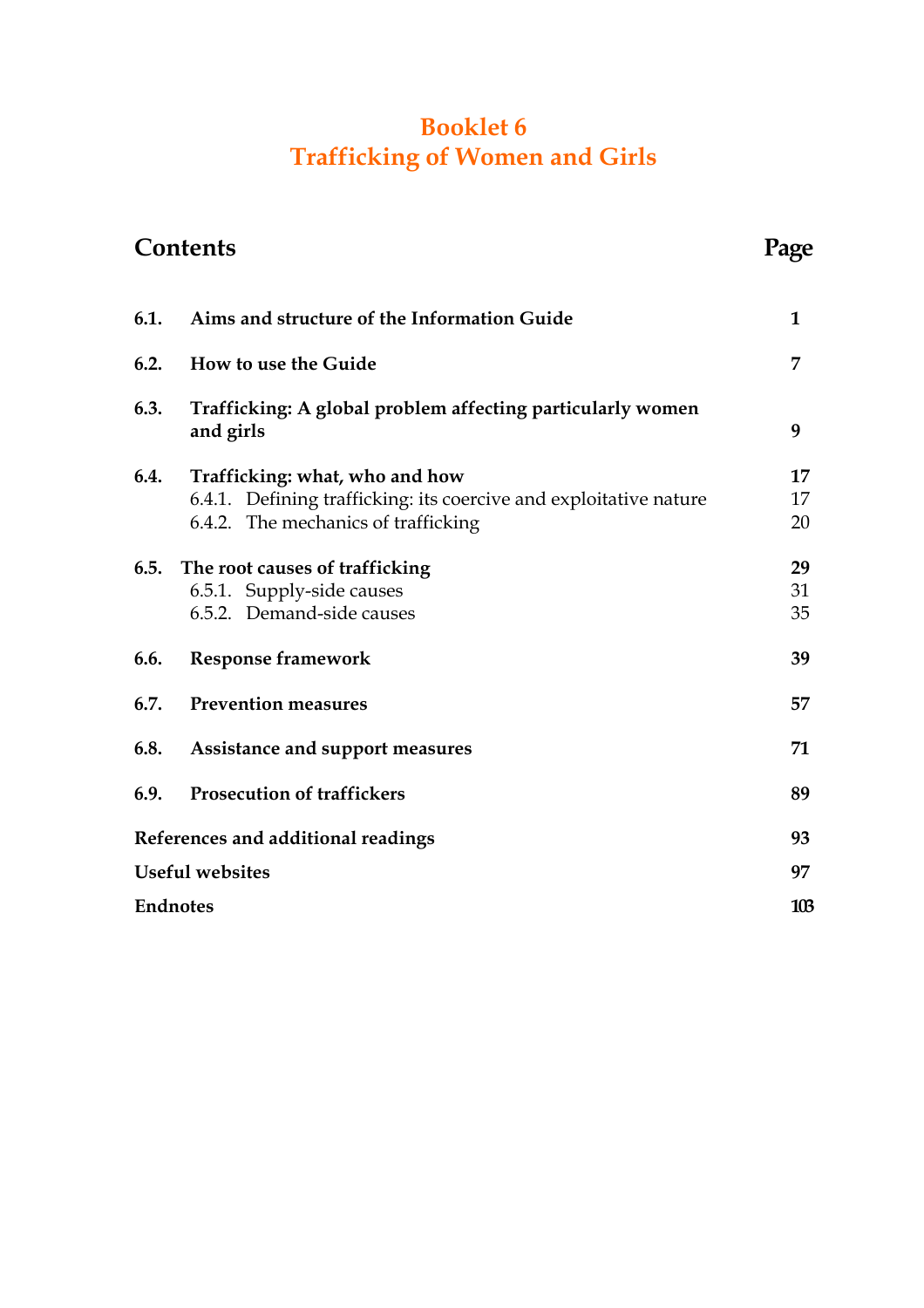# Booklet 6
# Trafficking of Women and Girls

| Contents | | Page |
|---|---|---|
| **6.1.** | **Aims and structure of the Information Guide** | **1** |
| **6.2.** | **How to use the Guide** | **7** |
| **6.3.** | **Trafficking: A global problem affecting particularly women and girls** | **9** |
| **6.4.** | **Trafficking: what, who and how** | **17** |
| | 6.4.1. Defining trafficking: its coercive and exploitative nature | 17 |
| | 6.4.2. The mechanics of trafficking | 20 |
| **6.5.** | **The root causes of trafficking** | **29** |
| | 6.5.1. Supply-side causes | 31 |
| | 6.5.2. Demand-side causes | 35 |
| **6.6.** | **Response framework** | **39** |
| **6.7.** | **Prevention measures** | **57** |
| **6.8.** | **Assistance and support measures** | **71** |
| **6.9.** | **Prosecution of traffickers** | **89** |
| **References and additional readings** | | **93** |
| **Useful websites** | | **97** |
| **Endnotes** | | **103** |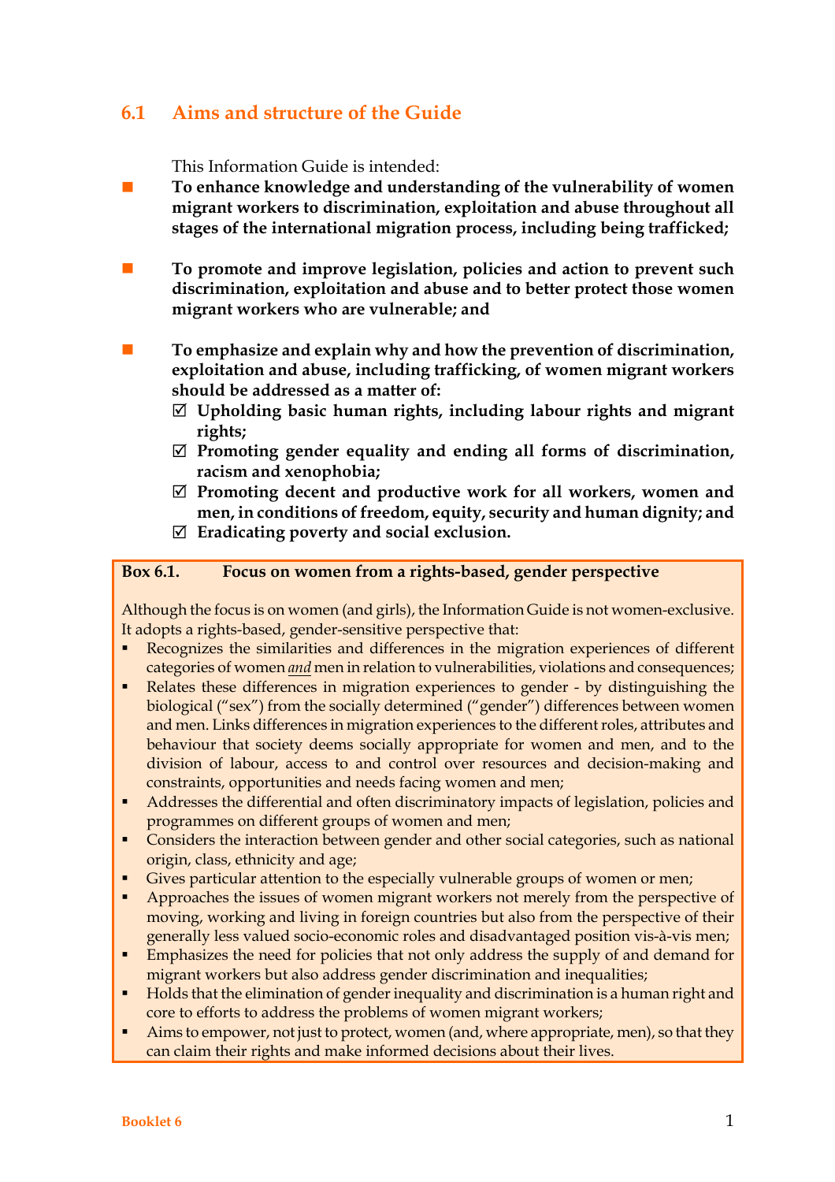## 6.1 Aims and structure of the Guide

This Information Guide is intended:

- **To enhance knowledge and understanding of the vulnerability of women migrant workers to discrimination, exploitation and abuse throughout all stages of the international migration process, including being trafficked;**

- **To promote and improve legislation, policies and action to prevent such discrimination, exploitation and abuse and to better protect those women migrant workers who are vulnerable; and**

- **To emphasize and explain why and how the prevention of discrimination, exploitation and abuse, including trafficking, of women migrant workers should be addressed as a matter of:**
  - ☑ **Upholding basic human rights, including labour rights and migrant rights;**
  - ☑ **Promoting gender equality and ending all forms of discrimination, racism and xenophobia;**
  - ☑ **Promoting decent and productive work for all workers, women and men, in conditions of freedom, equity, security and human dignity; and**
  - ☑ **Eradicating poverty and social exclusion.**

**Box 6.1. Focus on women from a rights-based, gender perspective**

Although the focus is on women (and girls), the Information Guide is not women-exclusive. It adopts a rights-based, gender-sensitive perspective that:

- Recognizes the similarities and differences in the migration experiences of different categories of women *and* men in relation to vulnerabilities, violations and consequences;
- Relates these differences in migration experiences to gender - by distinguishing the biological ("sex") from the socially determined ("gender") differences between women and men. Links differences in migration experiences to the different roles, attributes and behaviour that society deems socially appropriate for women and men, and to the division of labour, access to and control over resources and decision-making and constraints, opportunities and needs facing women and men;
- Addresses the differential and often discriminatory impacts of legislation, policies and programmes on different groups of women and men;
- Considers the interaction between gender and other social categories, such as national origin, class, ethnicity and age;
- Gives particular attention to the especially vulnerable groups of women or men;
- Approaches the issues of women migrant workers not merely from the perspective of moving, working and living in foreign countries but also from the perspective of their generally less valued socio-economic roles and disadvantaged position vis-à-vis men;
- Emphasizes the need for policies that not only address the supply of and demand for migrant workers but also address gender discrimination and inequalities;
- Holds that the elimination of gender inequality and discrimination is a human right and core to efforts to address the problems of women migrant workers;
- Aims to empower, not just to protect, women (and, where appropriate, men), so that they can claim their rights and make informed decisions about their lives.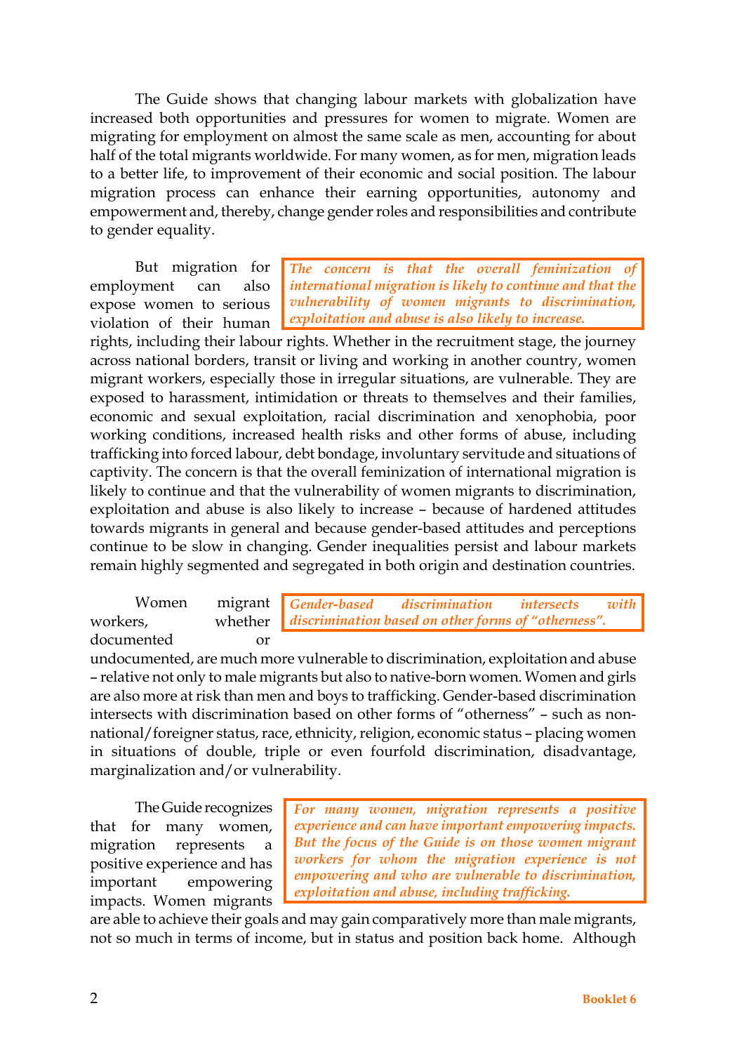The Guide shows that changing labour markets with globalization have increased both opportunities and pressures for women to migrate. Women are migrating for employment on almost the same scale as men, accounting for about half of the total migrants worldwide. For many women, as for men, migration leads to a better life, to improvement of their economic and social position. The labour migration process can enhance their earning opportunities, autonomy and empowerment and, thereby, change gender roles and responsibilities and contribute to gender equality.

> ***The concern is that the overall feminization of international migration is likely to continue and that the vulnerability of women migrants to discrimination, exploitation and abuse is also likely to increase.***

But migration for employment can also expose women to serious violation of their human rights, including their labour rights. Whether in the recruitment stage, the journey across national borders, transit or living and working in another country, women migrant workers, especially those in irregular situations, are vulnerable. They are exposed to harassment, intimidation or threats to themselves and their families, economic and sexual exploitation, racial discrimination and xenophobia, poor working conditions, increased health risks and other forms of abuse, including trafficking into forced labour, debt bondage, involuntary servitude and situations of captivity. The concern is that the overall feminization of international migration is likely to continue and that the vulnerability of women migrants to discrimination, exploitation and abuse is also likely to increase – because of hardened attitudes towards migrants in general and because gender-based attitudes and perceptions continue to be slow in changing. Gender inequalities persist and labour markets remain highly segmented and segregated in both origin and destination countries.

> ***Gender-based discrimination intersects with discrimination based on other forms of "otherness".***

Women migrant workers, whether documented or undocumented, are much more vulnerable to discrimination, exploitation and abuse – relative not only to male migrants but also to native-born women. Women and girls are also more at risk than men and boys to trafficking. Gender-based discrimination intersects with discrimination based on other forms of "otherness" – such as non-national/foreigner status, race, ethnicity, religion, economic status – placing women in situations of double, triple or even fourfold discrimination, disadvantage, marginalization and/or vulnerability.

> ***For many women, migration represents a positive experience and can have important empowering impacts. But the focus of the Guide is on those women migrant workers for whom the migration experience is not empowering and who are vulnerable to discrimination, exploitation and abuse, including trafficking.***

The Guide recognizes that for many women, migration represents a positive experience and has important empowering impacts. Women migrants are able to achieve their goals and may gain comparatively more than male migrants, not so much in terms of income, but in status and position back home. Although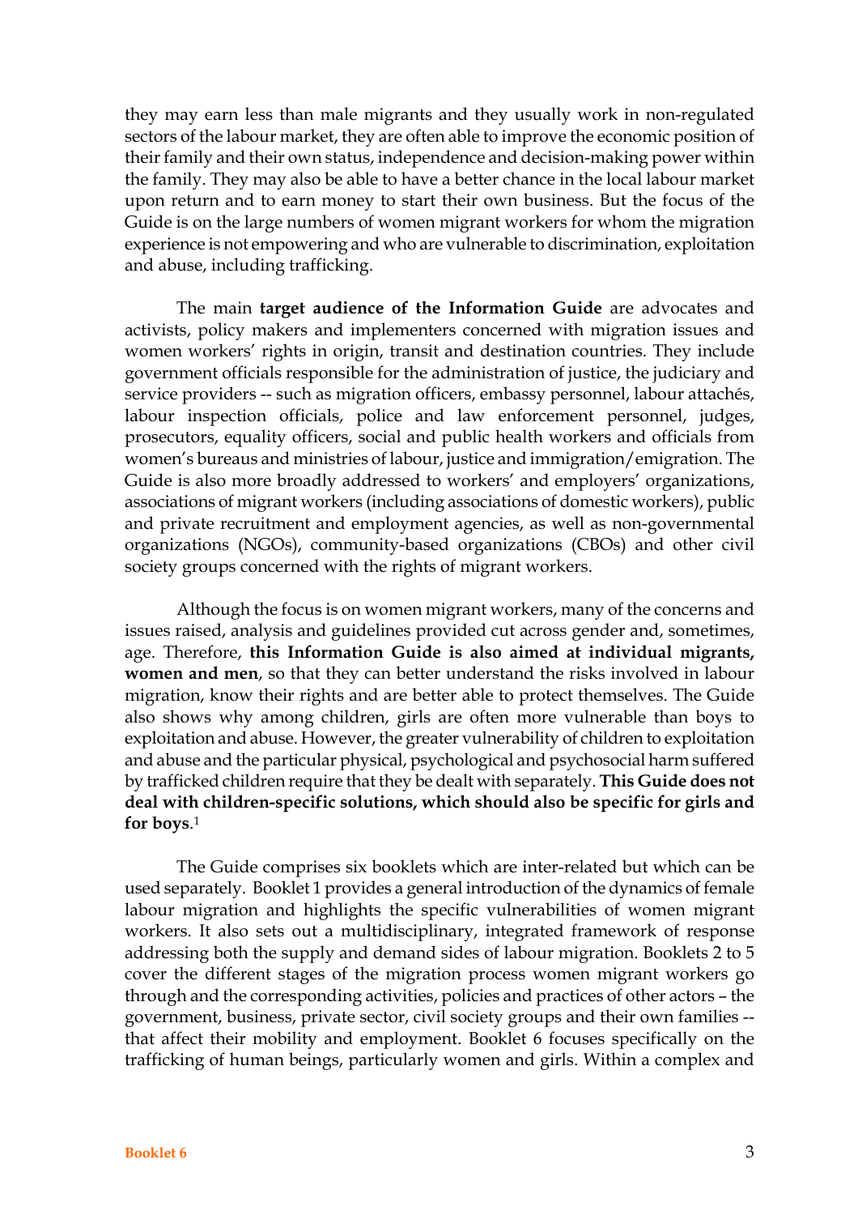they may earn less than male migrants and they usually work in non-regulated sectors of the labour market, they are often able to improve the economic position of their family and their own status, independence and decision-making power within the family. They may also be able to have a better chance in the local labour market upon return and to earn money to start their own business. But the focus of the Guide is on the large numbers of women migrant workers for whom the migration experience is not empowering and who are vulnerable to discrimination, exploitation and abuse, including trafficking.

The main **target audience of the Information Guide** are advocates and activists, policy makers and implementers concerned with migration issues and women workers' rights in origin, transit and destination countries. They include government officials responsible for the administration of justice, the judiciary and service providers -- such as migration officers, embassy personnel, labour attachés, labour inspection officials, police and law enforcement personnel, judges, prosecutors, equality officers, social and public health workers and officials from women's bureaus and ministries of labour, justice and immigration/emigration. The Guide is also more broadly addressed to workers' and employers' organizations, associations of migrant workers (including associations of domestic workers), public and private recruitment and employment agencies, as well as non-governmental organizations (NGOs), community-based organizations (CBOs) and other civil society groups concerned with the rights of migrant workers.

Although the focus is on women migrant workers, many of the concerns and issues raised, analysis and guidelines provided cut across gender and, sometimes, age. Therefore, **this Information Guide is also aimed at individual migrants, women and men**, so that they can better understand the risks involved in labour migration, know their rights and are better able to protect themselves. The Guide also shows why among children, girls are often more vulnerable than boys to exploitation and abuse. However, the greater vulnerability of children to exploitation and abuse and the particular physical, psychological and psychosocial harm suffered by trafficked children require that they be dealt with separately. **This Guide does not deal with children-specific solutions, which should also be specific for girls and for boys**.[1]

The Guide comprises six booklets which are inter-related but which can be used separately. Booklet 1 provides a general introduction of the dynamics of female labour migration and highlights the specific vulnerabilities of women migrant workers. It also sets out a multidisciplinary, integrated framework of response addressing both the supply and demand sides of labour migration. Booklets 2 to 5 cover the different stages of the migration process women migrant workers go through and the corresponding activities, policies and practices of other actors – the government, business, private sector, civil society groups and their own families -- that affect their mobility and employment. Booklet 6 focuses specifically on the trafficking of human beings, particularly women and girls. Within a complex and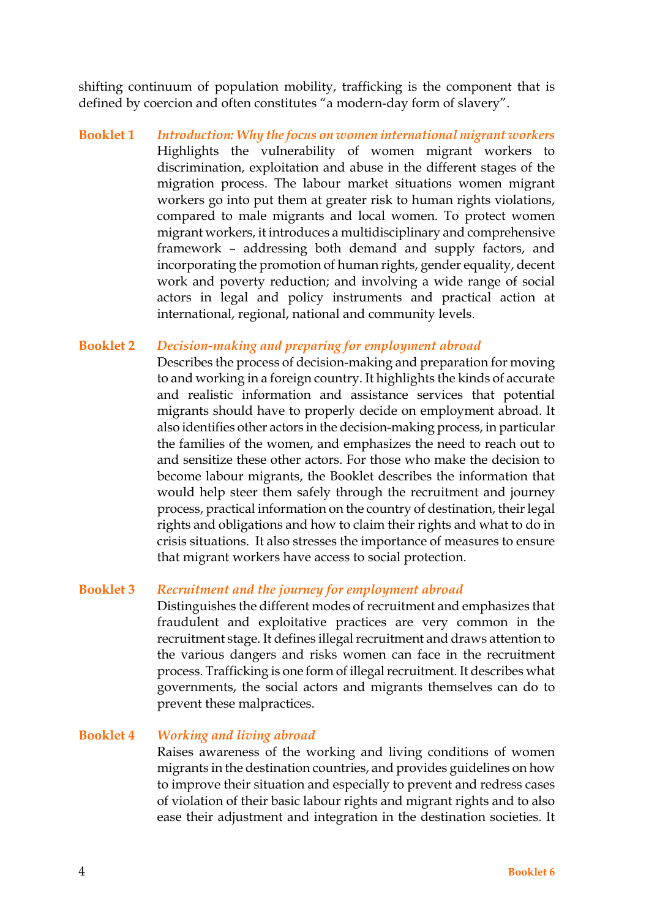shifting continuum of population mobility, trafficking is the component that is defined by coercion and often constitutes "a modern-day form of slavery".

**Booklet 1** *Introduction: Why the focus on women international migrant workers*

Highlights the vulnerability of women migrant workers to discrimination, exploitation and abuse in the different stages of the migration process. The labour market situations women migrant workers go into put them at greater risk to human rights violations, compared to male migrants and local women. To protect women migrant workers, it introduces a multidisciplinary and comprehensive framework – addressing both demand and supply factors, and incorporating the promotion of human rights, gender equality, decent work and poverty reduction; and involving a wide range of social actors in legal and policy instruments and practical action at international, regional, national and community levels.

**Booklet 2** *Decision-making and preparing for employment abroad*

Describes the process of decision-making and preparation for moving to and working in a foreign country. It highlights the kinds of accurate and realistic information and assistance services that potential migrants should have to properly decide on employment abroad. It also identifies other actors in the decision-making process, in particular the families of the women, and emphasizes the need to reach out to and sensitize these other actors. For those who make the decision to become labour migrants, the Booklet describes the information that would help steer them safely through the recruitment and journey process, practical information on the country of destination, their legal rights and obligations and how to claim their rights and what to do in crisis situations. It also stresses the importance of measures to ensure that migrant workers have access to social protection.

**Booklet 3** *Recruitment and the journey for employment abroad*

Distinguishes the different modes of recruitment and emphasizes that fraudulent and exploitative practices are very common in the recruitment stage. It defines illegal recruitment and draws attention to the various dangers and risks women can face in the recruitment process. Trafficking is one form of illegal recruitment. It describes what governments, the social actors and migrants themselves can do to prevent these malpractices.

**Booklet 4** *Working and living abroad*

Raises awareness of the working and living conditions of women migrants in the destination countries, and provides guidelines on how to improve their situation and especially to prevent and redress cases of violation of their basic labour rights and migrant rights and to also ease their adjustment and integration in the destination societies. It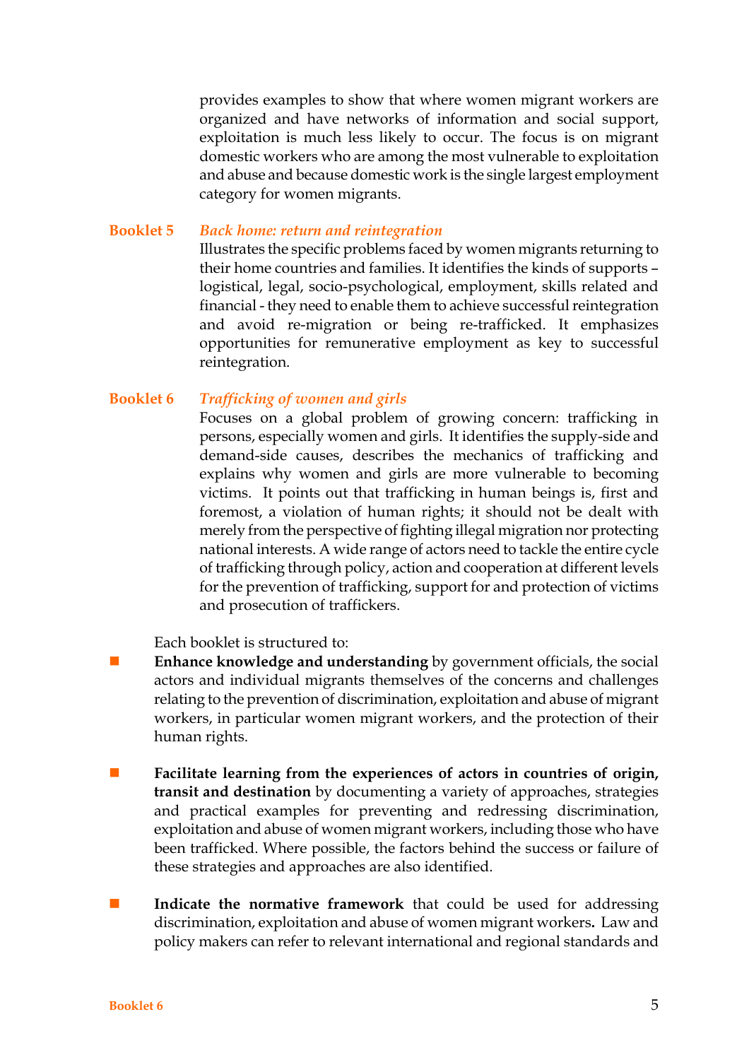provides examples to show that where women migrant workers are organized and have networks of information and social support, exploitation is much less likely to occur. The focus is on migrant domestic workers who are among the most vulnerable to exploitation and abuse and because domestic work is the single largest employment category for women migrants.

**Booklet 5** *Back home: return and reintegration*

Illustrates the specific problems faced by women migrants returning to their home countries and families. It identifies the kinds of supports – logistical, legal, socio-psychological, employment, skills related and financial - they need to enable them to achieve successful reintegration and avoid re-migration or being re-trafficked. It emphasizes opportunities for remunerative employment as key to successful reintegration.

**Booklet 6** *Trafficking of women and girls*

Focuses on a global problem of growing concern: trafficking in persons, especially women and girls. It identifies the supply-side and demand-side causes, describes the mechanics of trafficking and explains why women and girls are more vulnerable to becoming victims. It points out that trafficking in human beings is, first and foremost, a violation of human rights; it should not be dealt with merely from the perspective of fighting illegal migration nor protecting national interests. A wide range of actors need to tackle the entire cycle of trafficking through policy, action and cooperation at different levels for the prevention of trafficking, support for and protection of victims and prosecution of traffickers.

Each booklet is structured to:

- **Enhance knowledge and understanding** by government officials, the social actors and individual migrants themselves of the concerns and challenges relating to the prevention of discrimination, exploitation and abuse of migrant workers, in particular women migrant workers, and the protection of their human rights.

- **Facilitate learning from the experiences of actors in countries of origin, transit and destination** by documenting a variety of approaches, strategies and practical examples for preventing and redressing discrimination, exploitation and abuse of women migrant workers, including those who have been trafficked. Where possible, the factors behind the success or failure of these strategies and approaches are also identified.

- **Indicate the normative framework** that could be used for addressing discrimination, exploitation and abuse of women migrant workers**.** Law and policy makers can refer to relevant international and regional standards and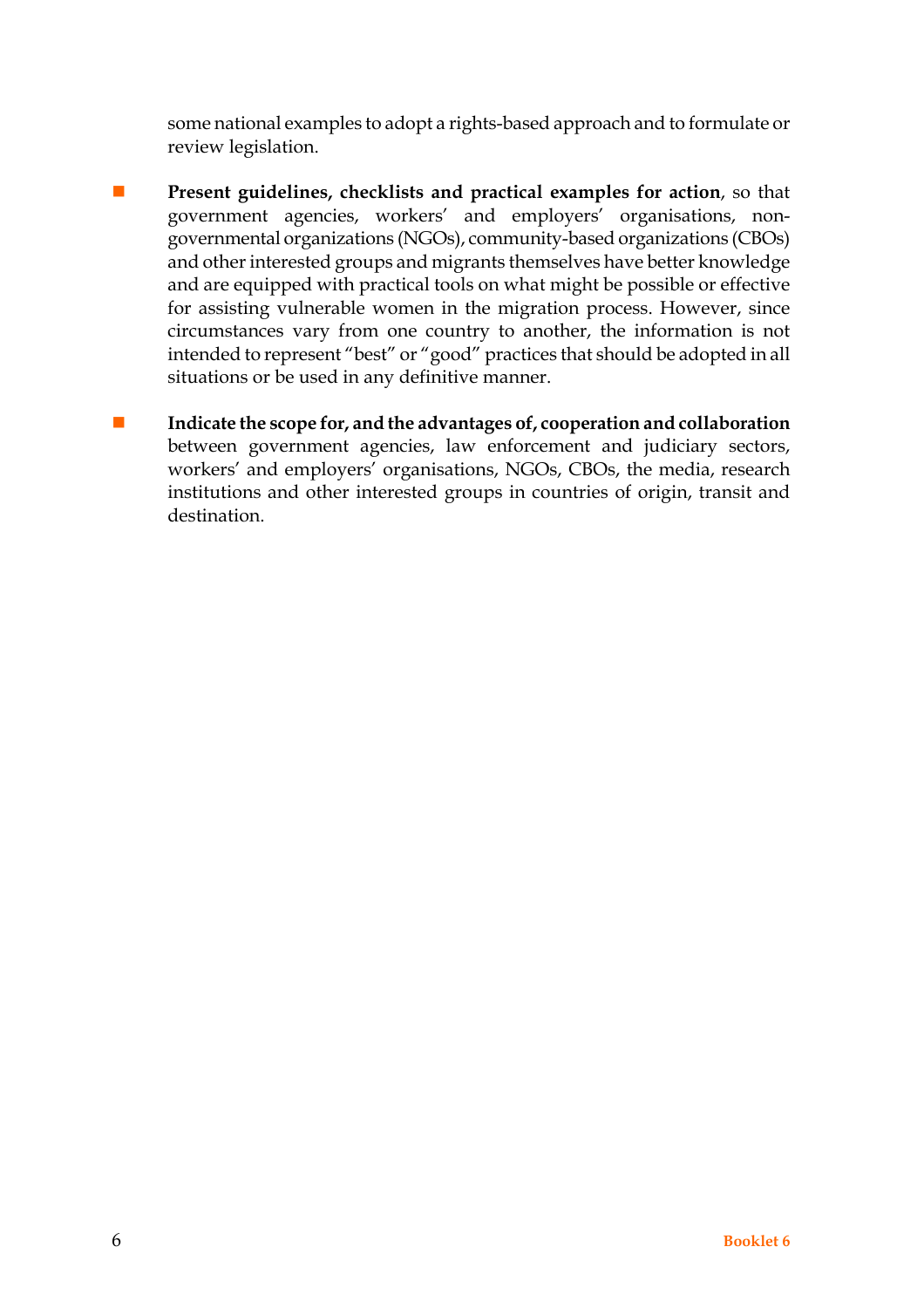some national examples to adopt a rights-based approach and to formulate or review legislation.

- **Present guidelines, checklists and practical examples for action**, so that government agencies, workers' and employers' organisations, non-governmental organizations (NGOs), community-based organizations (CBOs) and other interested groups and migrants themselves have better knowledge and are equipped with practical tools on what might be possible or effective for assisting vulnerable women in the migration process. However, since circumstances vary from one country to another, the information is not intended to represent "best" or "good" practices that should be adopted in all situations or be used in any definitive manner.

- **Indicate the scope for, and the advantages of, cooperation and collaboration** between government agencies, law enforcement and judiciary sectors, workers' and employers' organisations, NGOs, CBOs, the media, research institutions and other interested groups in countries of origin, transit and destination.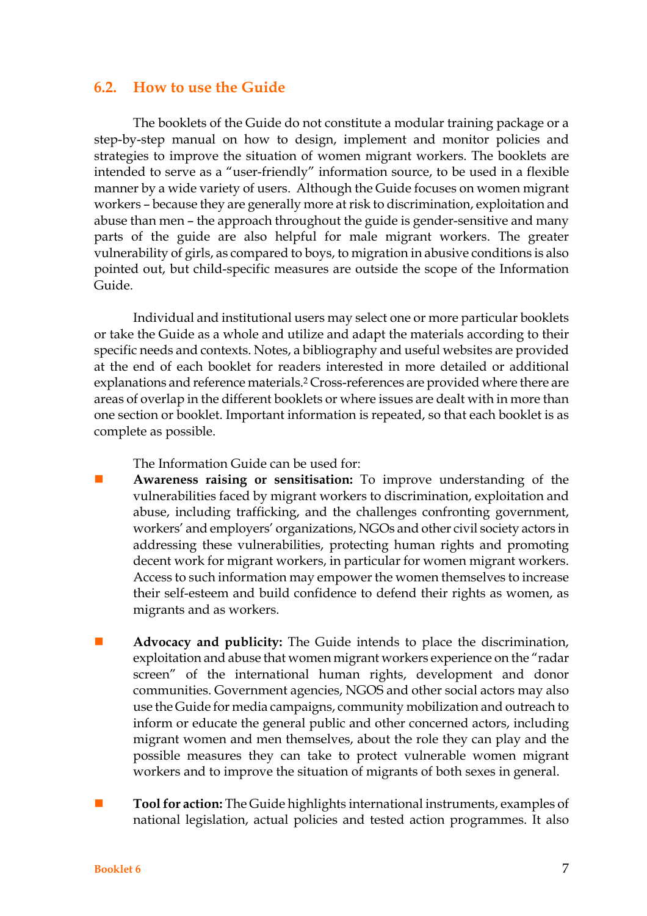## 6.2. How to use the Guide

The booklets of the Guide do not constitute a modular training package or a step-by-step manual on how to design, implement and monitor policies and strategies to improve the situation of women migrant workers. The booklets are intended to serve as a "user-friendly" information source, to be used in a flexible manner by a wide variety of users. Although the Guide focuses on women migrant workers – because they are generally more at risk to discrimination, exploitation and abuse than men – the approach throughout the guide is gender-sensitive and many parts of the guide are also helpful for male migrant workers. The greater vulnerability of girls, as compared to boys, to migration in abusive conditions is also pointed out, but child-specific measures are outside the scope of the Information Guide.

Individual and institutional users may select one or more particular booklets or take the Guide as a whole and utilize and adapt the materials according to their specific needs and contexts. Notes, a bibliography and useful websites are provided at the end of each booklet for readers interested in more detailed or additional explanations and reference materials.[2] Cross-references are provided where there are areas of overlap in the different booklets or where issues are dealt with in more than one section or booklet. Important information is repeated, so that each booklet is as complete as possible.

The Information Guide can be used for:

- **Awareness raising or sensitisation:** To improve understanding of the vulnerabilities faced by migrant workers to discrimination, exploitation and abuse, including trafficking, and the challenges confronting government, workers' and employers' organizations, NGOs and other civil society actors in addressing these vulnerabilities, protecting human rights and promoting decent work for migrant workers, in particular for women migrant workers. Access to such information may empower the women themselves to increase their self-esteem and build confidence to defend their rights as women, as migrants and as workers.

- **Advocacy and publicity:** The Guide intends to place the discrimination, exploitation and abuse that women migrant workers experience on the "radar screen" of the international human rights, development and donor communities. Government agencies, NGOS and other social actors may also use the Guide for media campaigns, community mobilization and outreach to inform or educate the general public and other concerned actors, including migrant women and men themselves, about the role they can play and the possible measures they can take to protect vulnerable women migrant workers and to improve the situation of migrants of both sexes in general.

- **Tool for action:** The Guide highlights international instruments, examples of national legislation, actual policies and tested action programmes. It also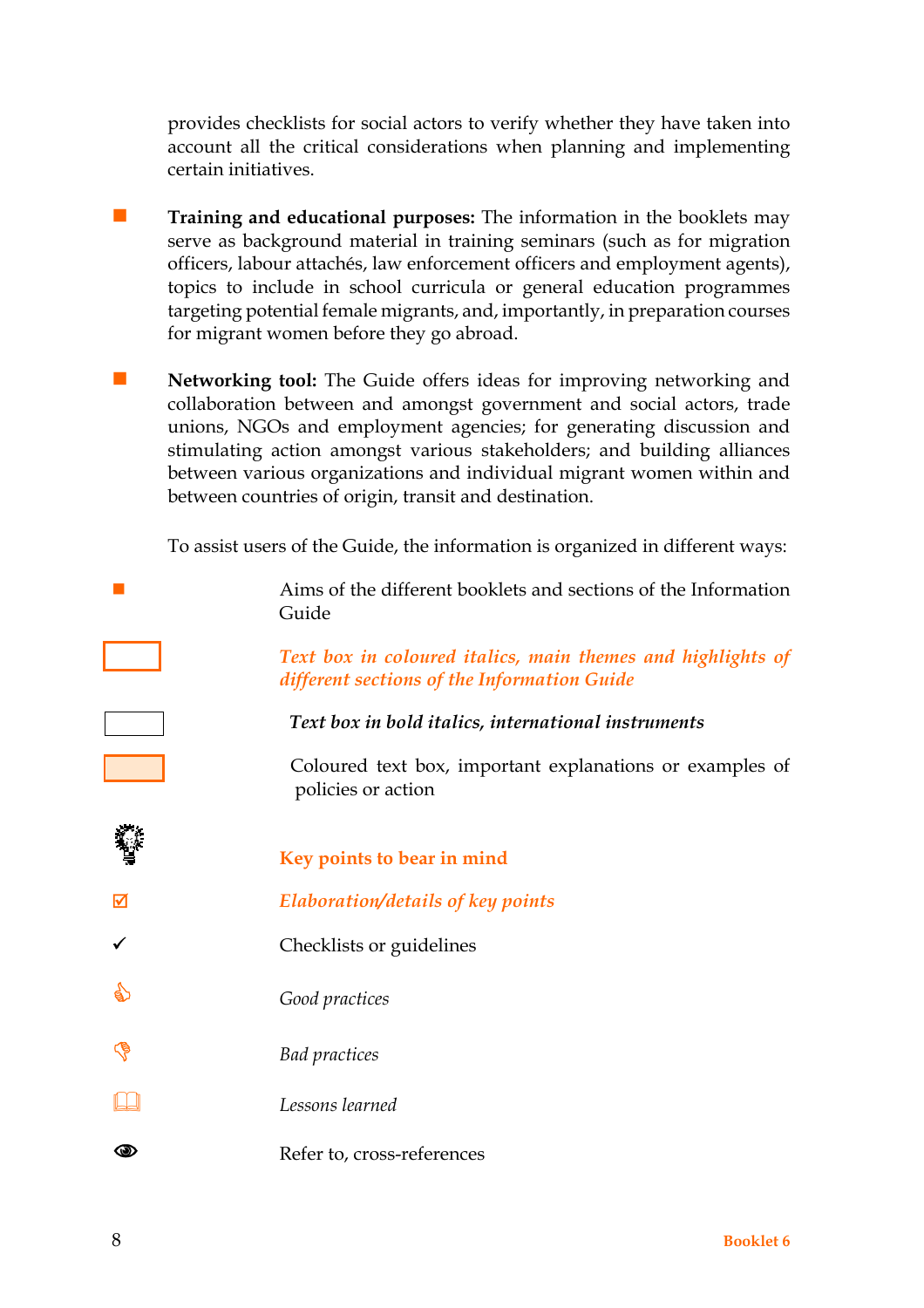provides checklists for social actors to verify whether they have taken into account all the critical considerations when planning and implementing certain initiatives.

- **Training and educational purposes:** The information in the booklets may serve as background material in training seminars (such as for migration officers, labour attachés, law enforcement officers and employment agents), topics to include in school curricula or general education programmes targeting potential female migrants, and, importantly, in preparation courses for migrant women before they go abroad.

- **Networking tool:** The Guide offers ideas for improving networking and collaboration between and amongst government and social actors, trade unions, NGOs and employment agencies; for generating discussion and stimulating action amongst various stakeholders; and building alliances between various organizations and individual migrant women within and between countries of origin, transit and destination.

To assist users of the Guide, the information is organized in different ways:

| Symbol | Meaning |
|---|---|
| ■ | Aims of the different booklets and sections of the Information Guide |
| ☐ (coloured border) | *Text box in coloured italics, main themes and highlights of different sections of the Information Guide* |
| ☐ | ***Text box in bold italics, international instruments*** |
| ☐ (coloured fill) | Coloured text box, important explanations or examples of policies or action |
| 💡 | **Key points to bear in mind** |
| ☑ | ***Elaboration/details of key points*** |
| ✓ | Checklists or guidelines |
| 👍 | *Good practices* |
| 👎 | *Bad practices* |
| 📖 | *Lessons learned* |
| 👁 | Refer to, cross-references |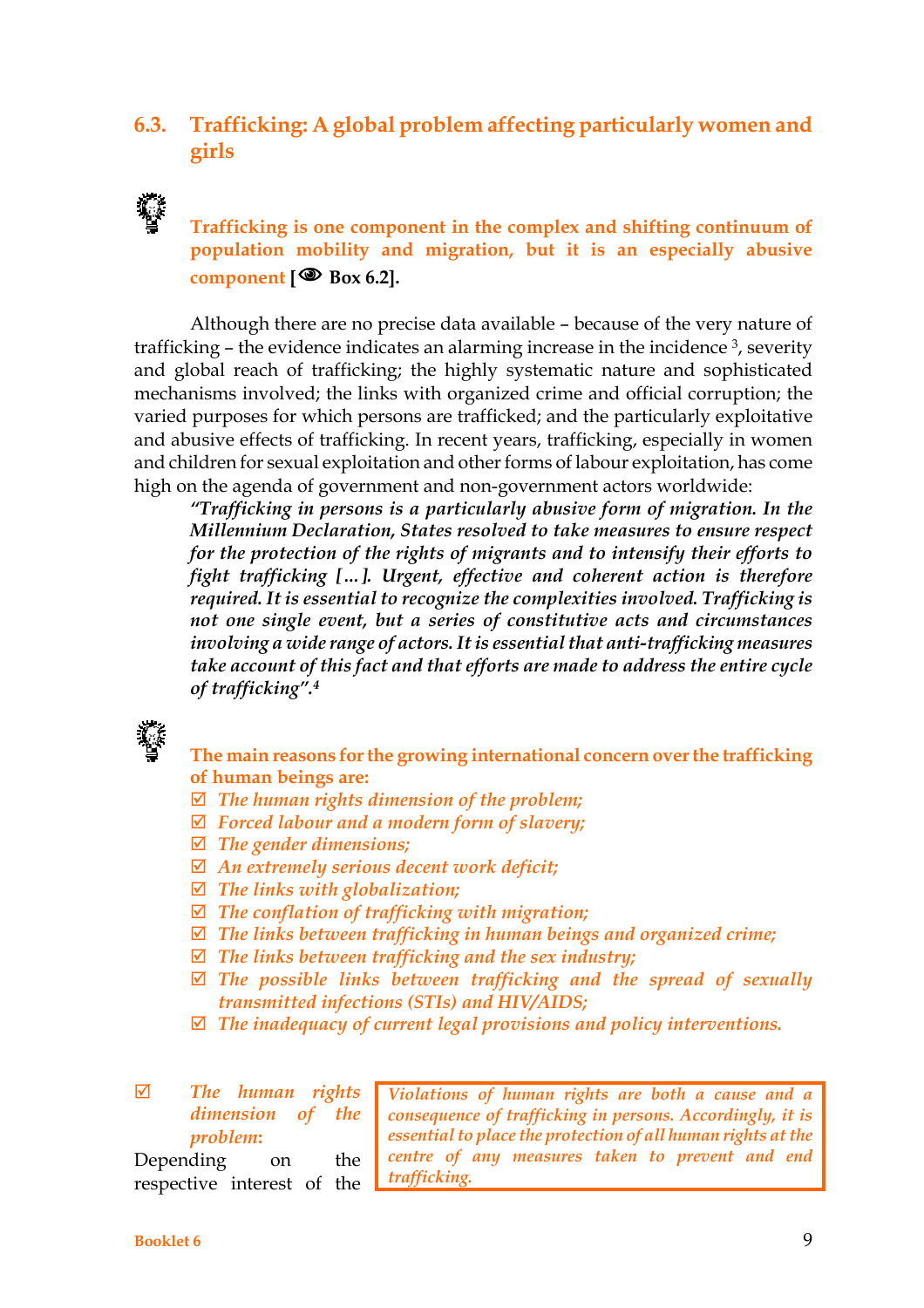## 6.3. Trafficking: A global problem affecting particularly women and girls

**Trafficking is one component in the complex and shifting continuum of population mobility and migration, but it is an especially abusive component [ Box 6.2].**

Although there are no precise data available – because of the very nature of trafficking – the evidence indicates an alarming increase in the incidence [3], severity and global reach of trafficking; the highly systematic nature and sophisticated mechanisms involved; the links with organized crime and official corruption; the varied purposes for which persons are trafficked; and the particularly exploitative and abusive effects of trafficking. In recent years, trafficking, especially in women and children for sexual exploitation and other forms of labour exploitation, has come high on the agenda of government and non-government actors worldwide:

> ***"Trafficking in persons is a particularly abusive form of migration. In the Millennium Declaration, States resolved to take measures to ensure respect for the protection of the rights of migrants and to intensify their efforts to fight trafficking […]. Urgent, effective and coherent action is therefore required. It is essential to recognize the complexities involved. Trafficking is not one single event, but a series of constitutive acts and circumstances involving a wide range of actors. It is essential that anti-trafficking measures take account of this fact and that efforts are made to address the entire cycle of trafficking".[4]***

**The main reasons for the growing international concern over the trafficking of human beings are:**

- ☑ *The human rights dimension of the problem;*
- ☑ *Forced labour and a modern form of slavery;*
- ☑ *The gender dimensions;*
- ☑ *An extremely serious decent work deficit;*
- ☑ *The links with globalization;*
- ☑ *The conflation of trafficking with migration;*
- ☑ *The links between trafficking in human beings and organized crime;*
- ☑ *The links between trafficking and the sex industry;*
- ☑ *The possible links between trafficking and the spread of sexually transmitted infections (STIs) and HIV/AIDS;*
- ☑ *The inadequacy of current legal provisions and policy interventions.*

> *Violations of human rights are both a cause and a consequence of trafficking in persons. Accordingly, it is essential to place the protection of all human rights at the centre of any measures taken to prevent and end trafficking.*

☑ ***The human rights dimension of the problem:***

Depending on the respective interest of the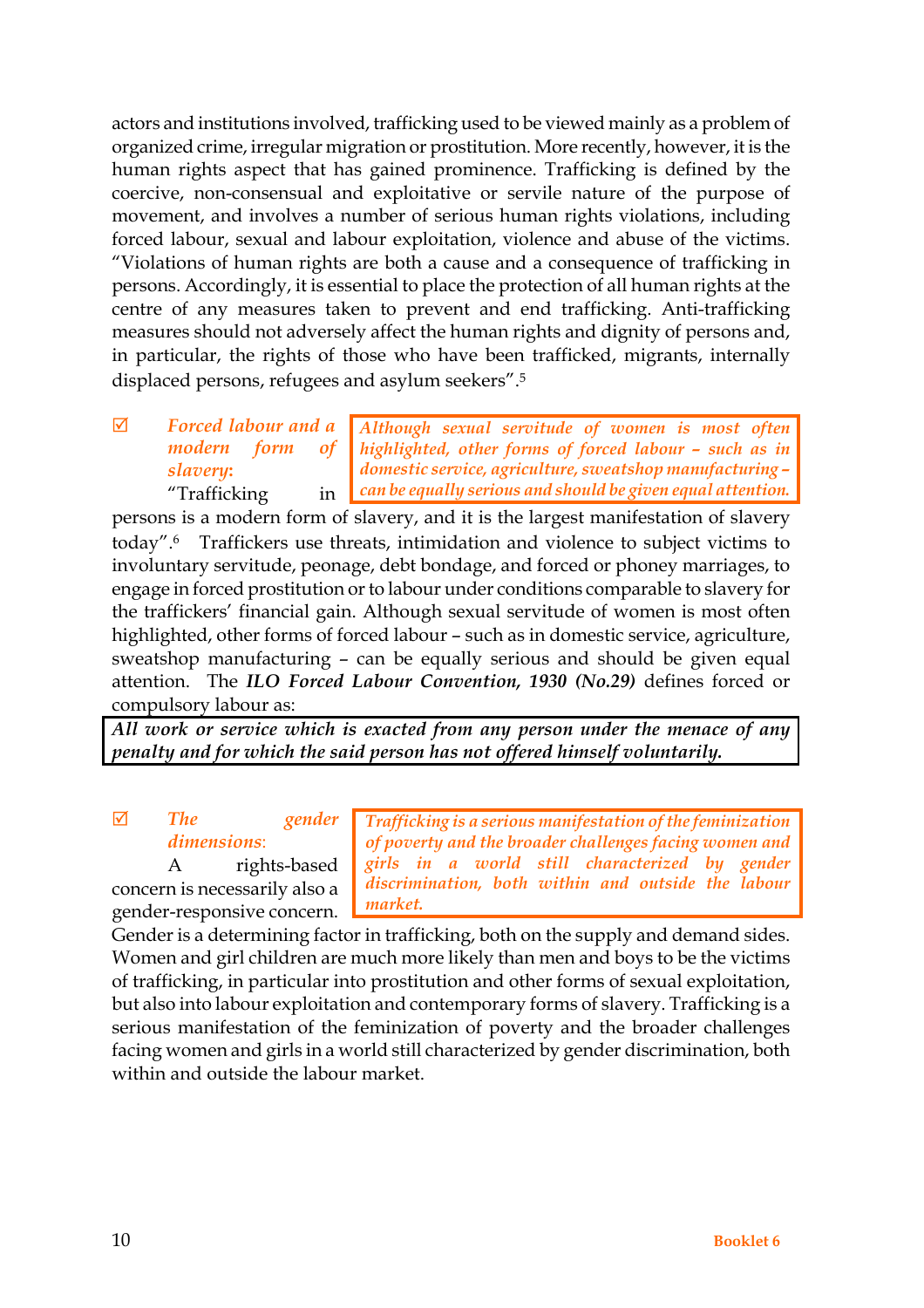actors and institutions involved, trafficking used to be viewed mainly as a problem of organized crime, irregular migration or prostitution. More recently, however, it is the human rights aspect that has gained prominence. Trafficking is defined by the coercive, non-consensual and exploitative or servile nature of the purpose of movement, and involves a number of serious human rights violations, including forced labour, sexual and labour exploitation, violence and abuse of the victims. "Violations of human rights are both a cause and a consequence of trafficking in persons. Accordingly, it is essential to place the protection of all human rights at the centre of any measures taken to prevent and end trafficking. Anti-trafficking measures should not adversely affect the human rights and dignity of persons and, in particular, the rights of those who have been trafficked, migrants, internally displaced persons, refugees and asylum seekers".[5]

> *Although sexual servitude of women is most often highlighted, other forms of forced labour – such as in domestic service, agriculture, sweatshop manufacturing – can be equally serious and should be given equal attention.*

☑ ***Forced labour and a modern form of slavery*:** "Trafficking in persons is a modern form of slavery, and it is the largest manifestation of slavery today".[6] Traffickers use threats, intimidation and violence to subject victims to involuntary servitude, peonage, debt bondage, and forced or phoney marriages, to engage in forced prostitution or to labour under conditions comparable to slavery for the traffickers' financial gain. Although sexual servitude of women is most often highlighted, other forms of forced labour – such as in domestic service, agriculture, sweatshop manufacturing – can be equally serious and should be given equal attention. The ***ILO Forced Labour Convention, 1930 (No.29)*** defines forced or compulsory labour as:

> ***All work or service which is exacted from any person under the menace of any penalty and for which the said person has not offered himself voluntarily.***

> *Trafficking is a serious manifestation of the feminization of poverty and the broader challenges facing women and girls in a world still characterized by gender discrimination, both within and outside the labour market.*

☑ ***The gender dimensions*:** A rights-based concern is necessarily also a gender-responsive concern. Gender is a determining factor in trafficking, both on the supply and demand sides. Women and girl children are much more likely than men and boys to be the victims of trafficking, in particular into prostitution and other forms of sexual exploitation, but also into labour exploitation and contemporary forms of slavery. Trafficking is a serious manifestation of the feminization of poverty and the broader challenges facing women and girls in a world still characterized by gender discrimination, both within and outside the labour market.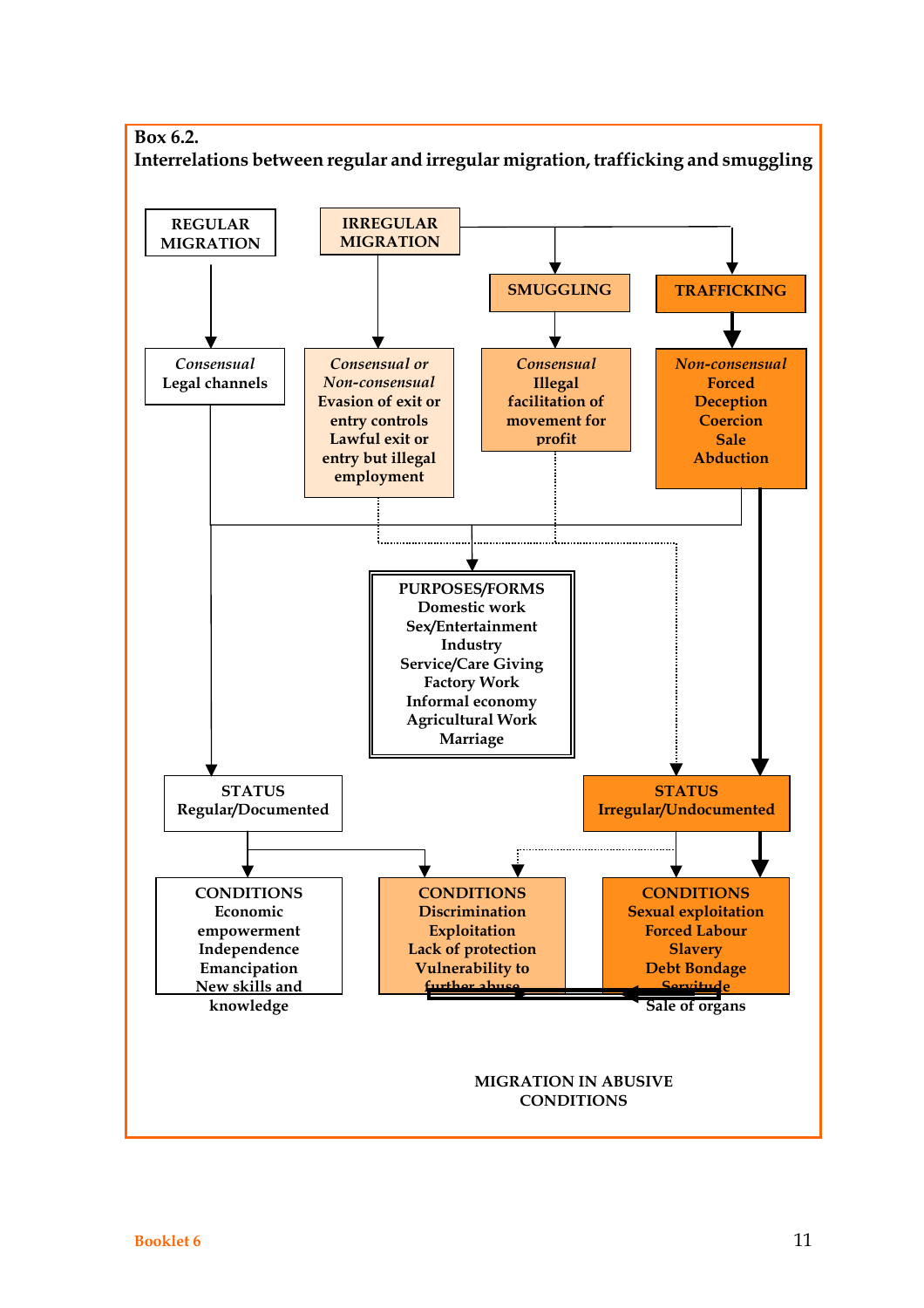**Box 6.2.**

**Interrelations between regular and irregular migration, trafficking and smuggling**

**REGULAR MIGRATION**

*Consensual*
Legal channels

**IRREGULAR MIGRATION**

*Consensual or Non-consensual*
Evasion of exit or entry controls
Lawful exit or entry but illegal employment

**SMUGGLING**

*Consensual*
Illegal facilitation of movement for profit

**TRAFFICKING**

*Non-consensual*
Forced
Deception
Coercion
Sale
Abduction

**PURPOSES/FORMS**
Domestic work
Sex/Entertainment Industry
Service/Care Giving
Factory Work
Informal economy
Agricultural Work
Marriage

**STATUS**
Regular/Documented

**STATUS**
Irregular/Undocumented

**CONDITIONS**
Economic empowerment
Independence
Emancipation
New skills and knowledge

**CONDITIONS**
Discrimination
Exploitation
Lack of protection
Vulnerability to further abuse

**CONDITIONS**
Sexual exploitation
Forced Labour
Slavery
Debt Bondage
Servitude
Sale of organs

MIGRATION IN ABUSIVE CONDITIONS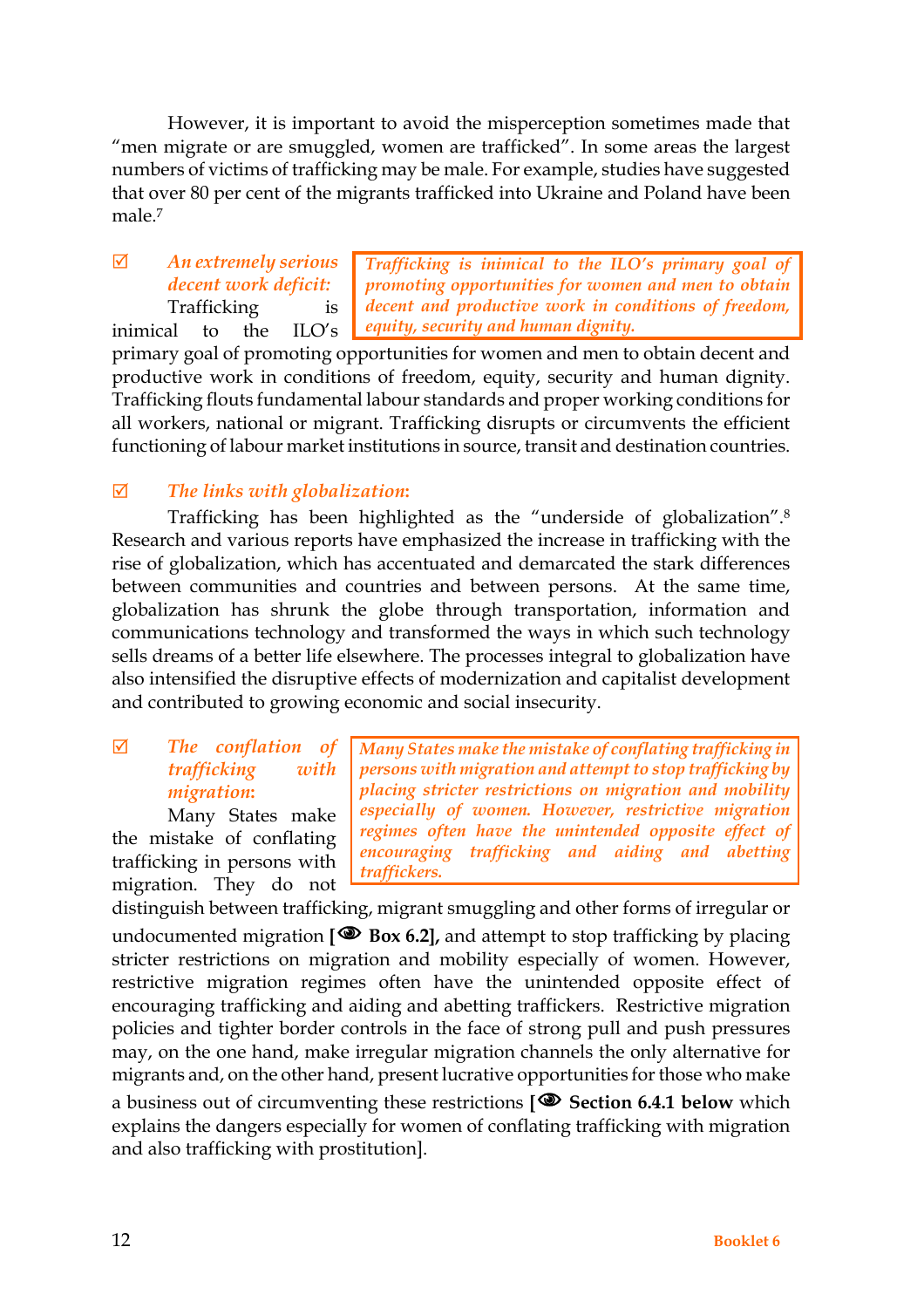However, it is important to avoid the misperception sometimes made that "men migrate or are smuggled, women are trafficked". In some areas the largest numbers of victims of trafficking may be male. For example, studies have suggested that over 80 per cent of the migrants trafficked into Ukraine and Poland have been male.[7]

> *Trafficking is inimical to the ILO's primary goal of promoting opportunities for women and men to obtain decent and productive work in conditions of freedom, equity, security and human dignity.*

☑ ***An extremely serious decent work deficit:***

Trafficking is inimical to the ILO's primary goal of promoting opportunities for women and men to obtain decent and productive work in conditions of freedom, equity, security and human dignity. Trafficking flouts fundamental labour standards and proper working conditions for all workers, national or migrant. Trafficking disrupts or circumvents the efficient functioning of labour market institutions in source, transit and destination countries.

☑ ***The links with globalization:***

Trafficking has been highlighted as the "underside of globalization".[8] Research and various reports have emphasized the increase in trafficking with the rise of globalization, which has accentuated and demarcated the stark differences between communities and countries and between persons. At the same time, globalization has shrunk the globe through transportation, information and communications technology and transformed the ways in which such technology sells dreams of a better life elsewhere. The processes integral to globalization have also intensified the disruptive effects of modernization and capitalist development and contributed to growing economic and social insecurity.

> *Many States make the mistake of conflating trafficking in persons with migration and attempt to stop trafficking by placing stricter restrictions on migration and mobility especially of women. However, restrictive migration regimes often have the unintended opposite effect of encouraging trafficking and aiding and abetting traffickers.*

☑ ***The conflation of trafficking with migration:***

Many States make the mistake of conflating trafficking in persons with migration. They do not distinguish between trafficking, migrant smuggling and other forms of irregular or undocumented migration **[👁 Box 6.2]**, and attempt to stop trafficking by placing stricter restrictions on migration and mobility especially of women. However, restrictive migration regimes often have the unintended opposite effect of encouraging trafficking and aiding and abetting traffickers. Restrictive migration policies and tighter border controls in the face of strong pull and push pressures may, on the one hand, make irregular migration channels the only alternative for migrants and, on the other hand, present lucrative opportunities for those who make a business out of circumventing these restrictions **[👁 Section 6.4.1 below** which explains the dangers especially for women of conflating trafficking with migration and also trafficking with prostitution].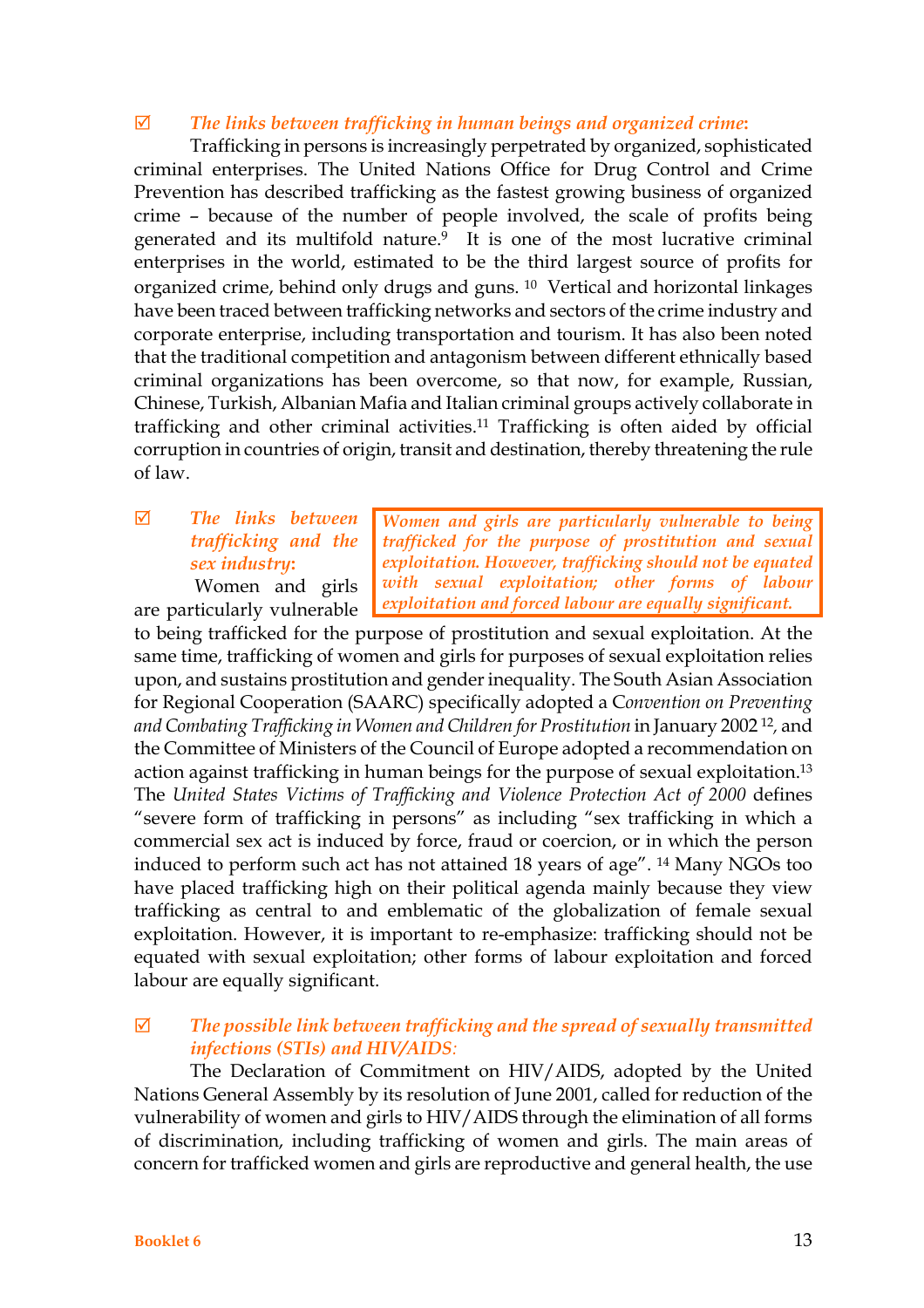☑ ***The links between trafficking in human beings and organized crime*:**

Trafficking in persons is increasingly perpetrated by organized, sophisticated criminal enterprises. The United Nations Office for Drug Control and Crime Prevention has described trafficking as the fastest growing business of organized crime – because of the number of people involved, the scale of profits being generated and its multifold nature.[9] It is one of the most lucrative criminal enterprises in the world, estimated to be the third largest source of profits for organized crime, behind only drugs and guns. [10] Vertical and horizontal linkages have been traced between trafficking networks and sectors of the crime industry and corporate enterprise, including transportation and tourism. It has also been noted that the traditional competition and antagonism between different ethnically based criminal organizations has been overcome, so that now, for example, Russian, Chinese, Turkish, Albanian Mafia and Italian criminal groups actively collaborate in trafficking and other criminal activities.[11] Trafficking is often aided by official corruption in countries of origin, transit and destination, thereby threatening the rule of law.

☑ ***The links between trafficking and the sex industry*:**

> ***Women and girls are particularly vulnerable to being trafficked for the purpose of prostitution and sexual exploitation. However, trafficking should not be equated with sexual exploitation; other forms of labour exploitation and forced labour are equally significant.***

Women and girls are particularly vulnerable to being trafficked for the purpose of prostitution and sexual exploitation. At the same time, trafficking of women and girls for purposes of sexual exploitation relies upon, and sustains prostitution and gender inequality. The South Asian Association for Regional Cooperation (SAARC) specifically adopted a C*onvention on Preventing and Combating Trafficking in Women and Children for Prostitution* in January 2002 [12], and the Committee of Ministers of the Council of Europe adopted a recommendation on action against trafficking in human beings for the purpose of sexual exploitation.[13] The *United States Victims of Trafficking and Violence Protection Act of 2000* defines "severe form of trafficking in persons" as including "sex trafficking in which a commercial sex act is induced by force, fraud or coercion, or in which the person induced to perform such act has not attained 18 years of age". [14] Many NGOs too have placed trafficking high on their political agenda mainly because they view trafficking as central to and emblematic of the globalization of female sexual exploitation. However, it is important to re-emphasize: trafficking should not be equated with sexual exploitation; other forms of labour exploitation and forced labour are equally significant.

☑ ***The possible link between trafficking and the spread of sexually transmitted infections (STIs) and HIV/AIDS:***

The Declaration of Commitment on HIV/AIDS, adopted by the United Nations General Assembly by its resolution of June 2001, called for reduction of the vulnerability of women and girls to HIV/AIDS through the elimination of all forms of discrimination, including trafficking of women and girls. The main areas of concern for trafficked women and girls are reproductive and general health, the use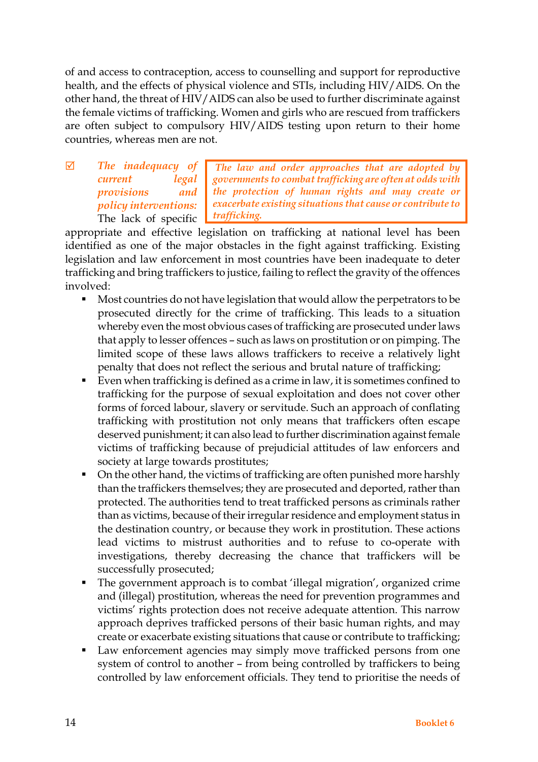of and access to contraception, access to counselling and support for reproductive health, and the effects of physical violence and STIs, including HIV/AIDS. On the other hand, the threat of HIV/AIDS can also be used to further discriminate against the female victims of trafficking. Women and girls who are rescued from traffickers are often subject to compulsory HIV/AIDS testing upon return to their home countries, whereas men are not.

> *The law and order approaches that are adopted by governments to combat trafficking are often at odds with the protection of human rights and may create or exacerbate existing situations that cause or contribute to trafficking.*

☑ *The inadequacy of current legal provisions and policy interventions:* The lack of specific appropriate and effective legislation on trafficking at national level has been identified as one of the major obstacles in the fight against trafficking. Existing legislation and law enforcement in most countries have been inadequate to deter trafficking and bring traffickers to justice, failing to reflect the gravity of the offences involved:

- Most countries do not have legislation that would allow the perpetrators to be prosecuted directly for the crime of trafficking. This leads to a situation whereby even the most obvious cases of trafficking are prosecuted under laws that apply to lesser offences – such as laws on prostitution or on pimping. The limited scope of these laws allows traffickers to receive a relatively light penalty that does not reflect the serious and brutal nature of trafficking;
- Even when trafficking is defined as a crime in law, it is sometimes confined to trafficking for the purpose of sexual exploitation and does not cover other forms of forced labour, slavery or servitude. Such an approach of conflating trafficking with prostitution not only means that traffickers often escape deserved punishment; it can also lead to further discrimination against female victims of trafficking because of prejudicial attitudes of law enforcers and society at large towards prostitutes;
- On the other hand, the victims of trafficking are often punished more harshly than the traffickers themselves; they are prosecuted and deported, rather than protected. The authorities tend to treat trafficked persons as criminals rather than as victims, because of their irregular residence and employment status in the destination country, or because they work in prostitution. These actions lead victims to mistrust authorities and to refuse to co-operate with investigations, thereby decreasing the chance that traffickers will be successfully prosecuted;
- The government approach is to combat 'illegal migration', organized crime and (illegal) prostitution, whereas the need for prevention programmes and victims' rights protection does not receive adequate attention. This narrow approach deprives trafficked persons of their basic human rights, and may create or exacerbate existing situations that cause or contribute to trafficking;
- Law enforcement agencies may simply move trafficked persons from one system of control to another – from being controlled by traffickers to being controlled by law enforcement officials. They tend to prioritise the needs of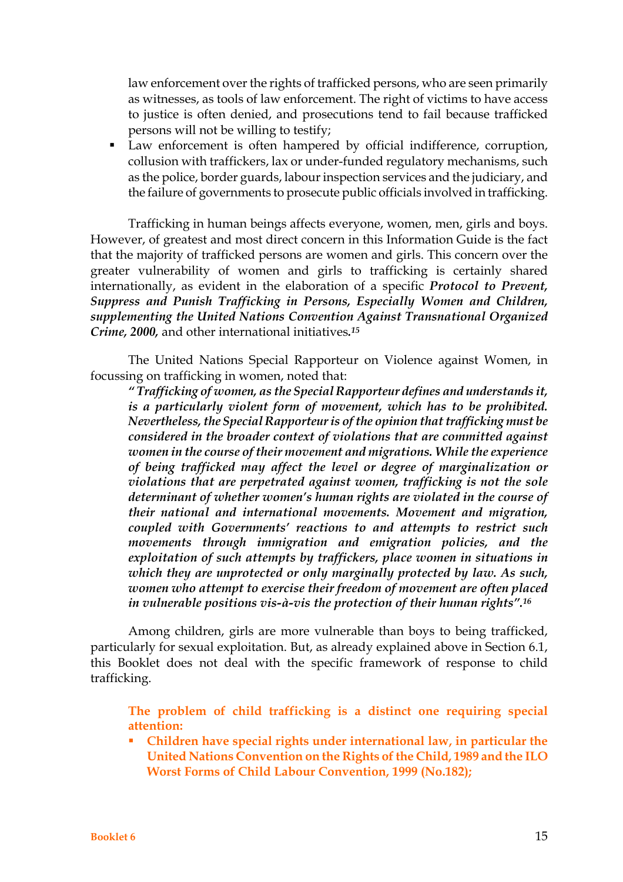law enforcement over the rights of trafficked persons, who are seen primarily as witnesses, as tools of law enforcement. The right of victims to have access to justice is often denied, and prosecutions tend to fail because trafficked persons will not be willing to testify;

- Law enforcement is often hampered by official indifference, corruption, collusion with traffickers, lax or under-funded regulatory mechanisms, such as the police, border guards, labour inspection services and the judiciary, and the failure of governments to prosecute public officials involved in trafficking.

Trafficking in human beings affects everyone, women, men, girls and boys. However, of greatest and most direct concern in this Information Guide is the fact that the majority of trafficked persons are women and girls. This concern over the greater vulnerability of women and girls to trafficking is certainly shared internationally, as evident in the elaboration of a specific ***Protocol to Prevent, Suppress and Punish Trafficking in Persons, Especially Women and Children, supplementing the United Nations Convention Against Transnational Organized Crime, 2000,*** and other international initiatives.[15]

The United Nations Special Rapporteur on Violence against Women, in focussing on trafficking in women, noted that:

> ***"Trafficking of women, as the Special Rapporteur defines and understands it, is a particularly violent form of movement, which has to be prohibited. Nevertheless, the Special Rapporteur is of the opinion that trafficking must be considered in the broader context of violations that are committed against women in the course of their movement and migrations. While the experience of being trafficked may affect the level or degree of marginalization or violations that are perpetrated against women, trafficking is not the sole determinant of whether women's human rights are violated in the course of their national and international movements. Movement and migration, coupled with Governments' reactions to and attempts to restrict such movements through immigration and emigration policies, and the exploitation of such attempts by traffickers, place women in situations in which they are unprotected or only marginally protected by law. As such, women who attempt to exercise their freedom of movement are often placed in vulnerable positions vis-à-vis the protection of their human rights".***[16]

Among children, girls are more vulnerable than boys to being trafficked, particularly for sexual exploitation. But, as already explained above in Section 6.1, this Booklet does not deal with the specific framework of response to child trafficking.

**The problem of child trafficking is a distinct one requiring special attention:**

- **Children have special rights under international law, in particular the United Nations Convention on the Rights of the Child, 1989 and the ILO Worst Forms of Child Labour Convention, 1999 (No.182);**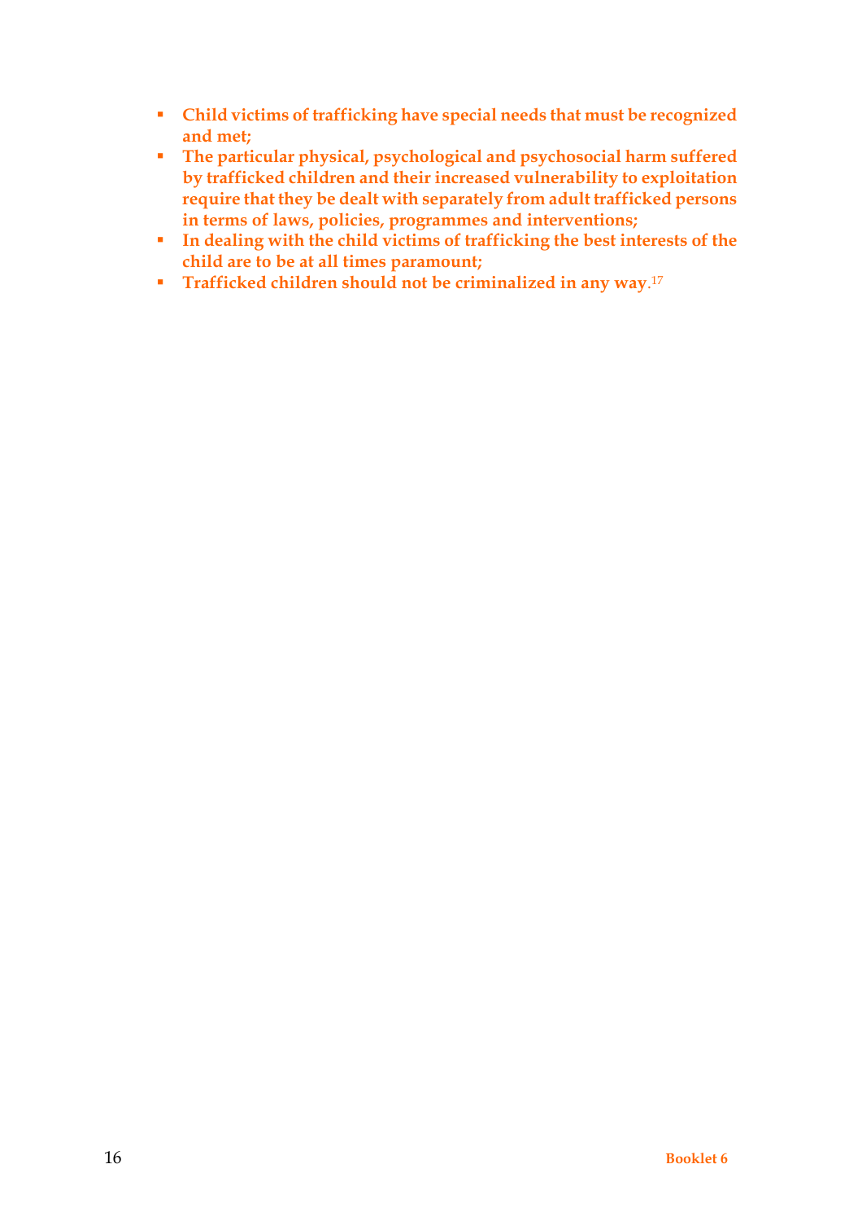- **Child victims of trafficking have special needs that must be recognized and met;**
- **The particular physical, psychological and psychosocial harm suffered by trafficked children and their increased vulnerability to exploitation require that they be dealt with separately from adult trafficked persons in terms of laws, policies, programmes and interventions;**
- **In dealing with the child victims of trafficking the best interests of the child are to be at all times paramount;**
- **Trafficked children should not be criminalized in any way**.[17]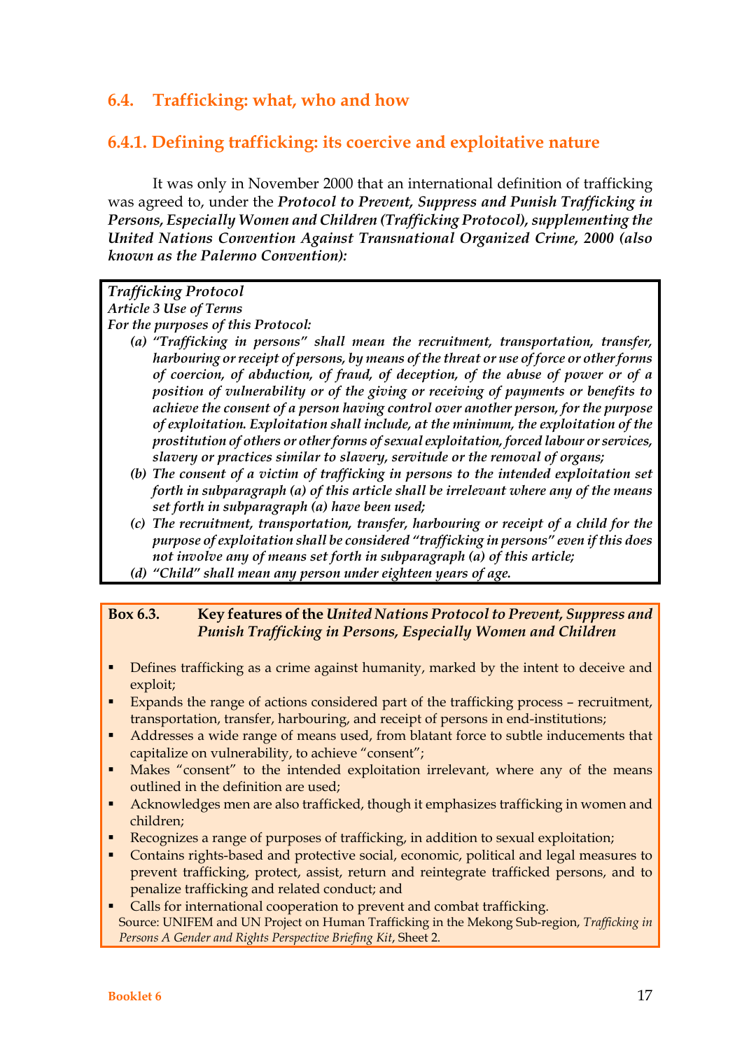## 6.4. Trafficking: what, who and how

### 6.4.1. Defining trafficking: its coercive and exploitative nature

It was only in November 2000 that an international definition of trafficking was agreed to, under the ***Protocol to Prevent, Suppress and Punish Trafficking in Persons, Especially Women and Children (Trafficking Protocol), supplementing the United Nations Convention Against Transnational Organized Crime, 2000 (also known as the Palermo Convention):***

> ***Trafficking Protocol***
> ***Article 3 Use of Terms***
> ***For the purposes of this Protocol:***
>
> ***(a) "Trafficking in persons" shall mean the recruitment, transportation, transfer, harbouring or receipt of persons, by means of the threat or use of force or other forms of coercion, of abduction, of fraud, of deception, of the abuse of power or of a position of vulnerability or of the giving or receiving of payments or benefits to achieve the consent of a person having control over another person, for the purpose of exploitation. Exploitation shall include, at the minimum, the exploitation of the prostitution of others or other forms of sexual exploitation, forced labour or services, slavery or practices similar to slavery, servitude or the removal of organs;***
>
> ***(b) The consent of a victim of trafficking in persons to the intended exploitation set forth in subparagraph (a) of this article shall be irrelevant where any of the means set forth in subparagraph (a) have been used;***
>
> ***(c) The recruitment, transportation, transfer, harbouring or receipt of a child for the purpose of exploitation shall be considered "trafficking in persons" even if this does not involve any of means set forth in subparagraph (a) of this article;***
>
> ***(d) "Child" shall mean any person under eighteen years of age.***

**Box 6.3. Key features of the *United Nations Protocol to Prevent, Suppress and Punish Trafficking in Persons, Especially Women and Children***

- Defines trafficking as a crime against humanity, marked by the intent to deceive and exploit;
- Expands the range of actions considered part of the trafficking process – recruitment, transportation, transfer, harbouring, and receipt of persons in end-institutions;
- Addresses a wide range of means used, from blatant force to subtle inducements that capitalize on vulnerability, to achieve "consent";
- Makes "consent" to the intended exploitation irrelevant, where any of the means outlined in the definition are used;
- Acknowledges men are also trafficked, though it emphasizes trafficking in women and children;
- Recognizes a range of purposes of trafficking, in addition to sexual exploitation;
- Contains rights-based and protective social, economic, political and legal measures to prevent trafficking, protect, assist, return and reintegrate trafficked persons, and to penalize trafficking and related conduct; and
- Calls for international cooperation to prevent and combat trafficking.

Source: UNIFEM and UN Project on Human Trafficking in the Mekong Sub-region, *Trafficking in Persons A Gender and Rights Perspective Briefing Kit*, Sheet 2.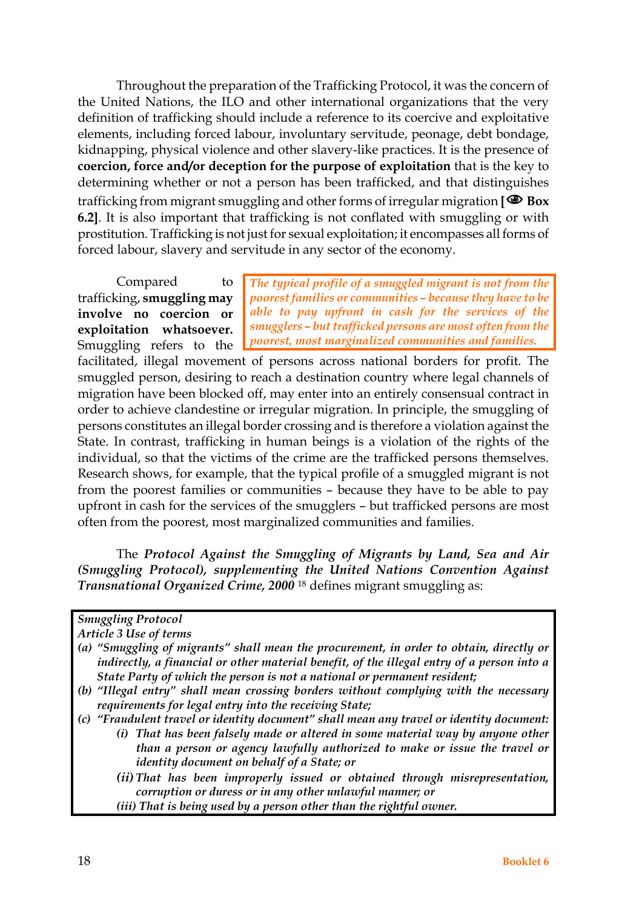Throughout the preparation of the Trafficking Protocol, it was the concern of the United Nations, the ILO and other international organizations that the very definition of trafficking should include a reference to its coercive and exploitative elements, including forced labour, involuntary servitude, peonage, debt bondage, kidnapping, physical violence and other slavery-like practices. It is the presence of **coercion, force and/or deception for the purpose of exploitation** that is the key to determining whether or not a person has been trafficked, and that distinguishes trafficking from migrant smuggling and other forms of irregular migration **[👁 Box 6.2]**. It is also important that trafficking is not conflated with smuggling or with prostitution. Trafficking is not just for sexual exploitation; it encompasses all forms of forced labour, slavery and servitude in any sector of the economy.

> *The typical profile of a smuggled migrant is not from the poorest families or communities – because they have to be able to pay upfront in cash for the services of the smugglers – but trafficked persons are most often from the poorest, most marginalized communities and families.*

Compared to trafficking, **smuggling may involve no coercion or exploitation whatsoever.** Smuggling refers to the facilitated, illegal movement of persons across national borders for profit. The smuggled person, desiring to reach a destination country where legal channels of migration have been blocked off, may enter into an entirely consensual contract in order to achieve clandestine or irregular migration. In principle, the smuggling of persons constitutes an illegal border crossing and is therefore a violation against the State. In contrast, trafficking in human beings is a violation of the rights of the individual, so that the victims of the crime are the trafficked persons themselves. Research shows, for example, that the typical profile of a smuggled migrant is not from the poorest families or communities – because they have to be able to pay upfront in cash for the services of the smugglers – but trafficked persons are most often from the poorest, most marginalized communities and families.

The ***Protocol Against the Smuggling of Migrants by Land, Sea and Air (Smuggling Protocol), supplementing the United Nations Convention Against Transnational Organized Crime, 2000*** [18] defines migrant smuggling as:

> *Smuggling Protocol*
> *Article 3 Use of terms*
>
> *(a) "Smuggling of migrants" shall mean the procurement, in order to obtain, directly or indirectly, a financial or other material benefit, of the illegal entry of a person into a State Party of which the person is not a national or permanent resident;*
>
> *(b) "Illegal entry" shall mean crossing borders without complying with the necessary requirements for legal entry into the receiving State;*
>
> *(c) "Fraudulent travel or identity document" shall mean any travel or identity document:*
>
> *(i) That has been falsely made or altered in some material way by anyone other than a person or agency lawfully authorized to make or issue the travel or identity document on behalf of a State; or*
>
> *(ii) That has been improperly issued or obtained through misrepresentation, corruption or duress or in any other unlawful manner; or*
>
> *(iii) That is being used by a person other than the rightful owner.*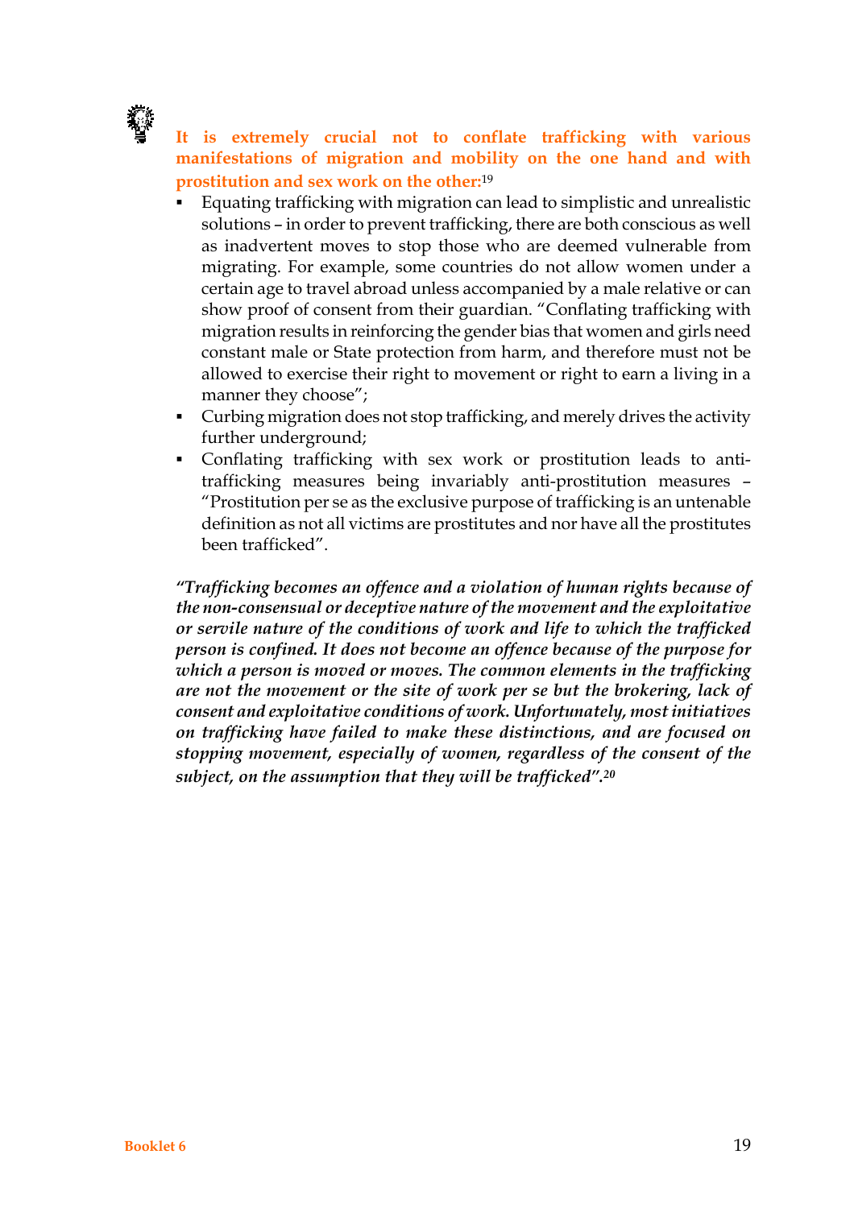**It is extremely crucial not to conflate trafficking with various manifestations of migration and mobility on the one hand and with prostitution and sex work on the other:**[19]

- Equating trafficking with migration can lead to simplistic and unrealistic solutions – in order to prevent trafficking, there are both conscious as well as inadvertent moves to stop those who are deemed vulnerable from migrating. For example, some countries do not allow women under a certain age to travel abroad unless accompanied by a male relative or can show proof of consent from their guardian. "Conflating trafficking with migration results in reinforcing the gender bias that women and girls need constant male or State protection from harm, and therefore must not be allowed to exercise their right to movement or right to earn a living in a manner they choose";
- Curbing migration does not stop trafficking, and merely drives the activity further underground;
- Conflating trafficking with sex work or prostitution leads to anti-trafficking measures being invariably anti-prostitution measures – "Prostitution per se as the exclusive purpose of trafficking is an untenable definition as not all victims are prostitutes and nor have all the prostitutes been trafficked".

***"Trafficking becomes an offence and a violation of human rights because of the non-consensual or deceptive nature of the movement and the exploitative or servile nature of the conditions of work and life to which the trafficked person is confined. It does not become an offence because of the purpose for which a person is moved or moves. The common elements in the trafficking are not the movement or the site of work per se but the brokering, lack of consent and exploitative conditions of work. Unfortunately, most initiatives on trafficking have failed to make these distinctions, and are focused on stopping movement, especially of women, regardless of the consent of the subject, on the assumption that they will be trafficked".***[20]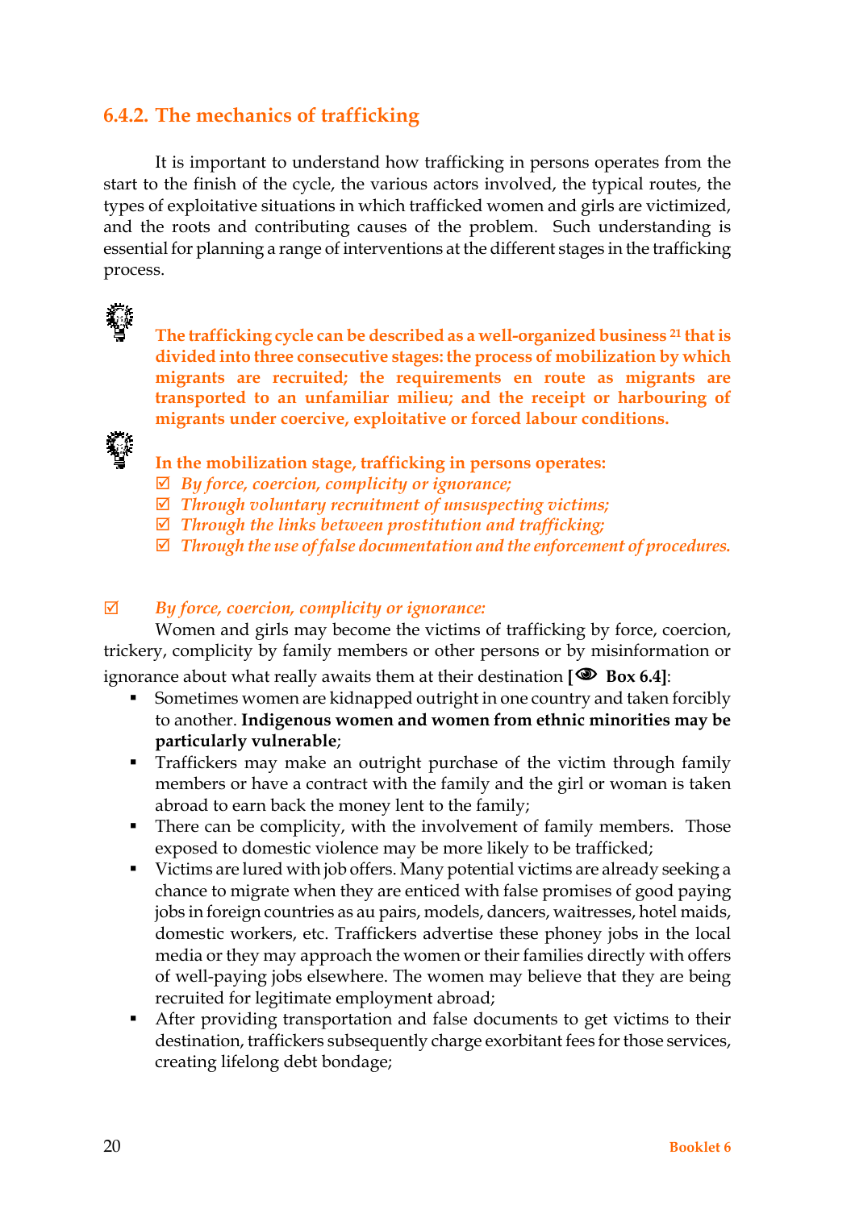### 6.4.2. The mechanics of trafficking

It is important to understand how trafficking in persons operates from the start to the finish of the cycle, the various actors involved, the typical routes, the types of exploitative situations in which trafficked women and girls are victimized, and the roots and contributing causes of the problem. Such understanding is essential for planning a range of interventions at the different stages in the trafficking process.

**The trafficking cycle can be described as a well-organized business [21] that is divided into three consecutive stages: the process of mobilization by which migrants are recruited; the requirements en route as migrants are transported to an unfamiliar milieu; and the receipt or harbouring of migrants under coercive, exploitative or forced labour conditions.**

**In the mobilization stage, trafficking in persons operates:**

☑ *By force, coercion, complicity or ignorance;*
☑ *Through voluntary recruitment of unsuspecting victims;*
☑ *Through the links between prostitution and trafficking;*
☑ *Through the use of false documentation and the enforcement of procedures.*

☑ *By force, coercion, complicity or ignorance:*

Women and girls may become the victims of trafficking by force, coercion, trickery, complicity by family members or other persons or by misinformation or ignorance about what really awaits them at their destination **[ Box 6.4]**:

- Sometimes women are kidnapped outright in one country and taken forcibly to another. **Indigenous women and women from ethnic minorities may be particularly vulnerable**;
- Traffickers may make an outright purchase of the victim through family members or have a contract with the family and the girl or woman is taken abroad to earn back the money lent to the family;
- There can be complicity, with the involvement of family members. Those exposed to domestic violence may be more likely to be trafficked;
- Victims are lured with job offers. Many potential victims are already seeking a chance to migrate when they are enticed with false promises of good paying jobs in foreign countries as au pairs, models, dancers, waitresses, hotel maids, domestic workers, etc. Traffickers advertise these phoney jobs in the local media or they may approach the women or their families directly with offers of well-paying jobs elsewhere. The women may believe that they are being recruited for legitimate employment abroad;
- After providing transportation and false documents to get victims to their destination, traffickers subsequently charge exorbitant fees for those services, creating lifelong debt bondage;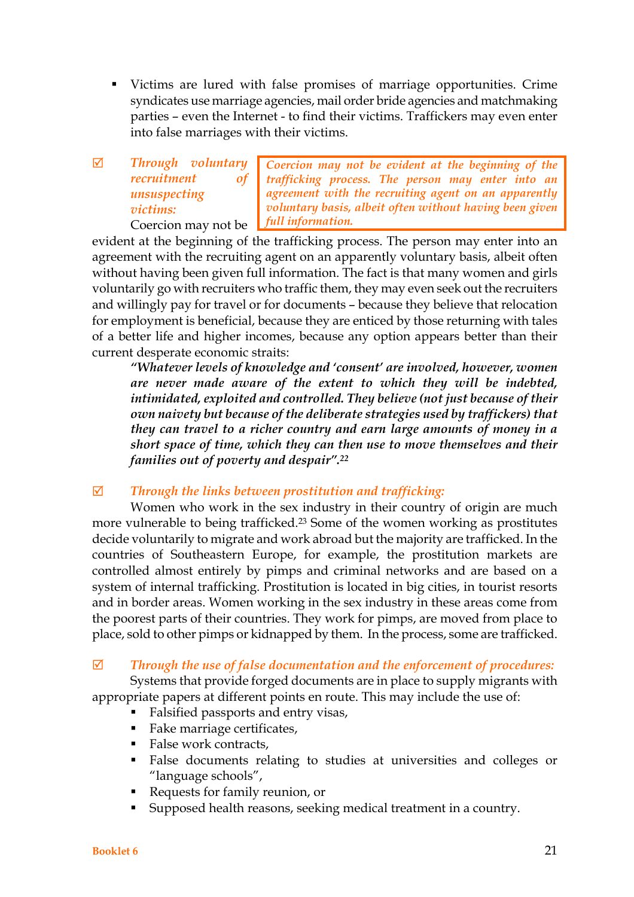- Victims are lured with false promises of marriage opportunities. Crime syndicates use marriage agencies, mail order bride agencies and matchmaking parties – even the Internet - to find their victims. Traffickers may even enter into false marriages with their victims.

> *Coercion may not be evident at the beginning of the trafficking process. The person may enter into an agreement with the recruiting agent on an apparently voluntary basis, albeit often without having been given full information.*

☑ *Through voluntary recruitment of unsuspecting victims:* Coercion may not be evident at the beginning of the trafficking process. The person may enter into an agreement with the recruiting agent on an apparently voluntary basis, albeit often without having been given full information. The fact is that many women and girls voluntarily go with recruiters who traffic them, they may even seek out the recruiters and willingly pay for travel or for documents – because they believe that relocation for employment is beneficial, because they are enticed by those returning with tales of a better life and higher incomes, because any option appears better than their current desperate economic straits:

> ***"Whatever levels of knowledge and 'consent' are involved, however, women are never made aware of the extent to which they will be indebted, intimidated, exploited and controlled. They believe (not just because of their own naivety but because of the deliberate strategies used by traffickers) that they can travel to a richer country and earn large amounts of money in a short space of time, which they can then use to move themselves and their families out of poverty and despair".***[22]

☑ *Through the links between prostitution and trafficking:*

Women who work in the sex industry in their country of origin are much more vulnerable to being trafficked.[23] Some of the women working as prostitutes decide voluntarily to migrate and work abroad but the majority are trafficked. In the countries of Southeastern Europe, for example, the prostitution markets are controlled almost entirely by pimps and criminal networks and are based on a system of internal trafficking. Prostitution is located in big cities, in tourist resorts and in border areas. Women working in the sex industry in these areas come from the poorest parts of their countries. They work for pimps, are moved from place to place, sold to other pimps or kidnapped by them. In the process, some are trafficked.

☑ *Through the use of false documentation and the enforcement of procedures:*

Systems that provide forged documents are in place to supply migrants with appropriate papers at different points en route. This may include the use of:

- Falsified passports and entry visas,
- Fake marriage certificates,
- False work contracts,
- False documents relating to studies at universities and colleges or "language schools",
- Requests for family reunion, or
- Supposed health reasons, seeking medical treatment in a country.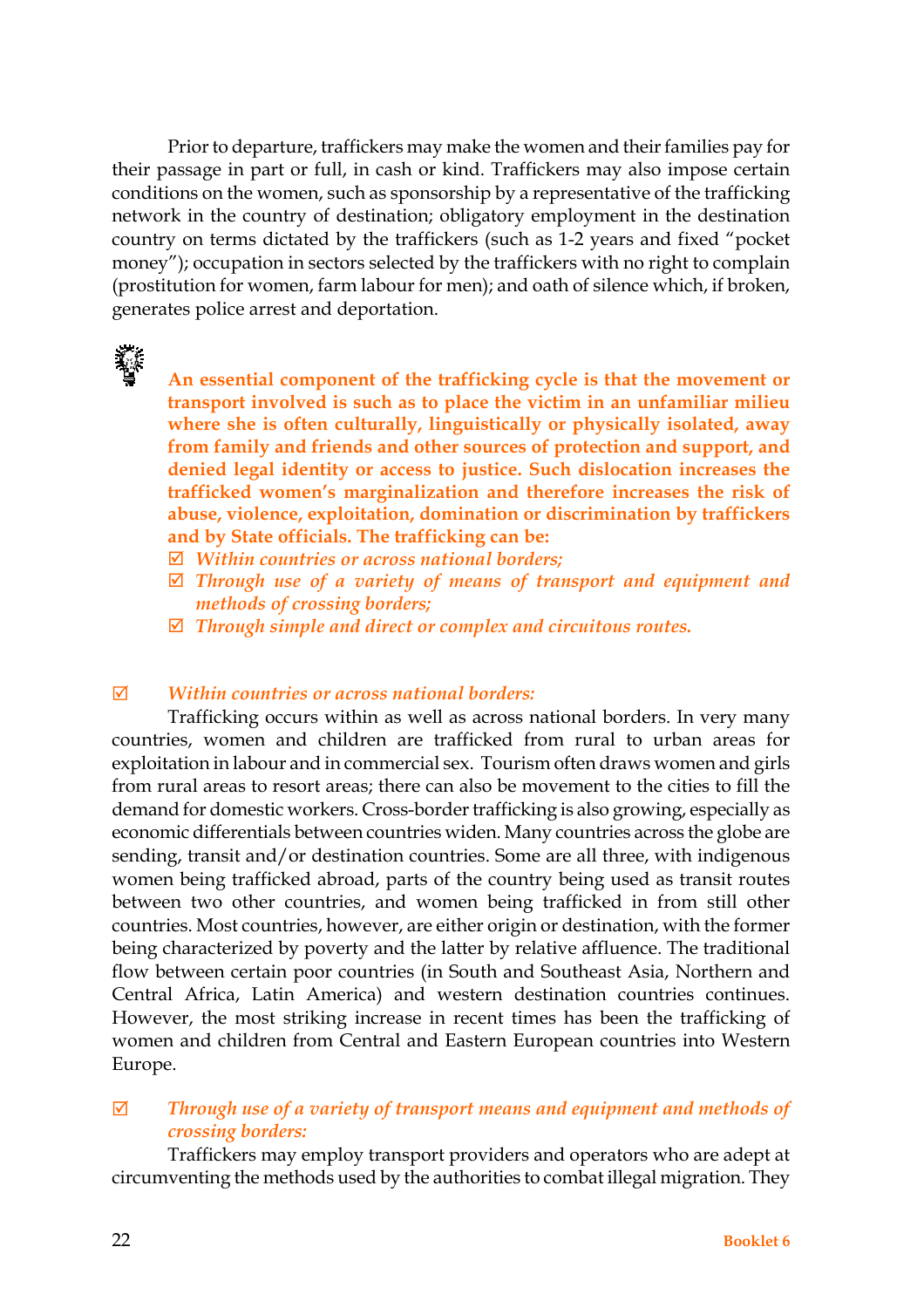Prior to departure, traffickers may make the women and their families pay for their passage in part or full, in cash or kind. Traffickers may also impose certain conditions on the women, such as sponsorship by a representative of the trafficking network in the country of destination; obligatory employment in the destination country on terms dictated by the traffickers (such as 1-2 years and fixed "pocket money"); occupation in sectors selected by the traffickers with no right to complain (prostitution for women, farm labour for men); and oath of silence which, if broken, generates police arrest and deportation.

**An essential component of the trafficking cycle is that the movement or transport involved is such as to place the victim in an unfamiliar milieu where she is often culturally, linguistically or physically isolated, away from family and friends and other sources of protection and support, and denied legal identity or access to justice. Such dislocation increases the trafficked women's marginalization and therefore increases the risk of abuse, violence, exploitation, domination or discrimination by traffickers and by State officials. The trafficking can be:**

- ☑ ***Within countries or across national borders;***
- ☑ ***Through use of a variety of means of transport and equipment and methods of crossing borders;***
- ☑ ***Through simple and direct or complex and circuitous routes.***

☑ ***Within countries or across national borders:***

Trafficking occurs within as well as across national borders. In very many countries, women and children are trafficked from rural to urban areas for exploitation in labour and in commercial sex. Tourism often draws women and girls from rural areas to resort areas; there can also be movement to the cities to fill the demand for domestic workers. Cross-border trafficking is also growing, especially as economic differentials between countries widen. Many countries across the globe are sending, transit and/or destination countries. Some are all three, with indigenous women being trafficked abroad, parts of the country being used as transit routes between two other countries, and women being trafficked in from still other countries. Most countries, however, are either origin or destination, with the former being characterized by poverty and the latter by relative affluence. The traditional flow between certain poor countries (in South and Southeast Asia, Northern and Central Africa, Latin America) and western destination countries continues. However, the most striking increase in recent times has been the trafficking of women and children from Central and Eastern European countries into Western Europe.

☑ ***Through use of a variety of transport means and equipment and methods of crossing borders:***

Traffickers may employ transport providers and operators who are adept at circumventing the methods used by the authorities to combat illegal migration. They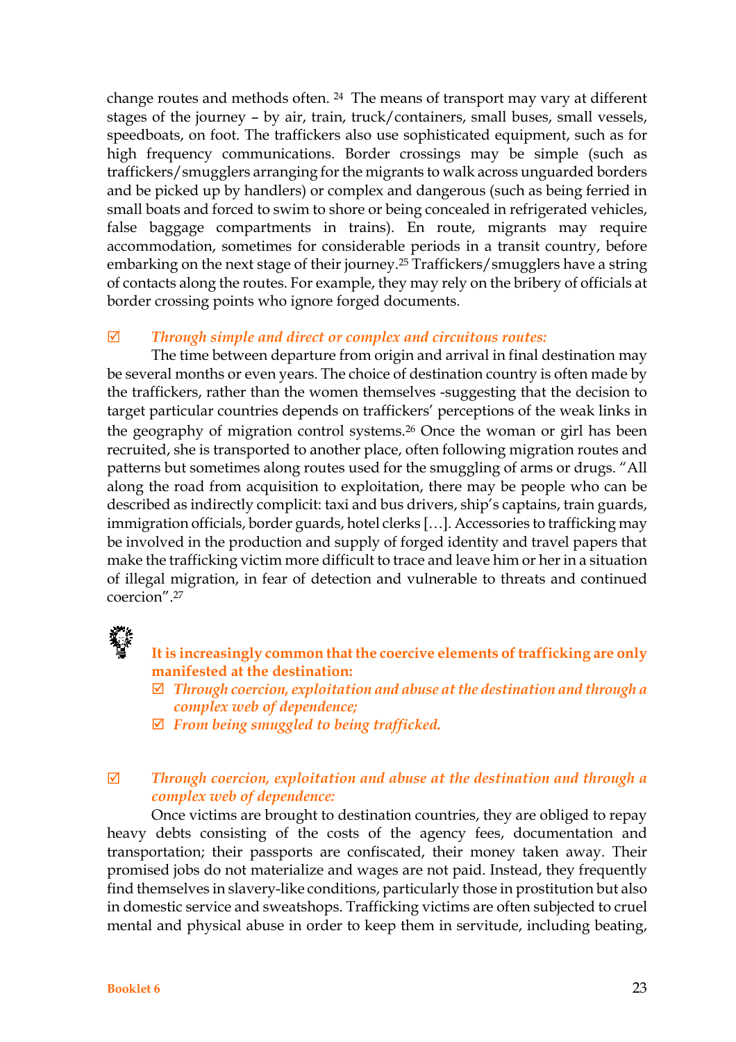change routes and methods often. [24] The means of transport may vary at different stages of the journey – by air, train, truck/containers, small buses, small vessels, speedboats, on foot. The traffickers also use sophisticated equipment, such as for high frequency communications. Border crossings may be simple (such as traffickers/smugglers arranging for the migrants to walk across unguarded borders and be picked up by handlers) or complex and dangerous (such as being ferried in small boats and forced to swim to shore or being concealed in refrigerated vehicles, false baggage compartments in trains). En route, migrants may require accommodation, sometimes for considerable periods in a transit country, before embarking on the next stage of their journey.[25] Traffickers/smugglers have a string of contacts along the routes. For example, they may rely on the bribery of officials at border crossing points who ignore forged documents.

☑ ***Through simple and direct or complex and circuitous routes:***

The time between departure from origin and arrival in final destination may be several months or even years. The choice of destination country is often made by the traffickers, rather than the women themselves -suggesting that the decision to target particular countries depends on traffickers' perceptions of the weak links in the geography of migration control systems.[26] Once the woman or girl has been recruited, she is transported to another place, often following migration routes and patterns but sometimes along routes used for the smuggling of arms or drugs. "All along the road from acquisition to exploitation, there may be people who can be described as indirectly complicit: taxi and bus drivers, ship's captains, train guards, immigration officials, border guards, hotel clerks […]. Accessories to trafficking may be involved in the production and supply of forged identity and travel papers that make the trafficking victim more difficult to trace and leave him or her in a situation of illegal migration, in fear of detection and vulnerable to threats and continued coercion".[27]

**It is increasingly common that the coercive elements of trafficking are only manifested at the destination:**

- ☑ ***Through coercion, exploitation and abuse at the destination and through a complex web of dependence;***
- ☑ ***From being smuggled to being trafficked.***

☑ ***Through coercion, exploitation and abuse at the destination and through a complex web of dependence:***

Once victims are brought to destination countries, they are obliged to repay heavy debts consisting of the costs of the agency fees, documentation and transportation; their passports are confiscated, their money taken away. Their promised jobs do not materialize and wages are not paid. Instead, they frequently find themselves in slavery-like conditions, particularly those in prostitution but also in domestic service and sweatshops. Trafficking victims are often subjected to cruel mental and physical abuse in order to keep them in servitude, including beating,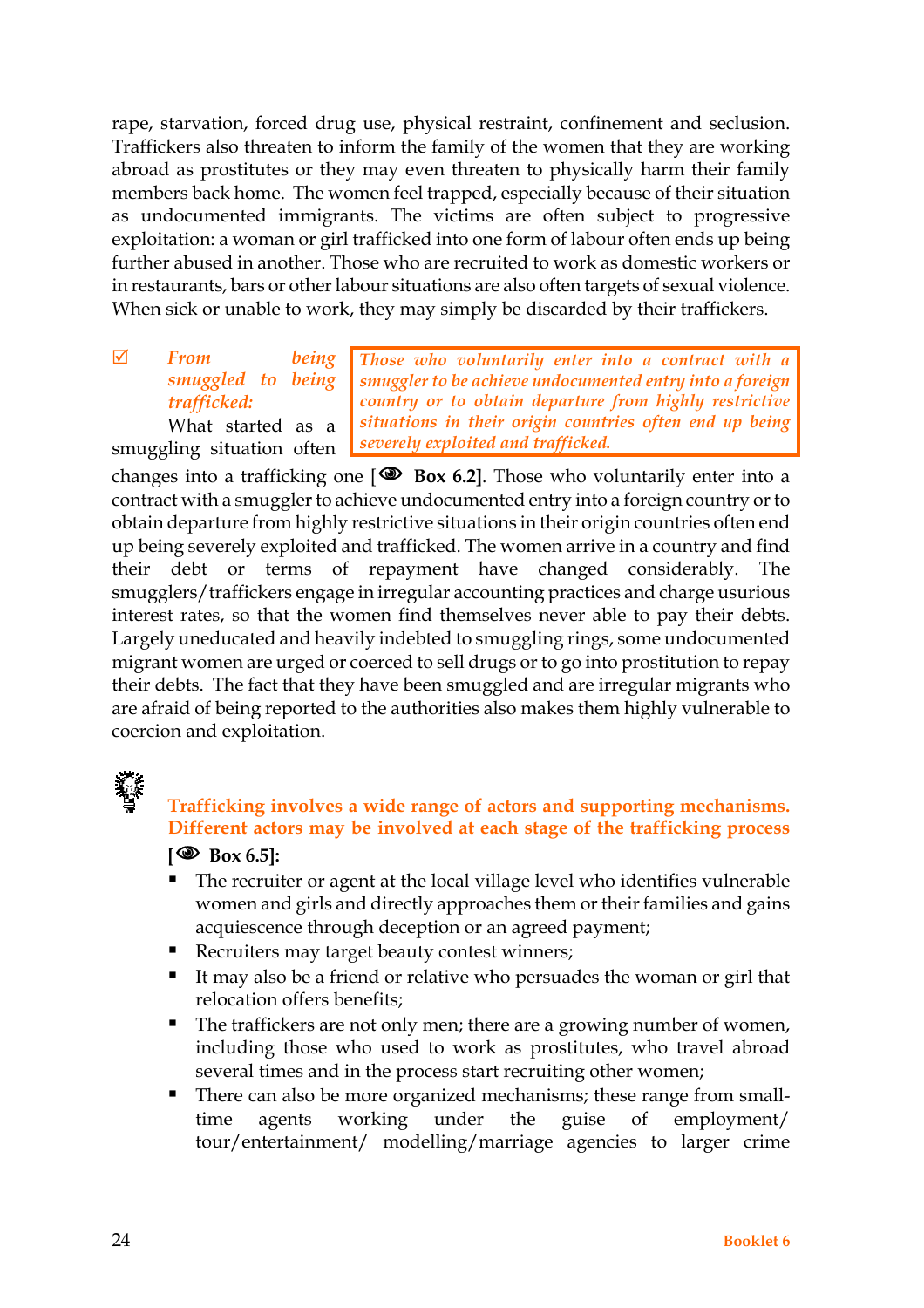rape, starvation, forced drug use, physical restraint, confinement and seclusion. Traffickers also threaten to inform the family of the women that they are working abroad as prostitutes or they may even threaten to physically harm their family members back home. The women feel trapped, especially because of their situation as undocumented immigrants. The victims are often subject to progressive exploitation: a woman or girl trafficked into one form of labour often ends up being further abused in another. Those who are recruited to work as domestic workers or in restaurants, bars or other labour situations are also often targets of sexual violence. When sick or unable to work, they may simply be discarded by their traffickers.

> *Those who voluntarily enter into a contract with a smuggler to be achieve undocumented entry into a foreign country or to obtain departure from highly restrictive situations in their origin countries often end up being severely exploited and trafficked.*

☑ ***From being smuggled to being trafficked:*** What started as a smuggling situation often changes into a trafficking one [**Box 6.2**]. Those who voluntarily enter into a contract with a smuggler to achieve undocumented entry into a foreign country or to obtain departure from highly restrictive situations in their origin countries often end up being severely exploited and trafficked. The women arrive in a country and find their debt or terms of repayment have changed considerably. The smugglers/traffickers engage in irregular accounting practices and charge usurious interest rates, so that the women find themselves never able to pay their debts. Largely uneducated and heavily indebted to smuggling rings, some undocumented migrant women are urged or coerced to sell drugs or to go into prostitution to repay their debts. The fact that they have been smuggled and are irregular migrants who are afraid of being reported to the authorities also makes them highly vulnerable to coercion and exploitation.

**Trafficking involves a wide range of actors and supporting mechanisms. Different actors may be involved at each stage of the trafficking process**

**[ Box 6.5]:**

- The recruiter or agent at the local village level who identifies vulnerable women and girls and directly approaches them or their families and gains acquiescence through deception or an agreed payment;
- Recruiters may target beauty contest winners;
- It may also be a friend or relative who persuades the woman or girl that relocation offers benefits;
- The traffickers are not only men; there are a growing number of women, including those who used to work as prostitutes, who travel abroad several times and in the process start recruiting other women;
- There can also be more organized mechanisms; these range from small-time agents working under the guise of employment/ tour/entertainment/ modelling/marriage agencies to larger crime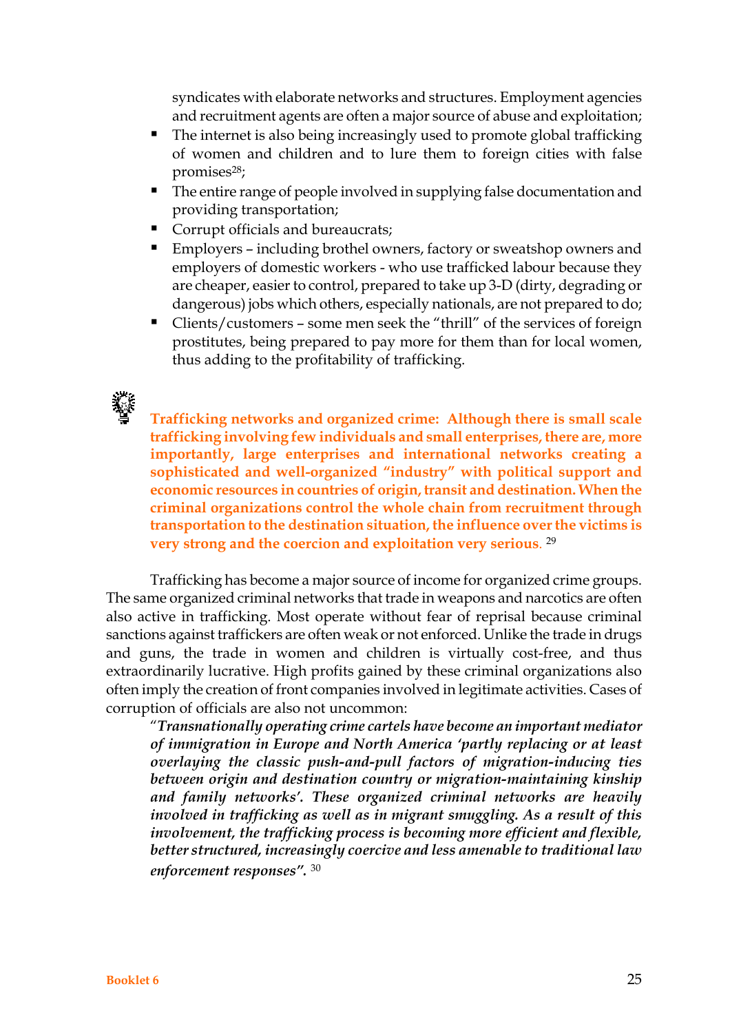syndicates with elaborate networks and structures. Employment agencies and recruitment agents are often a major source of abuse and exploitation;

- The internet is also being increasingly used to promote global trafficking of women and children and to lure them to foreign cities with false promises[28];
- The entire range of people involved in supplying false documentation and providing transportation;
- Corrupt officials and bureaucrats;
- Employers – including brothel owners, factory or sweatshop owners and employers of domestic workers - who use trafficked labour because they are cheaper, easier to control, prepared to take up 3-D (dirty, degrading or dangerous) jobs which others, especially nationals, are not prepared to do;
- Clients/customers – some men seek the "thrill" of the services of foreign prostitutes, being prepared to pay more for them than for local women, thus adding to the profitability of trafficking.

**Trafficking networks and organized crime: Although there is small scale trafficking involving few individuals and small enterprises, there are, more importantly, large enterprises and international networks creating a sophisticated and well-organized "industry" with political support and economic resources in countries of origin, transit and destination. When the criminal organizations control the whole chain from recruitment through transportation to the destination situation, the influence over the victims is very strong and the coercion and exploitation very serious.** [29]

Trafficking has become a major source of income for organized crime groups. The same organized criminal networks that trade in weapons and narcotics are often also active in trafficking. Most operate without fear of reprisal because criminal sanctions against traffickers are often weak or not enforced. Unlike the trade in drugs and guns, the trade in women and children is virtually cost-free, and thus extraordinarily lucrative. High profits gained by these criminal organizations also often imply the creation of front companies involved in legitimate activities. Cases of corruption of officials are also not uncommon:

> "***Transnationally operating crime cartels have become an important mediator of immigration in Europe and North America 'partly replacing or at least overlaying the classic push-and-pull factors of migration-inducing ties between origin and destination country or migration-maintaining kinship and family networks'. These organized criminal networks are heavily involved in trafficking as well as in migrant smuggling. As a result of this involvement, the trafficking process is becoming more efficient and flexible, better structured, increasingly coercive and less amenable to traditional law enforcement responses".*** [30]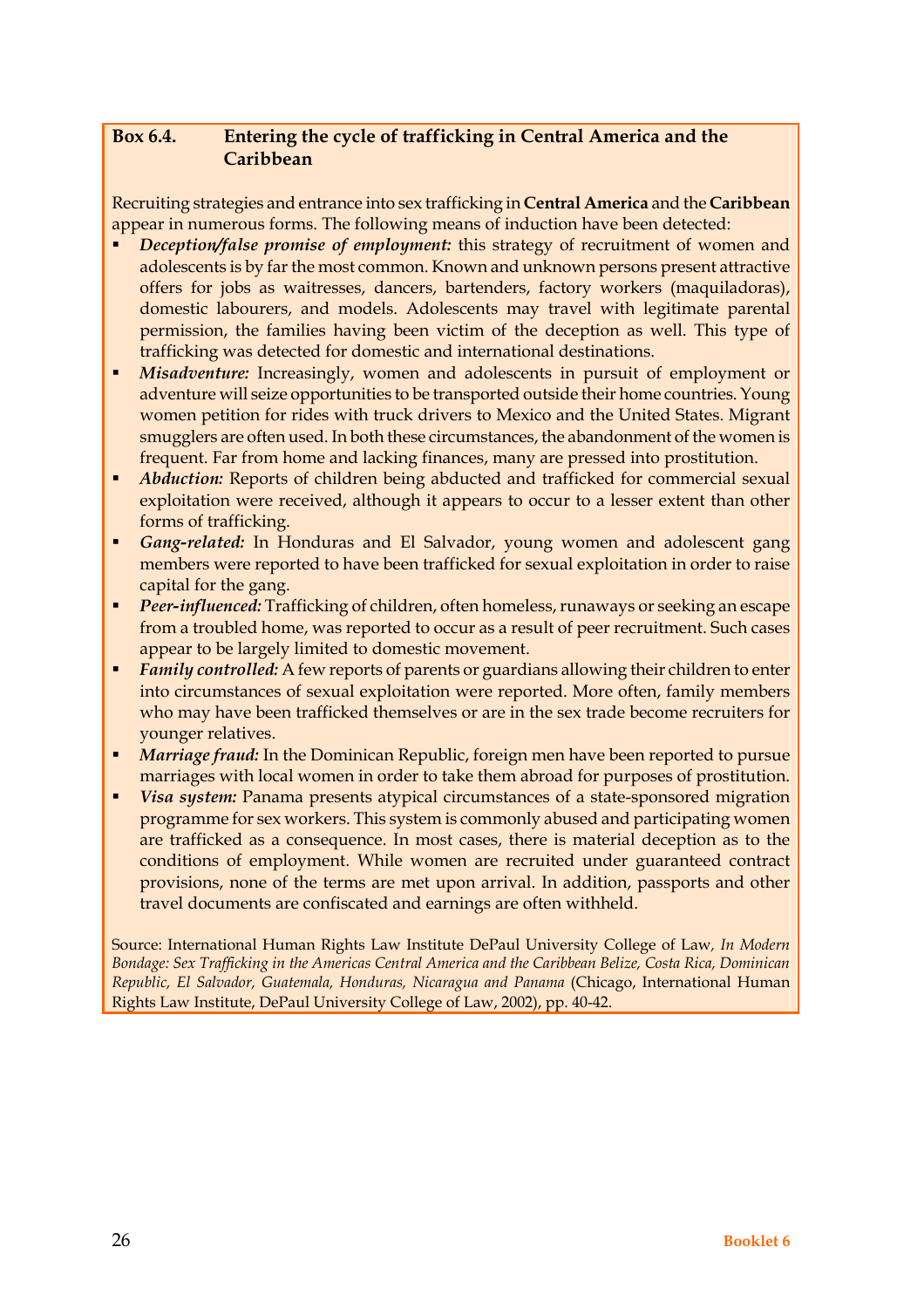**Box 6.4. Entering the cycle of trafficking in Central America and the Caribbean**

Recruiting strategies and entrance into sex trafficking in **Central America** and the **Caribbean** appear in numerous forms. The following means of induction have been detected:

- ***Deception/false promise of employment:*** this strategy of recruitment of women and adolescents is by far the most common. Known and unknown persons present attractive offers for jobs as waitresses, dancers, bartenders, factory workers (maquiladoras), domestic labourers, and models. Adolescents may travel with legitimate parental permission, the families having been victim of the deception as well. This type of trafficking was detected for domestic and international destinations.
- ***Misadventure:*** Increasingly, women and adolescents in pursuit of employment or adventure will seize opportunities to be transported outside their home countries. Young women petition for rides with truck drivers to Mexico and the United States. Migrant smugglers are often used. In both these circumstances, the abandonment of the women is frequent. Far from home and lacking finances, many are pressed into prostitution.
- ***Abduction:*** Reports of children being abducted and trafficked for commercial sexual exploitation were received, although it appears to occur to a lesser extent than other forms of trafficking.
- ***Gang-related:*** In Honduras and El Salvador, young women and adolescent gang members were reported to have been trafficked for sexual exploitation in order to raise capital for the gang.
- ***Peer-influenced:*** Trafficking of children, often homeless, runaways or seeking an escape from a troubled home, was reported to occur as a result of peer recruitment. Such cases appear to be largely limited to domestic movement.
- ***Family controlled:*** A few reports of parents or guardians allowing their children to enter into circumstances of sexual exploitation were reported. More often, family members who may have been trafficked themselves or are in the sex trade become recruiters for younger relatives.
- ***Marriage fraud:*** In the Dominican Republic, foreign men have been reported to pursue marriages with local women in order to take them abroad for purposes of prostitution.
- ***Visa system:*** Panama presents atypical circumstances of a state-sponsored migration programme for sex workers. This system is commonly abused and participating women are trafficked as a consequence. In most cases, there is material deception as to the conditions of employment. While women are recruited under guaranteed contract provisions, none of the terms are met upon arrival. In addition, passports and other travel documents are confiscated and earnings are often withheld.

Source: International Human Rights Law Institute DePaul University College of Law, *In Modern Bondage: Sex Trafficking in the Americas Central America and the Caribbean Belize, Costa Rica, Dominican Republic, El Salvador, Guatemala, Honduras, Nicaragua and Panama* (Chicago, International Human Rights Law Institute, DePaul University College of Law, 2002), pp. 40-42.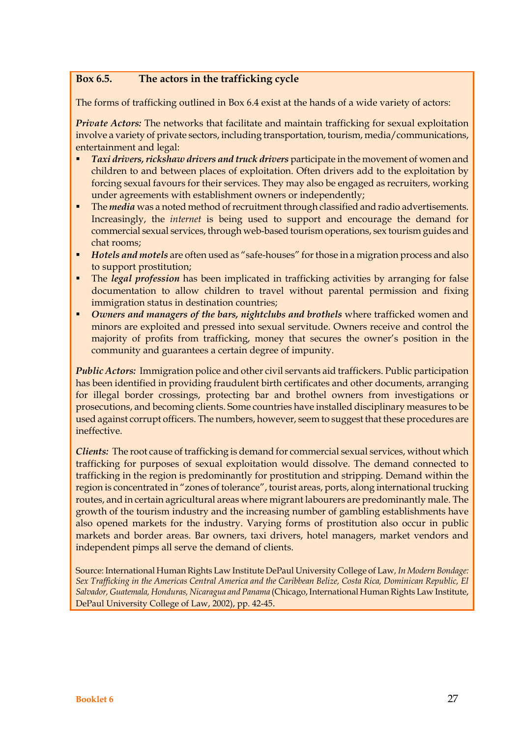**Box 6.5. The actors in the trafficking cycle**

The forms of trafficking outlined in Box 6.4 exist at the hands of a wide variety of actors:

***Private Actors:*** The networks that facilitate and maintain trafficking for sexual exploitation involve a variety of private sectors, including transportation, tourism, media/communications, entertainment and legal:

- ***Taxi drivers, rickshaw drivers and truck drivers*** participate in the movement of women and children to and between places of exploitation. Often drivers add to the exploitation by forcing sexual favours for their services. They may also be engaged as recruiters, working under agreements with establishment owners or independently;
- The ***media*** was a noted method of recruitment through classified and radio advertisements. Increasingly, the *internet* is being used to support and encourage the demand for commercial sexual services, through web-based tourism operations, sex tourism guides and chat rooms;
- ***Hotels and motels*** are often used as "safe-houses" for those in a migration process and also to support prostitution;
- The ***legal profession*** has been implicated in trafficking activities by arranging for false documentation to allow children to travel without parental permission and fixing immigration status in destination countries;
- ***Owners and managers of the bars, nightclubs and brothels*** where trafficked women and minors are exploited and pressed into sexual servitude. Owners receive and control the majority of profits from trafficking, money that secures the owner's position in the community and guarantees a certain degree of impunity.

***Public Actors:*** Immigration police and other civil servants aid traffickers. Public participation has been identified in providing fraudulent birth certificates and other documents, arranging for illegal border crossings, protecting bar and brothel owners from investigations or prosecutions, and becoming clients. Some countries have installed disciplinary measures to be used against corrupt officers. The numbers, however, seem to suggest that these procedures are ineffective.

***Clients:*** The root cause of trafficking is demand for commercial sexual services, without which trafficking for purposes of sexual exploitation would dissolve. The demand connected to trafficking in the region is predominantly for prostitution and stripping. Demand within the region is concentrated in "zones of tolerance", tourist areas, ports, along international trucking routes, and in certain agricultural areas where migrant labourers are predominantly male. The growth of the tourism industry and the increasing number of gambling establishments have also opened markets for the industry. Varying forms of prostitution also occur in public markets and border areas. Bar owners, taxi drivers, hotel managers, market vendors and independent pimps all serve the demand of clients.

Source: International Human Rights Law Institute DePaul University College of Law, *In Modern Bondage: Sex Trafficking in the Americas Central America and the Caribbean Belize, Costa Rica, Dominican Republic, El Salvador, Guatemala, Honduras, Nicaragua and Panama* (Chicago, International Human Rights Law Institute, DePaul University College of Law, 2002), pp. 42-45.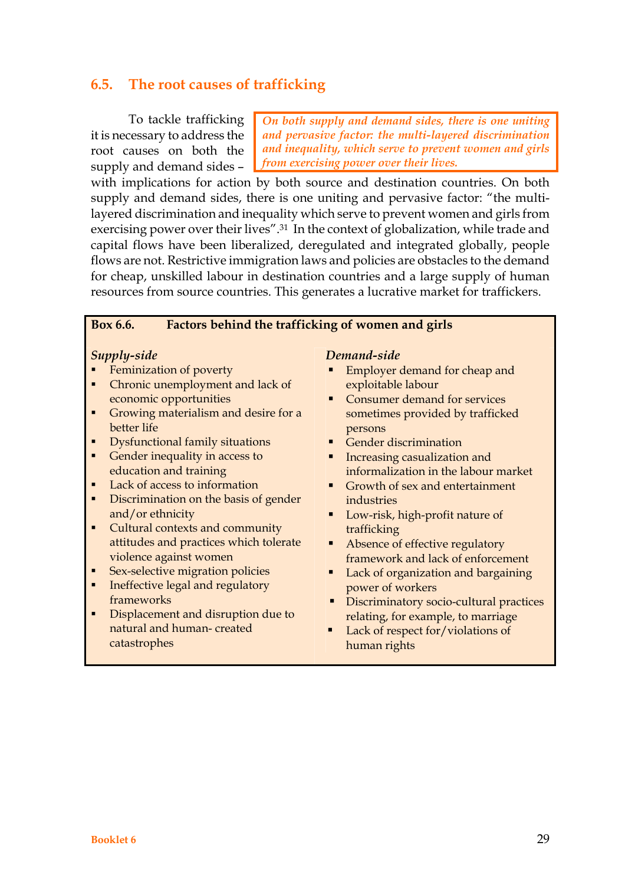## 6.5. The root causes of trafficking

*On both supply and demand sides, there is one uniting and pervasive factor: the multi-layered discrimination and inequality, which serve to prevent women and girls from exercising power over their lives.*

To tackle trafficking it is necessary to address the root causes on both the supply and demand sides – with implications for action by both source and destination countries. On both supply and demand sides, there is one uniting and pervasive factor: "the multi-layered discrimination and inequality which serve to prevent women and girls from exercising power over their lives".[31] In the context of globalization, while trade and capital flows have been liberalized, deregulated and integrated globally, people flows are not. Restrictive immigration laws and policies are obstacles to the demand for cheap, unskilled labour in destination countries and a large supply of human resources from source countries. This generates a lucrative market for traffickers.

**Box 6.6. Factors behind the trafficking of women and girls**

*Supply-side*

- Feminization of poverty
- Chronic unemployment and lack of economic opportunities
- Growing materialism and desire for a better life
- Dysfunctional family situations
- Gender inequality in access to education and training
- Lack of access to information
- Discrimination on the basis of gender and/or ethnicity
- Cultural contexts and community attitudes and practices which tolerate violence against women
- Sex-selective migration policies
- Ineffective legal and regulatory frameworks
- Displacement and disruption due to natural and human- created catastrophes

*Demand-side*

- Employer demand for cheap and exploitable labour
- Consumer demand for services sometimes provided by trafficked persons
- Gender discrimination
- Increasing casualization and informalization in the labour market
- Growth of sex and entertainment industries
- Low-risk, high-profit nature of trafficking
- Absence of effective regulatory framework and lack of enforcement
- Lack of organization and bargaining power of workers
- Discriminatory socio-cultural practices relating, for example, to marriage
- Lack of respect for/violations of human rights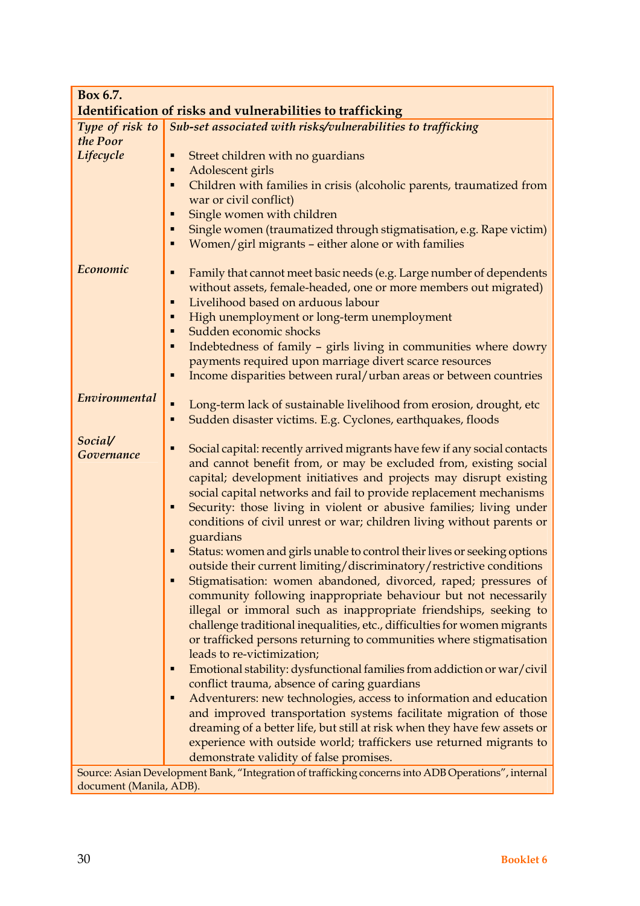**Box 6.7.**
**Identification of risks and vulnerabilities to trafficking**

| *Type of risk to the Poor* | *Sub-set associated with risks/vulnerabilities to trafficking* |
|---|---|
| *Lifecycle* | ▪ Street children with no guardians<br>▪ Adolescent girls<br>▪ Children with families in crisis (alcoholic parents, traumatized from war or civil conflict)<br>▪ Single women with children<br>▪ Single women (traumatized through stigmatisation, e.g. Rape victim)<br>▪ Women/girl migrants – either alone or with families |
| *Economic* | ▪ Family that cannot meet basic needs (e.g. Large number of dependents without assets, female-headed, one or more members out migrated)<br>▪ Livelihood based on arduous labour<br>▪ High unemployment or long-term unemployment<br>▪ Sudden economic shocks<br>▪ Indebtedness of family – girls living in communities where dowry payments required upon marriage divert scarce resources<br>▪ Income disparities between rural/urban areas or between countries |
| *Environmental* | ▪ Long-term lack of sustainable livelihood from erosion, drought, etc<br>▪ Sudden disaster victims. E.g. Cyclones, earthquakes, floods |
| *Social/ Governance* | ▪ Social capital: recently arrived migrants have few if any social contacts and cannot benefit from, or may be excluded from, existing social capital; development initiatives and projects may disrupt existing social capital networks and fail to provide replacement mechanisms<br>▪ Security: those living in violent or abusive families; living under conditions of civil unrest or war; children living without parents or guardians<br>▪ Status: women and girls unable to control their lives or seeking options outside their current limiting/discriminatory/restrictive conditions<br>▪ Stigmatisation: women abandoned, divorced, raped; pressures of community following inappropriate behaviour but not necessarily illegal or immoral such as inappropriate friendships, seeking to challenge traditional inequalities, etc., difficulties for women migrants or trafficked persons returning to communities where stigmatisation leads to re-victimization;<br>▪ Emotional stability: dysfunctional families from addiction or war/civil conflict trauma, absence of caring guardians<br>▪ Adventurers: new technologies, access to information and education and improved transportation systems facilitate migration of those dreaming of a better life, but still at risk when they have few assets or experience with outside world; traffickers use returned migrants to demonstrate validity of false promises. |

Source: Asian Development Bank, "Integration of trafficking concerns into ADB Operations", internal document (Manila, ADB).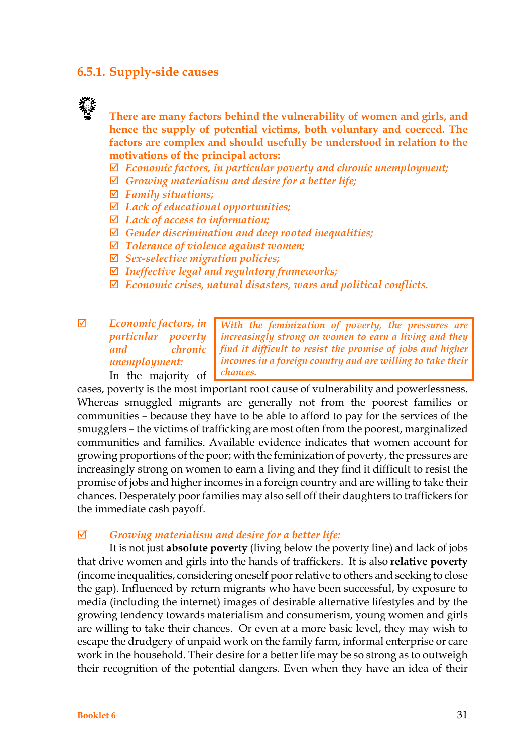### 6.5.1. Supply-side causes

**There are many factors behind the vulnerability of women and girls, and hence the supply of potential victims, both voluntary and coerced. The factors are complex and should usefully be understood in relation to the motivations of the principal actors:**

- ☑ *Economic factors, in particular poverty and chronic unemployment;*
- ☑ *Growing materialism and desire for a better life;*
- ☑ *Family situations;*
- ☑ *Lack of educational opportunities;*
- ☑ *Lack of access to information;*
- ☑ *Gender discrimination and deep rooted inequalities;*
- ☑ *Tolerance of violence against women;*
- ☑ *Sex-selective migration policies;*
- ☑ *Ineffective legal and regulatory frameworks;*
- ☑ *Economic crises, natural disasters, wars and political conflicts.*

☑ *Economic factors, in particular poverty and chronic unemployment:*

> *With the feminization of poverty, the pressures are increasingly strong on women to earn a living and they find it difficult to resist the promise of jobs and higher incomes in a foreign country and are willing to take their chances.*

In the majority of cases, poverty is the most important root cause of vulnerability and powerlessness. Whereas smuggled migrants are generally not from the poorest families or communities – because they have to be able to afford to pay for the services of the smugglers – the victims of trafficking are most often from the poorest, marginalized communities and families. Available evidence indicates that women account for growing proportions of the poor; with the feminization of poverty, the pressures are increasingly strong on women to earn a living and they find it difficult to resist the promise of jobs and higher incomes in a foreign country and are willing to take their chances. Desperately poor families may also sell off their daughters to traffickers for the immediate cash payoff.

☑ *Growing materialism and desire for a better life:*

It is not just **absolute poverty** (living below the poverty line) and lack of jobs that drive women and girls into the hands of traffickers. It is also **relative poverty** (income inequalities, considering oneself poor relative to others and seeking to close the gap). Influenced by return migrants who have been successful, by exposure to media (including the internet) images of desirable alternative lifestyles and by the growing tendency towards materialism and consumerism, young women and girls are willing to take their chances. Or even at a more basic level, they may wish to escape the drudgery of unpaid work on the family farm, informal enterprise or care work in the household. Their desire for a better life may be so strong as to outweigh their recognition of the potential dangers. Even when they have an idea of their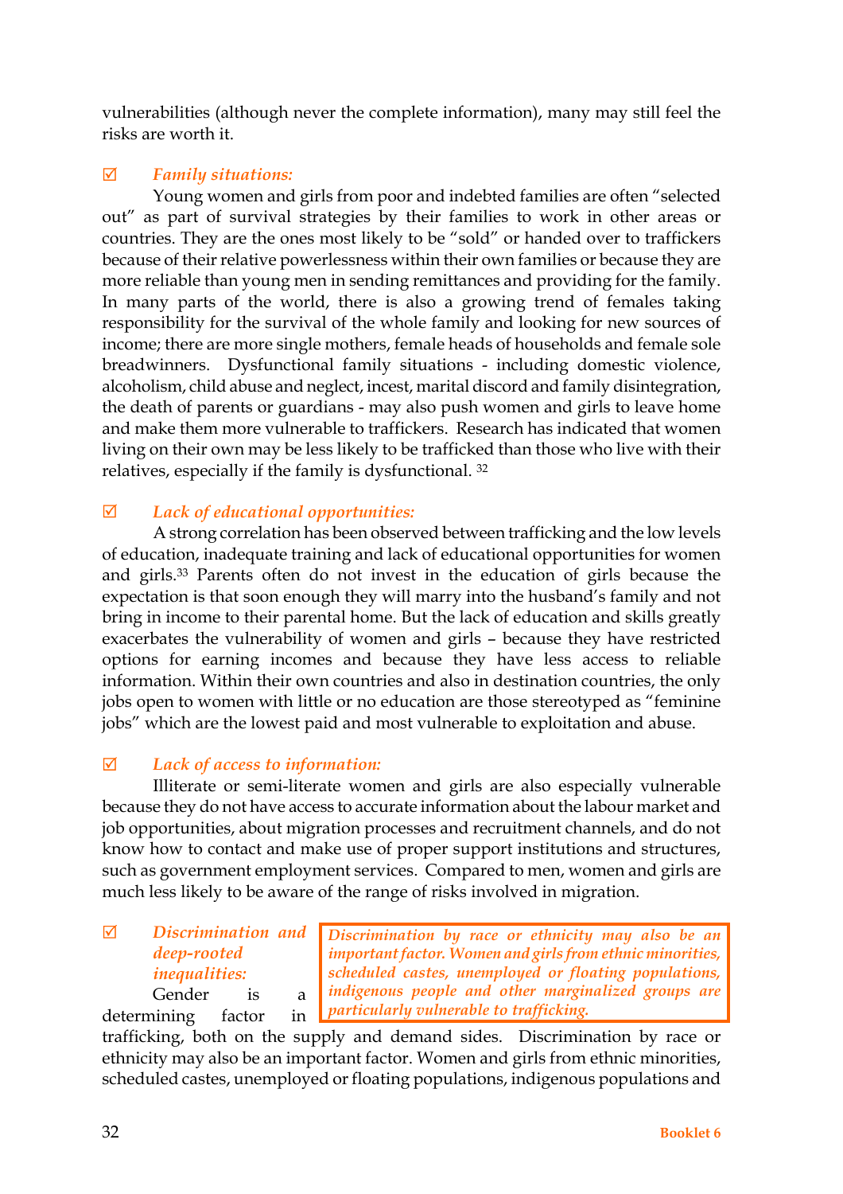vulnerabilities (although never the complete information), many may still feel the risks are worth it.

☑ ***Family situations:***

Young women and girls from poor and indebted families are often "selected out" as part of survival strategies by their families to work in other areas or countries. They are the ones most likely to be "sold" or handed over to traffickers because of their relative powerlessness within their own families or because they are more reliable than young men in sending remittances and providing for the family. In many parts of the world, there is also a growing trend of females taking responsibility for the survival of the whole family and looking for new sources of income; there are more single mothers, female heads of households and female sole breadwinners. Dysfunctional family situations - including domestic violence, alcoholism, child abuse and neglect, incest, marital discord and family disintegration, the death of parents or guardians - may also push women and girls to leave home and make them more vulnerable to traffickers. Research has indicated that women living on their own may be less likely to be trafficked than those who live with their relatives, especially if the family is dysfunctional. [32]

☑ ***Lack of educational opportunities:***

A strong correlation has been observed between trafficking and the low levels of education, inadequate training and lack of educational opportunities for women and girls.[33] Parents often do not invest in the education of girls because the expectation is that soon enough they will marry into the husband's family and not bring in income to their parental home. But the lack of education and skills greatly exacerbates the vulnerability of women and girls – because they have restricted options for earning incomes and because they have less access to reliable information. Within their own countries and also in destination countries, the only jobs open to women with little or no education are those stereotyped as "feminine jobs" which are the lowest paid and most vulnerable to exploitation and abuse.

☑ ***Lack of access to information:***

Illiterate or semi-literate women and girls are also especially vulnerable because they do not have access to accurate information about the labour market and job opportunities, about migration processes and recruitment channels, and do not know how to contact and make use of proper support institutions and structures, such as government employment services. Compared to men, women and girls are much less likely to be aware of the range of risks involved in migration.

> ***Discrimination by race or ethnicity may also be an important factor. Women and girls from ethnic minorities, scheduled castes, unemployed or floating populations, indigenous people and other marginalized groups are particularly vulnerable to trafficking.***

☑ ***Discrimination and deep-rooted inequalities:***

Gender is a determining factor in trafficking, both on the supply and demand sides. Discrimination by race or ethnicity may also be an important factor. Women and girls from ethnic minorities, scheduled castes, unemployed or floating populations, indigenous populations and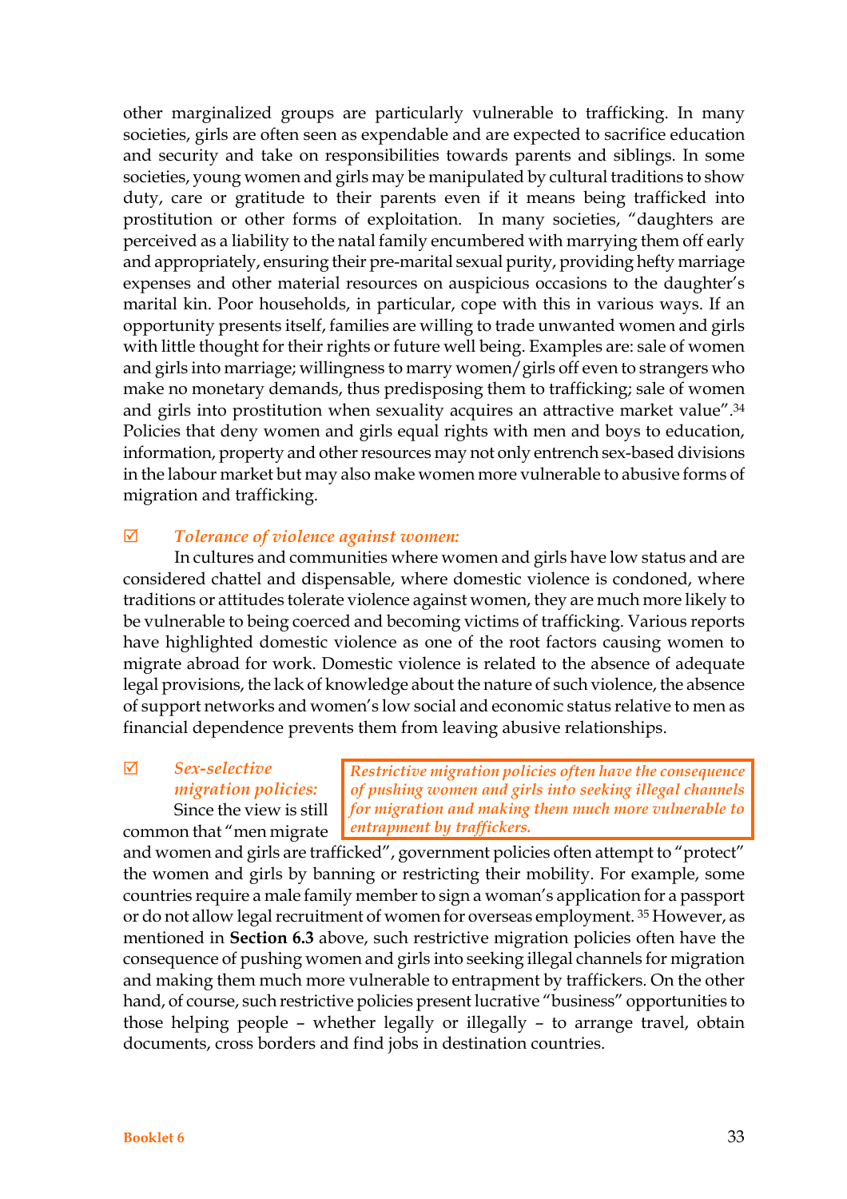other marginalized groups are particularly vulnerable to trafficking. In many societies, girls are often seen as expendable and are expected to sacrifice education and security and take on responsibilities towards parents and siblings. In some societies, young women and girls may be manipulated by cultural traditions to show duty, care or gratitude to their parents even if it means being trafficked into prostitution or other forms of exploitation. In many societies, "daughters are perceived as a liability to the natal family encumbered with marrying them off early and appropriately, ensuring their pre-marital sexual purity, providing hefty marriage expenses and other material resources on auspicious occasions to the daughter's marital kin. Poor households, in particular, cope with this in various ways. If an opportunity presents itself, families are willing to trade unwanted women and girls with little thought for their rights or future well being. Examples are: sale of women and girls into marriage; willingness to marry women/girls off even to strangers who make no monetary demands, thus predisposing them to trafficking; sale of women and girls into prostitution when sexuality acquires an attractive market value".[34] Policies that deny women and girls equal rights with men and boys to education, information, property and other resources may not only entrench sex-based divisions in the labour market but may also make women more vulnerable to abusive forms of migration and trafficking.

☑ ***Tolerance of violence against women:***

In cultures and communities where women and girls have low status and are considered chattel and dispensable, where domestic violence is condoned, where traditions or attitudes tolerate violence against women, they are much more likely to be vulnerable to being coerced and becoming victims of trafficking. Various reports have highlighted domestic violence as one of the root factors causing women to migrate abroad for work. Domestic violence is related to the absence of adequate legal provisions, the lack of knowledge about the nature of such violence, the absence of support networks and women's low social and economic status relative to men as financial dependence prevents them from leaving abusive relationships.

☑ ***Sex-selective migration policies:***

> ***Restrictive migration policies often have the consequence of pushing women and girls into seeking illegal channels for migration and making them much more vulnerable to entrapment by traffickers.***

Since the view is still common that "men migrate and women and girls are trafficked", government policies often attempt to "protect" the women and girls by banning or restricting their mobility. For example, some countries require a male family member to sign a woman's application for a passport or do not allow legal recruitment of women for overseas employment.[35] However, as mentioned in **Section 6.3** above, such restrictive migration policies often have the consequence of pushing women and girls into seeking illegal channels for migration and making them much more vulnerable to entrapment by traffickers. On the other hand, of course, such restrictive policies present lucrative "business" opportunities to those helping people – whether legally or illegally – to arrange travel, obtain documents, cross borders and find jobs in destination countries.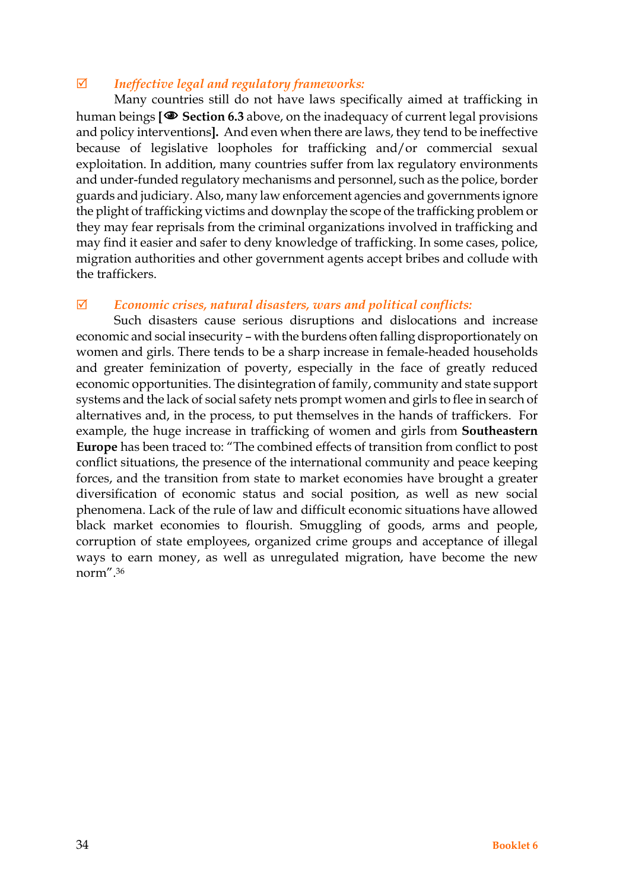☑ *Ineffective legal and regulatory frameworks:*

Many countries still do not have laws specifically aimed at trafficking in human beings **[👁 Section 6.3** above, on the inadequacy of current legal provisions and policy interventions**].** And even when there are laws, they tend to be ineffective because of legislative loopholes for trafficking and/or commercial sexual exploitation. In addition, many countries suffer from lax regulatory environments and under-funded regulatory mechanisms and personnel, such as the police, border guards and judiciary. Also, many law enforcement agencies and governments ignore the plight of trafficking victims and downplay the scope of the trafficking problem or they may fear reprisals from the criminal organizations involved in trafficking and may find it easier and safer to deny knowledge of trafficking. In some cases, police, migration authorities and other government agents accept bribes and collude with the traffickers.

☑ *Economic crises, natural disasters, wars and political conflicts:*

Such disasters cause serious disruptions and dislocations and increase economic and social insecurity – with the burdens often falling disproportionately on women and girls. There tends to be a sharp increase in female-headed households and greater feminization of poverty, especially in the face of greatly reduced economic opportunities. The disintegration of family, community and state support systems and the lack of social safety nets prompt women and girls to flee in search of alternatives and, in the process, to put themselves in the hands of traffickers. For example, the huge increase in trafficking of women and girls from **Southeastern Europe** has been traced to: "The combined effects of transition from conflict to post conflict situations, the presence of the international community and peace keeping forces, and the transition from state to market economies have brought a greater diversification of economic status and social position, as well as new social phenomena. Lack of the rule of law and difficult economic situations have allowed black market economies to flourish. Smuggling of goods, arms and people, corruption of state employees, organized crime groups and acceptance of illegal ways to earn money, as well as unregulated migration, have become the new norm".[36]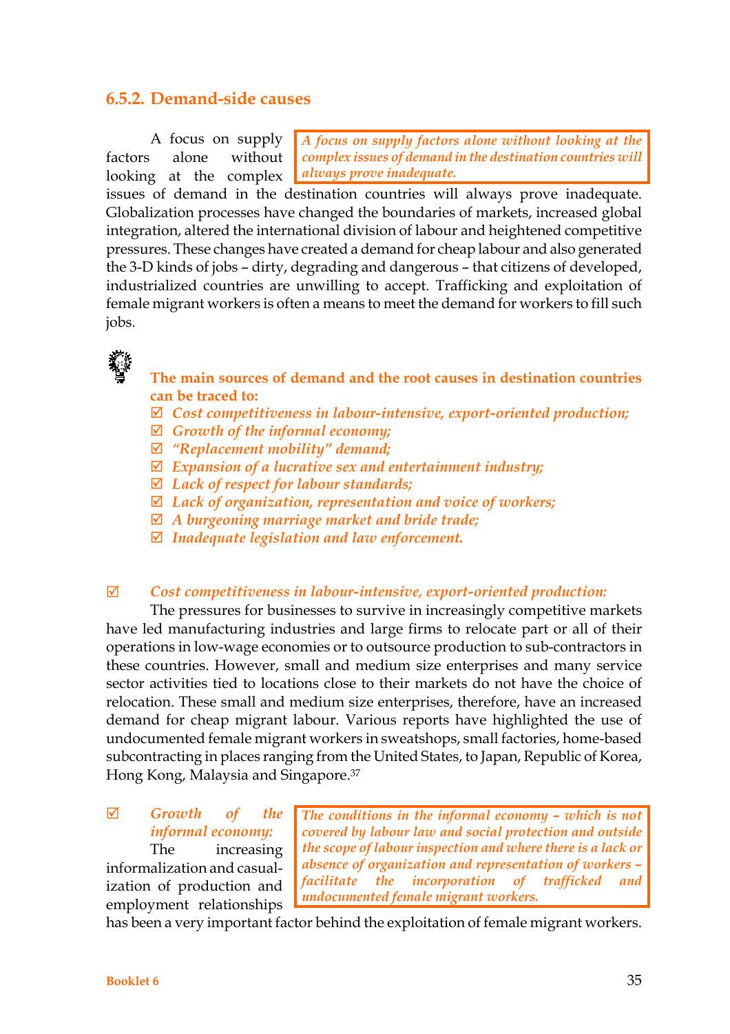### 6.5.2. Demand-side causes

> *A focus on supply factors alone without looking at the complex issues of demand in the destination countries will always prove inadequate.*

A focus on supply factors alone without looking at the complex issues of demand in the destination countries will always prove inadequate. Globalization processes have changed the boundaries of markets, increased global integration, altered the international division of labour and heightened competitive pressures. These changes have created a demand for cheap labour and also generated the 3-D kinds of jobs – dirty, degrading and dangerous – that citizens of developed, industrialized countries are unwilling to accept. Trafficking and exploitation of female migrant workers is often a means to meet the demand for workers to fill such jobs.

**The main sources of demand and the root causes in destination countries can be traced to:**

- ☑ *Cost competitiveness in labour-intensive, export-oriented production;*
- ☑ *Growth of the informal economy;*
- ☑ *"Replacement mobility" demand;*
- ☑ *Expansion of a lucrative sex and entertainment industry;*
- ☑ *Lack of respect for labour standards;*
- ☑ *Lack of organization, representation and voice of workers;*
- ☑ *A burgeoning marriage market and bride trade;*
- ☑ *Inadequate legislation and law enforcement.*

☑ *Cost competitiveness in labour-intensive, export-oriented production:*

The pressures for businesses to survive in increasingly competitive markets have led manufacturing industries and large firms to relocate part or all of their operations in low-wage economies or to outsource production to sub-contractors in these countries. However, small and medium size enterprises and many service sector activities tied to locations close to their markets do not have the choice of relocation. These small and medium size enterprises, therefore, have an increased demand for cheap migrant labour. Various reports have highlighted the use of undocumented female migrant workers in sweatshops, small factories, home-based subcontracting in places ranging from the United States, to Japan, Republic of Korea, Hong Kong, Malaysia and Singapore.[37]

☑ *Growth of the informal economy:*

> *The conditions in the informal economy – which is not covered by labour law and social protection and outside the scope of labour inspection and where there is a lack or absence of organization and representation of workers – facilitate the incorporation of trafficked and undocumented female migrant workers.*

The increasing informalization and casualization of production and employment relationships has been a very important factor behind the exploitation of female migrant workers.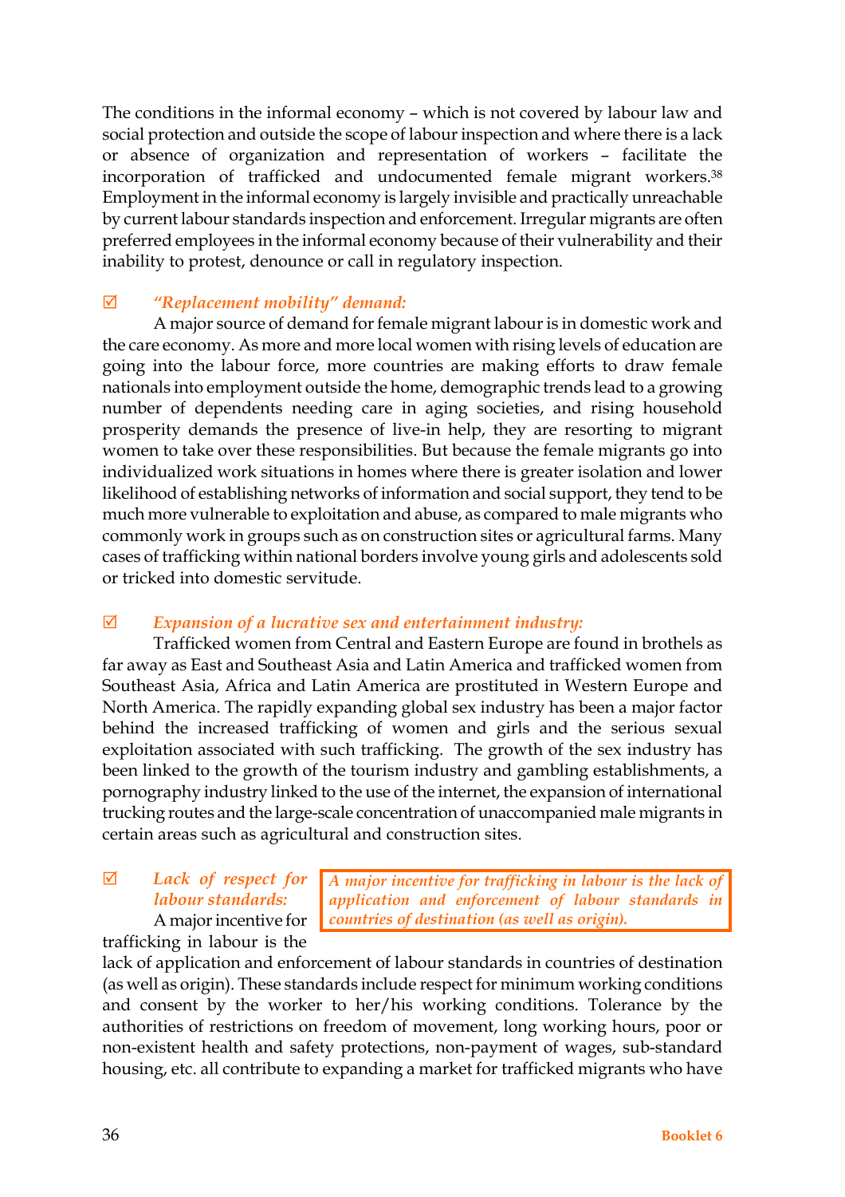The conditions in the informal economy – which is not covered by labour law and social protection and outside the scope of labour inspection and where there is a lack or absence of organization and representation of workers – facilitate the incorporation of trafficked and undocumented female migrant workers.[38] Employment in the informal economy is largely invisible and practically unreachable by current labour standards inspection and enforcement. Irregular migrants are often preferred employees in the informal economy because of their vulnerability and their inability to protest, denounce or call in regulatory inspection.

☑ ***"Replacement mobility" demand:***

A major source of demand for female migrant labour is in domestic work and the care economy. As more and more local women with rising levels of education are going into the labour force, more countries are making efforts to draw female nationals into employment outside the home, demographic trends lead to a growing number of dependents needing care in aging societies, and rising household prosperity demands the presence of live-in help, they are resorting to migrant women to take over these responsibilities. But because the female migrants go into individualized work situations in homes where there is greater isolation and lower likelihood of establishing networks of information and social support, they tend to be much more vulnerable to exploitation and abuse, as compared to male migrants who commonly work in groups such as on construction sites or agricultural farms. Many cases of trafficking within national borders involve young girls and adolescents sold or tricked into domestic servitude.

☑ ***Expansion of a lucrative sex and entertainment industry:***

Trafficked women from Central and Eastern Europe are found in brothels as far away as East and Southeast Asia and Latin America and trafficked women from Southeast Asia, Africa and Latin America are prostituted in Western Europe and North America. The rapidly expanding global sex industry has been a major factor behind the increased trafficking of women and girls and the serious sexual exploitation associated with such trafficking. The growth of the sex industry has been linked to the growth of the tourism industry and gambling establishments, a pornography industry linked to the use of the internet, the expansion of international trucking routes and the large-scale concentration of unaccompanied male migrants in certain areas such as agricultural and construction sites.

☑ ***Lack of respect for labour standards:***

> *A major incentive for trafficking in labour is the lack of application and enforcement of labour standards in countries of destination (as well as origin).*

A major incentive for trafficking in labour is the lack of application and enforcement of labour standards in countries of destination (as well as origin). These standards include respect for minimum working conditions and consent by the worker to her/his working conditions. Tolerance by the authorities of restrictions on freedom of movement, long working hours, poor or non-existent health and safety protections, non-payment of wages, sub-standard housing, etc. all contribute to expanding a market for trafficked migrants who have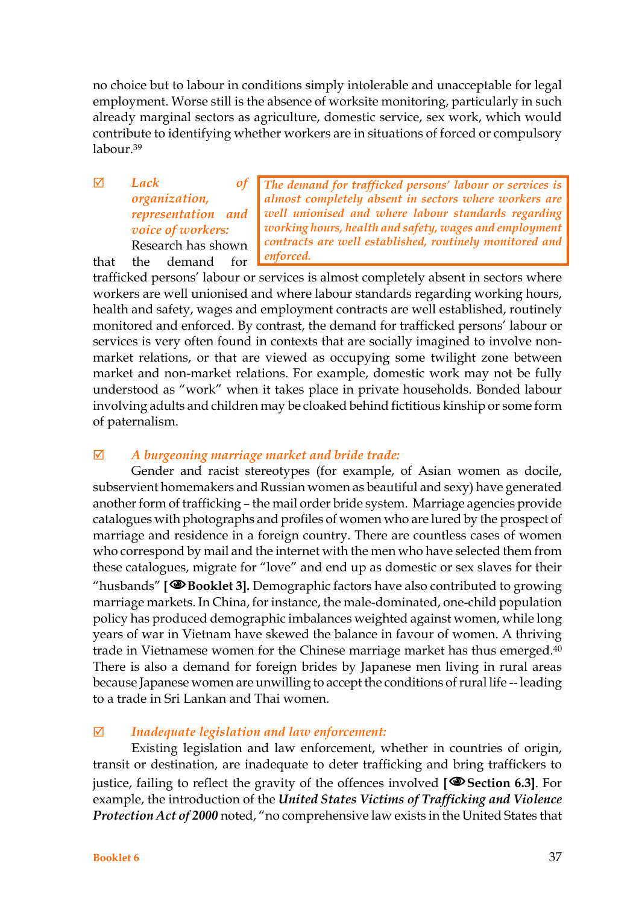no choice but to labour in conditions simply intolerable and unacceptable for legal employment. Worse still is the absence of worksite monitoring, particularly in such already marginal sectors as agriculture, domestic service, sex work, which would contribute to identifying whether workers are in situations of forced or compulsory labour.[39]

> ***The demand for trafficked persons' labour or services is almost completely absent in sectors where workers are well unionised and where labour standards regarding working hours, health and safety, wages and employment contracts are well established, routinely monitored and enforced.***

☑ ***Lack of organization, representation and voice of workers:*** Research has shown that the demand for trafficked persons' labour or services is almost completely absent in sectors where workers are well unionised and where labour standards regarding working hours, health and safety, wages and employment contracts are well established, routinely monitored and enforced. By contrast, the demand for trafficked persons' labour or services is very often found in contexts that are socially imagined to involve non-market relations, or that are viewed as occupying some twilight zone between market and non-market relations. For example, domestic work may not be fully understood as "work" when it takes place in private households. Bonded labour involving adults and children may be cloaked behind fictitious kinship or some form of paternalism.

☑ ***A burgeoning marriage market and bride trade:***

Gender and racist stereotypes (for example, of Asian women as docile, subservient homemakers and Russian women as beautiful and sexy) have generated another form of trafficking – the mail order bride system. Marriage agencies provide catalogues with photographs and profiles of women who are lured by the prospect of marriage and residence in a foreign country. There are countless cases of women who correspond by mail and the internet with the men who have selected them from these catalogues, migrate for "love" and end up as domestic or sex slaves for their "husbands" **[👁 Booklet 3].** Demographic factors have also contributed to growing marriage markets. In China, for instance, the male-dominated, one-child population policy has produced demographic imbalances weighted against women, while long years of war in Vietnam have skewed the balance in favour of women. A thriving trade in Vietnamese women for the Chinese marriage market has thus emerged.[40] There is also a demand for foreign brides by Japanese men living in rural areas because Japanese women are unwilling to accept the conditions of rural life -- leading to a trade in Sri Lankan and Thai women.

☑ ***Inadequate legislation and law enforcement:***

Existing legislation and law enforcement, whether in countries of origin, transit or destination, are inadequate to deter trafficking and bring traffickers to justice, failing to reflect the gravity of the offences involved **[👁 Section 6.3]**. For example, the introduction of the ***United States Victims of Trafficking and Violence Protection Act of 2000*** noted, "no comprehensive law exists in the United States that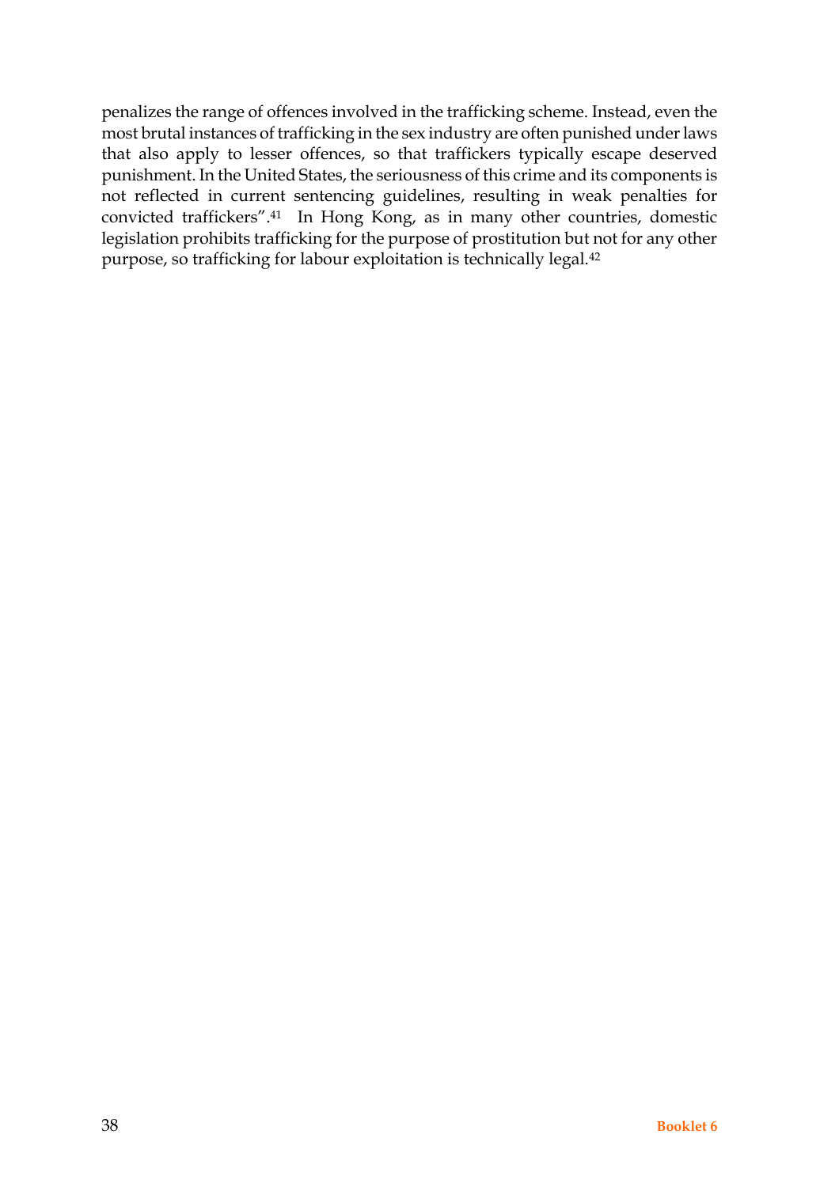penalizes the range of offences involved in the trafficking scheme. Instead, even the most brutal instances of trafficking in the sex industry are often punished under laws that also apply to lesser offences, so that traffickers typically escape deserved punishment. In the United States, the seriousness of this crime and its components is not reflected in current sentencing guidelines, resulting in weak penalties for convicted traffickers".[41] In Hong Kong, as in many other countries, domestic legislation prohibits trafficking for the purpose of prostitution but not for any other purpose, so trafficking for labour exploitation is technically legal.[42]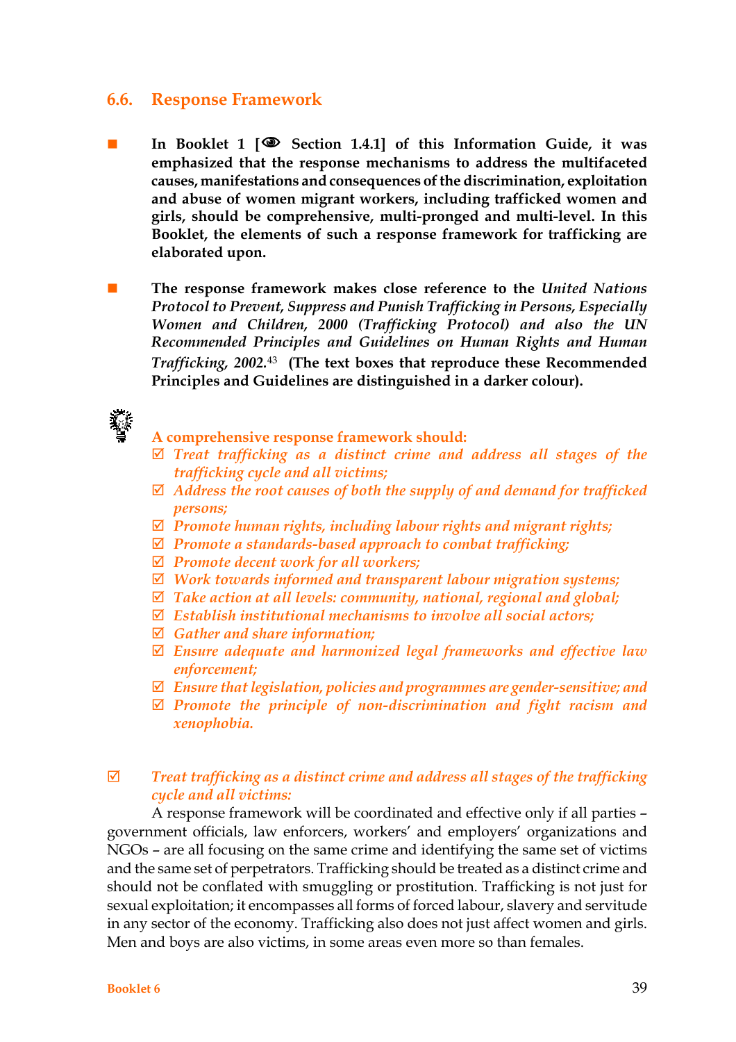## 6.6. Response Framework

- **In Booklet 1 [👁 Section 1.4.1] of this Information Guide, it was emphasized that the response mechanisms to address the multifaceted causes, manifestations and consequences of the discrimination, exploitation and abuse of women migrant workers, including trafficked women and girls, should be comprehensive, multi-pronged and multi-level. In this Booklet, the elements of such a response framework for trafficking are elaborated upon.**

- **The response framework makes close reference to the *United Nations Protocol to Prevent, Suppress and Punish Trafficking in Persons, Especially Women and Children, 2000 (Trafficking Protocol)* and also the *UN Recommended Principles and Guidelines on Human Rights and Human Trafficking, 2002*.[43] (The text boxes that reproduce these Recommended Principles and Guidelines are distinguished in a darker colour).**

**A comprehensive response framework should:**

- ☑ *Treat trafficking as a distinct crime and address all stages of the trafficking cycle and all victims;*
- ☑ *Address the root causes of both the supply of and demand for trafficked persons;*
- ☑ *Promote human rights, including labour rights and migrant rights;*
- ☑ *Promote a standards-based approach to combat trafficking;*
- ☑ *Promote decent work for all workers;*
- ☑ *Work towards informed and transparent labour migration systems;*
- ☑ *Take action at all levels: community, national, regional and global;*
- ☑ *Establish institutional mechanisms to involve all social actors;*
- ☑ *Gather and share information;*
- ☑ *Ensure adequate and harmonized legal frameworks and effective law enforcement;*
- ☑ *Ensure that legislation, policies and programmes are gender-sensitive; and*
- ☑ *Promote the principle of non-discrimination and fight racism and xenophobia.*

☑ *Treat trafficking as a distinct crime and address all stages of the trafficking cycle and all victims:*

A response framework will be coordinated and effective only if all parties – government officials, law enforcers, workers' and employers' organizations and NGOs – are all focusing on the same crime and identifying the same set of victims and the same set of perpetrators. Trafficking should be treated as a distinct crime and should not be conflated with smuggling or prostitution. Trafficking is not just for sexual exploitation; it encompasses all forms of forced labour, slavery and servitude in any sector of the economy. Trafficking also does not just affect women and girls. Men and boys are also victims, in some areas even more so than females.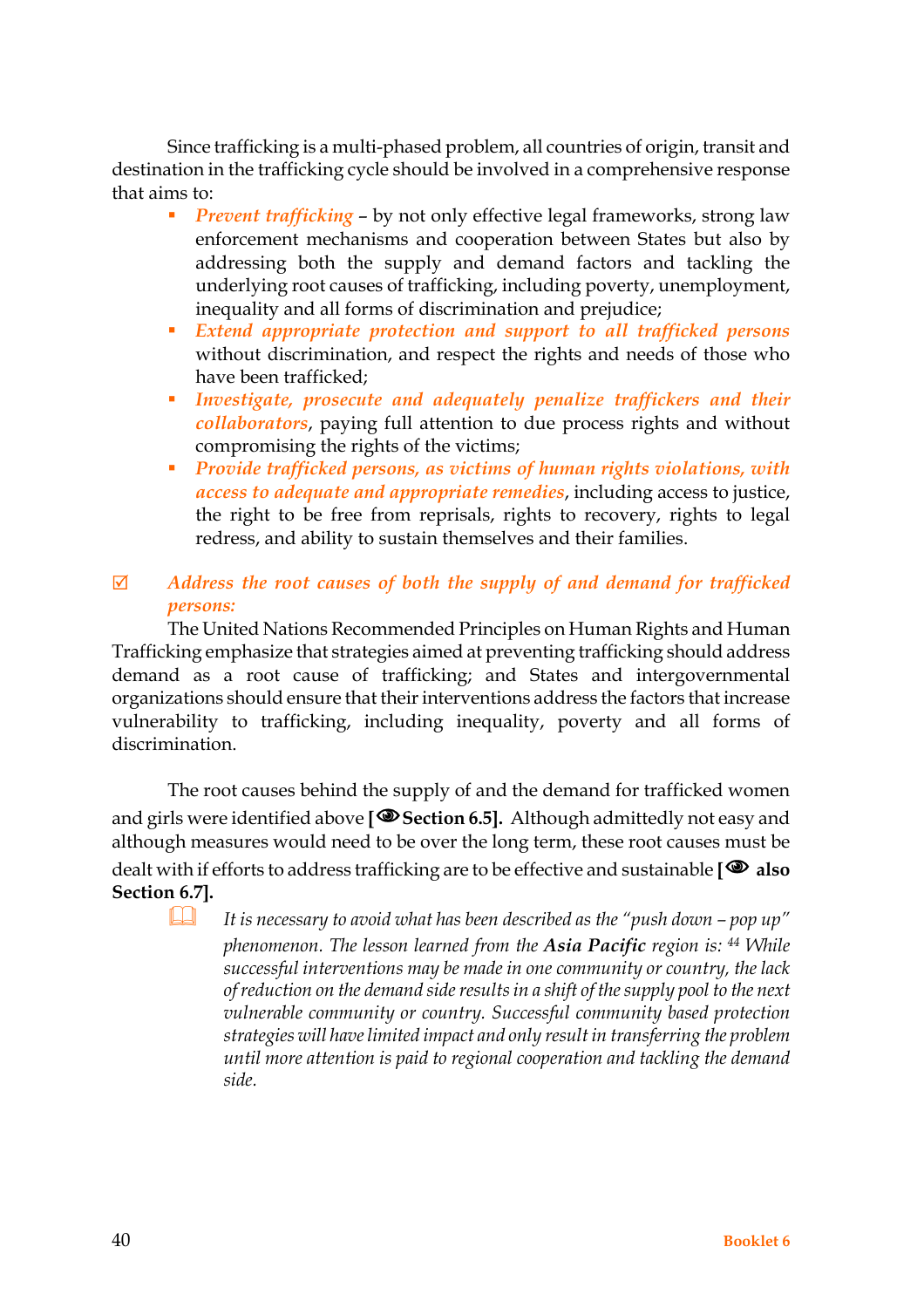Since trafficking is a multi-phased problem, all countries of origin, transit and destination in the trafficking cycle should be involved in a comprehensive response that aims to:

- *Prevent trafficking* – by not only effective legal frameworks, strong law enforcement mechanisms and cooperation between States but also by addressing both the supply and demand factors and tackling the underlying root causes of trafficking, including poverty, unemployment, inequality and all forms of discrimination and prejudice;
- *Extend appropriate protection and support to all trafficked persons* without discrimination, and respect the rights and needs of those who have been trafficked;
- *Investigate, prosecute and adequately penalize traffickers and their collaborators*, paying full attention to due process rights and without compromising the rights of the victims;
- *Provide trafficked persons, as victims of human rights violations, with access to adequate and appropriate remedies*, including access to justice, the right to be free from reprisals, rights to recovery, rights to legal redress, and ability to sustain themselves and their families.

☑ *Address the root causes of both the supply of and demand for trafficked persons:*

The United Nations Recommended Principles on Human Rights and Human Trafficking emphasize that strategies aimed at preventing trafficking should address demand as a root cause of trafficking; and States and intergovernmental organizations should ensure that their interventions address the factors that increase vulnerability to trafficking, including inequality, poverty and all forms of discrimination.

The root causes behind the supply of and the demand for trafficked women and girls were identified above **[👁 Section 6.5].** Although admittedly not easy and although measures would need to be over the long term, these root causes must be dealt with if efforts to address trafficking are to be effective and sustainable **[👁 also Section 6.7].**

> 🕮 *It is necessary to avoid what has been described as the "push down – pop up" phenomenon. The lesson learned from the **Asia Pacific** region is:* [44] *While successful interventions may be made in one community or country, the lack of reduction on the demand side results in a shift of the supply pool to the next vulnerable community or country. Successful community based protection strategies will have limited impact and only result in transferring the problem until more attention is paid to regional cooperation and tackling the demand side.*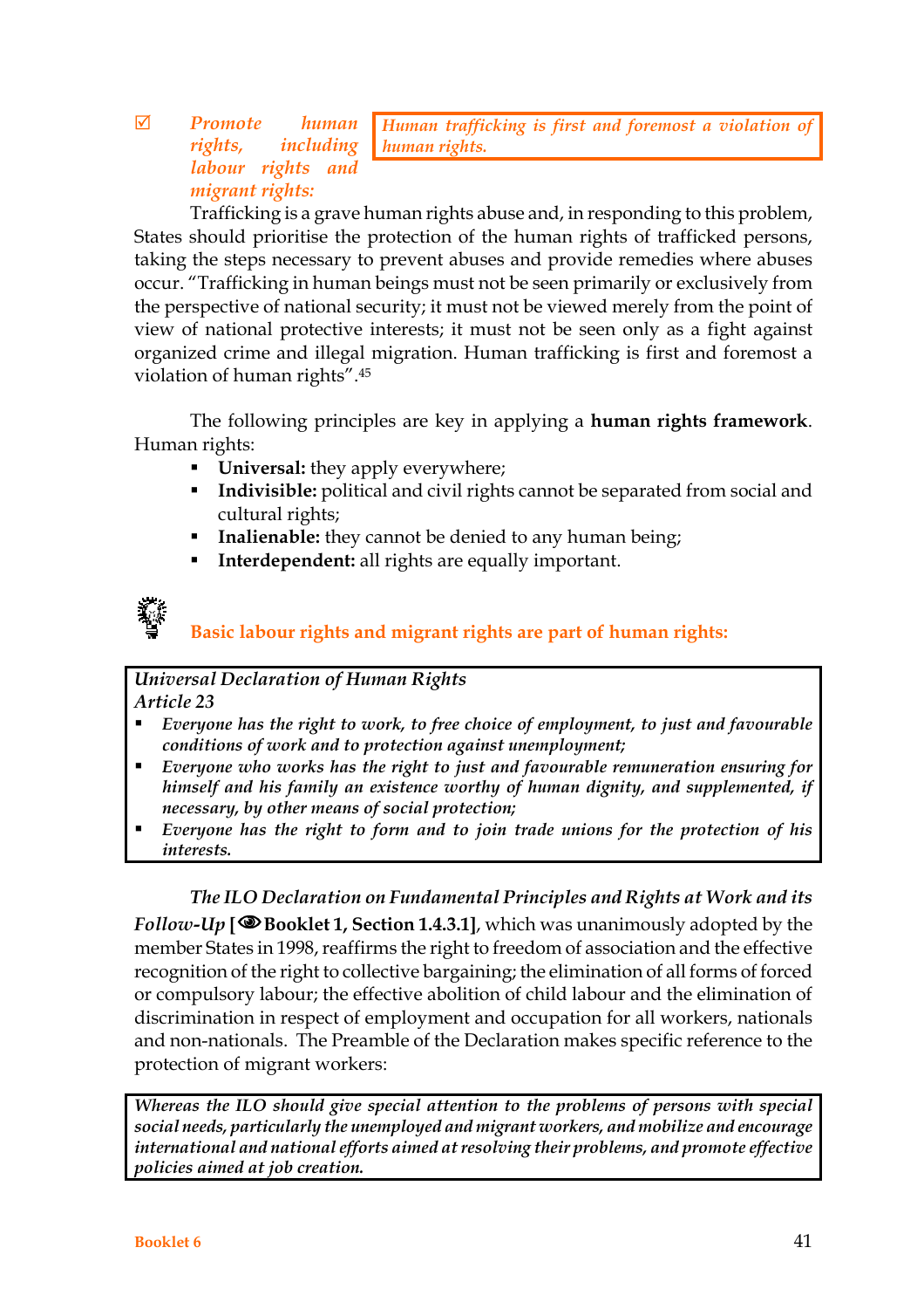☑ *Promote human rights, including labour rights and migrant rights:*

> *Human trafficking is first and foremost a violation of human rights.*

Trafficking is a grave human rights abuse and, in responding to this problem, States should prioritise the protection of the human rights of trafficked persons, taking the steps necessary to prevent abuses and provide remedies where abuses occur. "Trafficking in human beings must not be seen primarily or exclusively from the perspective of national security; it must not be viewed merely from the point of view of national protective interests; it must not be seen only as a fight against organized crime and illegal migration. Human trafficking is first and foremost a violation of human rights".[45]

The following principles are key in applying a **human rights framework**. Human rights:

- **Universal:** they apply everywhere;
- **Indivisible:** political and civil rights cannot be separated from social and cultural rights;
- **Inalienable:** they cannot be denied to any human being;
- **Interdependent:** all rights are equally important.

**Basic labour rights and migrant rights are part of human rights:**

> *Universal Declaration of Human Rights*
> *Article 23*
> - ***Everyone has the right to work, to free choice of employment, to just and favourable conditions of work and to protection against unemployment;***
> - ***Everyone who works has the right to just and favourable remuneration ensuring for himself and his family an existence worthy of human dignity, and supplemented, if necessary, by other means of social protection;***
> - ***Everyone has the right to form and to join trade unions for the protection of his interests.***

*The ILO Declaration on Fundamental Principles and Rights at Work and its Follow-Up* **[Booklet 1, Section 1.4.3.1]**, which was unanimously adopted by the member States in 1998, reaffirms the right to freedom of association and the effective recognition of the right to collective bargaining; the elimination of all forms of forced or compulsory labour; the effective abolition of child labour and the elimination of discrimination in respect of employment and occupation for all workers, nationals and non-nationals. The Preamble of the Declaration makes specific reference to the protection of migrant workers:

> ***Whereas the ILO should give special attention to the problems of persons with special social needs, particularly the unemployed and migrant workers, and mobilize and encourage international and national efforts aimed at resolving their problems, and promote effective policies aimed at job creation.***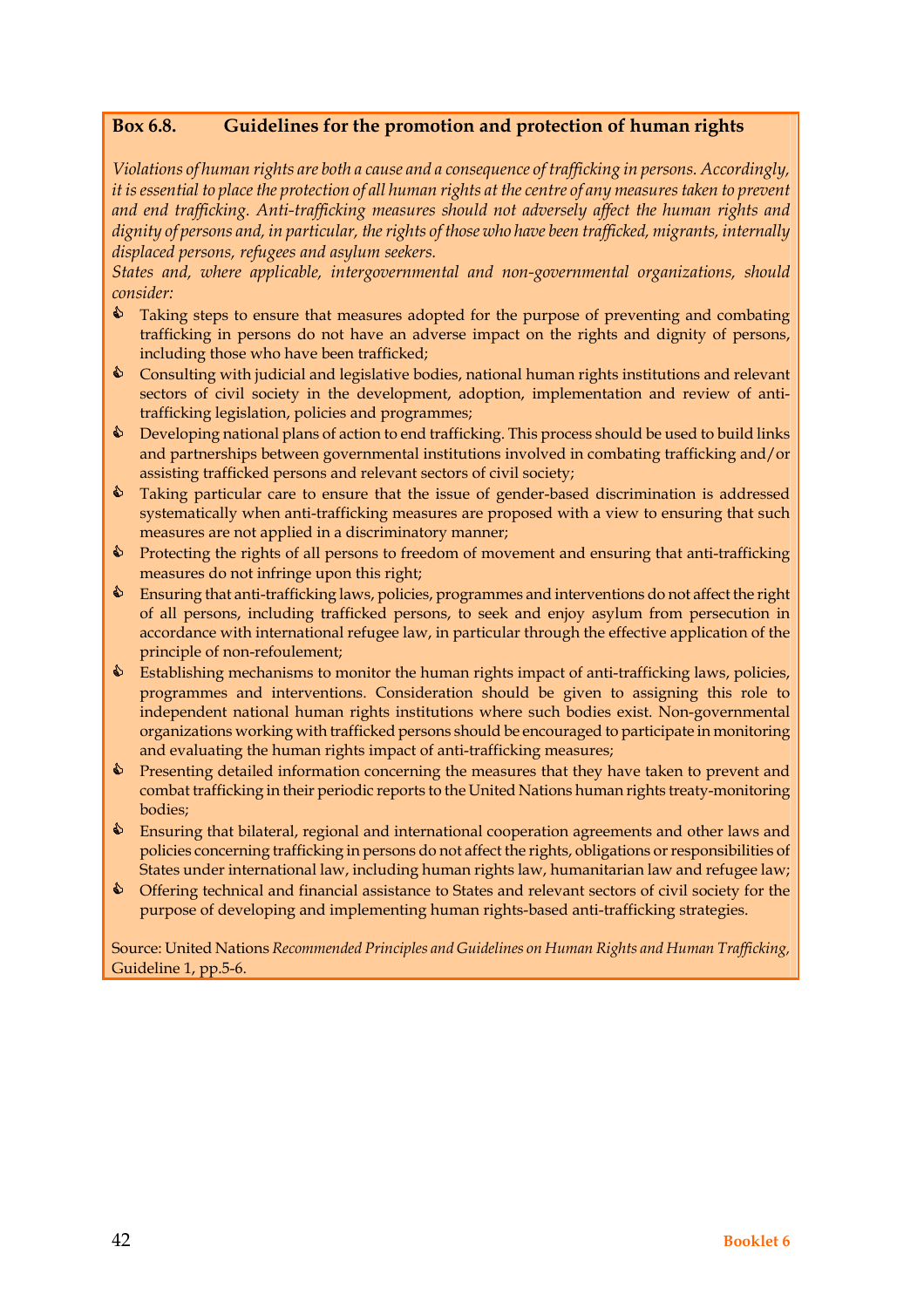**Box 6.8. Guidelines for the promotion and protection of human rights**

*Violations of human rights are both a cause and a consequence of trafficking in persons. Accordingly, it is essential to place the protection of all human rights at the centre of any measures taken to prevent and end trafficking. Anti-trafficking measures should not adversely affect the human rights and dignity of persons and, in particular, the rights of those who have been trafficked, migrants, internally displaced persons, refugees and asylum seekers.*

*States and, where applicable, intergovernmental and non-governmental organizations, should consider:*

- Taking steps to ensure that measures adopted for the purpose of preventing and combating trafficking in persons do not have an adverse impact on the rights and dignity of persons, including those who have been trafficked;
- Consulting with judicial and legislative bodies, national human rights institutions and relevant sectors of civil society in the development, adoption, implementation and review of anti-trafficking legislation, policies and programmes;
- Developing national plans of action to end trafficking. This process should be used to build links and partnerships between governmental institutions involved in combating trafficking and/or assisting trafficked persons and relevant sectors of civil society;
- Taking particular care to ensure that the issue of gender-based discrimination is addressed systematically when anti-trafficking measures are proposed with a view to ensuring that such measures are not applied in a discriminatory manner;
- Protecting the rights of all persons to freedom of movement and ensuring that anti-trafficking measures do not infringe upon this right;
- Ensuring that anti-trafficking laws, policies, programmes and interventions do not affect the right of all persons, including trafficked persons, to seek and enjoy asylum from persecution in accordance with international refugee law, in particular through the effective application of the principle of non-refoulement;
- Establishing mechanisms to monitor the human rights impact of anti-trafficking laws, policies, programmes and interventions. Consideration should be given to assigning this role to independent national human rights institutions where such bodies exist. Non-governmental organizations working with trafficked persons should be encouraged to participate in monitoring and evaluating the human rights impact of anti-trafficking measures;
- Presenting detailed information concerning the measures that they have taken to prevent and combat trafficking in their periodic reports to the United Nations human rights treaty-monitoring bodies;
- Ensuring that bilateral, regional and international cooperation agreements and other laws and policies concerning trafficking in persons do not affect the rights, obligations or responsibilities of States under international law, including human rights law, humanitarian law and refugee law;
- Offering technical and financial assistance to States and relevant sectors of civil society for the purpose of developing and implementing human rights-based anti-trafficking strategies.

Source: United Nations *Recommended Principles and Guidelines on Human Rights and Human Trafficking,* Guideline 1, pp.5-6.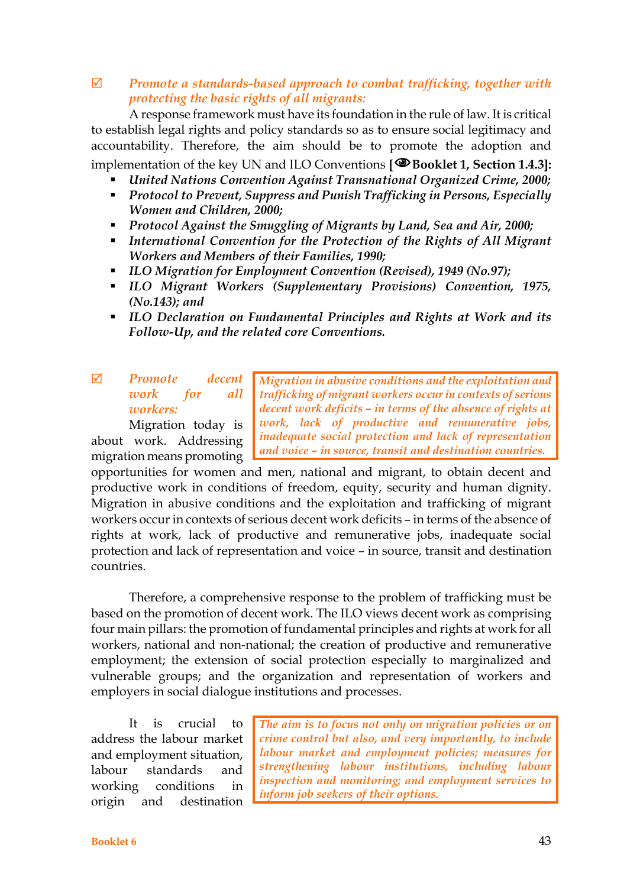☑ ***Promote a standards-based approach to combat trafficking, together with protecting the basic rights of all migrants:***

A response framework must have its foundation in the rule of law. It is critical to establish legal rights and policy standards so as to ensure social legitimacy and accountability. Therefore, the aim should be to promote the adoption and implementation of the key UN and ILO Conventions **[👁Booklet 1, Section 1.4.3]:**

- *United Nations Convention Against Transnational Organized Crime, 2000;*
- *Protocol to Prevent, Suppress and Punish Trafficking in Persons, Especially Women and Children, 2000;*
- *Protocol Against the Smuggling of Migrants by Land, Sea and Air, 2000;*
- *International Convention for the Protection of the Rights of All Migrant Workers and Members of their Families, 1990;*
- *ILO Migration for Employment Convention (Revised), 1949 (No.97);*
- *ILO Migrant Workers (Supplementary Provisions) Convention, 1975, (No.143); and*
- *ILO Declaration on Fundamental Principles and Rights at Work and its Follow-Up, and the related core Conventions.*

☑ ***Promote decent work for all workers:***

> *Migration in abusive conditions and the exploitation and trafficking of migrant workers occur in contexts of serious decent work deficits – in terms of the absence of rights at work, lack of productive and remunerative jobs, inadequate social protection and lack of representation and voice – in source, transit and destination countries.*

Migration today is about work. Addressing migration means promoting opportunities for women and men, national and migrant, to obtain decent and productive work in conditions of freedom, equity, security and human dignity. Migration in abusive conditions and the exploitation and trafficking of migrant workers occur in contexts of serious decent work deficits – in terms of the absence of rights at work, lack of productive and remunerative jobs, inadequate social protection and lack of representation and voice – in source, transit and destination countries.

Therefore, a comprehensive response to the problem of trafficking must be based on the promotion of decent work. The ILO views decent work as comprising four main pillars: the promotion of fundamental principles and rights at work for all workers, national and non-national; the creation of productive and remunerative employment; the extension of social protection especially to marginalized and vulnerable groups; and the organization and representation of workers and employers in social dialogue institutions and processes.

> *The aim is to focus not only on migration policies or on crime control but also, and very importantly, to include labour market and employment policies; measures for strengthening labour institutions, including labour inspection and monitoring; and employment services to inform job seekers of their options.*

It is crucial to address the labour market and employment situation, labour standards and working conditions in origin and destination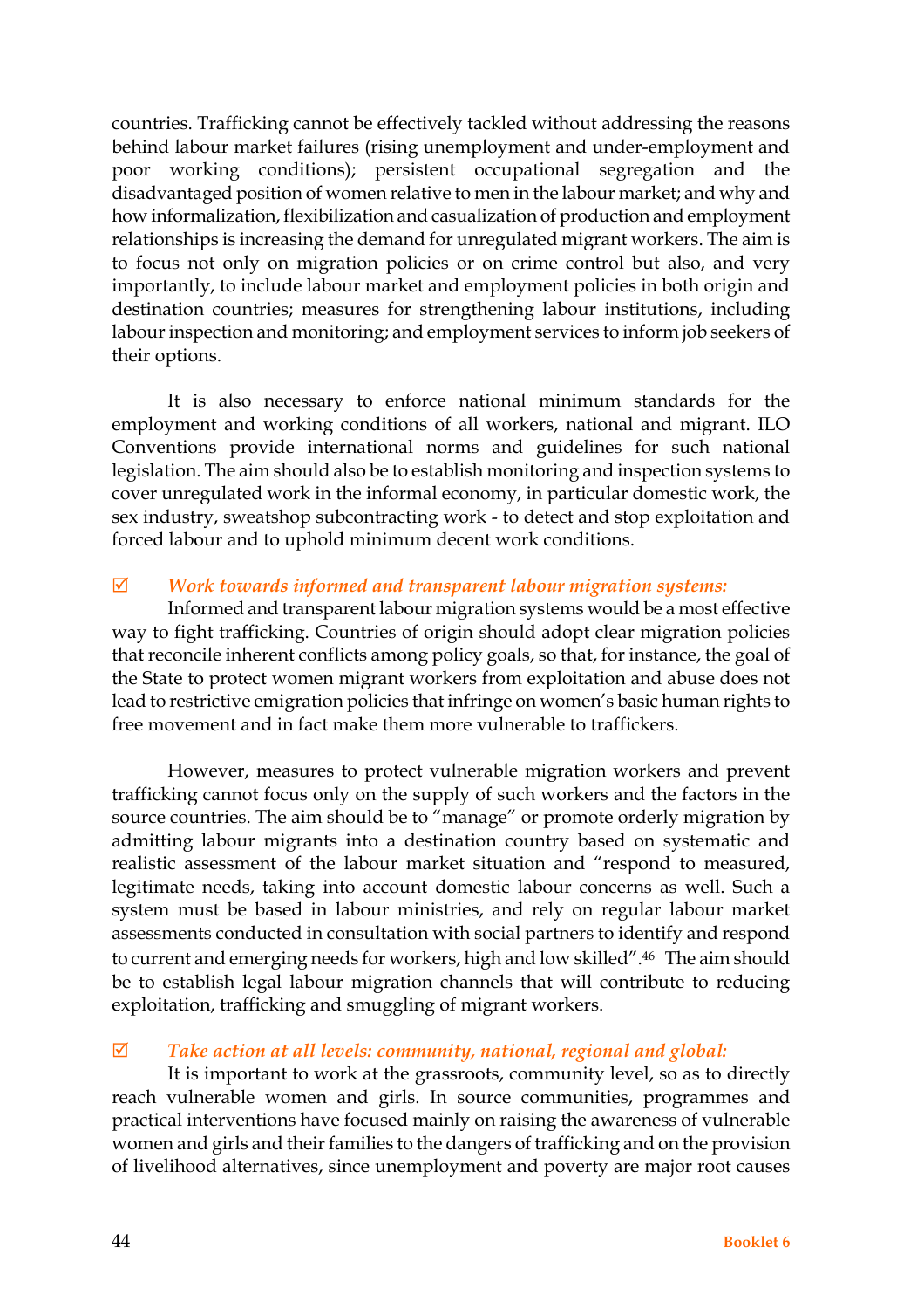countries. Trafficking cannot be effectively tackled without addressing the reasons behind labour market failures (rising unemployment and under-employment and poor working conditions); persistent occupational segregation and the disadvantaged position of women relative to men in the labour market; and why and how informalization, flexibilization and casualization of production and employment relationships is increasing the demand for unregulated migrant workers. The aim is to focus not only on migration policies or on crime control but also, and very importantly, to include labour market and employment policies in both origin and destination countries; measures for strengthening labour institutions, including labour inspection and monitoring; and employment services to inform job seekers of their options.

It is also necessary to enforce national minimum standards for the employment and working conditions of all workers, national and migrant. ILO Conventions provide international norms and guidelines for such national legislation. The aim should also be to establish monitoring and inspection systems to cover unregulated work in the informal economy, in particular domestic work, the sex industry, sweatshop subcontracting work - to detect and stop exploitation and forced labour and to uphold minimum decent work conditions.

☑ *Work towards informed and transparent labour migration systems:*

Informed and transparent labour migration systems would be a most effective way to fight trafficking. Countries of origin should adopt clear migration policies that reconcile inherent conflicts among policy goals, so that, for instance, the goal of the State to protect women migrant workers from exploitation and abuse does not lead to restrictive emigration policies that infringe on women's basic human rights to free movement and in fact make them more vulnerable to traffickers.

However, measures to protect vulnerable migration workers and prevent trafficking cannot focus only on the supply of such workers and the factors in the source countries. The aim should be to "manage" or promote orderly migration by admitting labour migrants into a destination country based on systematic and realistic assessment of the labour market situation and "respond to measured, legitimate needs, taking into account domestic labour concerns as well. Such a system must be based in labour ministries, and rely on regular labour market assessments conducted in consultation with social partners to identify and respond to current and emerging needs for workers, high and low skilled".[46] The aim should be to establish legal labour migration channels that will contribute to reducing exploitation, trafficking and smuggling of migrant workers.

☑ *Take action at all levels: community, national, regional and global:*

It is important to work at the grassroots, community level, so as to directly reach vulnerable women and girls. In source communities, programmes and practical interventions have focused mainly on raising the awareness of vulnerable women and girls and their families to the dangers of trafficking and on the provision of livelihood alternatives, since unemployment and poverty are major root causes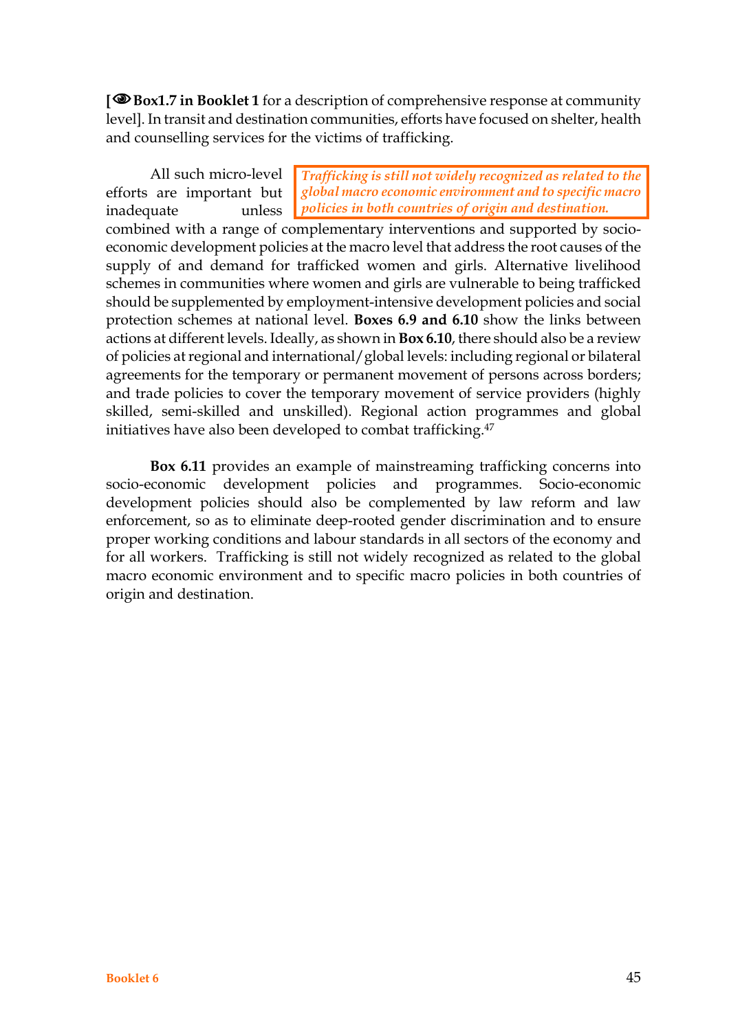[👁 **Box1.7 in Booklet 1** for a description of comprehensive response at community level]. In transit and destination communities, efforts have focused on shelter, health and counselling services for the victims of trafficking.

> *Trafficking is still not widely recognized as related to the global macro economic environment and to specific macro policies in both countries of origin and destination.*

All such micro-level efforts are important but inadequate unless combined with a range of complementary interventions and supported by socio-economic development policies at the macro level that address the root causes of the supply of and demand for trafficked women and girls. Alternative livelihood schemes in communities where women and girls are vulnerable to being trafficked should be supplemented by employment-intensive development policies and social protection schemes at national level. **Boxes 6.9 and 6.10** show the links between actions at different levels. Ideally, as shown in **Box 6.10**, there should also be a review of policies at regional and international/global levels: including regional or bilateral agreements for the temporary or permanent movement of persons across borders; and trade policies to cover the temporary movement of service providers (highly skilled, semi-skilled and unskilled). Regional action programmes and global initiatives have also been developed to combat trafficking.[47]

**Box 6.11** provides an example of mainstreaming trafficking concerns into socio-economic development policies and programmes. Socio-economic development policies should also be complemented by law reform and law enforcement, so as to eliminate deep-rooted gender discrimination and to ensure proper working conditions and labour standards in all sectors of the economy and for all workers. Trafficking is still not widely recognized as related to the global macro economic environment and to specific macro policies in both countries of origin and destination.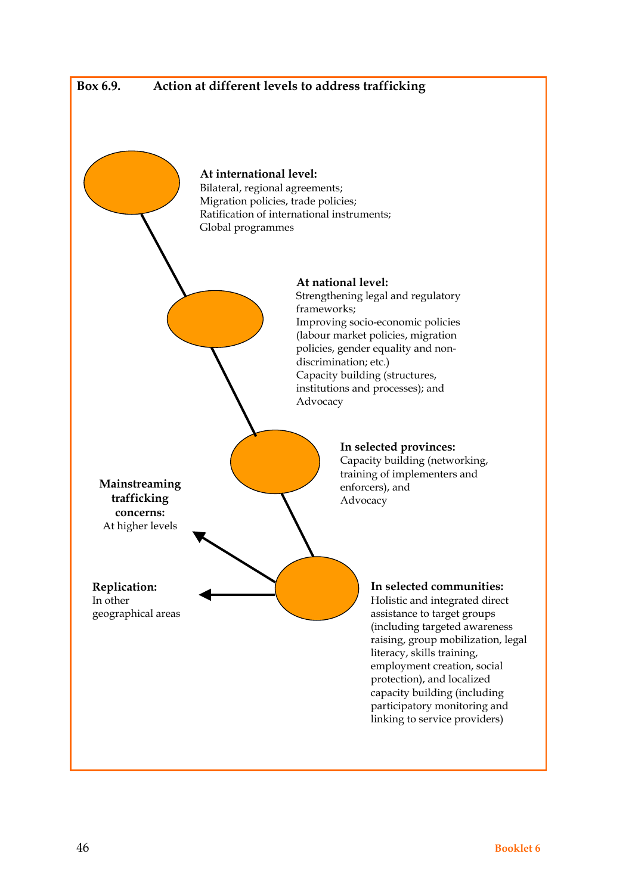**Box 6.9. Action at different levels to address trafficking**

**At international level:**
Bilateral, regional agreements;
Migration policies, trade policies;
Ratification of international instruments;
Global programmes

**At national level:**
Strengthening legal and regulatory frameworks;
Improving socio-economic policies (labour market policies, migration policies, gender equality and non-discrimination; etc.)
Capacity building (structures, institutions and processes); and
Advocacy

**In selected provinces:**
Capacity building (networking, training of implementers and enforcers), and
Advocacy

**Mainstreaming trafficking concerns:**
At higher levels

**Replication:**
In other geographical areas

**In selected communities:**
Holistic and integrated direct assistance to target groups (including targeted awareness raising, group mobilization, legal literacy, skills training, employment creation, social protection), and localized capacity building (including participatory monitoring and linking to service providers)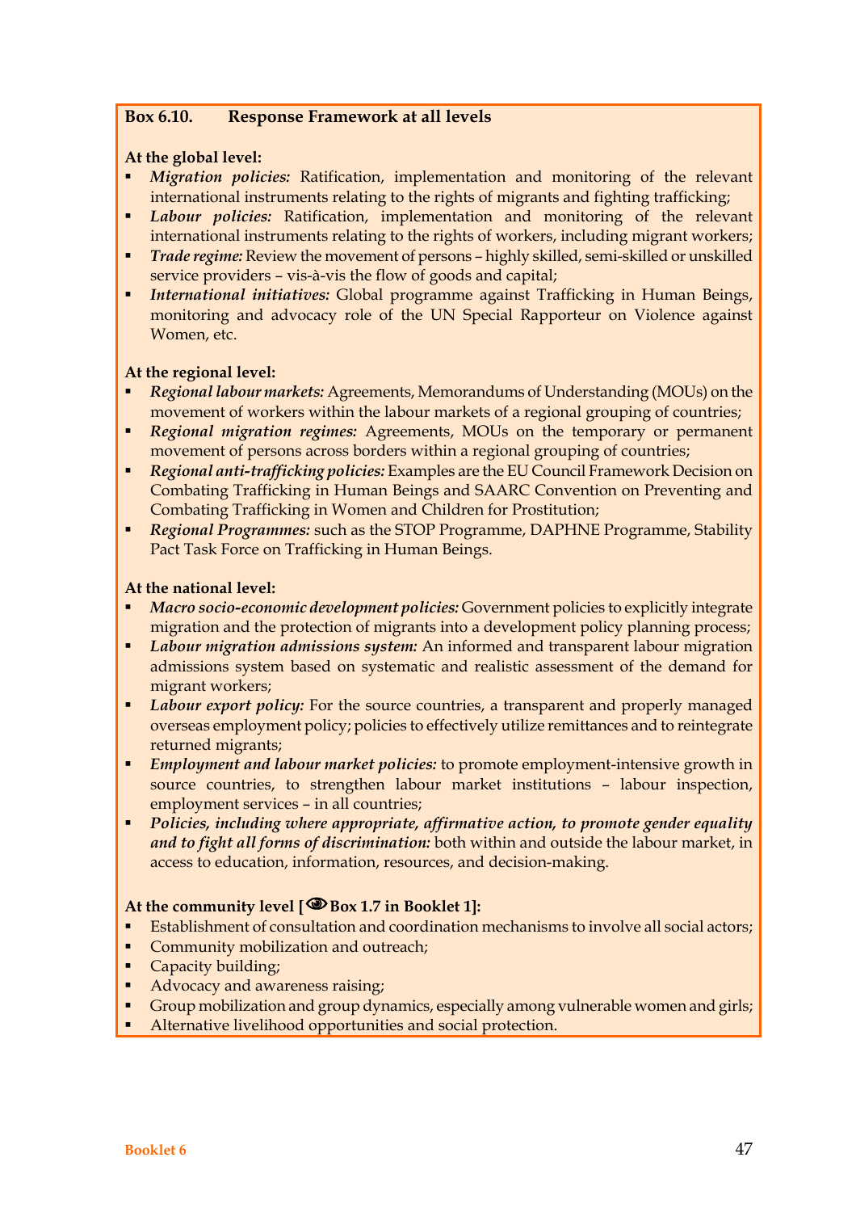**Box 6.10. Response Framework at all levels**

**At the global level:**

- *Migration policies:* Ratification, implementation and monitoring of the relevant international instruments relating to the rights of migrants and fighting trafficking;
- *Labour policies:* Ratification, implementation and monitoring of the relevant international instruments relating to the rights of workers, including migrant workers;
- *Trade regime:* Review the movement of persons – highly skilled, semi-skilled or unskilled service providers – vis-à-vis the flow of goods and capital;
- *International initiatives:* Global programme against Trafficking in Human Beings, monitoring and advocacy role of the UN Special Rapporteur on Violence against Women, etc.

**At the regional level:**

- *Regional labour markets:* Agreements, Memorandums of Understanding (MOUs) on the movement of workers within the labour markets of a regional grouping of countries;
- *Regional migration regimes:* Agreements, MOUs on the temporary or permanent movement of persons across borders within a regional grouping of countries;
- *Regional anti-trafficking policies:* Examples are the EU Council Framework Decision on Combating Trafficking in Human Beings and SAARC Convention on Preventing and Combating Trafficking in Women and Children for Prostitution;
- *Regional Programmes:* such as the STOP Programme, DAPHNE Programme, Stability Pact Task Force on Trafficking in Human Beings.

**At the national level:**

- *Macro socio-economic development policies:* Government policies to explicitly integrate migration and the protection of migrants into a development policy planning process;
- *Labour migration admissions system:* An informed and transparent labour migration admissions system based on systematic and realistic assessment of the demand for migrant workers;
- *Labour export policy:* For the source countries, a transparent and properly managed overseas employment policy; policies to effectively utilize remittances and to reintegrate returned migrants;
- *Employment and labour market policies:* to promote employment-intensive growth in source countries, to strengthen labour market institutions – labour inspection, employment services – in all countries;
- ***Policies, including where appropriate, affirmative action, to promote gender equality and to fight all forms of discrimination:*** both within and outside the labour market, in access to education, information, resources, and decision-making.

**At the community level [Box 1.7 in Booklet 1]:**

- Establishment of consultation and coordination mechanisms to involve all social actors;
- Community mobilization and outreach;
- Capacity building;
- Advocacy and awareness raising;
- Group mobilization and group dynamics, especially among vulnerable women and girls;
- Alternative livelihood opportunities and social protection.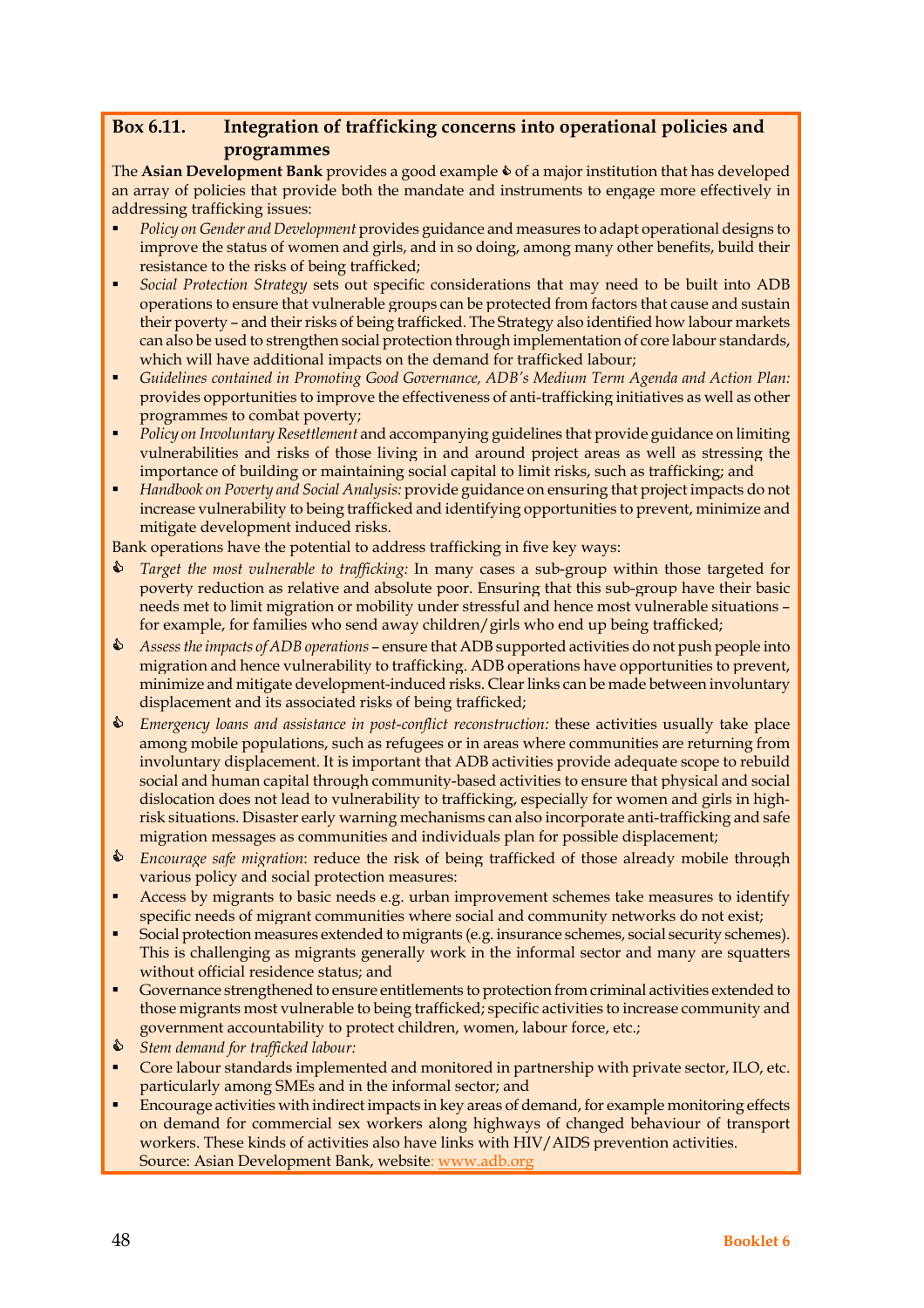**Box 6.11. Integration of trafficking concerns into operational policies and programmes**

The **Asian Development Bank** provides a good example ✎ of a major institution that has developed an array of policies that provide both the mandate and instruments to engage more effectively in addressing trafficking issues:

- *Policy on Gender and Development* provides guidance and measures to adapt operational designs to improve the status of women and girls, and in so doing, among many other benefits, build their resistance to the risks of being trafficked;
- *Social Protection Strategy* sets out specific considerations that may need to be built into ADB operations to ensure that vulnerable groups can be protected from factors that cause and sustain their poverty – and their risks of being trafficked. The Strategy also identified how labour markets can also be used to strengthen social protection through implementation of core labour standards, which will have additional impacts on the demand for trafficked labour;
- *Guidelines contained in Promoting Good Governance, ADB's Medium Term Agenda and Action Plan:* provides opportunities to improve the effectiveness of anti-trafficking initiatives as well as other programmes to combat poverty;
- *Policy on Involuntary Resettlement* and accompanying guidelines that provide guidance on limiting vulnerabilities and risks of those living in and around project areas as well as stressing the importance of building or maintaining social capital to limit risks, such as trafficking; and
- *Handbook on Poverty and Social Analysis:* provide guidance on ensuring that project impacts do not increase vulnerability to being trafficked and identifying opportunities to prevent, minimize and mitigate development induced risks.

Bank operations have the potential to address trafficking in five key ways:

- ✎ *Target the most vulnerable to trafficking:* In many cases a sub-group within those targeted for poverty reduction as relative and absolute poor. Ensuring that this sub-group have their basic needs met to limit migration or mobility under stressful and hence most vulnerable situations – for example, for families who send away children/girls who end up being trafficked;
- ✎ *Assess the impacts of ADB operations* – ensure that ADB supported activities do not push people into migration and hence vulnerability to trafficking. ADB operations have opportunities to prevent, minimize and mitigate development-induced risks. Clear links can be made between involuntary displacement and its associated risks of being trafficked;
- ✎ *Emergency loans and assistance in post-conflict reconstruction:* these activities usually take place among mobile populations, such as refugees or in areas where communities are returning from involuntary displacement. It is important that ADB activities provide adequate scope to rebuild social and human capital through community-based activities to ensure that physical and social dislocation does not lead to vulnerability to trafficking, especially for women and girls in high-risk situations. Disaster early warning mechanisms can also incorporate anti-trafficking and safe migration messages as communities and individuals plan for possible displacement;
- ✎ *Encourage safe migration*: reduce the risk of being trafficked of those already mobile through various policy and social protection measures:
  - Access by migrants to basic needs e.g. urban improvement schemes take measures to identify specific needs of migrant communities where social and community networks do not exist;
  - Social protection measures extended to migrants (e.g. insurance schemes, social security schemes). This is challenging as migrants generally work in the informal sector and many are squatters without official residence status; and
  - Governance strengthened to ensure entitlements to protection from criminal activities extended to those migrants most vulnerable to being trafficked; specific activities to increase community and government accountability to protect children, women, labour force, etc.;
- ✎ *Stem demand for trafficked labour:*
  - Core labour standards implemented and monitored in partnership with private sector, ILO, etc. particularly among SMEs and in the informal sector; and
  - Encourage activities with indirect impacts in key areas of demand, for example monitoring effects on demand for commercial sex workers along highways of changed behaviour of transport workers. These kinds of activities also have links with HIV/AIDS prevention activities.

Source: Asian Development Bank, website: www.adb.org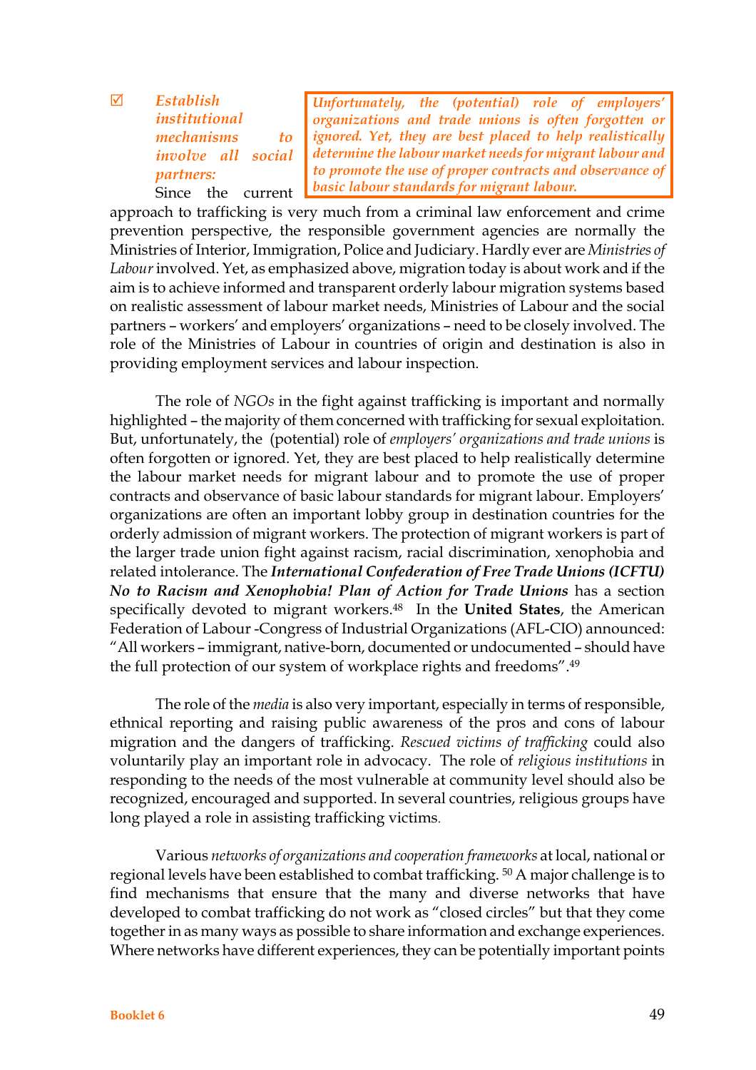☑ ***Establish institutional mechanisms to involve all social partners:***

> ***Unfortunately, the (potential) role of employers' organizations and trade unions is often forgotten or ignored. Yet, they are best placed to help realistically determine the labour market needs for migrant labour and to promote the use of proper contracts and observance of basic labour standards for migrant labour.***

Since the current approach to trafficking is very much from a criminal law enforcement and crime prevention perspective, the responsible government agencies are normally the Ministries of Interior, Immigration, Police and Judiciary. Hardly ever are *Ministries of Labour* involved. Yet, as emphasized above, migration today is about work and if the aim is to achieve informed and transparent orderly labour migration systems based on realistic assessment of labour market needs, Ministries of Labour and the social partners – workers' and employers' organizations – need to be closely involved. The role of the Ministries of Labour in countries of origin and destination is also in providing employment services and labour inspection.

The role of *NGOs* in the fight against trafficking is important and normally highlighted – the majority of them concerned with trafficking for sexual exploitation. But, unfortunately, the (potential) role of *employers' organizations and trade unions* is often forgotten or ignored. Yet, they are best placed to help realistically determine the labour market needs for migrant labour and to promote the use of proper contracts and observance of basic labour standards for migrant labour. Employers' organizations are often an important lobby group in destination countries for the orderly admission of migrant workers. The protection of migrant workers is part of the larger trade union fight against racism, racial discrimination, xenophobia and related intolerance. The ***International Confederation of Free Trade Unions (ICFTU) No to Racism and Xenophobia! Plan of Action for Trade Unions*** has a section specifically devoted to migrant workers.[48] In the **United States**, the American Federation of Labour -Congress of Industrial Organizations (AFL-CIO) announced: "All workers – immigrant, native-born, documented or undocumented – should have the full protection of our system of workplace rights and freedoms".[49]

The role of the *media* is also very important, especially in terms of responsible, ethnical reporting and raising public awareness of the pros and cons of labour migration and the dangers of trafficking. *Rescued victims of trafficking* could also voluntarily play an important role in advocacy. The role of *religious institutions* in responding to the needs of the most vulnerable at community level should also be recognized, encouraged and supported. In several countries, religious groups have long played a role in assisting trafficking victims.

Various *networks of organizations and cooperation frameworks* at local, national or regional levels have been established to combat trafficking.[50] A major challenge is to find mechanisms that ensure that the many and diverse networks that have developed to combat trafficking do not work as "closed circles" but that they come together in as many ways as possible to share information and exchange experiences. Where networks have different experiences, they can be potentially important points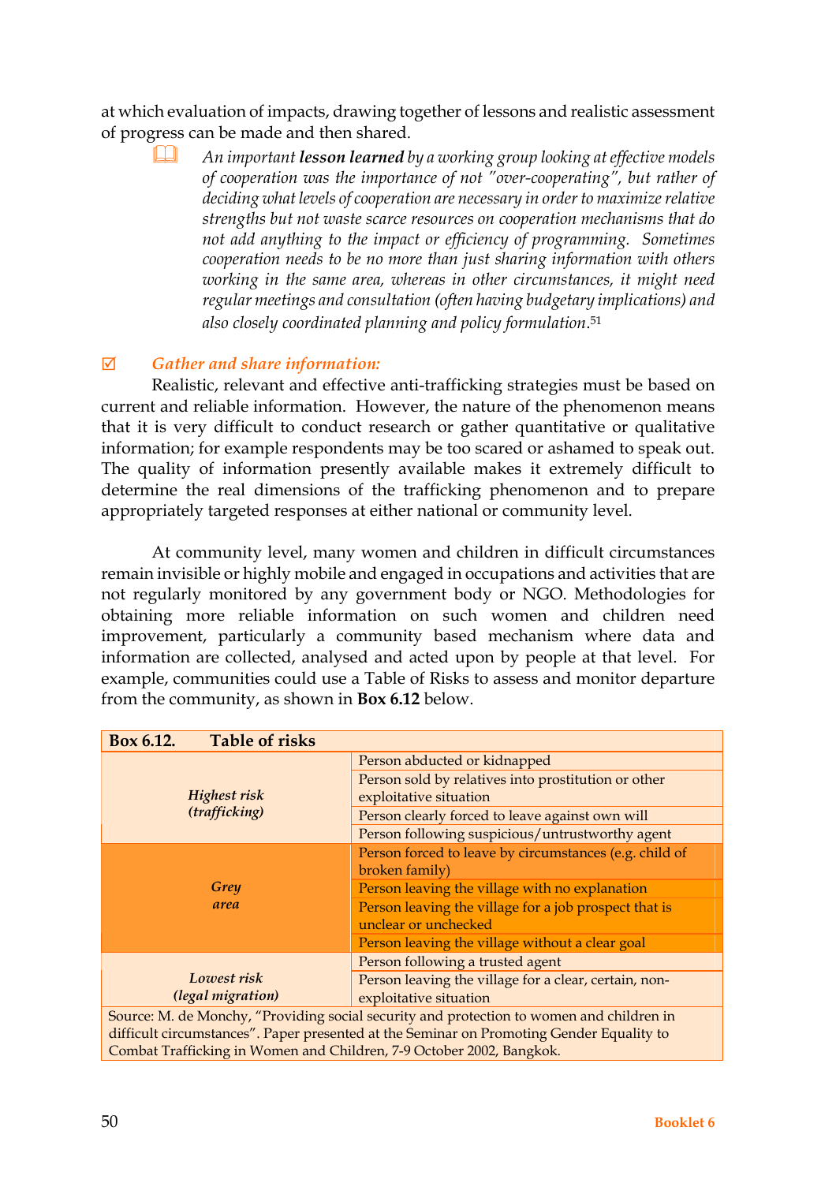at which evaluation of impacts, drawing together of lessons and realistic assessment of progress can be made and then shared.

> 🕮 *An important **lesson learned** by a working group looking at effective models of cooperation was the importance of not "over-cooperating", but rather of deciding what levels of cooperation are necessary in order to maximize relative strengths but not waste scarce resources on cooperation mechanisms that do not add anything to the impact or efficiency of programming. Sometimes cooperation needs to be no more than just sharing information with others working in the same area, whereas in other circumstances, it might need regular meetings and consultation (often having budgetary implications) and also closely coordinated planning and policy formulation.*[51]

☑ ***Gather and share information:***

Realistic, relevant and effective anti-trafficking strategies must be based on current and reliable information. However, the nature of the phenomenon means that it is very difficult to conduct research or gather quantitative or qualitative information; for example respondents may be too scared or ashamed to speak out. The quality of information presently available makes it extremely difficult to determine the real dimensions of the trafficking phenomenon and to prepare appropriately targeted responses at either national or community level.

At community level, many women and children in difficult circumstances remain invisible or highly mobile and engaged in occupations and activities that are not regularly monitored by any government body or NGO. Methodologies for obtaining more reliable information on such women and children need improvement, particularly a community based mechanism where data and information are collected, analysed and acted upon by people at that level. For example, communities could use a Table of Risks to assess and monitor departure from the community, as shown in **Box 6.12** below.

**Box 6.12. Table of risks**

| | |
|---|---|
| *Highest risk (trafficking)* | Person abducted or kidnapped |
| | Person sold by relatives into prostitution or other exploitative situation |
| | Person clearly forced to leave against own will |
| | Person following suspicious/untrustworthy agent |
| *Grey area* | Person forced to leave by circumstances (e.g. child of broken family) |
| | Person leaving the village with no explanation |
| | Person leaving the village for a job prospect that is unclear or unchecked |
| | Person leaving the village without a clear goal |
| *Lowest risk (legal migration)* | Person following a trusted agent |
| | Person leaving the village for a clear, certain, non-exploitative situation |

Source: M. de Monchy, "Providing social security and protection to women and children in difficult circumstances". Paper presented at the Seminar on Promoting Gender Equality to Combat Trafficking in Women and Children, 7-9 October 2002, Bangkok.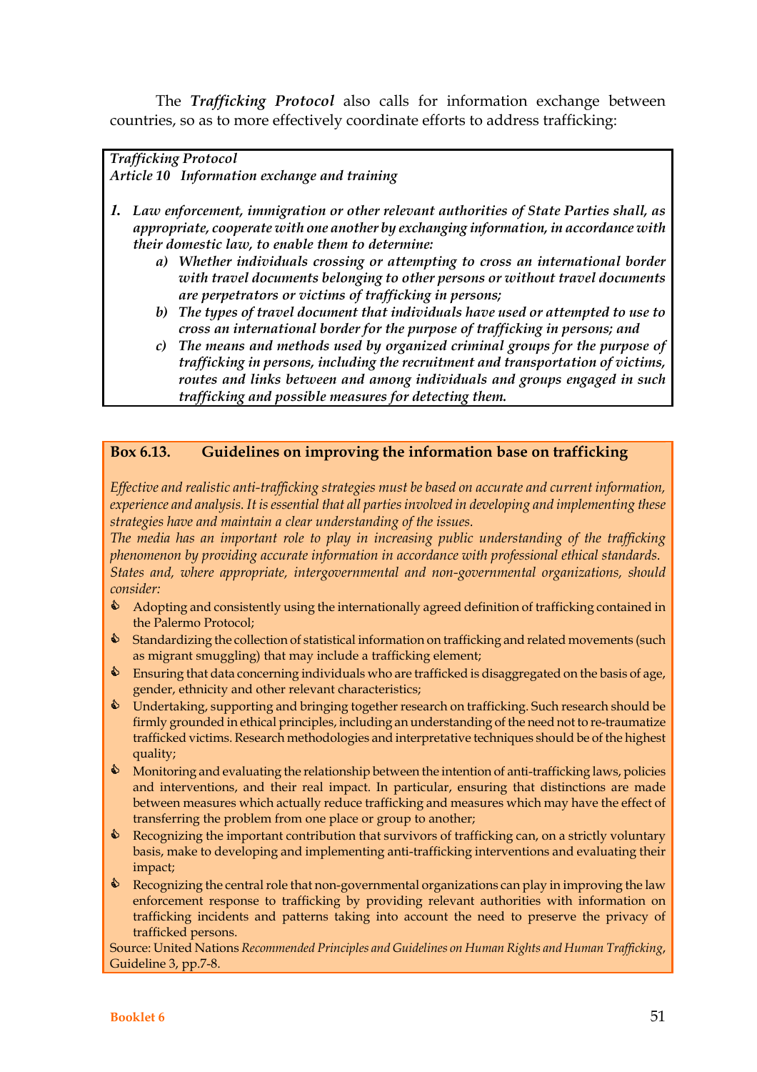The ***Trafficking Protocol*** also calls for information exchange between countries, so as to more effectively coordinate efforts to address trafficking:

> *Trafficking Protocol*
> *Article 10 Information exchange and training*
>
> ***1. Law enforcement, immigration or other relevant authorities of State Parties shall, as appropriate, cooperate with one another by exchanging information, in accordance with their domestic law, to enable them to determine:***
>
> ***a) Whether individuals crossing or attempting to cross an international border with travel documents belonging to other persons or without travel documents are perpetrators or victims of trafficking in persons;***
>
> ***b) The types of travel document that individuals have used or attempted to use to cross an international border for the purpose of trafficking in persons; and***
>
> ***c) The means and methods used by organized criminal groups for the purpose of trafficking in persons, including the recruitment and transportation of victims, routes and links between and among individuals and groups engaged in such trafficking and possible measures for detecting them.***

**Box 6.13. Guidelines on improving the information base on trafficking**

*Effective and realistic anti-trafficking strategies must be based on accurate and current information, experience and analysis. It is essential that all parties involved in developing and implementing these strategies have and maintain a clear understanding of the issues.*

*The media has an important role to play in increasing public understanding of the trafficking phenomenon by providing accurate information in accordance with professional ethical standards.*

*States and, where appropriate, intergovernmental and non-governmental organizations, should consider:*

- Adopting and consistently using the internationally agreed definition of trafficking contained in the Palermo Protocol;
- Standardizing the collection of statistical information on trafficking and related movements (such as migrant smuggling) that may include a trafficking element;
- Ensuring that data concerning individuals who are trafficked is disaggregated on the basis of age, gender, ethnicity and other relevant characteristics;
- Undertaking, supporting and bringing together research on trafficking. Such research should be firmly grounded in ethical principles, including an understanding of the need not to re-traumatize trafficked victims. Research methodologies and interpretative techniques should be of the highest quality;
- Monitoring and evaluating the relationship between the intention of anti-trafficking laws, policies and interventions, and their real impact. In particular, ensuring that distinctions are made between measures which actually reduce trafficking and measures which may have the effect of transferring the problem from one place or group to another;
- Recognizing the important contribution that survivors of trafficking can, on a strictly voluntary basis, make to developing and implementing anti-trafficking interventions and evaluating their impact;
- Recognizing the central role that non-governmental organizations can play in improving the law enforcement response to trafficking by providing relevant authorities with information on trafficking incidents and patterns taking into account the need to preserve the privacy of trafficked persons.

Source: United Nations *Recommended Principles and Guidelines on Human Rights and Human Trafficking*, Guideline 3, pp.7-8.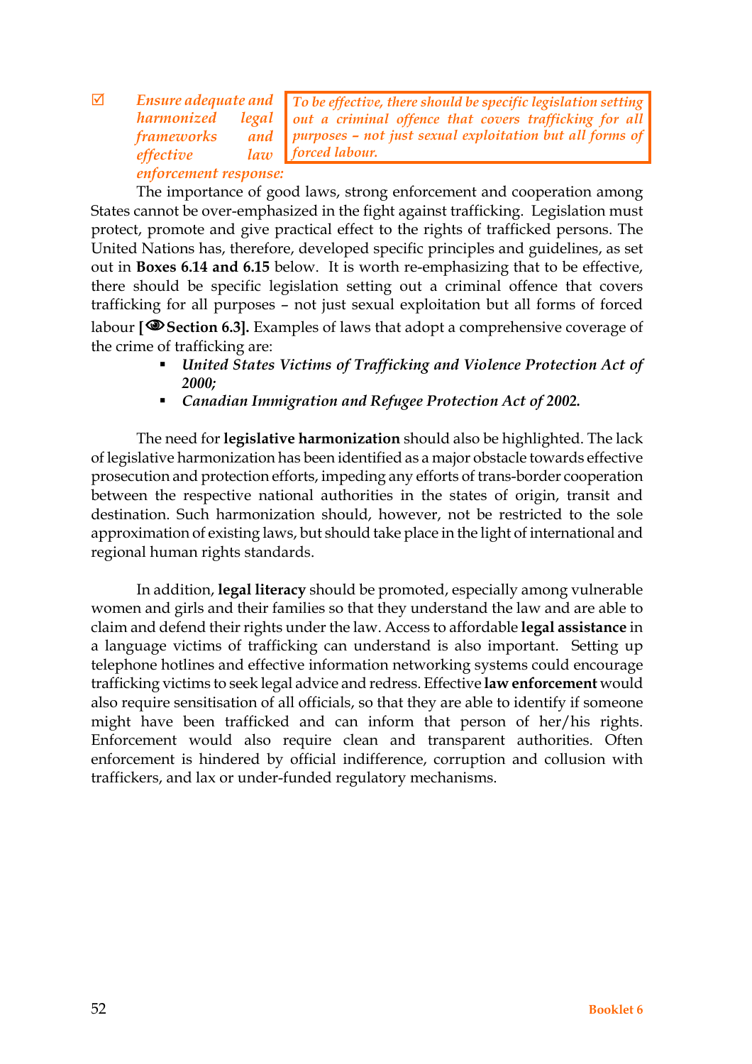☑ *Ensure adequate and harmonized legal frameworks and effective law enforcement response:*

> *To be effective, there should be specific legislation setting out a criminal offence that covers trafficking for all purposes – not just sexual exploitation but all forms of forced labour.*

The importance of good laws, strong enforcement and cooperation among States cannot be over-emphasized in the fight against trafficking. Legislation must protect, promote and give practical effect to the rights of trafficked persons. The United Nations has, therefore, developed specific principles and guidelines, as set out in **Boxes 6.14 and 6.15** below. It is worth re-emphasizing that to be effective, there should be specific legislation setting out a criminal offence that covers trafficking for all purposes – not just sexual exploitation but all forms of forced labour **[👁 Section 6.3].** Examples of laws that adopt a comprehensive coverage of the crime of trafficking are:

- *United States Victims of Trafficking and Violence Protection Act of 2000;*
- *Canadian Immigration and Refugee Protection Act of 2002.*

The need for **legislative harmonization** should also be highlighted. The lack of legislative harmonization has been identified as a major obstacle towards effective prosecution and protection efforts, impeding any efforts of trans-border cooperation between the respective national authorities in the states of origin, transit and destination. Such harmonization should, however, not be restricted to the sole approximation of existing laws, but should take place in the light of international and regional human rights standards.

In addition, **legal literacy** should be promoted, especially among vulnerable women and girls and their families so that they understand the law and are able to claim and defend their rights under the law. Access to affordable **legal assistance** in a language victims of trafficking can understand is also important. Setting up telephone hotlines and effective information networking systems could encourage trafficking victims to seek legal advice and redress. Effective **law enforcement** would also require sensitisation of all officials, so that they are able to identify if someone might have been trafficked and can inform that person of her/his rights. Enforcement would also require clean and transparent authorities. Often enforcement is hindered by official indifference, corruption and collusion with traffickers, and lax or under-funded regulatory mechanisms.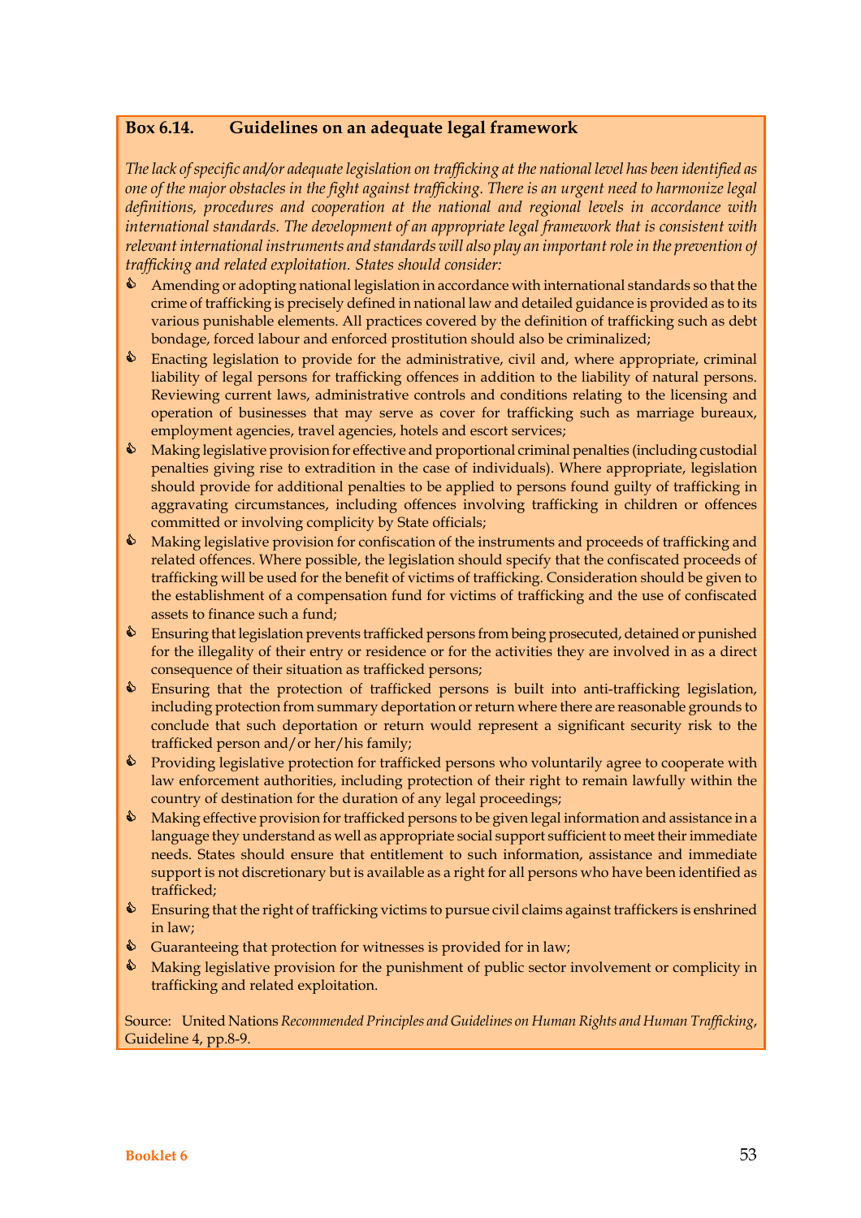### Box 6.14. Guidelines on an adequate legal framework

*The lack of specific and/or adequate legislation on trafficking at the national level has been identified as one of the major obstacles in the fight against trafficking. There is an urgent need to harmonize legal definitions, procedures and cooperation at the national and regional levels in accordance with international standards. The development of an appropriate legal framework that is consistent with relevant international instruments and standards will also play an important role in the prevention of trafficking and related exploitation. States should consider:*

- Amending or adopting national legislation in accordance with international standards so that the crime of trafficking is precisely defined in national law and detailed guidance is provided as to its various punishable elements. All practices covered by the definition of trafficking such as debt bondage, forced labour and enforced prostitution should also be criminalized;
- Enacting legislation to provide for the administrative, civil and, where appropriate, criminal liability of legal persons for trafficking offences in addition to the liability of natural persons. Reviewing current laws, administrative controls and conditions relating to the licensing and operation of businesses that may serve as cover for trafficking such as marriage bureaux, employment agencies, travel agencies, hotels and escort services;
- Making legislative provision for effective and proportional criminal penalties (including custodial penalties giving rise to extradition in the case of individuals). Where appropriate, legislation should provide for additional penalties to be applied to persons found guilty of trafficking in aggravating circumstances, including offences involving trafficking in children or offences committed or involving complicity by State officials;
- Making legislative provision for confiscation of the instruments and proceeds of trafficking and related offences. Where possible, the legislation should specify that the confiscated proceeds of trafficking will be used for the benefit of victims of trafficking. Consideration should be given to the establishment of a compensation fund for victims of trafficking and the use of confiscated assets to finance such a fund;
- Ensuring that legislation prevents trafficked persons from being prosecuted, detained or punished for the illegality of their entry or residence or for the activities they are involved in as a direct consequence of their situation as trafficked persons;
- Ensuring that the protection of trafficked persons is built into anti-trafficking legislation, including protection from summary deportation or return where there are reasonable grounds to conclude that such deportation or return would represent a significant security risk to the trafficked person and/or her/his family;
- Providing legislative protection for trafficked persons who voluntarily agree to cooperate with law enforcement authorities, including protection of their right to remain lawfully within the country of destination for the duration of any legal proceedings;
- Making effective provision for trafficked persons to be given legal information and assistance in a language they understand as well as appropriate social support sufficient to meet their immediate needs. States should ensure that entitlement to such information, assistance and immediate support is not discretionary but is available as a right for all persons who have been identified as trafficked;
- Ensuring that the right of trafficking victims to pursue civil claims against traffickers is enshrined in law;
- Guaranteeing that protection for witnesses is provided for in law;
- Making legislative provision for the punishment of public sector involvement or complicity in trafficking and related exploitation.

Source: United Nations *Recommended Principles and Guidelines on Human Rights and Human Trafficking*, Guideline 4, pp.8-9.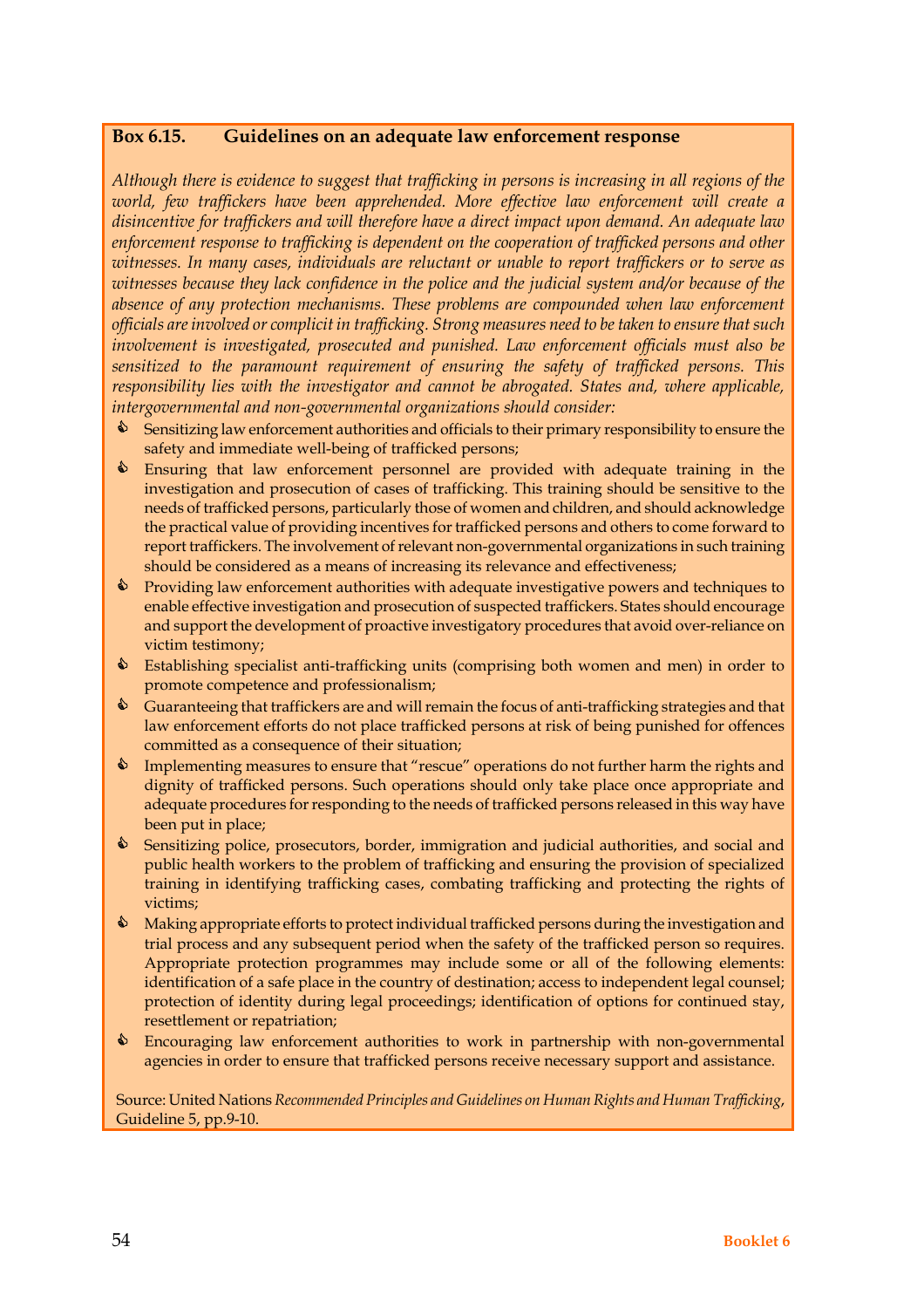### Box 6.15. Guidelines on an adequate law enforcement response

*Although there is evidence to suggest that trafficking in persons is increasing in all regions of the world, few traffickers have been apprehended. More effective law enforcement will create a disincentive for traffickers and will therefore have a direct impact upon demand. An adequate law enforcement response to trafficking is dependent on the cooperation of trafficked persons and other witnesses. In many cases, individuals are reluctant or unable to report traffickers or to serve as witnesses because they lack confidence in the police and the judicial system and/or because of the absence of any protection mechanisms. These problems are compounded when law enforcement officials are involved or complicit in trafficking. Strong measures need to be taken to ensure that such involvement is investigated, prosecuted and punished. Law enforcement officials must also be sensitized to the paramount requirement of ensuring the safety of trafficked persons. This responsibility lies with the investigator and cannot be abrogated. States and, where applicable, intergovernmental and non-governmental organizations should consider:*

- Sensitizing law enforcement authorities and officials to their primary responsibility to ensure the safety and immediate well-being of trafficked persons;
- Ensuring that law enforcement personnel are provided with adequate training in the investigation and prosecution of cases of trafficking. This training should be sensitive to the needs of trafficked persons, particularly those of women and children, and should acknowledge the practical value of providing incentives for trafficked persons and others to come forward to report traffickers. The involvement of relevant non-governmental organizations in such training should be considered as a means of increasing its relevance and effectiveness;
- Providing law enforcement authorities with adequate investigative powers and techniques to enable effective investigation and prosecution of suspected traffickers. States should encourage and support the development of proactive investigatory procedures that avoid over-reliance on victim testimony;
- Establishing specialist anti-trafficking units (comprising both women and men) in order to promote competence and professionalism;
- Guaranteeing that traffickers are and will remain the focus of anti-trafficking strategies and that law enforcement efforts do not place trafficked persons at risk of being punished for offences committed as a consequence of their situation;
- Implementing measures to ensure that "rescue" operations do not further harm the rights and dignity of trafficked persons. Such operations should only take place once appropriate and adequate procedures for responding to the needs of trafficked persons released in this way have been put in place;
- Sensitizing police, prosecutors, border, immigration and judicial authorities, and social and public health workers to the problem of trafficking and ensuring the provision of specialized training in identifying trafficking cases, combating trafficking and protecting the rights of victims;
- Making appropriate efforts to protect individual trafficked persons during the investigation and trial process and any subsequent period when the safety of the trafficked person so requires. Appropriate protection programmes may include some or all of the following elements: identification of a safe place in the country of destination; access to independent legal counsel; protection of identity during legal proceedings; identification of options for continued stay, resettlement or repatriation;
- Encouraging law enforcement authorities to work in partnership with non-governmental agencies in order to ensure that trafficked persons receive necessary support and assistance.

Source: United Nations *Recommended Principles and Guidelines on Human Rights and Human Trafficking*, Guideline 5, pp.9-10.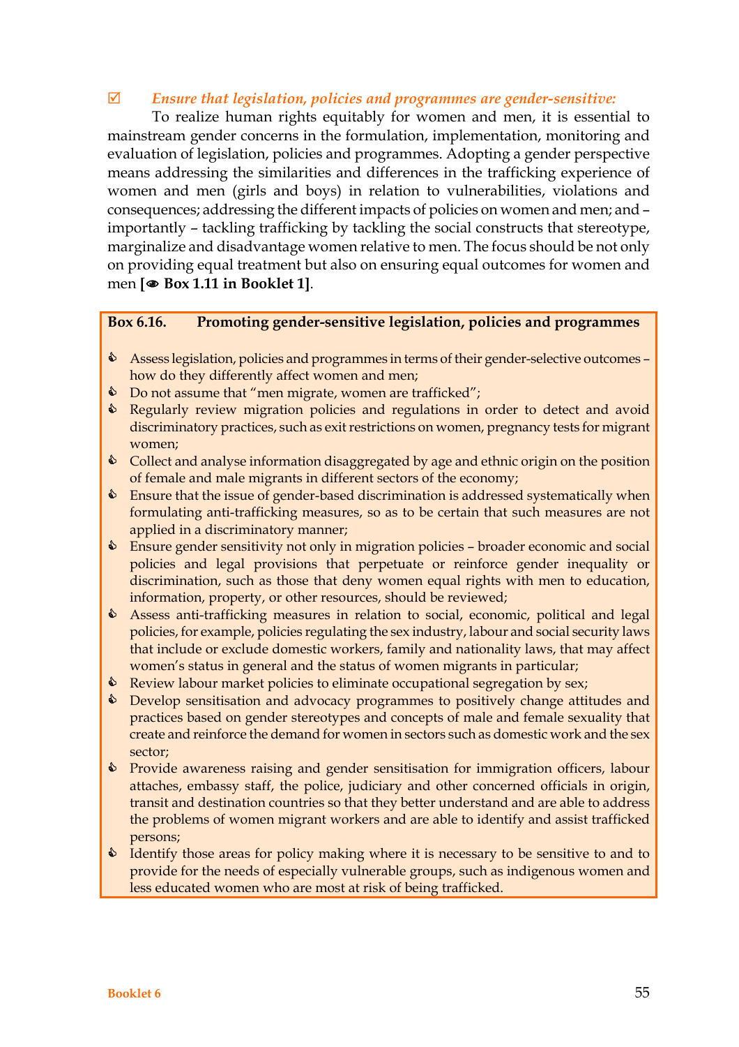☑ *Ensure that legislation, policies and programmes are gender-sensitive:*

To realize human rights equitably for women and men, it is essential to mainstream gender concerns in the formulation, implementation, monitoring and evaluation of legislation, policies and programmes. Adopting a gender perspective means addressing the similarities and differences in the trafficking experience of women and men (girls and boys) in relation to vulnerabilities, violations and consequences; addressing the different impacts of policies on women and men; and – importantly – tackling trafficking by tackling the social constructs that stereotype, marginalize and disadvantage women relative to men. The focus should be not only on providing equal treatment but also on ensuring equal outcomes for women and men **[👁 Box 1.11 in Booklet 1]**.

**Box 6.16. Promoting gender-sensitive legislation, policies and programmes**

- Assess legislation, policies and programmes in terms of their gender-selective outcomes – how do they differently affect women and men;
- Do not assume that "men migrate, women are trafficked";
- Regularly review migration policies and regulations in order to detect and avoid discriminatory practices, such as exit restrictions on women, pregnancy tests for migrant women;
- Collect and analyse information disaggregated by age and ethnic origin on the position of female and male migrants in different sectors of the economy;
- Ensure that the issue of gender-based discrimination is addressed systematically when formulating anti-trafficking measures, so as to be certain that such measures are not applied in a discriminatory manner;
- Ensure gender sensitivity not only in migration policies – broader economic and social policies and legal provisions that perpetuate or reinforce gender inequality or discrimination, such as those that deny women equal rights with men to education, information, property, or other resources, should be reviewed;
- Assess anti-trafficking measures in relation to social, economic, political and legal policies, for example, policies regulating the sex industry, labour and social security laws that include or exclude domestic workers, family and nationality laws, that may affect women's status in general and the status of women migrants in particular;
- Review labour market policies to eliminate occupational segregation by sex;
- Develop sensitisation and advocacy programmes to positively change attitudes and practices based on gender stereotypes and concepts of male and female sexuality that create and reinforce the demand for women in sectors such as domestic work and the sex sector;
- Provide awareness raising and gender sensitisation for immigration officers, labour attaches, embassy staff, the police, judiciary and other concerned officials in origin, transit and destination countries so that they better understand and are able to address the problems of women migrant workers and are able to identify and assist trafficked persons;
- Identify those areas for policy making where it is necessary to be sensitive to and to provide for the needs of especially vulnerable groups, such as indigenous women and less educated women who are most at risk of being trafficked.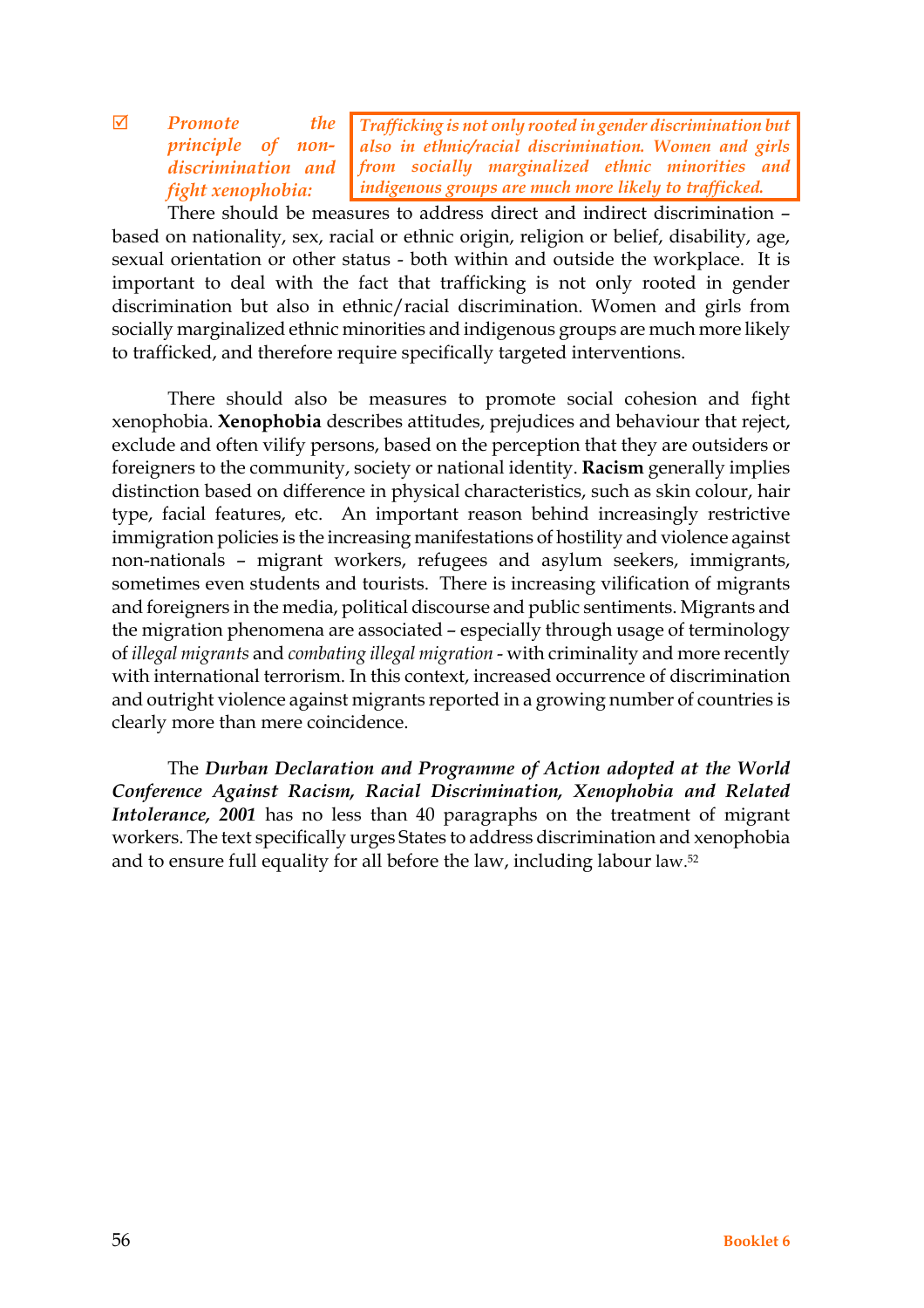☑ ***Promote the principle of non-discrimination and fight xenophobia:***

> *Trafficking is not only rooted in gender discrimination but also in ethnic/racial discrimination. Women and girls from socially marginalized ethnic minorities and indigenous groups are much more likely to trafficked.*

There should be measures to address direct and indirect discrimination – based on nationality, sex, racial or ethnic origin, religion or belief, disability, age, sexual orientation or other status - both within and outside the workplace. It is important to deal with the fact that trafficking is not only rooted in gender discrimination but also in ethnic/racial discrimination. Women and girls from socially marginalized ethnic minorities and indigenous groups are much more likely to trafficked, and therefore require specifically targeted interventions.

There should also be measures to promote social cohesion and fight xenophobia. **Xenophobia** describes attitudes, prejudices and behaviour that reject, exclude and often vilify persons, based on the perception that they are outsiders or foreigners to the community, society or national identity. **Racism** generally implies distinction based on difference in physical characteristics, such as skin colour, hair type, facial features, etc. An important reason behind increasingly restrictive immigration policies is the increasing manifestations of hostility and violence against non-nationals – migrant workers, refugees and asylum seekers, immigrants, sometimes even students and tourists. There is increasing vilification of migrants and foreigners in the media, political discourse and public sentiments. Migrants and the migration phenomena are associated – especially through usage of terminology of *illegal migrants* and *combating illegal migration* - with criminality and more recently with international terrorism. In this context, increased occurrence of discrimination and outright violence against migrants reported in a growing number of countries is clearly more than mere coincidence.

The ***Durban Declaration and Programme of Action adopted at the World Conference Against Racism, Racial Discrimination, Xenophobia and Related Intolerance, 2001*** has no less than 40 paragraphs on the treatment of migrant workers. The text specifically urges States to address discrimination and xenophobia and to ensure full equality for all before the law, including labour law.[52]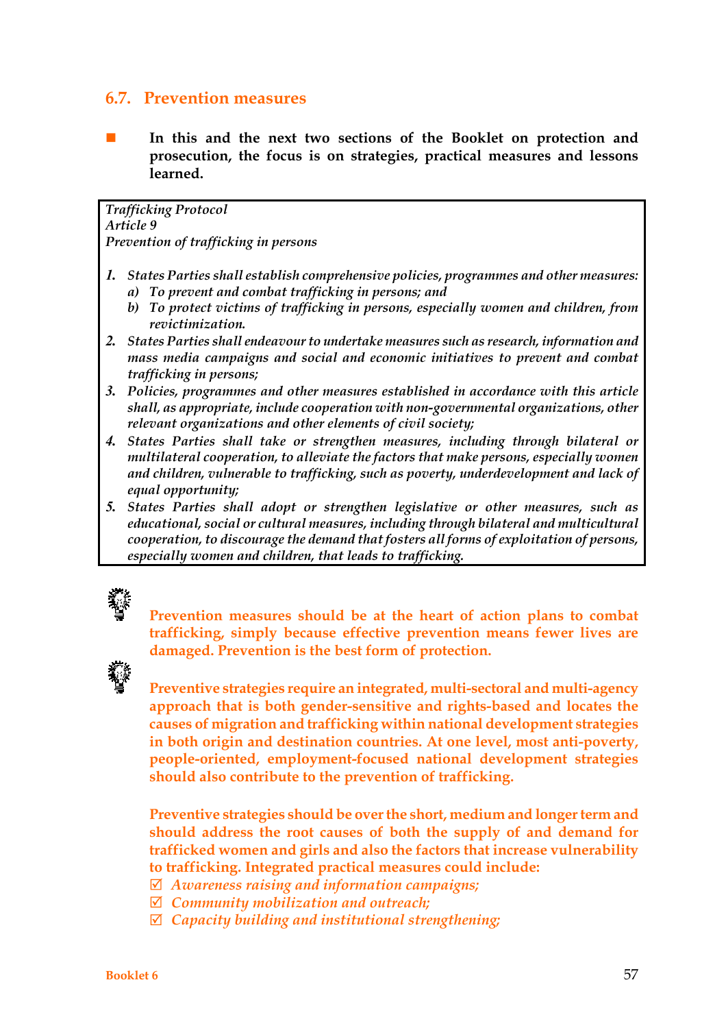## 6.7. Prevention measures

- **In this and the next two sections of the Booklet on protection and prosecution, the focus is on strategies, practical measures and lessons learned.**

> *Trafficking Protocol*
> *Article 9*
> *Prevention of trafficking in persons*
>
> 1. *States Parties shall establish comprehensive policies, programmes and other measures:*
>    a) *To prevent and combat trafficking in persons; and*
>    b) *To protect victims of trafficking in persons, especially women and children, from revictimization.*
> 2. *States Parties shall endeavour to undertake measures such as research, information and mass media campaigns and social and economic initiatives to prevent and combat trafficking in persons;*
> 3. *Policies, programmes and other measures established in accordance with this article shall, as appropriate, include cooperation with non-governmental organizations, other relevant organizations and other elements of civil society;*
> 4. *States Parties shall take or strengthen measures, including through bilateral or multilateral cooperation, to alleviate the factors that make persons, especially women and children, vulnerable to trafficking, such as poverty, underdevelopment and lack of equal opportunity;*
> 5. *States Parties shall adopt or strengthen legislative or other measures, such as educational, social or cultural measures, including through bilateral and multicultural cooperation, to discourage the demand that fosters all forms of exploitation of persons, especially women and children, that leads to trafficking.*

**Prevention measures should be at the heart of action plans to combat trafficking, simply because effective prevention means fewer lives are damaged. Prevention is the best form of protection.**

**Preventive strategies require an integrated, multi-sectoral and multi-agency approach that is both gender-sensitive and rights-based and locates the causes of migration and trafficking within national development strategies in both origin and destination countries. At one level, most anti-poverty, people-oriented, employment-focused national development strategies should also contribute to the prevention of trafficking.**

**Preventive strategies should be over the short, medium and longer term and should address the root causes of both the supply of and demand for trafficked women and girls and also the factors that increase vulnerability to trafficking. Integrated practical measures could include:**

- ☑ *Awareness raising and information campaigns;*
- ☑ *Community mobilization and outreach;*
- ☑ *Capacity building and institutional strengthening;*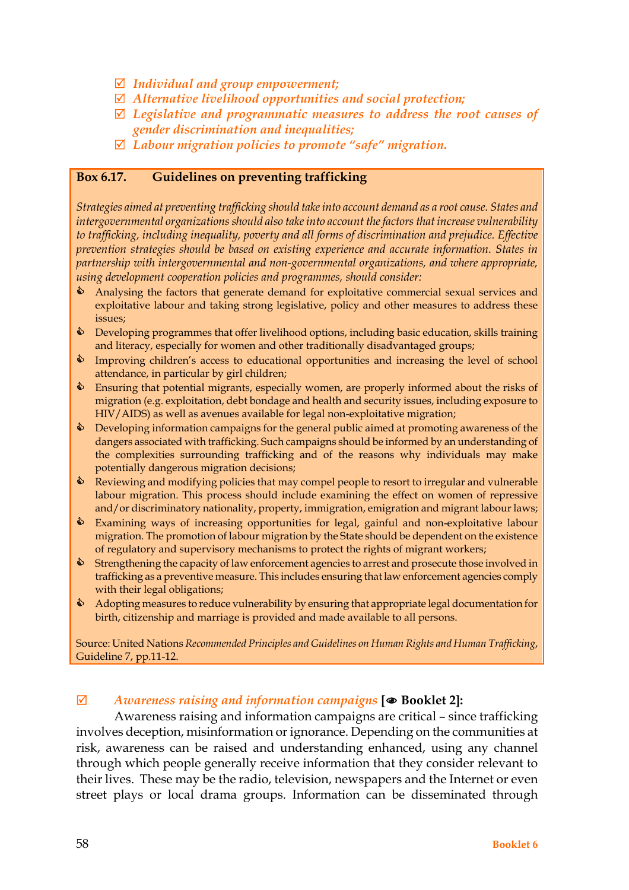- ☑ *Individual and group empowerment;*
- ☑ *Alternative livelihood opportunities and social protection;*
- ☑ *Legislative and programmatic measures to address the root causes of gender discrimination and inequalities;*
- ☑ *Labour migration policies to promote "safe" migration.*

> **Box 6.17. Guidelines on preventing trafficking**
>
> *Strategies aimed at preventing trafficking should take into account demand as a root cause. States and intergovernmental organizations should also take into account the factors that increase vulnerability to trafficking, including inequality, poverty and all forms of discrimination and prejudice. Effective prevention strategies should be based on existing experience and accurate information. States in partnership with intergovernmental and non-governmental organizations, and where appropriate, using development cooperation policies and programmes, should consider:*
>
> - Analysing the factors that generate demand for exploitative commercial sexual services and exploitative labour and taking strong legislative, policy and other measures to address these issues;
> - Developing programmes that offer livelihood options, including basic education, skills training and literacy, especially for women and other traditionally disadvantaged groups;
> - Improving children's access to educational opportunities and increasing the level of school attendance, in particular by girl children;
> - Ensuring that potential migrants, especially women, are properly informed about the risks of migration (e.g. exploitation, debt bondage and health and security issues, including exposure to HIV/AIDS) as well as avenues available for legal non-exploitative migration;
> - Developing information campaigns for the general public aimed at promoting awareness of the dangers associated with trafficking. Such campaigns should be informed by an understanding of the complexities surrounding trafficking and of the reasons why individuals may make potentially dangerous migration decisions;
> - Reviewing and modifying policies that may compel people to resort to irregular and vulnerable labour migration. This process should include examining the effect on women of repressive and/or discriminatory nationality, property, immigration, emigration and migrant labour laws;
> - Examining ways of increasing opportunities for legal, gainful and non-exploitative labour migration. The promotion of labour migration by the State should be dependent on the existence of regulatory and supervisory mechanisms to protect the rights of migrant workers;
> - Strengthening the capacity of law enforcement agencies to arrest and prosecute those involved in trafficking as a preventive measure. This includes ensuring that law enforcement agencies comply with their legal obligations;
> - Adopting measures to reduce vulnerability by ensuring that appropriate legal documentation for birth, citizenship and marriage is provided and made available to all persons.
>
> Source: United Nations *Recommended Principles and Guidelines on Human Rights and Human Trafficking*, Guideline 7, pp.11-12.

☑ *Awareness raising and information campaigns* **[👁 Booklet 2]:**

Awareness raising and information campaigns are critical – since trafficking involves deception, misinformation or ignorance. Depending on the communities at risk, awareness can be raised and understanding enhanced, using any channel through which people generally receive information that they consider relevant to their lives. These may be the radio, television, newspapers and the Internet or even street plays or local drama groups. Information can be disseminated through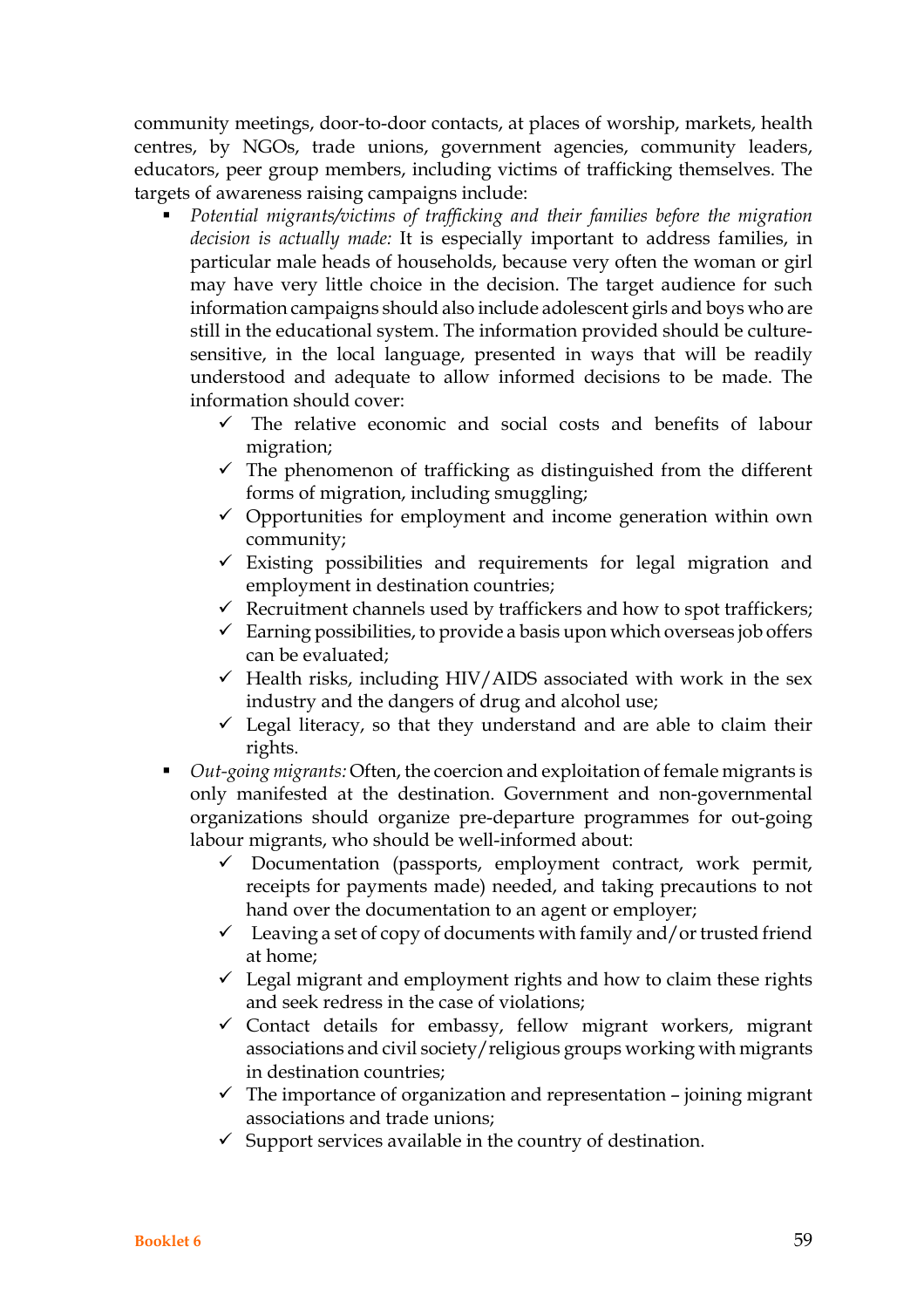community meetings, door-to-door contacts, at places of worship, markets, health centres, by NGOs, trade unions, government agencies, community leaders, educators, peer group members, including victims of trafficking themselves. The targets of awareness raising campaigns include:

- *Potential migrants/victims of trafficking and their families before the migration decision is actually made:* It is especially important to address families, in particular male heads of households, because very often the woman or girl may have very little choice in the decision. The target audience for such information campaigns should also include adolescent girls and boys who are still in the educational system. The information provided should be culture-sensitive, in the local language, presented in ways that will be readily understood and adequate to allow informed decisions to be made. The information should cover:
  - ✓ The relative economic and social costs and benefits of labour migration;
  - ✓ The phenomenon of trafficking as distinguished from the different forms of migration, including smuggling;
  - ✓ Opportunities for employment and income generation within own community;
  - ✓ Existing possibilities and requirements for legal migration and employment in destination countries;
  - ✓ Recruitment channels used by traffickers and how to spot traffickers;
  - ✓ Earning possibilities, to provide a basis upon which overseas job offers can be evaluated;
  - ✓ Health risks, including HIV/AIDS associated with work in the sex industry and the dangers of drug and alcohol use;
  - ✓ Legal literacy, so that they understand and are able to claim their rights.
- *Out-going migrants:* Often, the coercion and exploitation of female migrants is only manifested at the destination. Government and non-governmental organizations should organize pre-departure programmes for out-going labour migrants, who should be well-informed about:
  - ✓ Documentation (passports, employment contract, work permit, receipts for payments made) needed, and taking precautions to not hand over the documentation to an agent or employer;
  - ✓ Leaving a set of copy of documents with family and/or trusted friend at home;
  - ✓ Legal migrant and employment rights and how to claim these rights and seek redress in the case of violations;
  - ✓ Contact details for embassy, fellow migrant workers, migrant associations and civil society/religious groups working with migrants in destination countries;
  - ✓ The importance of organization and representation – joining migrant associations and trade unions;
  - ✓ Support services available in the country of destination.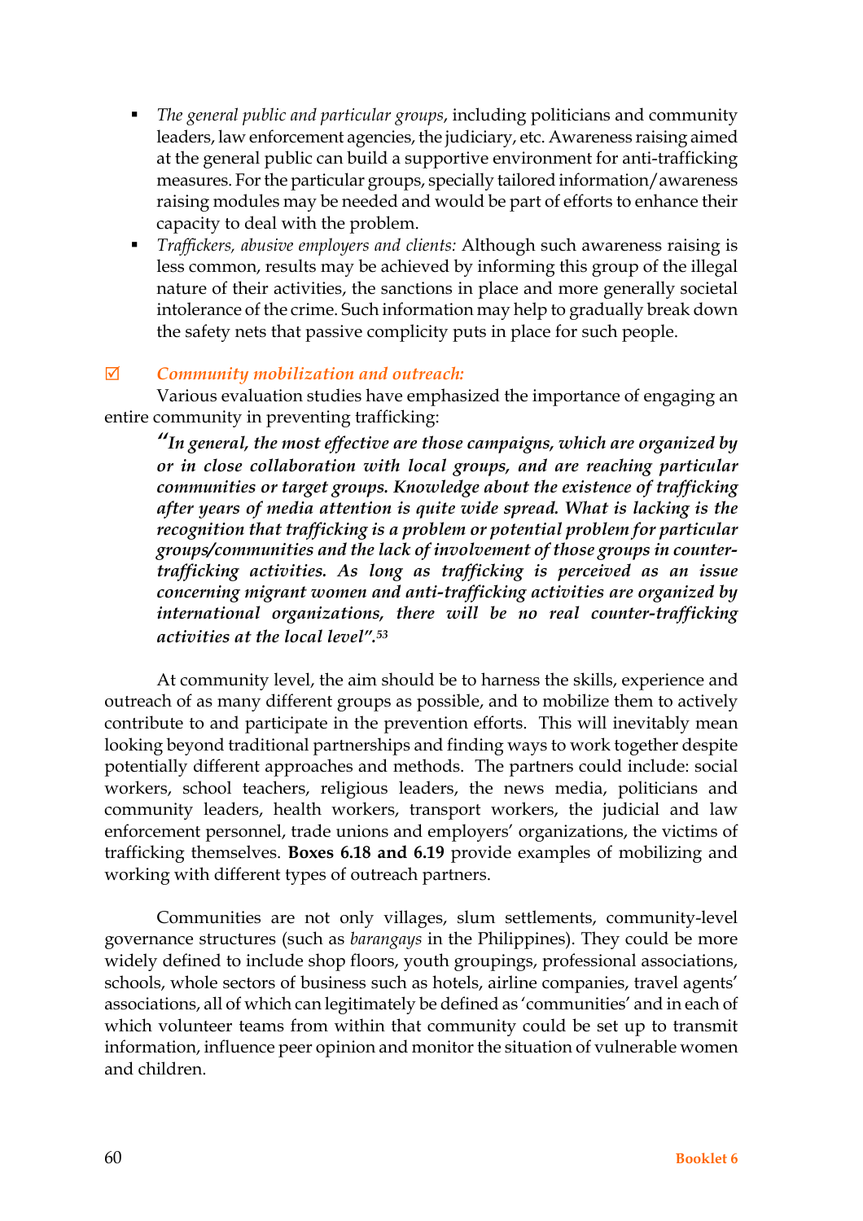- *The general public and particular groups*, including politicians and community leaders, law enforcement agencies, the judiciary, etc. Awareness raising aimed at the general public can build a supportive environment for anti-trafficking measures. For the particular groups, specially tailored information/awareness raising modules may be needed and would be part of efforts to enhance their capacity to deal with the problem.
- *Traffickers, abusive employers and clients:* Although such awareness raising is less common, results may be achieved by informing this group of the illegal nature of their activities, the sanctions in place and more generally societal intolerance of the crime. Such information may help to gradually break down the safety nets that passive complicity puts in place for such people.

☑ ***Community mobilization and outreach:***

Various evaluation studies have emphasized the importance of engaging an entire community in preventing trafficking:

> ***"In general, the most effective are those campaigns, which are organized by or in close collaboration with local groups, and are reaching particular communities or target groups. Knowledge about the existence of trafficking after years of media attention is quite wide spread. What is lacking is the recognition that trafficking is a problem or potential problem for particular groups/communities and the lack of involvement of those groups in counter-trafficking activities. As long as trafficking is perceived as an issue concerning migrant women and anti-trafficking activities are organized by international organizations, there will be no real counter-trafficking activities at the local level".***[53]

At community level, the aim should be to harness the skills, experience and outreach of as many different groups as possible, and to mobilize them to actively contribute to and participate in the prevention efforts. This will inevitably mean looking beyond traditional partnerships and finding ways to work together despite potentially different approaches and methods. The partners could include: social workers, school teachers, religious leaders, the news media, politicians and community leaders, health workers, transport workers, the judicial and law enforcement personnel, trade unions and employers' organizations, the victims of trafficking themselves. **Boxes 6.18 and 6.19** provide examples of mobilizing and working with different types of outreach partners.

Communities are not only villages, slum settlements, community-level governance structures (such as *barangays* in the Philippines). They could be more widely defined to include shop floors, youth groupings, professional associations, schools, whole sectors of business such as hotels, airline companies, travel agents' associations, all of which can legitimately be defined as 'communities' and in each of which volunteer teams from within that community could be set up to transmit information, influence peer opinion and monitor the situation of vulnerable women and children.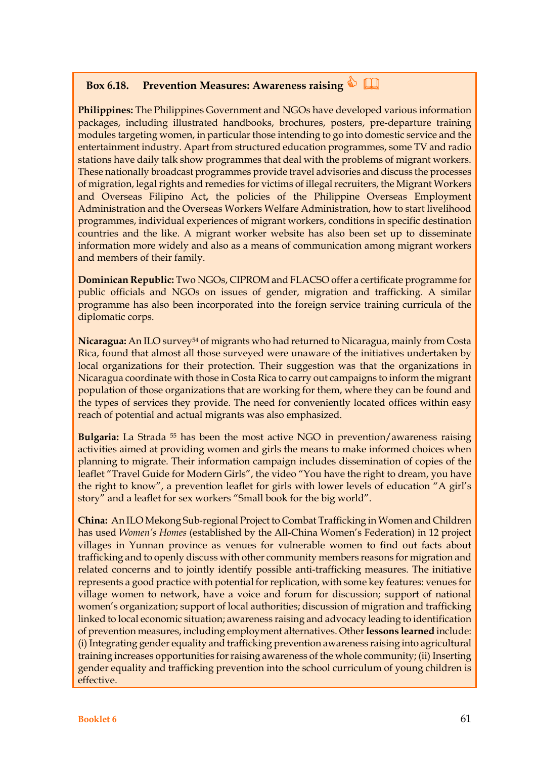### Box 6.18. Prevention Measures: Awareness raising

**Philippines:** The Philippines Government and NGOs have developed various information packages, including illustrated handbooks, brochures, posters, pre-departure training modules targeting women, in particular those intending to go into domestic service and the entertainment industry. Apart from structured education programmes, some TV and radio stations have daily talk show programmes that deal with the problems of migrant workers. These nationally broadcast programmes provide travel advisories and discuss the processes of migration, legal rights and remedies for victims of illegal recruiters, the Migrant Workers and Overseas Filipino Act**,** the policies of the Philippine Overseas Employment Administration and the Overseas Workers Welfare Administration, how to start livelihood programmes, individual experiences of migrant workers, conditions in specific destination countries and the like. A migrant worker website has also been set up to disseminate information more widely and also as a means of communication among migrant workers and members of their family.

**Dominican Republic:** Two NGOs, CIPROM and FLACSO offer a certificate programme for public officials and NGOs on issues of gender, migration and trafficking. A similar programme has also been incorporated into the foreign service training curricula of the diplomatic corps.

**Nicaragua:** An ILO survey[54] of migrants who had returned to Nicaragua, mainly from Costa Rica, found that almost all those surveyed were unaware of the initiatives undertaken by local organizations for their protection. Their suggestion was that the organizations in Nicaragua coordinate with those in Costa Rica to carry out campaigns to inform the migrant population of those organizations that are working for them, where they can be found and the types of services they provide. The need for conveniently located offices within easy reach of potential and actual migrants was also emphasized.

**Bulgaria:** La Strada [55] has been the most active NGO in prevention/awareness raising activities aimed at providing women and girls the means to make informed choices when planning to migrate. Their information campaign includes dissemination of copies of the leaflet "Travel Guide for Modern Girls", the video "You have the right to dream, you have the right to know", a prevention leaflet for girls with lower levels of education "A girl's story" and a leaflet for sex workers "Small book for the big world".

**China:** An ILO Mekong Sub-regional Project to Combat Trafficking in Women and Children has used *Women's Homes* (established by the All-China Women's Federation) in 12 project villages in Yunnan province as venues for vulnerable women to find out facts about trafficking and to openly discuss with other community members reasons for migration and related concerns and to jointly identify possible anti-trafficking measures. The initiative represents a good practice with potential for replication, with some key features: venues for village women to network, have a voice and forum for discussion; support of national women's organization; support of local authorities; discussion of migration and trafficking linked to local economic situation; awareness raising and advocacy leading to identification of prevention measures, including employment alternatives. Other **lessons learned** include: (i) Integrating gender equality and trafficking prevention awareness raising into agricultural training increases opportunities for raising awareness of the whole community; (ii) Inserting gender equality and trafficking prevention into the school curriculum of young children is effective.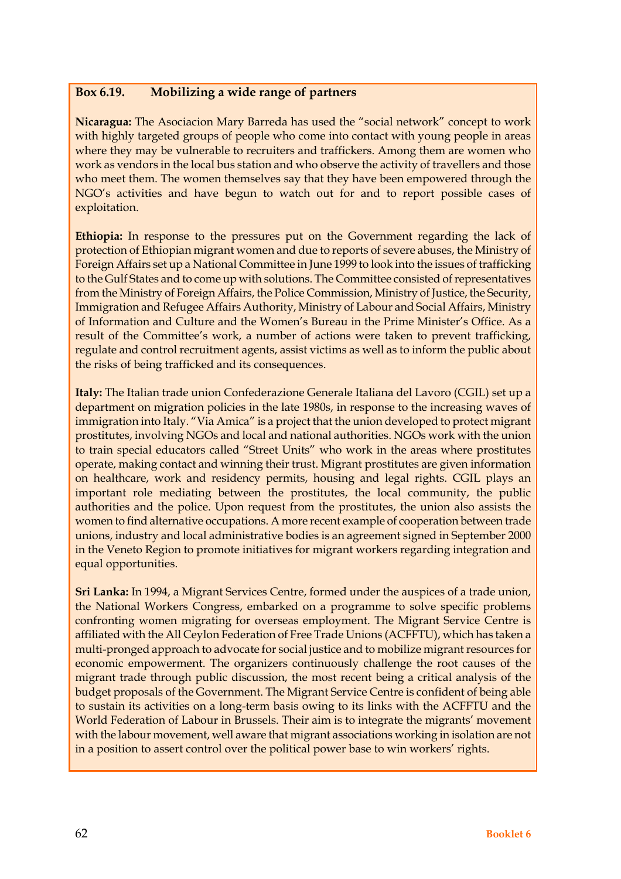**Box 6.19. Mobilizing a wide range of partners**

**Nicaragua:** The Asociacion Mary Barreda has used the "social network" concept to work with highly targeted groups of people who come into contact with young people in areas where they may be vulnerable to recruiters and traffickers. Among them are women who work as vendors in the local bus station and who observe the activity of travellers and those who meet them. The women themselves say that they have been empowered through the NGO's activities and have begun to watch out for and to report possible cases of exploitation.

**Ethiopia:** In response to the pressures put on the Government regarding the lack of protection of Ethiopian migrant women and due to reports of severe abuses, the Ministry of Foreign Affairs set up a National Committee in June 1999 to look into the issues of trafficking to the Gulf States and to come up with solutions. The Committee consisted of representatives from the Ministry of Foreign Affairs, the Police Commission, Ministry of Justice, the Security, Immigration and Refugee Affairs Authority, Ministry of Labour and Social Affairs, Ministry of Information and Culture and the Women's Bureau in the Prime Minister's Office. As a result of the Committee's work, a number of actions were taken to prevent trafficking, regulate and control recruitment agents, assist victims as well as to inform the public about the risks of being trafficked and its consequences.

**Italy:** The Italian trade union Confederazione Generale Italiana del Lavoro (CGIL) set up a department on migration policies in the late 1980s, in response to the increasing waves of immigration into Italy. "Via Amica" is a project that the union developed to protect migrant prostitutes, involving NGOs and local and national authorities. NGOs work with the union to train special educators called "Street Units" who work in the areas where prostitutes operate, making contact and winning their trust. Migrant prostitutes are given information on healthcare, work and residency permits, housing and legal rights. CGIL plays an important role mediating between the prostitutes, the local community, the public authorities and the police. Upon request from the prostitutes, the union also assists the women to find alternative occupations. A more recent example of cooperation between trade unions, industry and local administrative bodies is an agreement signed in September 2000 in the Veneto Region to promote initiatives for migrant workers regarding integration and equal opportunities.

**Sri Lanka:** In 1994, a Migrant Services Centre, formed under the auspices of a trade union, the National Workers Congress, embarked on a programme to solve specific problems confronting women migrating for overseas employment. The Migrant Service Centre is affiliated with the All Ceylon Federation of Free Trade Unions (ACFFTU), which has taken a multi-pronged approach to advocate for social justice and to mobilize migrant resources for economic empowerment. The organizers continuously challenge the root causes of the migrant trade through public discussion, the most recent being a critical analysis of the budget proposals of the Government. The Migrant Service Centre is confident of being able to sustain its activities on a long-term basis owing to its links with the ACFFTU and the World Federation of Labour in Brussels. Their aim is to integrate the migrants' movement with the labour movement, well aware that migrant associations working in isolation are not in a position to assert control over the political power base to win workers' rights.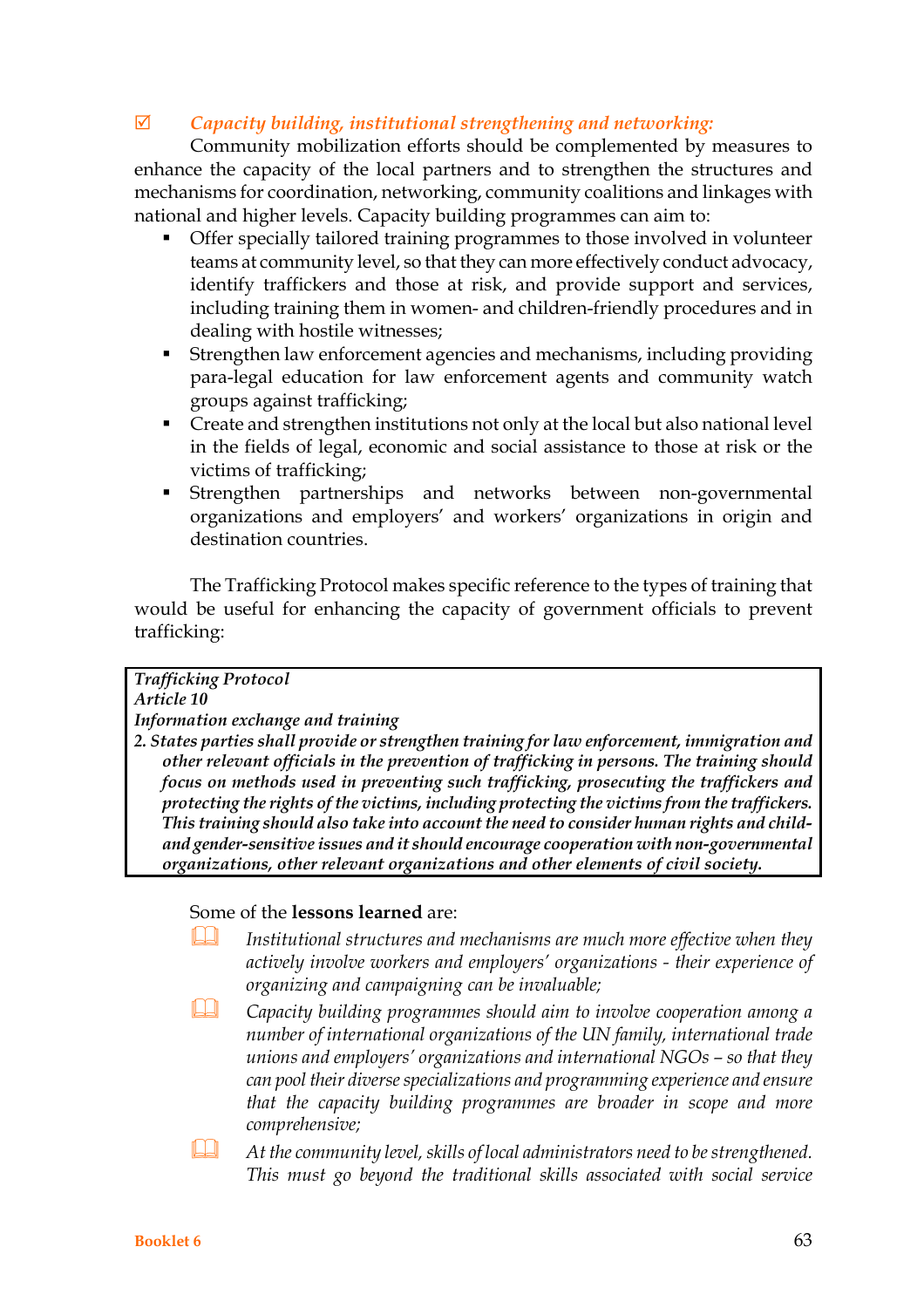☑ *Capacity building, institutional strengthening and networking:*

Community mobilization efforts should be complemented by measures to enhance the capacity of the local partners and to strengthen the structures and mechanisms for coordination, networking, community coalitions and linkages with national and higher levels. Capacity building programmes can aim to:

- Offer specially tailored training programmes to those involved in volunteer teams at community level, so that they can more effectively conduct advocacy, identify traffickers and those at risk, and provide support and services, including training them in women- and children-friendly procedures and in dealing with hostile witnesses;
- Strengthen law enforcement agencies and mechanisms, including providing para-legal education for law enforcement agents and community watch groups against trafficking;
- Create and strengthen institutions not only at the local but also national level in the fields of legal, economic and social assistance to those at risk or the victims of trafficking;
- Strengthen partnerships and networks between non-governmental organizations and employers' and workers' organizations in origin and destination countries.

The Trafficking Protocol makes specific reference to the types of training that would be useful for enhancing the capacity of government officials to prevent trafficking:

> ***Trafficking Protocol***
> ***Article 10***
> ***Information exchange and training***
> ***2. States parties shall provide or strengthen training for law enforcement, immigration and other relevant officials in the prevention of trafficking in persons. The training should focus on methods used in preventing such trafficking, prosecuting the traffickers and protecting the rights of the victims, including protecting the victims from the traffickers. This training should also take into account the need to consider human rights and child- and gender-sensitive issues and it should encourage cooperation with non-governmental organizations, other relevant organizations and other elements of civil society.***

Some of the **lessons learned** are:

- *Institutional structures and mechanisms are much more effective when they actively involve workers and employers' organizations - their experience of organizing and campaigning can be invaluable;*
- *Capacity building programmes should aim to involve cooperation among a number of international organizations of the UN family, international trade unions and employers' organizations and international NGOs – so that they can pool their diverse specializations and programming experience and ensure that the capacity building programmes are broader in scope and more comprehensive;*
- *At the community level, skills of local administrators need to be strengthened. This must go beyond the traditional skills associated with social service*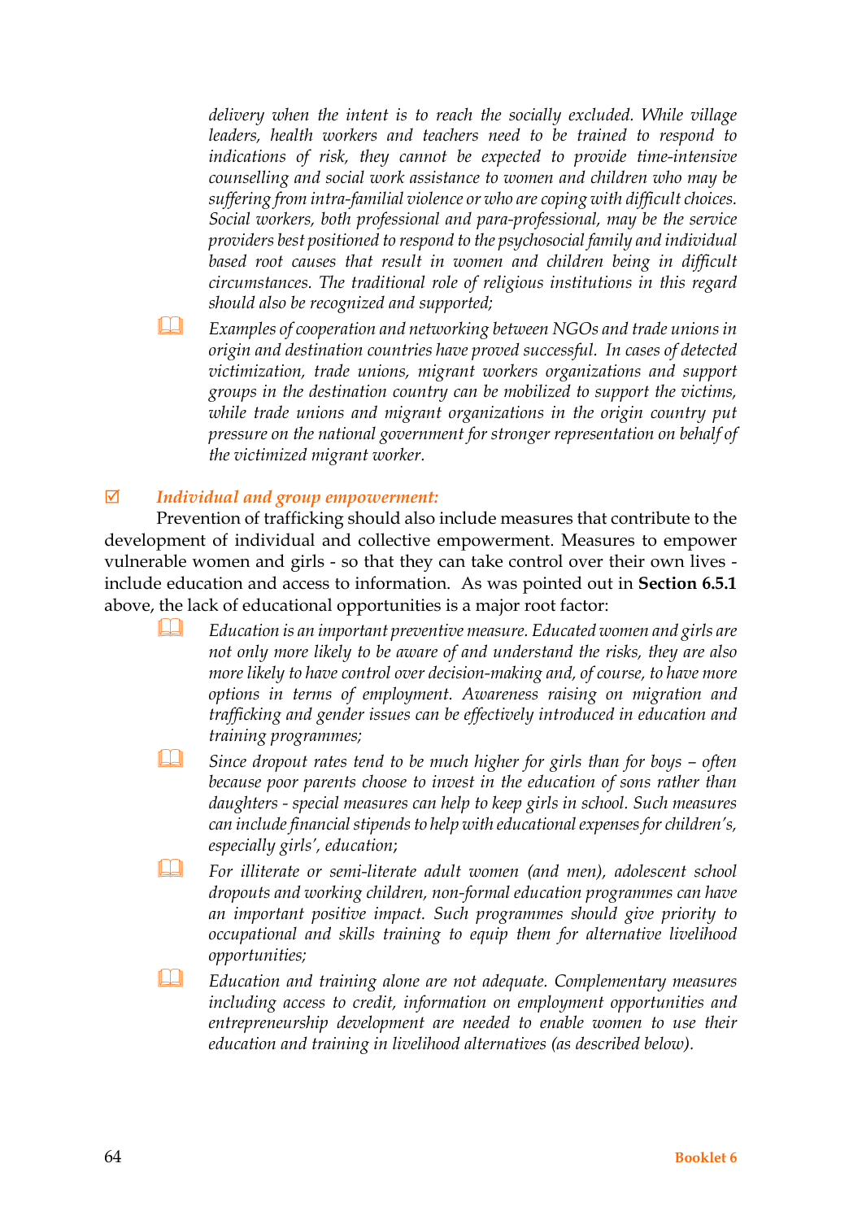*delivery when the intent is to reach the socially excluded. While village leaders, health workers and teachers need to be trained to respond to indications of risk, they cannot be expected to provide time-intensive counselling and social work assistance to women and children who may be suffering from intra-familial violence or who are coping with difficult choices. Social workers, both professional and para-professional, may be the service providers best positioned to respond to the psychosocial family and individual based root causes that result in women and children being in difficult circumstances. The traditional role of religious institutions in this regard should also be recognized and supported;*

- *Examples of cooperation and networking between NGOs and trade unions in origin and destination countries have proved successful. In cases of detected victimization, trade unions, migrant workers organizations and support groups in the destination country can be mobilized to support the victims, while trade unions and migrant organizations in the origin country put pressure on the national government for stronger representation on behalf of the victimized migrant worker.*

☑ ***Individual and group empowerment:***

Prevention of trafficking should also include measures that contribute to the development of individual and collective empowerment. Measures to empower vulnerable women and girls - so that they can take control over their own lives - include education and access to information. As was pointed out in **Section 6.5.1** above, the lack of educational opportunities is a major root factor:

- *Education is an important preventive measure. Educated women and girls are not only more likely to be aware of and understand the risks, they are also more likely to have control over decision-making and, of course, to have more options in terms of employment. Awareness raising on migration and trafficking and gender issues can be effectively introduced in education and training programmes;*
- *Since dropout rates tend to be much higher for girls than for boys – often because poor parents choose to invest in the education of sons rather than daughters - special measures can help to keep girls in school. Such measures can include financial stipends to help with educational expenses for children's, especially girls', education;*
- *For illiterate or semi-literate adult women (and men), adolescent school dropouts and working children, non-formal education programmes can have an important positive impact. Such programmes should give priority to occupational and skills training to equip them for alternative livelihood opportunities;*
- *Education and training alone are not adequate. Complementary measures including access to credit, information on employment opportunities and entrepreneurship development are needed to enable women to use their education and training in livelihood alternatives (as described below).*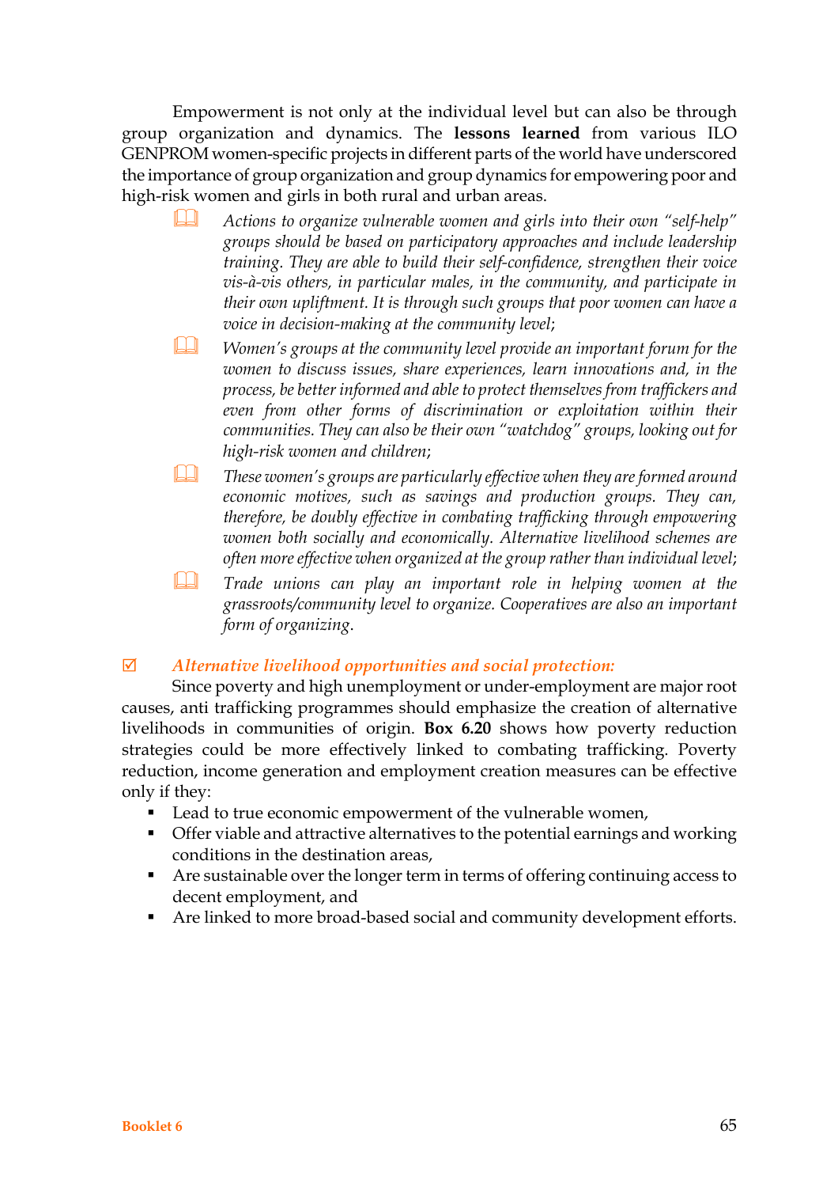Empowerment is not only at the individual level but can also be through group organization and dynamics. The **lessons learned** from various ILO GENPROM women-specific projects in different parts of the world have underscored the importance of group organization and group dynamics for empowering poor and high-risk women and girls in both rural and urban areas.

- *Actions to organize vulnerable women and girls into their own "self-help" groups should be based on participatory approaches and include leadership training. They are able to build their self-confidence, strengthen their voice vis-à-vis others, in particular males, in the community, and participate in their own upliftment. It is through such groups that poor women can have a voice in decision-making at the community level;*
- *Women's groups at the community level provide an important forum for the women to discuss issues, share experiences, learn innovations and, in the process, be better informed and able to protect themselves from traffickers and even from other forms of discrimination or exploitation within their communities. They can also be their own "watchdog" groups, looking out for high-risk women and children;*
- *These women's groups are particularly effective when they are formed around economic motives, such as savings and production groups. They can, therefore, be doubly effective in combating trafficking through empowering women both socially and economically. Alternative livelihood schemes are often more effective when organized at the group rather than individual level;*
- *Trade unions can play an important role in helping women at the grassroots/community level to organize. Cooperatives are also an important form of organizing.*

☑ ***Alternative livelihood opportunities and social protection:***

Since poverty and high unemployment or under-employment are major root causes, anti trafficking programmes should emphasize the creation of alternative livelihoods in communities of origin. **Box 6.20** shows how poverty reduction strategies could be more effectively linked to combating trafficking. Poverty reduction, income generation and employment creation measures can be effective only if they:

- Lead to true economic empowerment of the vulnerable women,
- Offer viable and attractive alternatives to the potential earnings and working conditions in the destination areas,
- Are sustainable over the longer term in terms of offering continuing access to decent employment, and
- Are linked to more broad-based social and community development efforts.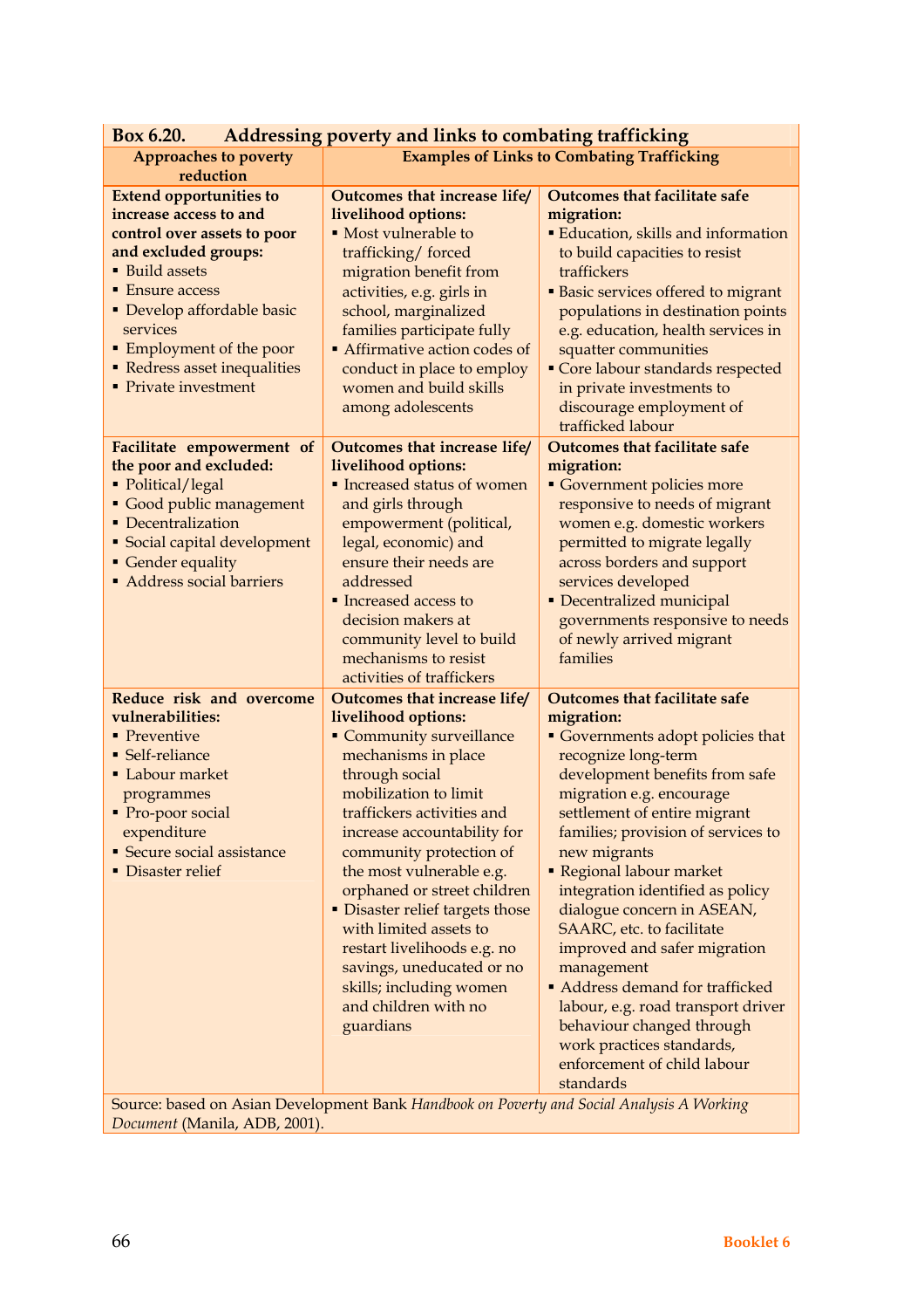**Box 6.20. Addressing poverty and links to combating trafficking**

| Approaches to poverty reduction | Examples of Links to Combating Trafficking | |
|---|---|---|
| **Extend opportunities to increase access to and control over assets to poor and excluded groups:**<br>▪ Build assets<br>▪ Ensure access<br>▪ Develop affordable basic services<br>▪ Employment of the poor<br>▪ Redress asset inequalities<br>▪ Private investment | **Outcomes that increase life/ livelihood options:**<br>▪ Most vulnerable to trafficking/ forced migration benefit from activities, e.g. girls in school, marginalized families participate fully<br>▪ Affirmative action codes of conduct in place to employ women and build skills among adolescents | **Outcomes that facilitate safe migration:**<br>▪ Education, skills and information to build capacities to resist traffickers<br>▪ Basic services offered to migrant populations in destination points e.g. education, health services in squatter communities<br>▪ Core labour standards respected in private investments to discourage employment of trafficked labour |
| **Facilitate empowerment of the poor and excluded:**<br>▪ Political/legal<br>▪ Good public management<br>▪ Decentralization<br>▪ Social capital development<br>▪ Gender equality<br>▪ Address social barriers | **Outcomes that increase life/ livelihood options:**<br>▪ Increased status of women and girls through empowerment (political, legal, economic) and ensure their needs are addressed<br>▪ Increased access to decision makers at community level to build mechanisms to resist activities of traffickers | **Outcomes that facilitate safe migration:**<br>▪ Government policies more responsive to needs of migrant women e.g. domestic workers permitted to migrate legally across borders and support services developed<br>▪ Decentralized municipal governments responsive to needs of newly arrived migrant families |
| **Reduce risk and overcome vulnerabilities:**<br>▪ Preventive<br>▪ Self-reliance<br>▪ Labour market programmes<br>▪ Pro-poor social expenditure<br>▪ Secure social assistance<br>▪ Disaster relief | **Outcomes that increase life/ livelihood options:**<br>▪ Community surveillance mechanisms in place through social mobilization to limit traffickers activities and increase accountability for community protection of the most vulnerable e.g. orphaned or street children<br>▪ Disaster relief targets those with limited assets to restart livelihoods e.g. no savings, uneducated or no skills; including women and children with no guardians | **Outcomes that facilitate safe migration:**<br>▪ Governments adopt policies that recognize long-term development benefits from safe migration e.g. encourage settlement of entire migrant families; provision of services to new migrants<br>▪ Regional labour market integration identified as policy dialogue concern in ASEAN, SAARC, etc. to facilitate improved and safer migration management<br>▪ Address demand for trafficked labour, e.g. road transport driver behaviour changed through work practices standards, enforcement of child labour standards |

Source: based on Asian Development Bank *Handbook on Poverty and Social Analysis A Working Document* (Manila, ADB, 2001).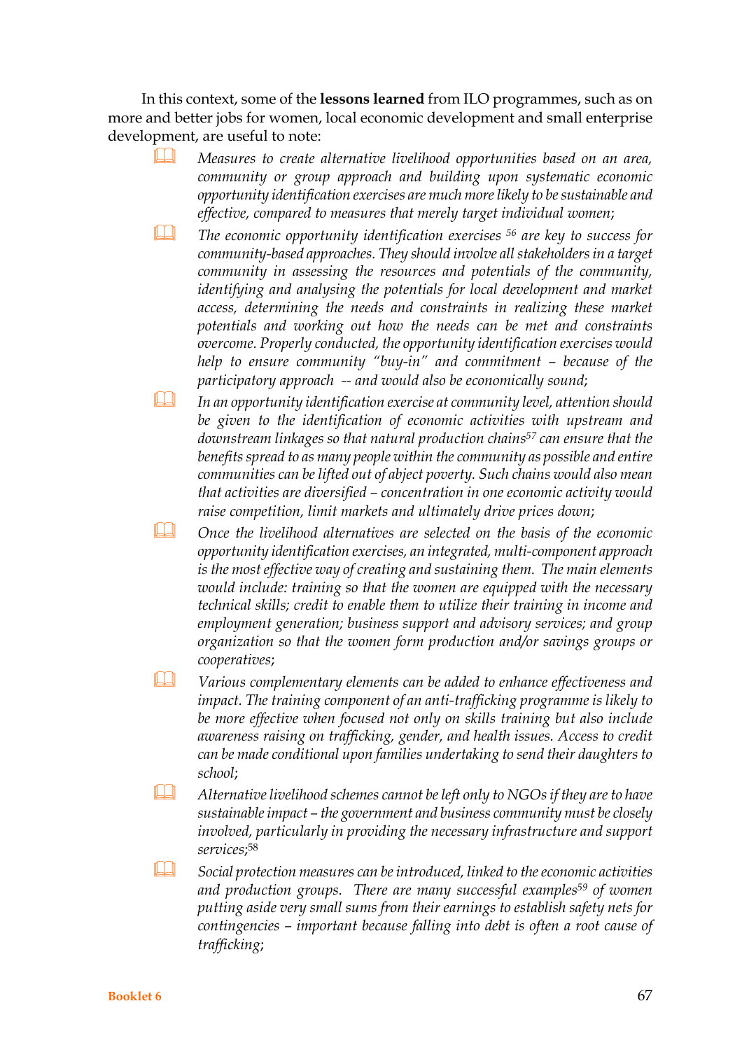In this context, some of the **lessons learned** from ILO programmes, such as on more and better jobs for women, local economic development and small enterprise development, are useful to note:

- *Measures to create alternative livelihood opportunities based on an area, community or group approach and building upon systematic economic opportunity identification exercises are much more likely to be sustainable and effective, compared to measures that merely target individual women;*
- *The economic opportunity identification exercises [56] are key to success for community-based approaches. They should involve all stakeholders in a target community in assessing the resources and potentials of the community, identifying and analysing the potentials for local development and market access, determining the needs and constraints in realizing these market potentials and working out how the needs can be met and constraints overcome. Properly conducted, the opportunity identification exercises would help to ensure community "buy-in" and commitment – because of the participatory approach -- and would also be economically sound;*
- *In an opportunity identification exercise at community level, attention should be given to the identification of economic activities with upstream and downstream linkages so that natural production chains[57] can ensure that the benefits spread to as many people within the community as possible and entire communities can be lifted out of abject poverty. Such chains would also mean that activities are diversified – concentration in one economic activity would raise competition, limit markets and ultimately drive prices down;*
- *Once the livelihood alternatives are selected on the basis of the economic opportunity identification exercises, an integrated, multi-component approach is the most effective way of creating and sustaining them. The main elements would include: training so that the women are equipped with the necessary technical skills; credit to enable them to utilize their training in income and employment generation; business support and advisory services; and group organization so that the women form production and/or savings groups or cooperatives;*
- *Various complementary elements can be added to enhance effectiveness and impact. The training component of an anti-trafficking programme is likely to be more effective when focused not only on skills training but also include awareness raising on trafficking, gender, and health issues. Access to credit can be made conditional upon families undertaking to send their daughters to school;*
- *Alternative livelihood schemes cannot be left only to NGOs if they are to have sustainable impact – the government and business community must be closely involved, particularly in providing the necessary infrastructure and support services;*[58]
- *Social protection measures can be introduced, linked to the economic activities and production groups. There are many successful examples[59] of women putting aside very small sums from their earnings to establish safety nets for contingencies – important because falling into debt is often a root cause of trafficking;*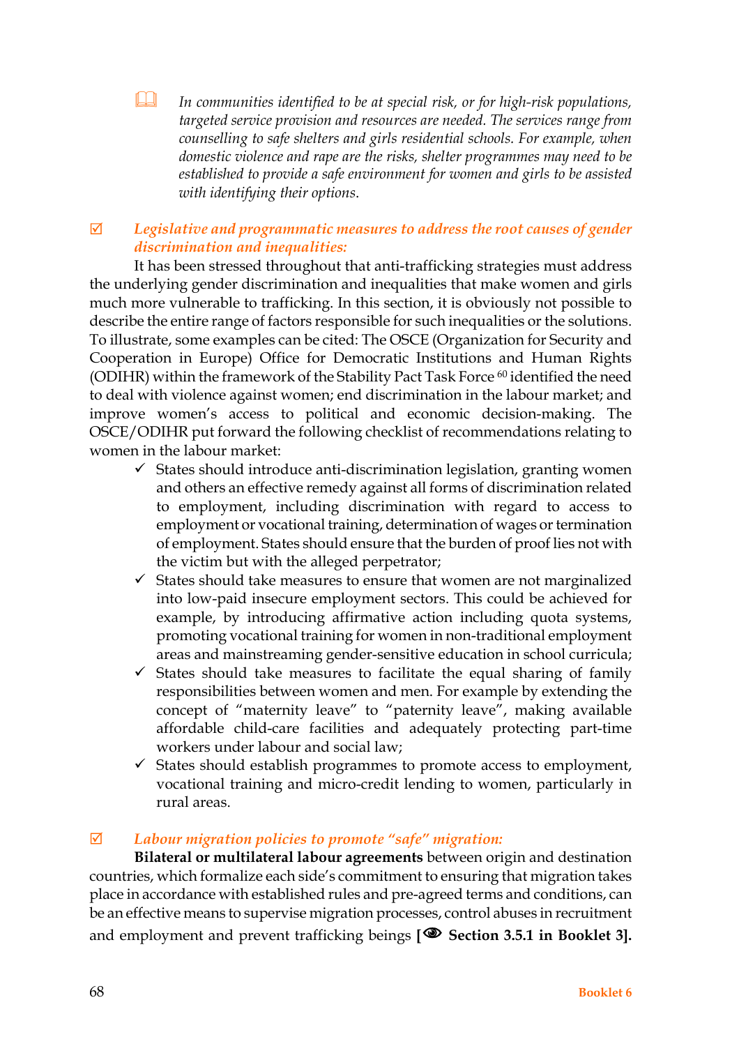📖 *In communities identified to be at special risk, or for high-risk populations, targeted service provision and resources are needed. The services range from counselling to safe shelters and girls residential schools. For example, when domestic violence and rape are the risks, shelter programmes may need to be established to provide a safe environment for women and girls to be assisted with identifying their options.*

☑ ***Legislative and programmatic measures to address the root causes of gender discrimination and inequalities:***

It has been stressed throughout that anti-trafficking strategies must address the underlying gender discrimination and inequalities that make women and girls much more vulnerable to trafficking. In this section, it is obviously not possible to describe the entire range of factors responsible for such inequalities or the solutions. To illustrate, some examples can be cited: The OSCE (Organization for Security and Cooperation in Europe) Office for Democratic Institutions and Human Rights (ODIHR) within the framework of the Stability Pact Task Force [60] identified the need to deal with violence against women; end discrimination in the labour market; and improve women's access to political and economic decision-making. The OSCE/ODIHR put forward the following checklist of recommendations relating to women in the labour market:

- ✓ States should introduce anti-discrimination legislation, granting women and others an effective remedy against all forms of discrimination related to employment, including discrimination with regard to access to employment or vocational training, determination of wages or termination of employment. States should ensure that the burden of proof lies not with the victim but with the alleged perpetrator;
- ✓ States should take measures to ensure that women are not marginalized into low-paid insecure employment sectors. This could be achieved for example, by introducing affirmative action including quota systems, promoting vocational training for women in non-traditional employment areas and mainstreaming gender-sensitive education in school curricula;
- ✓ States should take measures to facilitate the equal sharing of family responsibilities between women and men. For example by extending the concept of "maternity leave" to "paternity leave", making available affordable child-care facilities and adequately protecting part-time workers under labour and social law;
- ✓ States should establish programmes to promote access to employment, vocational training and micro-credit lending to women, particularly in rural areas.

☑ ***Labour migration policies to promote "safe" migration:***

**Bilateral or multilateral labour agreements** between origin and destination countries, which formalize each side's commitment to ensuring that migration takes place in accordance with established rules and pre-agreed terms and conditions, can be an effective means to supervise migration processes, control abuses in recruitment and employment and prevent trafficking beings **[👁 Section 3.5.1 in Booklet 3].**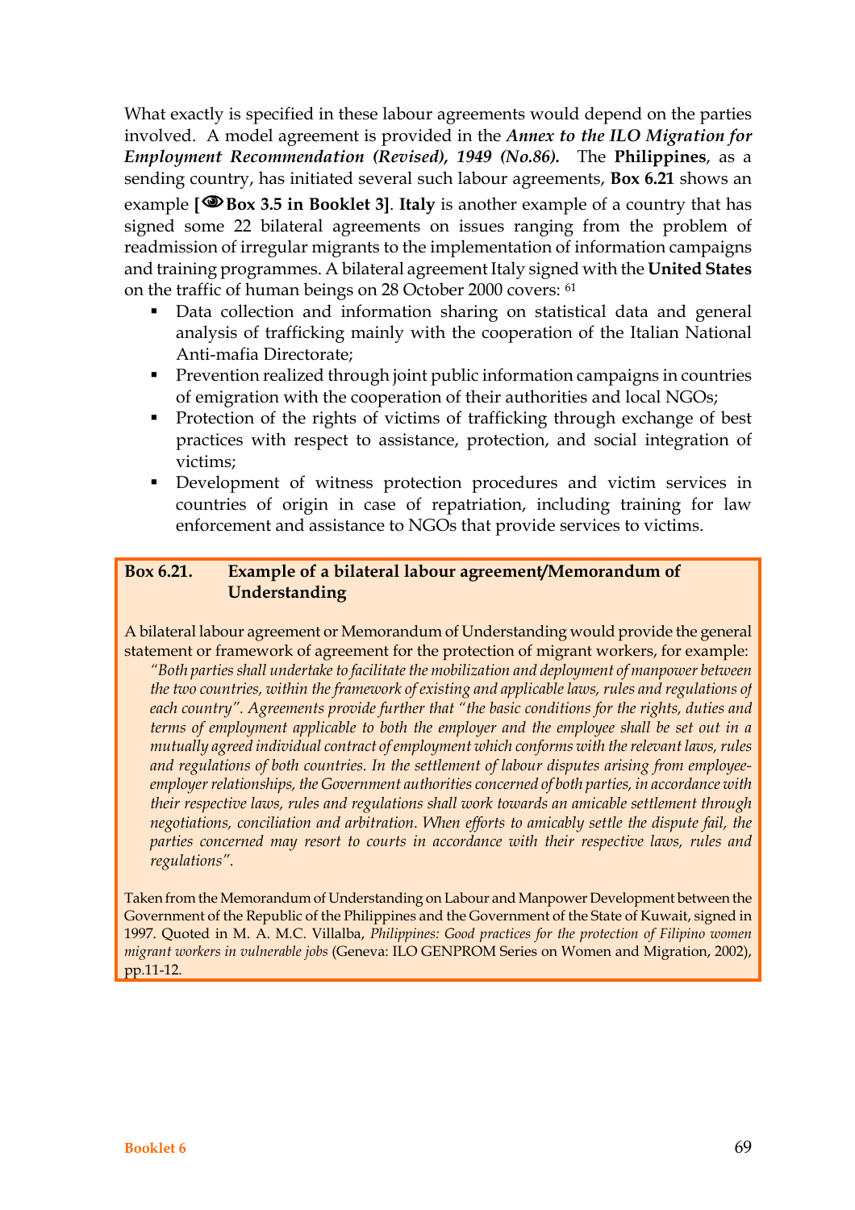What exactly is specified in these labour agreements would depend on the parties involved. A model agreement is provided in the ***Annex to the ILO Migration for Employment Recommendation (Revised), 1949 (No.86).*** The **Philippines**, as a sending country, has initiated several such labour agreements, **Box 6.21** shows an example **[👁 Box 3.5 in Booklet 3]**. **Italy** is another example of a country that has signed some 22 bilateral agreements on issues ranging from the problem of readmission of irregular migrants to the implementation of information campaigns and training programmes. A bilateral agreement Italy signed with the **United States** on the traffic of human beings on 28 October 2000 covers: [61]

- Data collection and information sharing on statistical data and general analysis of trafficking mainly with the cooperation of the Italian National Anti-mafia Directorate;
- Prevention realized through joint public information campaigns in countries of emigration with the cooperation of their authorities and local NGOs;
- Protection of the rights of victims of trafficking through exchange of best practices with respect to assistance, protection, and social integration of victims;
- Development of witness protection procedures and victim services in countries of origin in case of repatriation, including training for law enforcement and assistance to NGOs that provide services to victims.

**Box 6.21. Example of a bilateral labour agreement/Memorandum of Understanding**

A bilateral labour agreement or Memorandum of Understanding would provide the general statement or framework of agreement for the protection of migrant workers, for example:

> *"Both parties shall undertake to facilitate the mobilization and deployment of manpower between the two countries, within the framework of existing and applicable laws, rules and regulations of each country". Agreements provide further that "the basic conditions for the rights, duties and terms of employment applicable to both the employer and the employee shall be set out in a mutually agreed individual contract of employment which conforms with the relevant laws, rules and regulations of both countries. In the settlement of labour disputes arising from employee-employer relationships, the Government authorities concerned of both parties, in accordance with their respective laws, rules and regulations shall work towards an amicable settlement through negotiations, conciliation and arbitration. When efforts to amicably settle the dispute fail, the parties concerned may resort to courts in accordance with their respective laws, rules and regulations".*

Taken from the Memorandum of Understanding on Labour and Manpower Development between the Government of the Republic of the Philippines and the Government of the State of Kuwait, signed in 1997. Quoted in M. A. M.C. Villalba, *Philippines: Good practices for the protection of Filipino women migrant workers in vulnerable jobs* (Geneva: ILO GENPROM Series on Women and Migration, 2002), pp.11-12.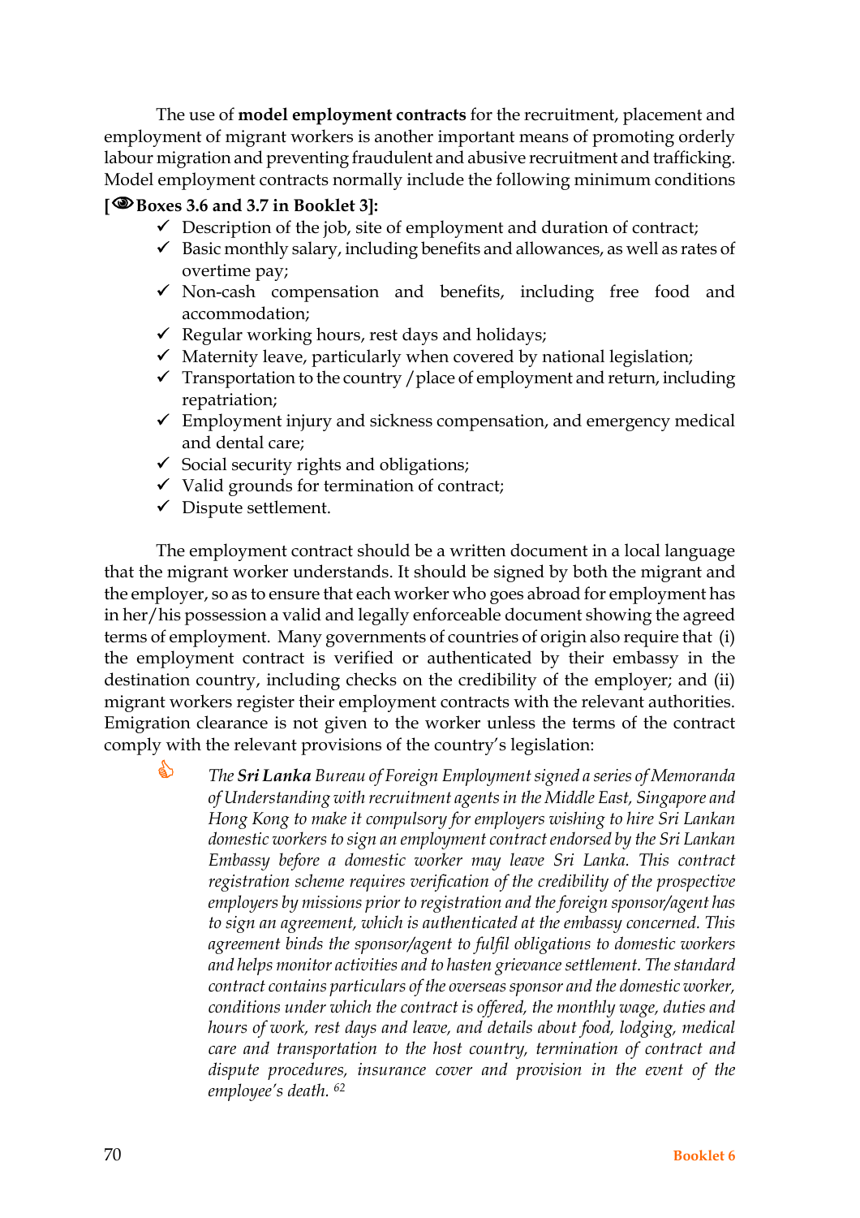The use of **model employment contracts** for the recruitment, placement and employment of migrant workers is another important means of promoting orderly labour migration and preventing fraudulent and abusive recruitment and trafficking. Model employment contracts normally include the following minimum conditions **[👁Boxes 3.6 and 3.7 in Booklet 3]:**

- ✓ Description of the job, site of employment and duration of contract;
- ✓ Basic monthly salary, including benefits and allowances, as well as rates of overtime pay;
- ✓ Non-cash compensation and benefits, including free food and accommodation;
- ✓ Regular working hours, rest days and holidays;
- ✓ Maternity leave, particularly when covered by national legislation;
- ✓ Transportation to the country / place of employment and return, including repatriation;
- ✓ Employment injury and sickness compensation, and emergency medical and dental care;
- ✓ Social security rights and obligations;
- ✓ Valid grounds for termination of contract;
- ✓ Dispute settlement.

The employment contract should be a written document in a local language that the migrant worker understands. It should be signed by both the migrant and the employer, so as to ensure that each worker who goes abroad for employment has in her/his possession a valid and legally enforceable document showing the agreed terms of employment. Many governments of countries of origin also require that (i) the employment contract is verified or authenticated by their embassy in the destination country, including checks on the credibility of the employer; and (ii) migrant workers register their employment contracts with the relevant authorities. Emigration clearance is not given to the worker unless the terms of the contract comply with the relevant provisions of the country's legislation:

> *The **Sri Lanka** Bureau of Foreign Employment signed a series of Memoranda of Understanding with recruitment agents in the Middle East, Singapore and Hong Kong to make it compulsory for employers wishing to hire Sri Lankan domestic workers to sign an employment contract endorsed by the Sri Lankan Embassy before a domestic worker may leave Sri Lanka. This contract registration scheme requires verification of the credibility of the prospective employers by missions prior to registration and the foreign sponsor/agent has to sign an agreement, which is authenticated at the embassy concerned. This agreement binds the sponsor/agent to fulfil obligations to domestic workers and helps monitor activities and to hasten grievance settlement. The standard contract contains particulars of the overseas sponsor and the domestic worker, conditions under which the contract is offered, the monthly wage, duties and hours of work, rest days and leave, and details about food, lodging, medical care and transportation to the host country, termination of contract and dispute procedures, insurance cover and provision in the event of the employee's death.* [62]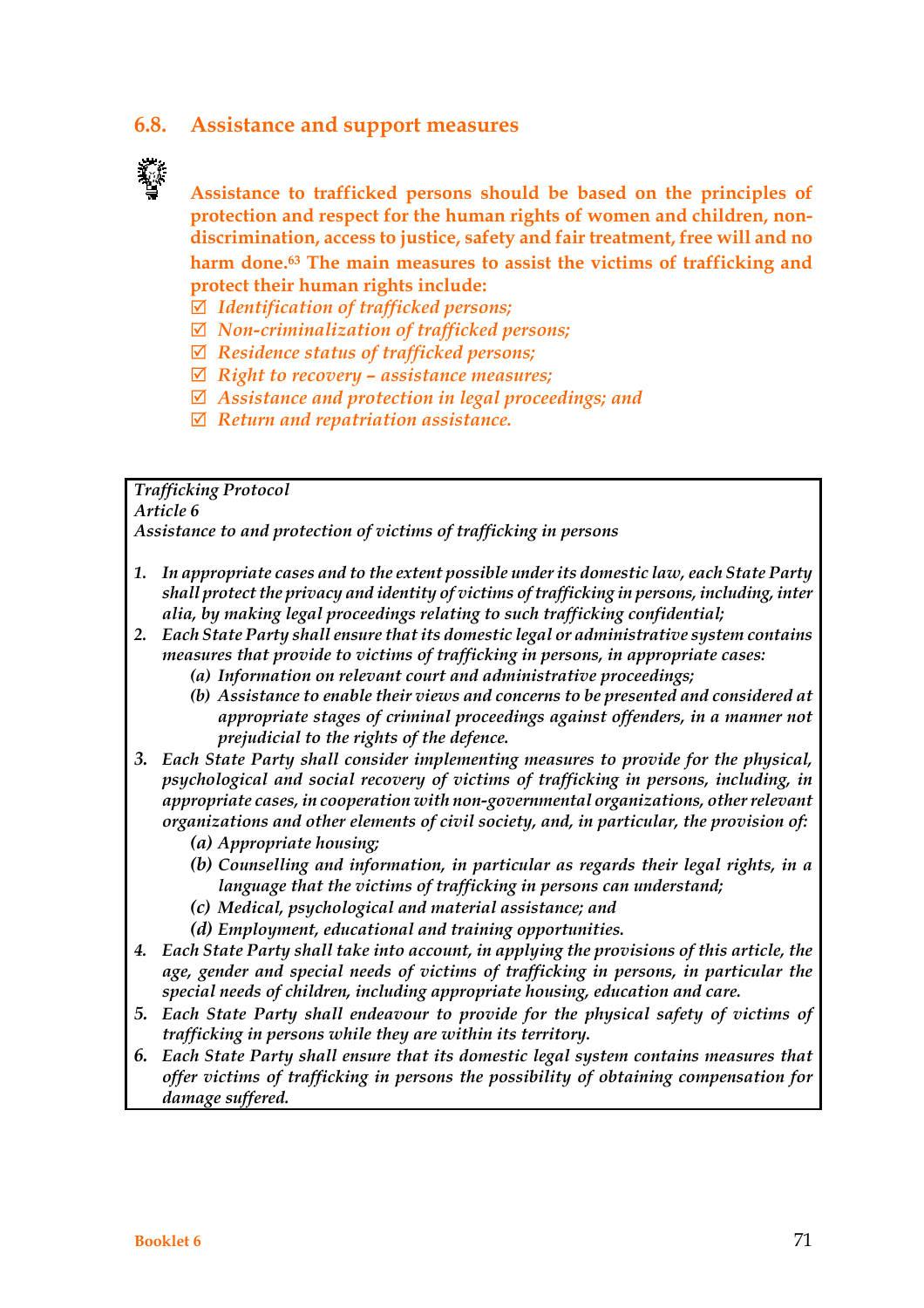## 6.8. Assistance and support measures

**Assistance to trafficked persons should be based on the principles of protection and respect for the human rights of women and children, non-discrimination, access to justice, safety and fair treatment, free will and no harm done.[63] The main measures to assist the victims of trafficking and protect their human rights include:**

- ☑ *Identification of trafficked persons;*
- ☑ *Non-criminalization of trafficked persons;*
- ☑ *Residence status of trafficked persons;*
- ☑ *Right to recovery – assistance measures;*
- ☑ *Assistance and protection in legal proceedings; and*
- ☑ *Return and repatriation assistance.*

> *Trafficking Protocol*
> *Article 6*
> *Assistance to and protection of victims of trafficking in persons*
>
> 1. *In appropriate cases and to the extent possible under its domestic law, each State Party shall protect the privacy and identity of victims of trafficking in persons, including, inter alia, by making legal proceedings relating to such trafficking confidential;*
> 2. *Each State Party shall ensure that its domestic legal or administrative system contains measures that provide to victims of trafficking in persons, in appropriate cases:*
>     - *(a) Information on relevant court and administrative proceedings;*
>     - *(b) Assistance to enable their views and concerns to be presented and considered at appropriate stages of criminal proceedings against offenders, in a manner not prejudicial to the rights of the defence.*
> 3. *Each State Party shall consider implementing measures to provide for the physical, psychological and social recovery of victims of trafficking in persons, including, in appropriate cases, in cooperation with non-governmental organizations, other relevant organizations and other elements of civil society, and, in particular, the provision of:*
>     - *(a) Appropriate housing;*
>     - *(b) Counselling and information, in particular as regards their legal rights, in a language that the victims of trafficking in persons can understand;*
>     - *(c) Medical, psychological and material assistance; and*
>     - *(d) Employment, educational and training opportunities.*
> 4. *Each State Party shall take into account, in applying the provisions of this article, the age, gender and special needs of victims of trafficking in persons, in particular the special needs of children, including appropriate housing, education and care.*
> 5. *Each State Party shall endeavour to provide for the physical safety of victims of trafficking in persons while they are within its territory.*
> 6. *Each State Party shall ensure that its domestic legal system contains measures that offer victims of trafficking in persons the possibility of obtaining compensation for damage suffered.*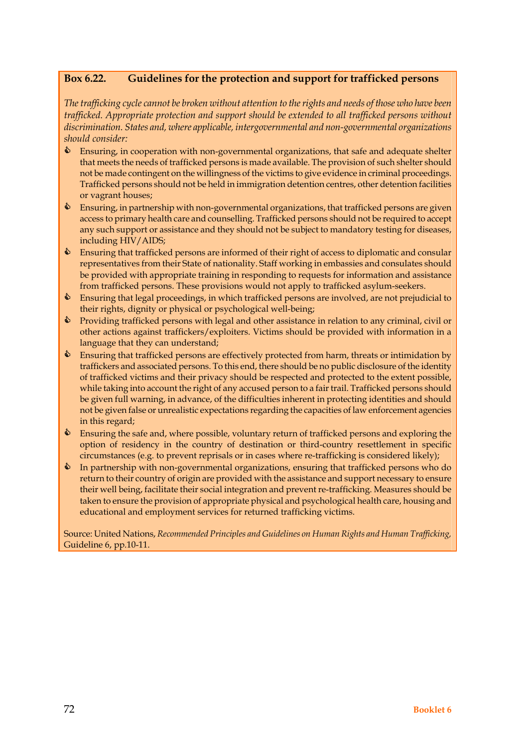**Box 6.22. Guidelines for the protection and support for trafficked persons**

*The trafficking cycle cannot be broken without attention to the rights and needs of those who have been trafficked. Appropriate protection and support should be extended to all trafficked persons without discrimination. States and, where applicable, intergovernmental and non-governmental organizations should consider:*

- Ensuring, in cooperation with non-governmental organizations, that safe and adequate shelter that meets the needs of trafficked persons is made available. The provision of such shelter should not be made contingent on the willingness of the victims to give evidence in criminal proceedings. Trafficked persons should not be held in immigration detention centres, other detention facilities or vagrant houses;
- Ensuring, in partnership with non-governmental organizations, that trafficked persons are given access to primary health care and counselling. Trafficked persons should not be required to accept any such support or assistance and they should not be subject to mandatory testing for diseases, including HIV/AIDS;
- Ensuring that trafficked persons are informed of their right of access to diplomatic and consular representatives from their State of nationality. Staff working in embassies and consulates should be provided with appropriate training in responding to requests for information and assistance from trafficked persons. These provisions would not apply to trafficked asylum-seekers.
- Ensuring that legal proceedings, in which trafficked persons are involved, are not prejudicial to their rights, dignity or physical or psychological well-being;
- Providing trafficked persons with legal and other assistance in relation to any criminal, civil or other actions against traffickers/exploiters. Victims should be provided with information in a language that they can understand;
- Ensuring that trafficked persons are effectively protected from harm, threats or intimidation by traffickers and associated persons. To this end, there should be no public disclosure of the identity of trafficked victims and their privacy should be respected and protected to the extent possible, while taking into account the right of any accused person to a fair trail. Trafficked persons should be given full warning, in advance, of the difficulties inherent in protecting identities and should not be given false or unrealistic expectations regarding the capacities of law enforcement agencies in this regard;
- Ensuring the safe and, where possible, voluntary return of trafficked persons and exploring the option of residency in the country of destination or third-country resettlement in specific circumstances (e.g. to prevent reprisals or in cases where re-trafficking is considered likely);
- In partnership with non-governmental organizations, ensuring that trafficked persons who do return to their country of origin are provided with the assistance and support necessary to ensure their well being, facilitate their social integration and prevent re-trafficking. Measures should be taken to ensure the provision of appropriate physical and psychological health care, housing and educational and employment services for returned trafficking victims.

Source: United Nations, *Recommended Principles and Guidelines on Human Rights and Human Trafficking*, Guideline 6, pp.10-11.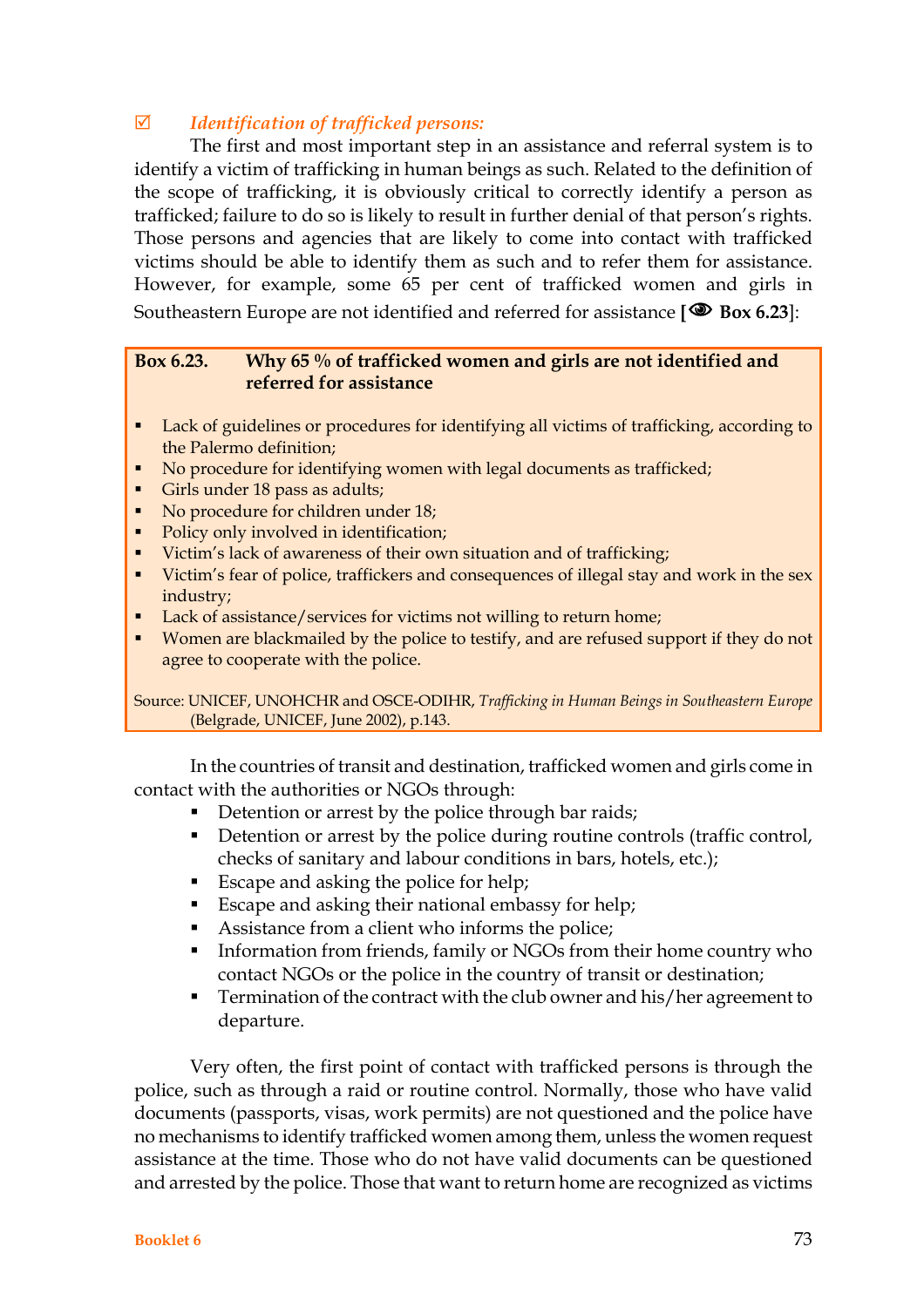☑ *Identification of trafficked persons:*

The first and most important step in an assistance and referral system is to identify a victim of trafficking in human beings as such. Related to the definition of the scope of trafficking, it is obviously critical to correctly identify a person as trafficked; failure to do so is likely to result in further denial of that person's rights. Those persons and agencies that are likely to come into contact with trafficked victims should be able to identify them as such and to refer them for assistance. However, for example, some 65 per cent of trafficked women and girls in Southeastern Europe are not identified and referred for assistance [👁 **Box 6.23**]:

**Box 6.23. Why 65 % of trafficked women and girls are not identified and referred for assistance**

- Lack of guidelines or procedures for identifying all victims of trafficking, according to the Palermo definition;
- No procedure for identifying women with legal documents as trafficked;
- Girls under 18 pass as adults;
- No procedure for children under 18;
- Policy only involved in identification;
- Victim's lack of awareness of their own situation and of trafficking;
- Victim's fear of police, traffickers and consequences of illegal stay and work in the sex industry;
- Lack of assistance/services for victims not willing to return home;
- Women are blackmailed by the police to testify, and are refused support if they do not agree to cooperate with the police.

Source: UNICEF, UNOHCHR and OSCE-ODIHR, *Trafficking in Human Beings in Southeastern Europe* (Belgrade, UNICEF, June 2002), p.143.

In the countries of transit and destination, trafficked women and girls come in contact with the authorities or NGOs through:

- Detention or arrest by the police through bar raids;
- Detention or arrest by the police during routine controls (traffic control, checks of sanitary and labour conditions in bars, hotels, etc.);
- Escape and asking the police for help;
- Escape and asking their national embassy for help;
- Assistance from a client who informs the police;
- Information from friends, family or NGOs from their home country who contact NGOs or the police in the country of transit or destination;
- Termination of the contract with the club owner and his/her agreement to departure.

Very often, the first point of contact with trafficked persons is through the police, such as through a raid or routine control. Normally, those who have valid documents (passports, visas, work permits) are not questioned and the police have no mechanisms to identify trafficked women among them, unless the women request assistance at the time. Those who do not have valid documents can be questioned and arrested by the police. Those that want to return home are recognized as victims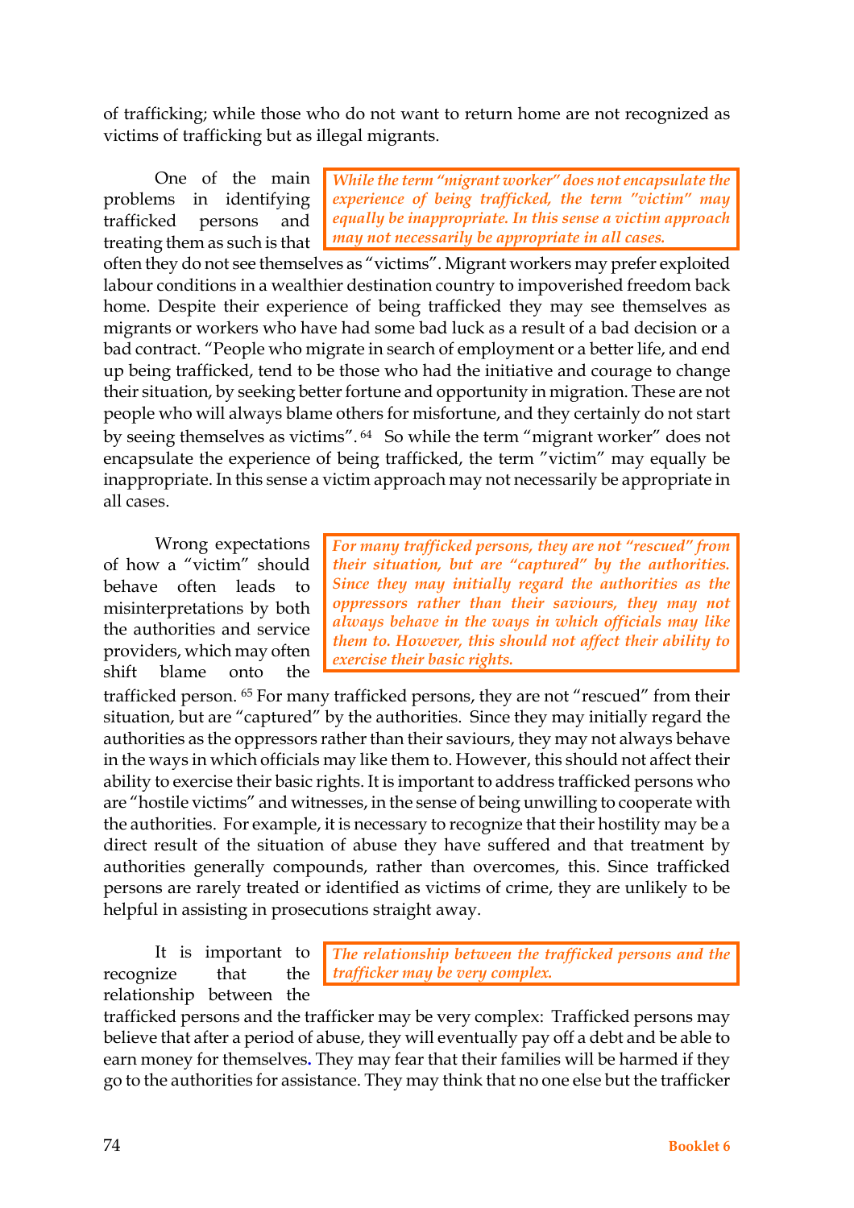of trafficking; while those who do not want to return home are not recognized as victims of trafficking but as illegal migrants.

> *While the term "migrant worker" does not encapsulate the experience of being trafficked, the term "victim" may equally be inappropriate. In this sense a victim approach may not necessarily be appropriate in all cases.*

One of the main problems in identifying trafficked persons and treating them as such is that often they do not see themselves as "victims". Migrant workers may prefer exploited labour conditions in a wealthier destination country to impoverished freedom back home. Despite their experience of being trafficked they may see themselves as migrants or workers who have had some bad luck as a result of a bad decision or a bad contract. "People who migrate in search of employment or a better life, and end up being trafficked, tend to be those who had the initiative and courage to change their situation, by seeking better fortune and opportunity in migration. These are not people who will always blame others for misfortune, and they certainly do not start by seeing themselves as victims".[64] So while the term "migrant worker" does not encapsulate the experience of being trafficked, the term "victim" may equally be inappropriate. In this sense a victim approach may not necessarily be appropriate in all cases.

> *For many trafficked persons, they are not "rescued" from their situation, but are "captured" by the authorities. Since they may initially regard the authorities as the oppressors rather than their saviours, they may not always behave in the ways in which officials may like them to. However, this should not affect their ability to exercise their basic rights.*

Wrong expectations of how a "victim" should behave often leads to misinterpretations by both the authorities and service providers, which may often shift blame onto the trafficked person.[65] For many trafficked persons, they are not "rescued" from their situation, but are "captured" by the authorities. Since they may initially regard the authorities as the oppressors rather than their saviours, they may not always behave in the ways in which officials may like them to. However, this should not affect their ability to exercise their basic rights. It is important to address trafficked persons who are "hostile victims" and witnesses, in the sense of being unwilling to cooperate with the authorities. For example, it is necessary to recognize that their hostility may be a direct result of the situation of abuse they have suffered and that treatment by authorities generally compounds, rather than overcomes, this. Since trafficked persons are rarely treated or identified as victims of crime, they are unlikely to be helpful in assisting in prosecutions straight away.

> *The relationship between the trafficked persons and the trafficker may be very complex.*

It is important to recognize that the relationship between the trafficked persons and the trafficker may be very complex: Trafficked persons may believe that after a period of abuse, they will eventually pay off a debt and be able to earn money for themselves. They may fear that their families will be harmed if they go to the authorities for assistance. They may think that no one else but the trafficker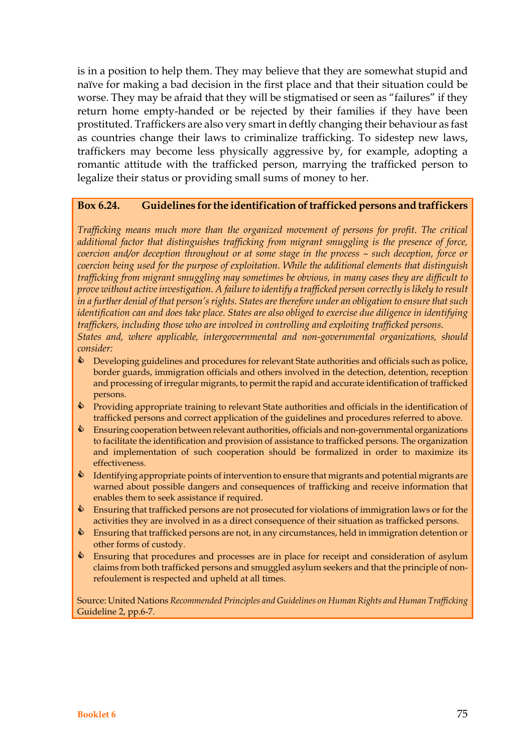is in a position to help them. They may believe that they are somewhat stupid and naïve for making a bad decision in the first place and that their situation could be worse. They may be afraid that they will be stigmatised or seen as "failures" if they return home empty-handed or be rejected by their families if they have been prostituted. Traffickers are also very smart in deftly changing their behaviour as fast as countries change their laws to criminalize trafficking. To sidestep new laws, traffickers may become less physically aggressive by, for example, adopting a romantic attitude with the trafficked person, marrying the trafficked person to legalize their status or providing small sums of money to her.

**Box 6.24. Guidelines for the identification of trafficked persons and traffickers**

*Trafficking means much more than the organized movement of persons for profit. The critical additional factor that distinguishes trafficking from migrant smuggling is the presence of force, coercion and/or deception throughout or at some stage in the process – such deception, force or coercion being used for the purpose of exploitation. While the additional elements that distinguish trafficking from migrant smuggling may sometimes be obvious, in many cases they are difficult to prove without active investigation. A failure to identify a trafficked person correctly is likely to result in a further denial of that person's rights. States are therefore under an obligation to ensure that such identification can and does take place. States are also obliged to exercise due diligence in identifying traffickers, including those who are involved in controlling and exploiting trafficked persons.*

*States and, where applicable, intergovernmental and non-governmental organizations, should consider:*

- Developing guidelines and procedures for relevant State authorities and officials such as police, border guards, immigration officials and others involved in the detection, detention, reception and processing of irregular migrants, to permit the rapid and accurate identification of trafficked persons.
- Providing appropriate training to relevant State authorities and officials in the identification of trafficked persons and correct application of the guidelines and procedures referred to above.
- Ensuring cooperation between relevant authorities, officials and non-governmental organizations to facilitate the identification and provision of assistance to trafficked persons. The organization and implementation of such cooperation should be formalized in order to maximize its effectiveness.
- Identifying appropriate points of intervention to ensure that migrants and potential migrants are warned about possible dangers and consequences of trafficking and receive information that enables them to seek assistance if required.
- Ensuring that trafficked persons are not prosecuted for violations of immigration laws or for the activities they are involved in as a direct consequence of their situation as trafficked persons.
- Ensuring that trafficked persons are not, in any circumstances, held in immigration detention or other forms of custody.
- Ensuring that procedures and processes are in place for receipt and consideration of asylum claims from both trafficked persons and smuggled asylum seekers and that the principle of non-refoulement is respected and upheld at all times.

Source: United Nations *Recommended Principles and Guidelines on Human Rights and Human Trafficking* Guideline 2, pp.6-7.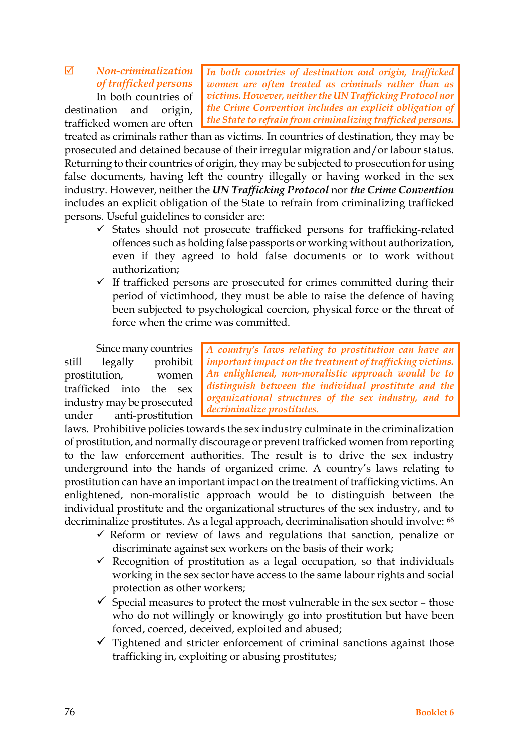☑ ***Non-criminalization of trafficked persons***

> *In both countries of destination and origin, trafficked women are often treated as criminals rather than as victims. However, neither the UN Trafficking Protocol nor the Crime Convention includes an explicit obligation of the State to refrain from criminalizing trafficked persons.*

In both countries of destination and origin, trafficked women are often treated as criminals rather than as victims. In countries of destination, they may be prosecuted and detained because of their irregular migration and/or labour status. Returning to their countries of origin, they may be subjected to prosecution for using false documents, having left the country illegally or having worked in the sex industry. However, neither the ***UN Trafficking Protocol*** nor ***the Crime Convention*** includes an explicit obligation of the State to refrain from criminalizing trafficked persons. Useful guidelines to consider are:

- ✓ States should not prosecute trafficked persons for trafficking-related offences such as holding false passports or working without authorization, even if they agreed to hold false documents or to work without authorization;
- ✓ If trafficked persons are prosecuted for crimes committed during their period of victimhood, they must be able to raise the defence of having been subjected to psychological coercion, physical force or the threat of force when the crime was committed.

> *A country's laws relating to prostitution can have an important impact on the treatment of trafficking victims. An enlightened, non-moralistic approach would be to distinguish between the individual prostitute and the organizational structures of the sex industry, and to decriminalize prostitutes.*

Since many countries still legally prohibit prostitution, women trafficked into the sex industry may be prosecuted under anti-prostitution laws. Prohibitive policies towards the sex industry culminate in the criminalization of prostitution, and normally discourage or prevent trafficked women from reporting to the law enforcement authorities. The result is to drive the sex industry underground into the hands of organized crime. A country's laws relating to prostitution can have an important impact on the treatment of trafficking victims. An enlightened, non-moralistic approach would be to distinguish between the individual prostitute and the organizational structures of the sex industry, and to decriminalize prostitutes. As a legal approach, decriminalisation should involve: [66]

- ✓ Reform or review of laws and regulations that sanction, penalize or discriminate against sex workers on the basis of their work;
- ✓ Recognition of prostitution as a legal occupation, so that individuals working in the sex sector have access to the same labour rights and social protection as other workers;
- ✓ Special measures to protect the most vulnerable in the sex sector – those who do not willingly or knowingly go into prostitution but have been forced, coerced, deceived, exploited and abused;
- ✓ Tightened and stricter enforcement of criminal sanctions against those trafficking in, exploiting or abusing prostitutes;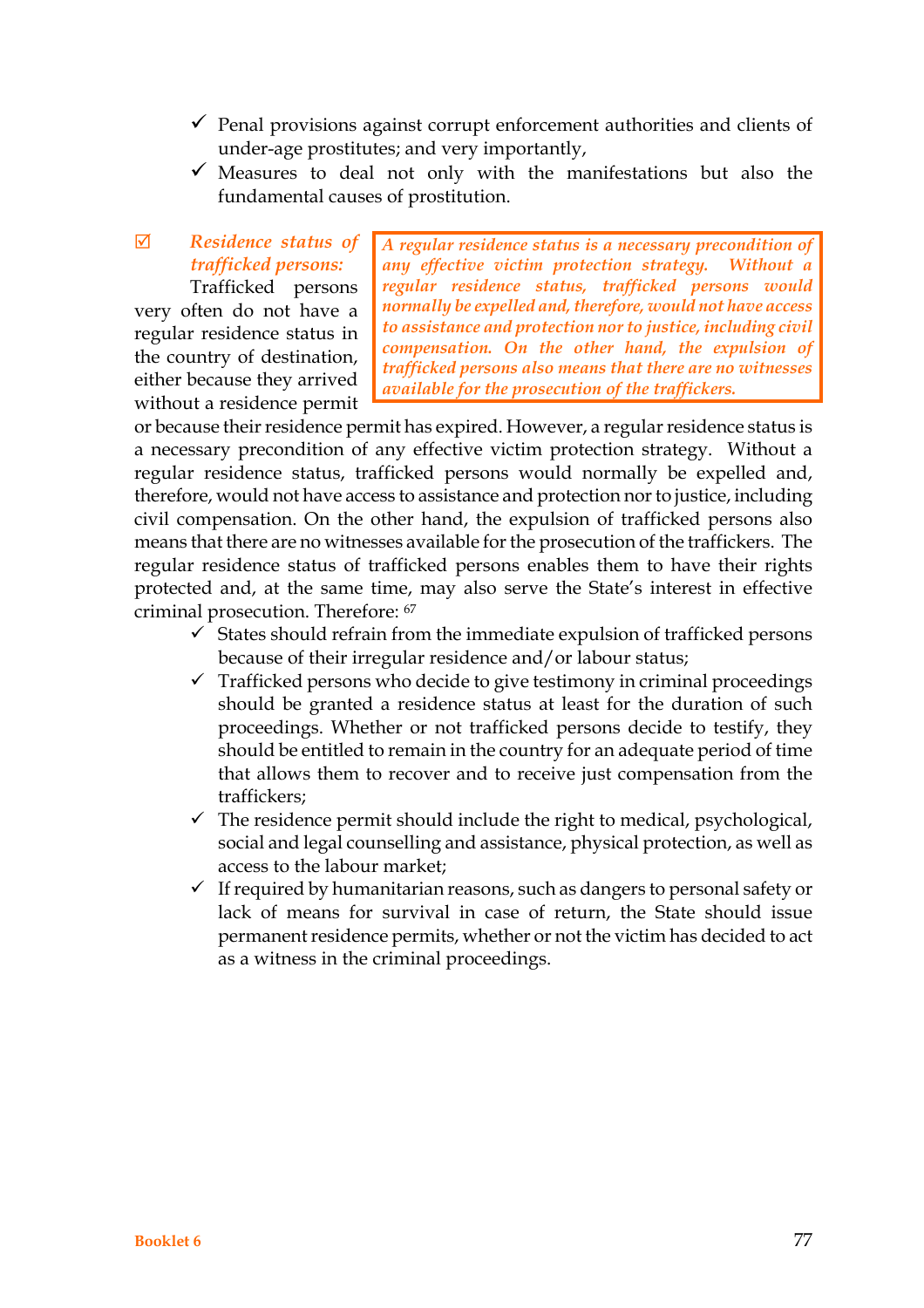- ✓ Penal provisions against corrupt enforcement authorities and clients of under-age prostitutes; and very importantly,
- ✓ Measures to deal not only with the manifestations but also the fundamental causes of prostitution.

☑ ***Residence status of trafficked persons:***

> *A regular residence status is a necessary precondition of any effective victim protection strategy. Without a regular residence status, trafficked persons would normally be expelled and, therefore, would not have access to assistance and protection nor to justice, including civil compensation. On the other hand, the expulsion of trafficked persons also means that there are no witnesses available for the prosecution of the traffickers.*

Trafficked persons very often do not have a regular residence status in the country of destination, either because they arrived without a residence permit or because their residence permit has expired. However, a regular residence status is a necessary precondition of any effective victim protection strategy. Without a regular residence status, trafficked persons would normally be expelled and, therefore, would not have access to assistance and protection nor to justice, including civil compensation. On the other hand, the expulsion of trafficked persons also means that there are no witnesses available for the prosecution of the traffickers. The regular residence status of trafficked persons enables them to have their rights protected and, at the same time, may also serve the State's interest in effective criminal prosecution. Therefore: [67]

- ✓ States should refrain from the immediate expulsion of trafficked persons because of their irregular residence and/or labour status;
- ✓ Trafficked persons who decide to give testimony in criminal proceedings should be granted a residence status at least for the duration of such proceedings. Whether or not trafficked persons decide to testify, they should be entitled to remain in the country for an adequate period of time that allows them to recover and to receive just compensation from the traffickers;
- ✓ The residence permit should include the right to medical, psychological, social and legal counselling and assistance, physical protection, as well as access to the labour market;
- ✓ If required by humanitarian reasons, such as dangers to personal safety or lack of means for survival in case of return, the State should issue permanent residence permits, whether or not the victim has decided to act as a witness in the criminal proceedings.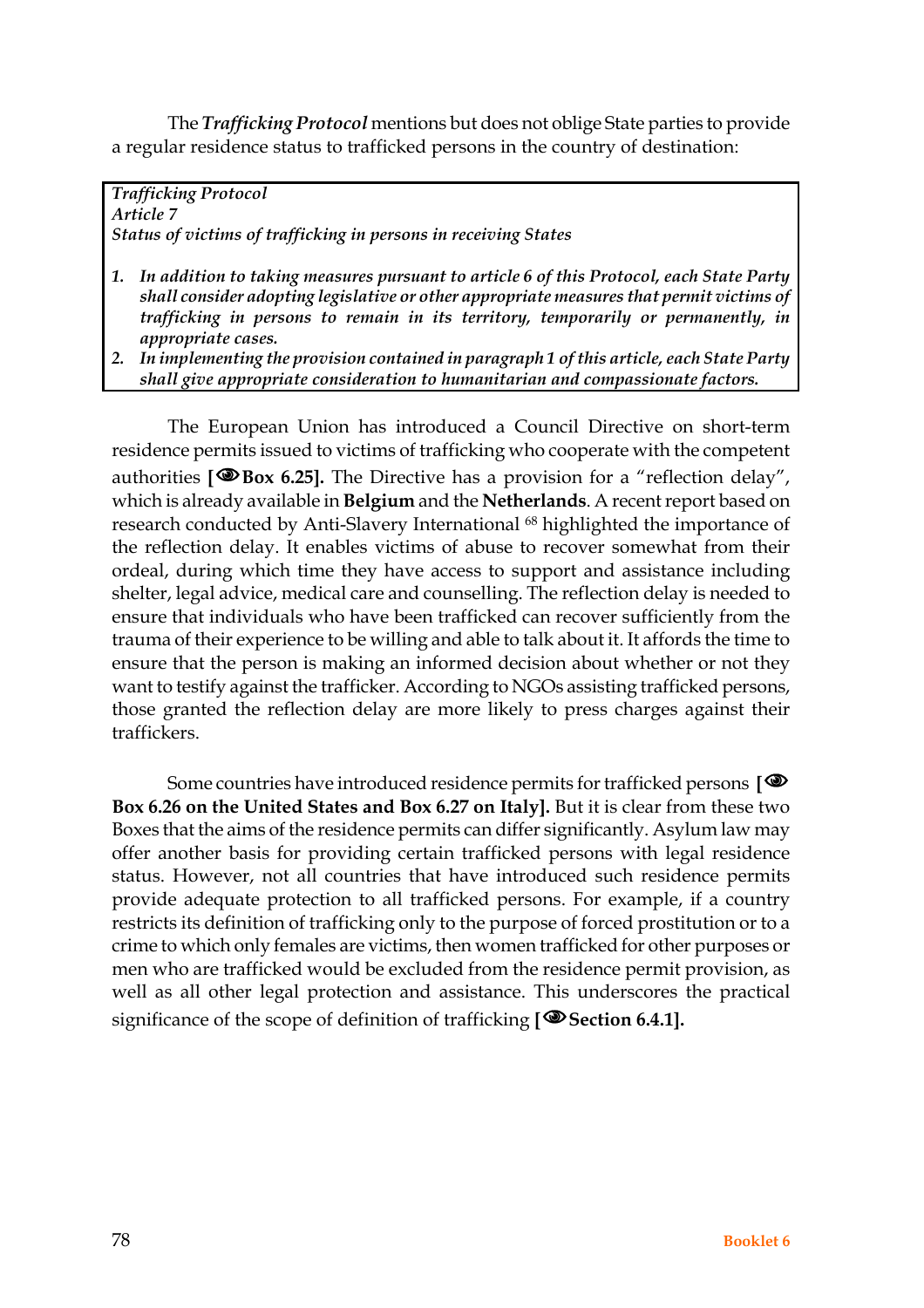The ***Trafficking Protocol*** mentions but does not oblige State parties to provide a regular residence status to trafficked persons in the country of destination:

> ***Trafficking Protocol***
> ***Article 7***
> ***Status of victims of trafficking in persons in receiving States***
>
> ***1. In addition to taking measures pursuant to article 6 of this Protocol, each State Party shall consider adopting legislative or other appropriate measures that permit victims of trafficking in persons to remain in its territory, temporarily or permanently, in appropriate cases.***
> ***2. In implementing the provision contained in paragraph 1 of this article, each State Party shall give appropriate consideration to humanitarian and compassionate factors.***

The European Union has introduced a Council Directive on short-term residence permits issued to victims of trafficking who cooperate with the competent authorities **[👁Box 6.25].** The Directive has a provision for a "reflection delay", which is already available in **Belgium** and the **Netherlands**. A recent report based on research conducted by Anti-Slavery International [68] highlighted the importance of the reflection delay. It enables victims of abuse to recover somewhat from their ordeal, during which time they have access to support and assistance including shelter, legal advice, medical care and counselling. The reflection delay is needed to ensure that individuals who have been trafficked can recover sufficiently from the trauma of their experience to be willing and able to talk about it. It affords the time to ensure that the person is making an informed decision about whether or not they want to testify against the trafficker. According to NGOs assisting trafficked persons, those granted the reflection delay are more likely to press charges against their traffickers.

Some countries have introduced residence permits for trafficked persons **[👁 Box 6.26 on the United States and Box 6.27 on Italy].** But it is clear from these two Boxes that the aims of the residence permits can differ significantly. Asylum law may offer another basis for providing certain trafficked persons with legal residence status. However, not all countries that have introduced such residence permits provide adequate protection to all trafficked persons. For example, if a country restricts its definition of trafficking only to the purpose of forced prostitution or to a crime to which only females are victims, then women trafficked for other purposes or men who are trafficked would be excluded from the residence permit provision, as well as all other legal protection and assistance. This underscores the practical significance of the scope of definition of trafficking **[👁Section 6.4.1].**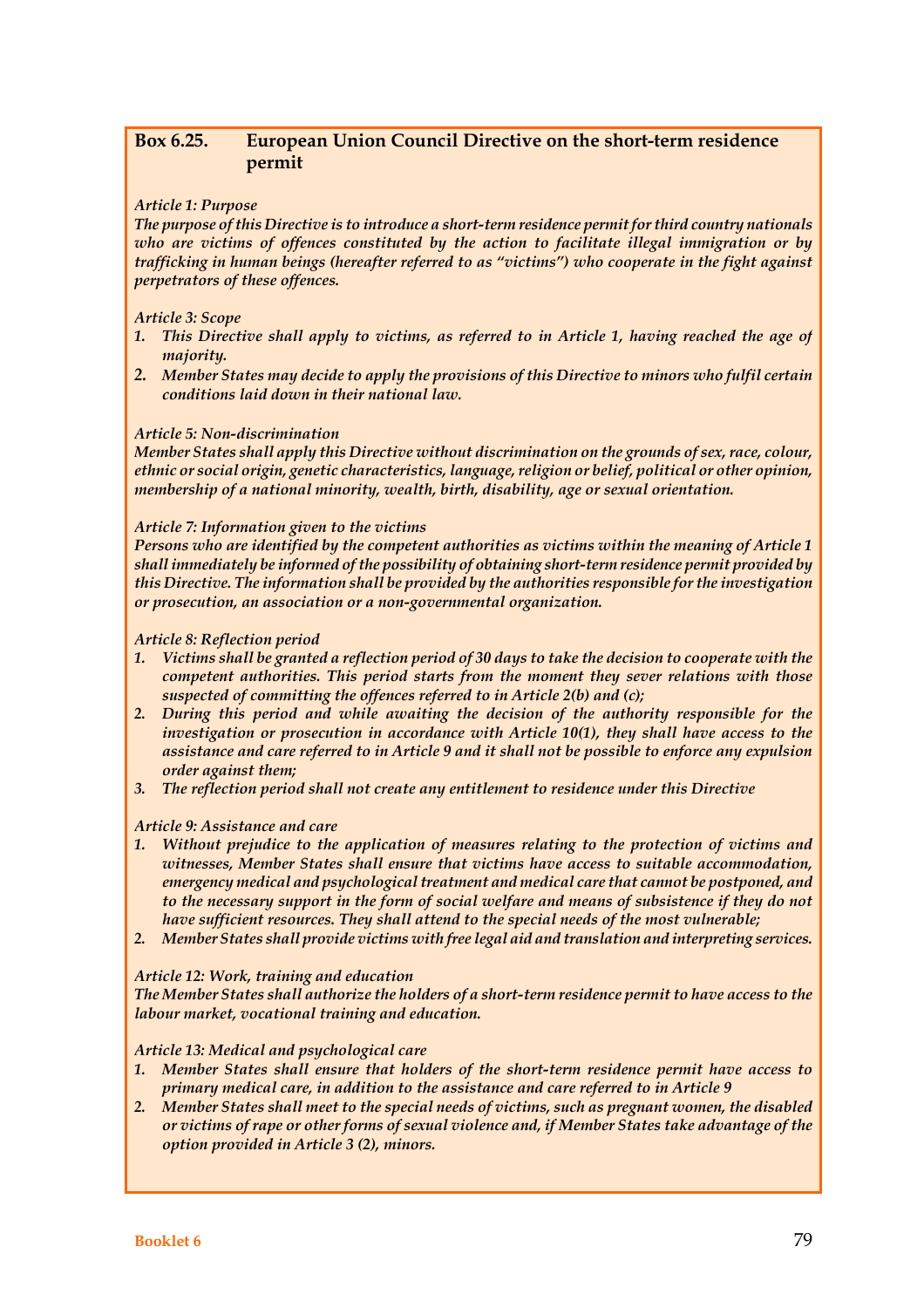### Box 6.25. European Union Council Directive on the short-term residence permit

*Article 1: Purpose*

***The purpose of this Directive is to introduce a short-term residence permit for third country nationals who are victims of offences constituted by the action to facilitate illegal immigration or by trafficking in human beings (hereafter referred to as "victims") who cooperate in the fight against perpetrators of these offences.***

*Article 3: Scope*

1. ***This Directive shall apply to victims, as referred to in Article 1, having reached the age of majority.***
2. ***Member States may decide to apply the provisions of this Directive to minors who fulfil certain conditions laid down in their national law.***

*Article 5: Non-discrimination*

***Member States shall apply this Directive without discrimination on the grounds of sex, race, colour, ethnic or social origin, genetic characteristics, language, religion or belief, political or other opinion, membership of a national minority, wealth, birth, disability, age or sexual orientation.***

*Article 7: Information given to the victims*

***Persons who are identified by the competent authorities as victims within the meaning of Article 1 shall immediately be informed of the possibility of obtaining short-term residence permit provided by this Directive. The information shall be provided by the authorities responsible for the investigation or prosecution, an association or a non-governmental organization.***

*Article 8: Reflection period*

1. ***Victims shall be granted a reflection period of 30 days to take the decision to cooperate with the competent authorities. This period starts from the moment they sever relations with those suspected of committing the offences referred to in Article 2(b) and (c);***
2. ***During this period and while awaiting the decision of the authority responsible for the investigation or prosecution in accordance with Article 10(1), they shall have access to the assistance and care referred to in Article 9 and it shall not be possible to enforce any expulsion order against them;***
3. ***The reflection period shall not create any entitlement to residence under this Directive***

*Article 9: Assistance and care*

1. ***Without prejudice to the application of measures relating to the protection of victims and witnesses, Member States shall ensure that victims have access to suitable accommodation, emergency medical and psychological treatment and medical care that cannot be postponed, and to the necessary support in the form of social welfare and means of subsistence if they do not have sufficient resources. They shall attend to the special needs of the most vulnerable;***
2. ***Member States shall provide victims with free legal aid and translation and interpreting services.***

*Article 12: Work, training and education*

***The Member States shall authorize the holders of a short-term residence permit to have access to the labour market, vocational training and education.***

*Article 13: Medical and psychological care*

1. ***Member States shall ensure that holders of the short-term residence permit have access to primary medical care, in addition to the assistance and care referred to in Article 9***
2. ***Member States shall meet to the special needs of victims, such as pregnant women, the disabled or victims of rape or other forms of sexual violence and, if Member States take advantage of the option provided in Article 3 (2), minors.***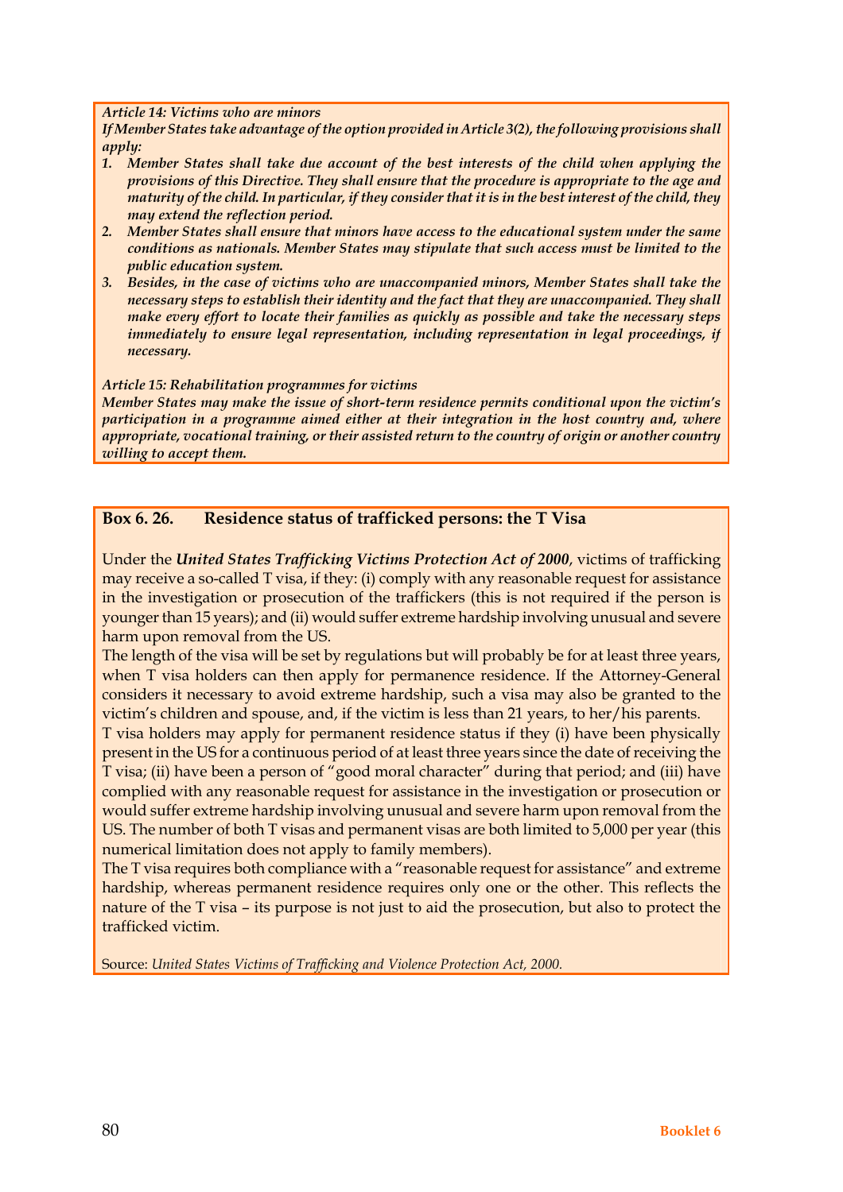***Article 14: Victims who are minors***

***If Member States take advantage of the option provided in Article 3(2), the following provisions shall apply:***

1. ***Member States shall take due account of the best interests of the child when applying the provisions of this Directive. They shall ensure that the procedure is appropriate to the age and maturity of the child. In particular, if they consider that it is in the best interest of the child, they may extend the reflection period.***
2. ***Member States shall ensure that minors have access to the educational system under the same conditions as nationals. Member States may stipulate that such access must be limited to the public education system.***
3. ***Besides, in the case of victims who are unaccompanied minors, Member States shall take the necessary steps to establish their identity and the fact that they are unaccompanied. They shall make every effort to locate their families as quickly as possible and take the necessary steps immediately to ensure legal representation, including representation in legal proceedings, if necessary.***

***Article 15: Rehabilitation programmes for victims***

***Member States may make the issue of short-term residence permits conditional upon the victim's participation in a programme aimed either at their integration in the host country and, where appropriate, vocational training, or their assisted return to the country of origin or another country willing to accept them.***

## Box 6. 26. Residence status of trafficked persons: the T Visa

Under the ***United States Trafficking Victims Protection Act of 2000***, victims of trafficking may receive a so-called T visa, if they: (i) comply with any reasonable request for assistance in the investigation or prosecution of the traffickers (this is not required if the person is younger than 15 years); and (ii) would suffer extreme hardship involving unusual and severe harm upon removal from the US.

The length of the visa will be set by regulations but will probably be for at least three years, when T visa holders can then apply for permanence residence. If the Attorney-General considers it necessary to avoid extreme hardship, such a visa may also be granted to the victim's children and spouse, and, if the victim is less than 21 years, to her/his parents.

T visa holders may apply for permanent residence status if they (i) have been physically present in the US for a continuous period of at least three years since the date of receiving the T visa; (ii) have been a person of "good moral character" during that period; and (iii) have complied with any reasonable request for assistance in the investigation or prosecution or would suffer extreme hardship involving unusual and severe harm upon removal from the US. The number of both T visas and permanent visas are both limited to 5,000 per year (this numerical limitation does not apply to family members).

The T visa requires both compliance with a "reasonable request for assistance" and extreme hardship, whereas permanent residence requires only one or the other. This reflects the nature of the T visa – its purpose is not just to aid the prosecution, but also to protect the trafficked victim.

Source: *United States Victims of Trafficking and Violence Protection Act, 2000.*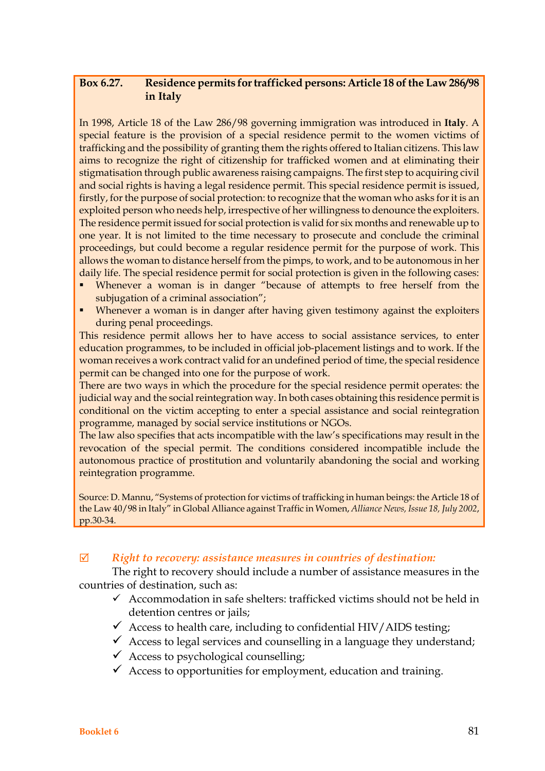**Box 6.27. Residence permits for trafficked persons: Article 18 of the Law 286/98 in Italy**

In 1998, Article 18 of the Law 286/98 governing immigration was introduced in **Italy**. A special feature is the provision of a special residence permit to the women victims of trafficking and the possibility of granting them the rights offered to Italian citizens. This law aims to recognize the right of citizenship for trafficked women and at eliminating their stigmatisation through public awareness raising campaigns. The first step to acquiring civil and social rights is having a legal residence permit. This special residence permit is issued, firstly, for the purpose of social protection: to recognize that the woman who asks for it is an exploited person who needs help, irrespective of her willingness to denounce the exploiters. The residence permit issued for social protection is valid for six months and renewable up to one year. It is not limited to the time necessary to prosecute and conclude the criminal proceedings, but could become a regular residence permit for the purpose of work. This allows the woman to distance herself from the pimps, to work, and to be autonomous in her daily life. The special residence permit for social protection is given in the following cases:

- Whenever a woman is in danger "because of attempts to free herself from the subjugation of a criminal association";
- Whenever a woman is in danger after having given testimony against the exploiters during penal proceedings.

This residence permit allows her to have access to social assistance services, to enter education programmes, to be included in official job-placement listings and to work. If the woman receives a work contract valid for an undefined period of time, the special residence permit can be changed into one for the purpose of work.

There are two ways in which the procedure for the special residence permit operates: the judicial way and the social reintegration way. In both cases obtaining this residence permit is conditional on the victim accepting to enter a special assistance and social reintegration programme, managed by social service institutions or NGOs.

The law also specifies that acts incompatible with the law's specifications may result in the revocation of the special permit. The conditions considered incompatible include the autonomous practice of prostitution and voluntarily abandoning the social and working reintegration programme.

Source: D. Mannu, "Systems of protection for victims of trafficking in human beings: the Article 18 of the Law 40/98 in Italy" in Global Alliance against Traffic in Women, *Alliance News, Issue 18, July 2002*, pp.30-34.

☑ ***Right to recovery: assistance measures in countries of destination:***

The right to recovery should include a number of assistance measures in the countries of destination, such as:

- ✓ Accommodation in safe shelters: trafficked victims should not be held in detention centres or jails;
- ✓ Access to health care, including to confidential HIV/AIDS testing;
- ✓ Access to legal services and counselling in a language they understand;
- ✓ Access to psychological counselling;
- ✓ Access to opportunities for employment, education and training.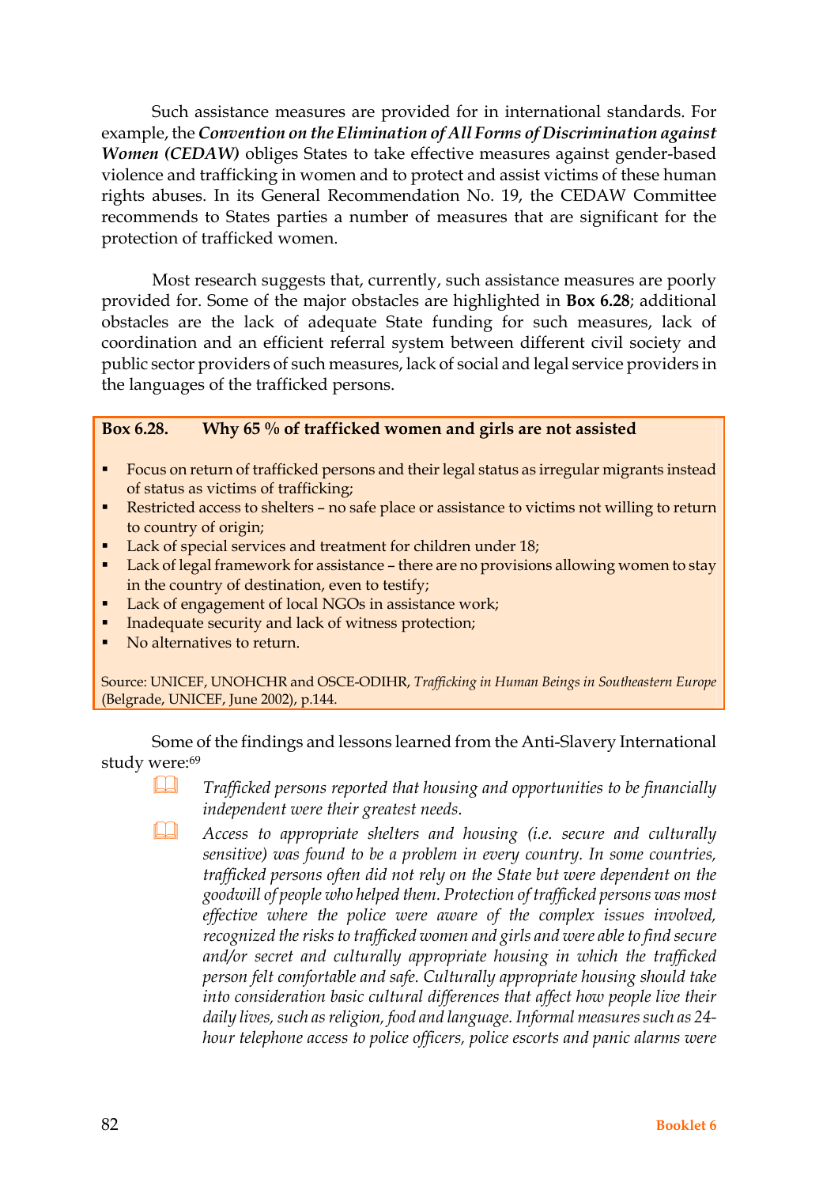Such assistance measures are provided for in international standards. For example, the ***Convention on the Elimination of All Forms of Discrimination against Women (CEDAW)*** obliges States to take effective measures against gender-based violence and trafficking in women and to protect and assist victims of these human rights abuses. In its General Recommendation No. 19, the CEDAW Committee recommends to States parties a number of measures that are significant for the protection of trafficked women.

Most research suggests that, currently, such assistance measures are poorly provided for. Some of the major obstacles are highlighted in **Box 6.28**; additional obstacles are the lack of adequate State funding for such measures, lack of coordination and an efficient referral system between different civil society and public sector providers of such measures, lack of social and legal service providers in the languages of the trafficked persons.

**Box 6.28. Why 65 % of trafficked women and girls are not assisted**

- Focus on return of trafficked persons and their legal status as irregular migrants instead of status as victims of trafficking;
- Restricted access to shelters – no safe place or assistance to victims not willing to return to country of origin;
- Lack of special services and treatment for children under 18;
- Lack of legal framework for assistance – there are no provisions allowing women to stay in the country of destination, even to testify;
- Lack of engagement of local NGOs in assistance work;
- Inadequate security and lack of witness protection;
- No alternatives to return.

Source: UNICEF, UNOHCHR and OSCE-ODIHR, *Trafficking in Human Beings in Southeastern Europe* (Belgrade, UNICEF, June 2002), p.144.

Some of the findings and lessons learned from the Anti-Slavery International study were:[69]

- *Trafficked persons reported that housing and opportunities to be financially independent were their greatest needs.*
- *Access to appropriate shelters and housing (i.e. secure and culturally sensitive) was found to be a problem in every country. In some countries, trafficked persons often did not rely on the State but were dependent on the goodwill of people who helped them. Protection of trafficked persons was most effective where the police were aware of the complex issues involved, recognized the risks to trafficked women and girls and were able to find secure and/or secret and culturally appropriate housing in which the trafficked person felt comfortable and safe. Culturally appropriate housing should take into consideration basic cultural differences that affect how people live their daily lives, such as religion, food and language. Informal measures such as 24-hour telephone access to police officers, police escorts and panic alarms were*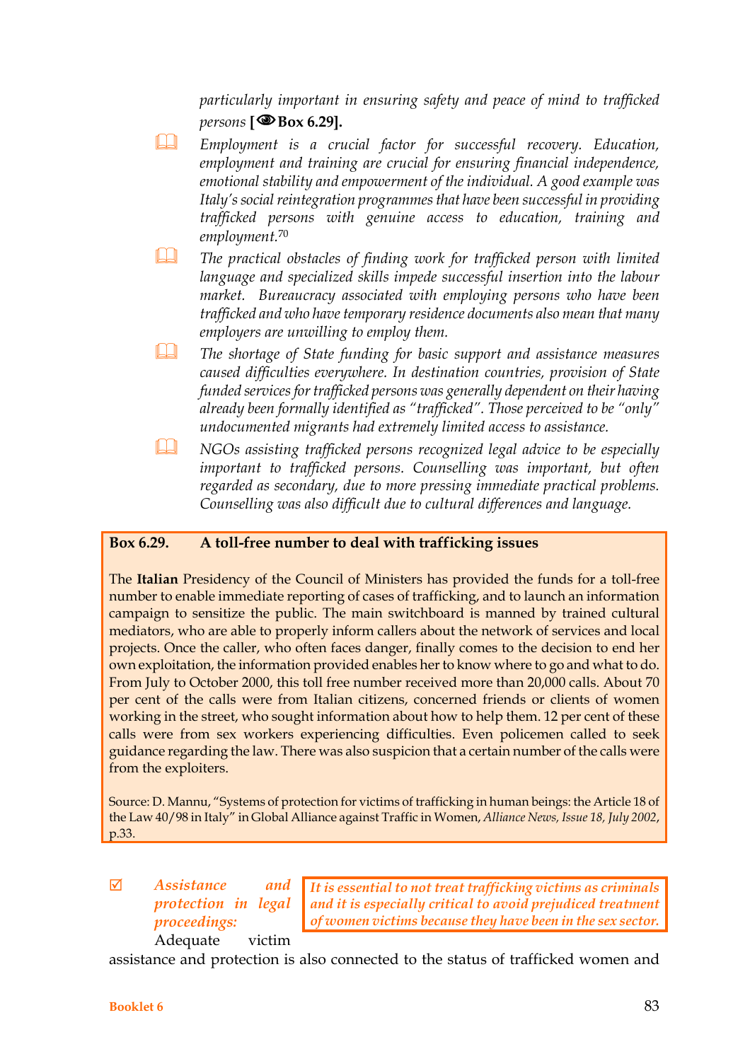*particularly important in ensuring safety and peace of mind to trafficked persons* **[👁 Box 6.29].**

- *Employment is a crucial factor for successful recovery. Education, employment and training are crucial for ensuring financial independence, emotional stability and empowerment of the individual. A good example was Italy's social reintegration programmes that have been successful in providing trafficked persons with genuine access to education, training and employment.*[70]
- *The practical obstacles of finding work for trafficked person with limited language and specialized skills impede successful insertion into the labour market. Bureaucracy associated with employing persons who have been trafficked and who have temporary residence documents also mean that many employers are unwilling to employ them.*
- *The shortage of State funding for basic support and assistance measures caused difficulties everywhere. In destination countries, provision of State funded services for trafficked persons was generally dependent on their having already been formally identified as "trafficked". Those perceived to be "only" undocumented migrants had extremely limited access to assistance.*
- *NGOs assisting trafficked persons recognized legal advice to be especially important to trafficked persons. Counselling was important, but often regarded as secondary, due to more pressing immediate practical problems. Counselling was also difficult due to cultural differences and language.*

> **Box 6.29. A toll-free number to deal with trafficking issues**
>
> The **Italian** Presidency of the Council of Ministers has provided the funds for a toll-free number to enable immediate reporting of cases of trafficking, and to launch an information campaign to sensitize the public. The main switchboard is manned by trained cultural mediators, who are able to properly inform callers about the network of services and local projects. Once the caller, who often faces danger, finally comes to the decision to end her own exploitation, the information provided enables her to know where to go and what to do. From July to October 2000, this toll free number received more than 20,000 calls. About 70 per cent of the calls were from Italian citizens, concerned friends or clients of women working in the street, who sought information about how to help them. 12 per cent of these calls were from sex workers experiencing difficulties. Even policemen called to seek guidance regarding the law. There was also suspicion that a certain number of the calls were from the exploiters.
>
> Source: D. Mannu, "Systems of protection for victims of trafficking in human beings: the Article 18 of the Law 40/98 in Italy" in Global Alliance against Traffic in Women, *Alliance News, Issue 18, July 2002*, p.33.

> ***It is essential to not treat trafficking victims as criminals and it is especially critical to avoid prejudiced treatment of women victims because they have been in the sex sector.***

☑ ***Assistance and protection in legal proceedings:*** Adequate victim assistance and protection is also connected to the status of trafficked women and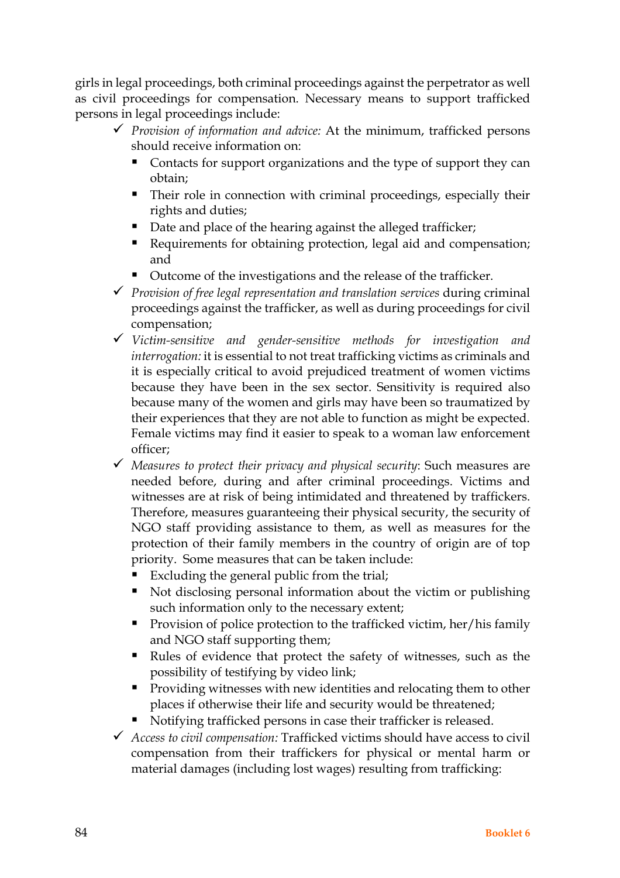girls in legal proceedings, both criminal proceedings against the perpetrator as well as civil proceedings for compensation. Necessary means to support trafficked persons in legal proceedings include:

- ✓ *Provision of information and advice:* At the minimum, trafficked persons should receive information on:
  - Contacts for support organizations and the type of support they can obtain;
  - Their role in connection with criminal proceedings, especially their rights and duties;
  - Date and place of the hearing against the alleged trafficker;
  - Requirements for obtaining protection, legal aid and compensation; and
  - Outcome of the investigations and the release of the trafficker.
- ✓ *Provision of free legal representation and translation services* during criminal proceedings against the trafficker, as well as during proceedings for civil compensation;
- ✓ *Victim-sensitive and gender-sensitive methods for investigation and interrogation:* it is essential to not treat trafficking victims as criminals and it is especially critical to avoid prejudiced treatment of women victims because they have been in the sex sector. Sensitivity is required also because many of the women and girls may have been so traumatized by their experiences that they are not able to function as might be expected. Female victims may find it easier to speak to a woman law enforcement officer;
- ✓ *Measures to protect their privacy and physical security*: Such measures are needed before, during and after criminal proceedings. Victims and witnesses are at risk of being intimidated and threatened by traffickers. Therefore, measures guaranteeing their physical security, the security of NGO staff providing assistance to them, as well as measures for the protection of their family members in the country of origin are of top priority. Some measures that can be taken include:
  - Excluding the general public from the trial;
  - Not disclosing personal information about the victim or publishing such information only to the necessary extent;
  - Provision of police protection to the trafficked victim, her/his family and NGO staff supporting them;
  - Rules of evidence that protect the safety of witnesses, such as the possibility of testifying by video link;
  - Providing witnesses with new identities and relocating them to other places if otherwise their life and security would be threatened;
  - Notifying trafficked persons in case their trafficker is released.
- ✓ *Access to civil compensation:* Trafficked victims should have access to civil compensation from their traffickers for physical or mental harm or material damages (including lost wages) resulting from trafficking: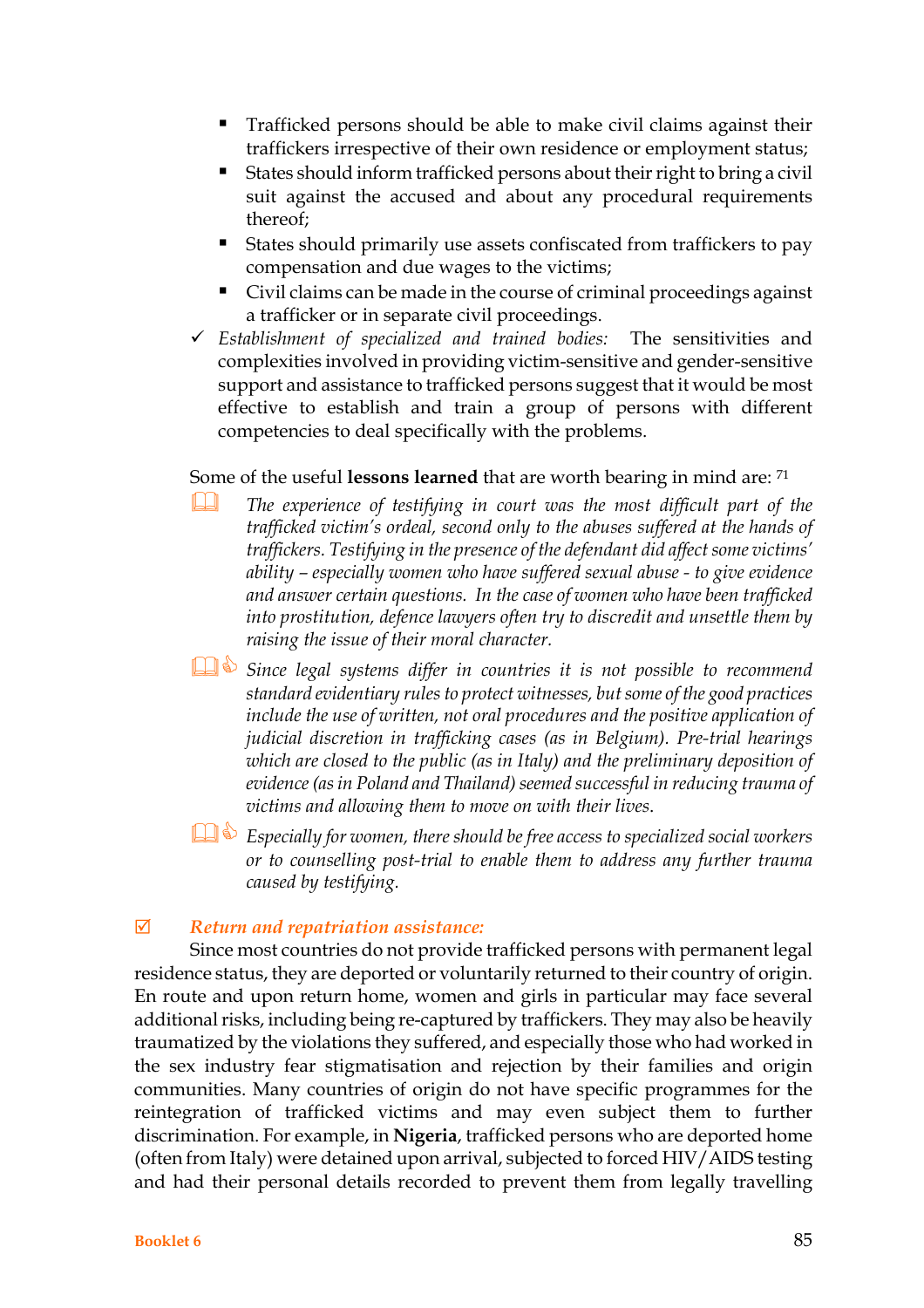- Trafficked persons should be able to make civil claims against their traffickers irrespective of their own residence or employment status;
- States should inform trafficked persons about their right to bring a civil suit against the accused and about any procedural requirements thereof;
- States should primarily use assets confiscated from traffickers to pay compensation and due wages to the victims;
- Civil claims can be made in the course of criminal proceedings against a trafficker or in separate civil proceedings.

✓ *Establishment of specialized and trained bodies:* The sensitivities and complexities involved in providing victim-sensitive and gender-sensitive support and assistance to trafficked persons suggest that it would be most effective to establish and train a group of persons with different competencies to deal specifically with the problems.

Some of the useful **lessons learned** that are worth bearing in mind are: [71]

- *The experience of testifying in court was the most difficult part of the trafficked victim's ordeal, second only to the abuses suffered at the hands of traffickers. Testifying in the presence of the defendant did affect some victims' ability – especially women who have suffered sexual abuse - to give evidence and answer certain questions. In the case of women who have been trafficked into prostitution, defence lawyers often try to discredit and unsettle them by raising the issue of their moral character.*
- *Since legal systems differ in countries it is not possible to recommend standard evidentiary rules to protect witnesses, but some of the good practices include the use of written, not oral procedures and the positive application of judicial discretion in trafficking cases (as in Belgium). Pre-trial hearings which are closed to the public (as in Italy) and the preliminary deposition of evidence (as in Poland and Thailand) seemed successful in reducing trauma of victims and allowing them to move on with their lives.*
- *Especially for women, there should be free access to specialized social workers or to counselling post-trial to enable them to address any further trauma caused by testifying.*

☑ ***Return and repatriation assistance:***

Since most countries do not provide trafficked persons with permanent legal residence status, they are deported or voluntarily returned to their country of origin. En route and upon return home, women and girls in particular may face several additional risks, including being re-captured by traffickers. They may also be heavily traumatized by the violations they suffered, and especially those who had worked in the sex industry fear stigmatisation and rejection by their families and origin communities. Many countries of origin do not have specific programmes for the reintegration of trafficked victims and may even subject them to further discrimination. For example, in **Nigeria**, trafficked persons who are deported home (often from Italy) were detained upon arrival, subjected to forced HIV/AIDS testing and had their personal details recorded to prevent them from legally travelling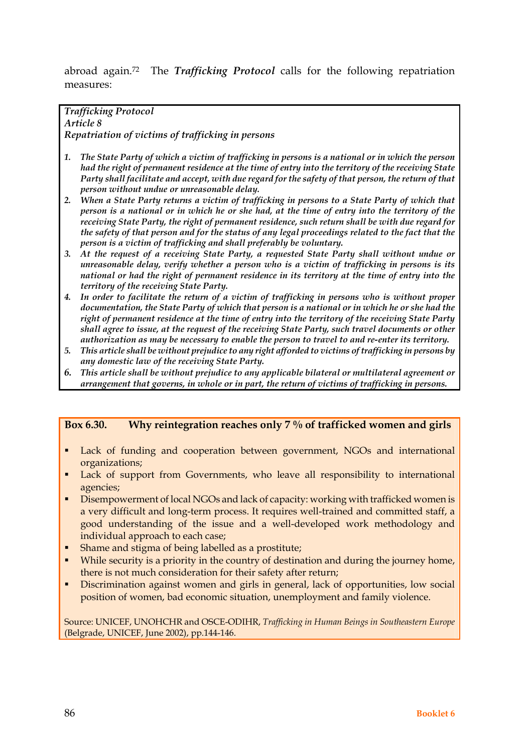abroad again.[72] The ***Trafficking Protocol*** calls for the following repatriation measures:

*Trafficking Protocol*
*Article 8*
*Repatriation of victims of trafficking in persons*

1. ***The State Party of which a victim of trafficking in persons is a national or in which the person had the right of permanent residence at the time of entry into the territory of the receiving State Party shall facilitate and accept, with due regard for the safety of that person, the return of that person without undue or unreasonable delay.***
2. ***When a State Party returns a victim of trafficking in persons to a State Party of which that person is a national or in which he or she had, at the time of entry into the territory of the receiving State Party, the right of permanent residence, such return shall be with due regard for the safety of that person and for the status of any legal proceedings related to the fact that the person is a victim of trafficking and shall preferably be voluntary.***
3. ***At the request of a receiving State Party, a requested State Party shall without undue or unreasonable delay, verify whether a person who is a victim of trafficking in persons is its national or had the right of permanent residence in its territory at the time of entry into the territory of the receiving State Party.***
4. ***In order to facilitate the return of a victim of trafficking in persons who is without proper documentation, the State Party of which that person is a national or in which he or she had the right of permanent residence at the time of entry into the territory of the receiving State Party shall agree to issue, at the request of the receiving State Party, such travel documents or other authorization as may be necessary to enable the person to travel to and re-enter its territory.***
5. ***This article shall be without prejudice to any right afforded to victims of trafficking in persons by any domestic law of the receiving State Party.***
6. ***This article shall be without prejudice to any applicable bilateral or multilateral agreement or arrangement that governs, in whole or in part, the return of victims of trafficking in persons.***

**Box 6.30. Why reintegration reaches only 7 % of trafficked women and girls**

- Lack of funding and cooperation between government, NGOs and international organizations;
- Lack of support from Governments, who leave all responsibility to international agencies;
- Disempowerment of local NGOs and lack of capacity: working with trafficked women is a very difficult and long-term process. It requires well-trained and committed staff, a good understanding of the issue and a well-developed work methodology and individual approach to each case;
- Shame and stigma of being labelled as a prostitute;
- While security is a priority in the country of destination and during the journey home, there is not much consideration for their safety after return;
- Discrimination against women and girls in general, lack of opportunities, low social position of women, bad economic situation, unemployment and family violence.

Source: UNICEF, UNOHCHR and OSCE-ODIHR, *Trafficking in Human Beings in Southeastern Europe* (Belgrade, UNICEF, June 2002), pp.144-146.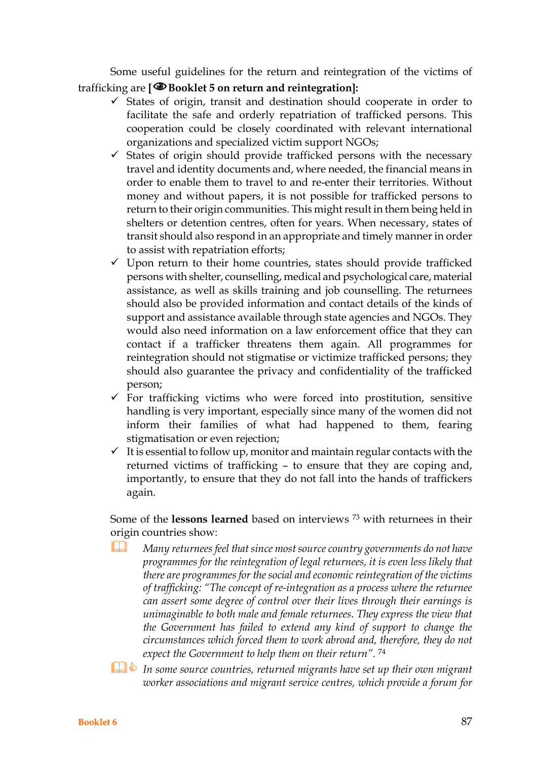Some useful guidelines for the return and reintegration of the victims of trafficking are **[👁Booklet 5 on return and reintegration]:**

- ✓ States of origin, transit and destination should cooperate in order to facilitate the safe and orderly repatriation of trafficked persons. This cooperation could be closely coordinated with relevant international organizations and specialized victim support NGOs;
- ✓ States of origin should provide trafficked persons with the necessary travel and identity documents and, where needed, the financial means in order to enable them to travel to and re-enter their territories. Without money and without papers, it is not possible for trafficked persons to return to their origin communities. This might result in them being held in shelters or detention centres, often for years. When necessary, states of transit should also respond in an appropriate and timely manner in order to assist with repatriation efforts;
- ✓ Upon return to their home countries, states should provide trafficked persons with shelter, counselling, medical and psychological care, material assistance, as well as skills training and job counselling. The returnees should also be provided information and contact details of the kinds of support and assistance available through state agencies and NGOs. They would also need information on a law enforcement office that they can contact if a trafficker threatens them again. All programmes for reintegration should not stigmatise or victimize trafficked persons; they should also guarantee the privacy and confidentiality of the trafficked person;
- ✓ For trafficking victims who were forced into prostitution, sensitive handling is very important, especially since many of the women did not inform their families of what had happened to them, fearing stigmatisation or even rejection;
- ✓ It is essential to follow up, monitor and maintain regular contacts with the returned victims of trafficking – to ensure that they are coping and, importantly, to ensure that they do not fall into the hands of traffickers again.

Some of the **lessons learned** based on interviews [73] with returnees in their origin countries show:

- 📖 *Many returnees feel that since most source country governments do not have programmes for the reintegration of legal returnees, it is even less likely that there are programmes for the social and economic reintegration of the victims of trafficking: "The concept of re-integration as a process where the returnee can assert some degree of control over their lives through their earnings is unimaginable to both male and female returnees. They express the view that the Government has failed to extend any kind of support to change the circumstances which forced them to work abroad and, therefore, they do not expect the Government to help them on their return".* [74]
- 📖👍 *In some source countries, returned migrants have set up their own migrant worker associations and migrant service centres, which provide a forum for*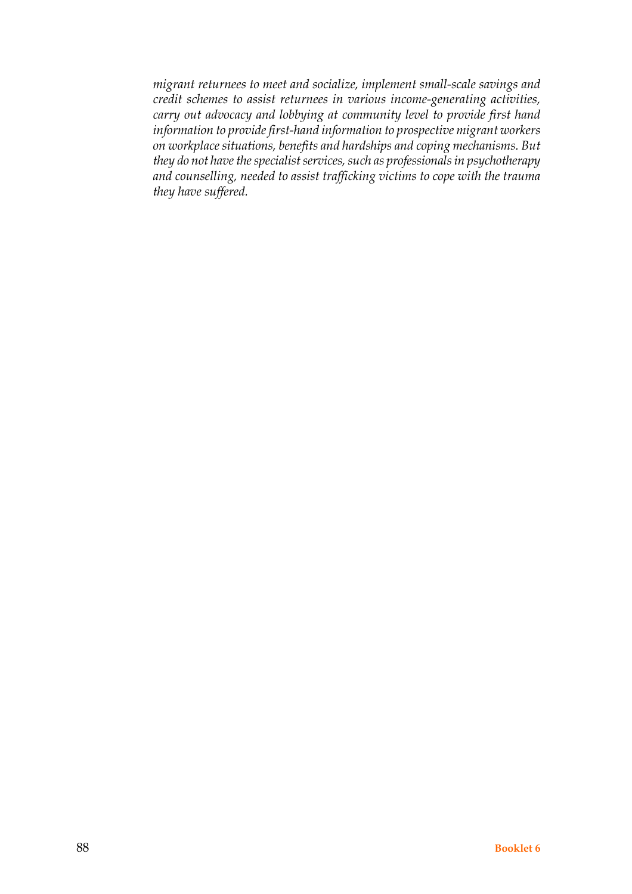*migrant returnees to meet and socialize, implement small-scale savings and credit schemes to assist returnees in various income-generating activities, carry out advocacy and lobbying at community level to provide first hand information to provide first-hand information to prospective migrant workers on workplace situations, benefits and hardships and coping mechanisms. But they do not have the specialist services, such as professionals in psychotherapy and counselling, needed to assist trafficking victims to cope with the trauma they have suffered.*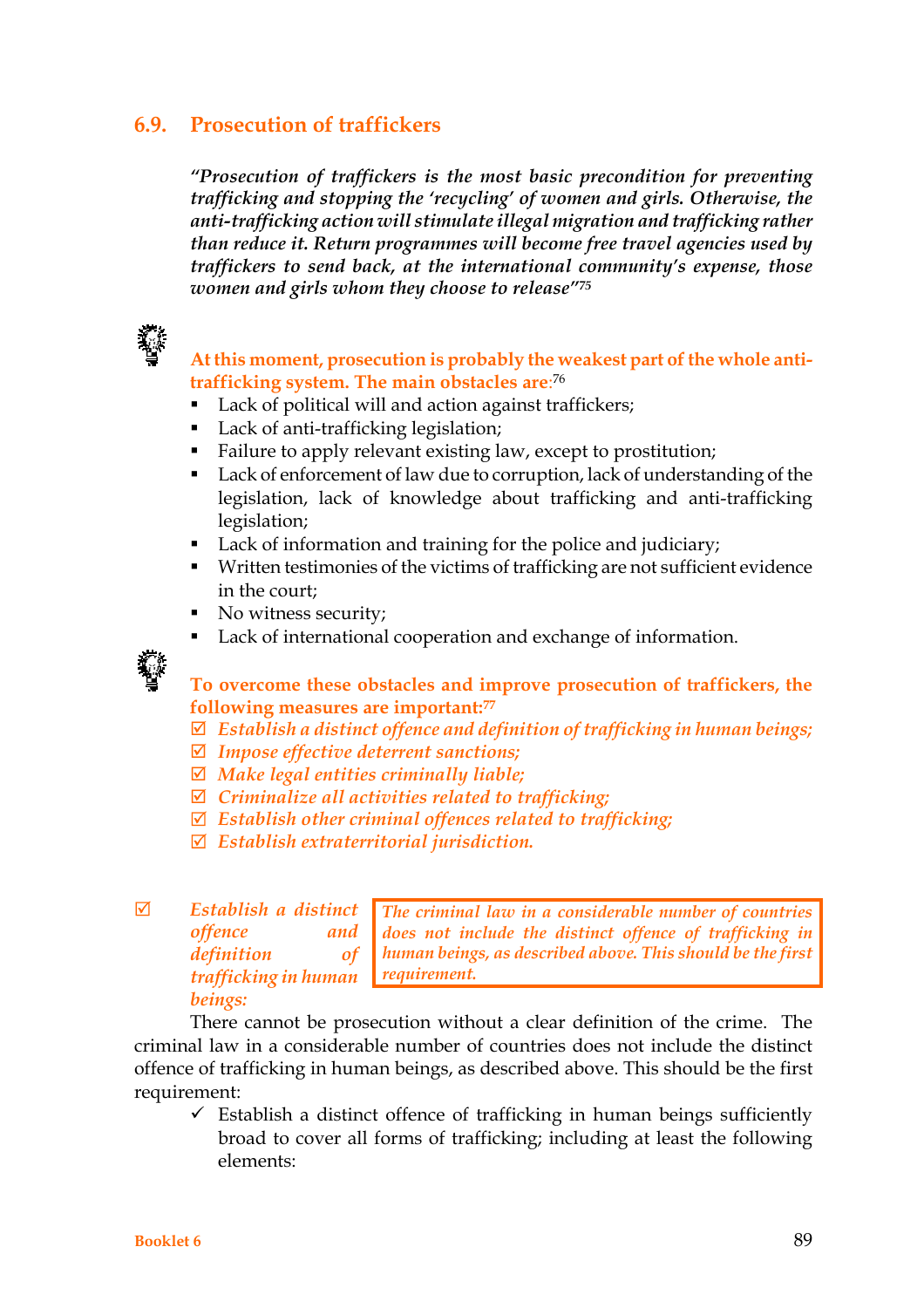## 6.9. Prosecution of traffickers

> *"Prosecution of traffickers is the most basic precondition for preventing trafficking and stopping the 'recycling' of women and girls. Otherwise, the anti-trafficking action will stimulate illegal migration and trafficking rather than reduce it. Return programmes will become free travel agencies used by traffickers to send back, at the international community's expense, those women and girls whom they choose to release"*[75]

**At this moment, prosecution is probably the weakest part of the whole anti-trafficking system. The main obstacles are:**[76]

- Lack of political will and action against traffickers;
- Lack of anti-trafficking legislation;
- Failure to apply relevant existing law, except to prostitution;
- Lack of enforcement of law due to corruption, lack of understanding of the legislation, lack of knowledge about trafficking and anti-trafficking legislation;
- Lack of information and training for the police and judiciary;
- Written testimonies of the victims of trafficking are not sufficient evidence in the court;
- No witness security;
- Lack of international cooperation and exchange of information.

**To overcome these obstacles and improve prosecution of traffickers, the following measures are important:**[77]

- ☑ ***Establish a distinct offence and definition of trafficking in human beings;***
- ☑ ***Impose effective deterrent sanctions;***
- ☑ ***Make legal entities criminally liable;***
- ☑ ***Criminalize all activities related to trafficking;***
- ☑ ***Establish other criminal offences related to trafficking;***
- ☑ ***Establish extraterritorial jurisdiction.***

☑ ***Establish a distinct offence and definition of trafficking in human beings:***

> *The criminal law in a considerable number of countries does not include the distinct offence of trafficking in human beings, as described above. This should be the first requirement.*

There cannot be prosecution without a clear definition of the crime. The criminal law in a considerable number of countries does not include the distinct offence of trafficking in human beings, as described above. This should be the first requirement:

- ✓ Establish a distinct offence of trafficking in human beings sufficiently broad to cover all forms of trafficking; including at least the following elements: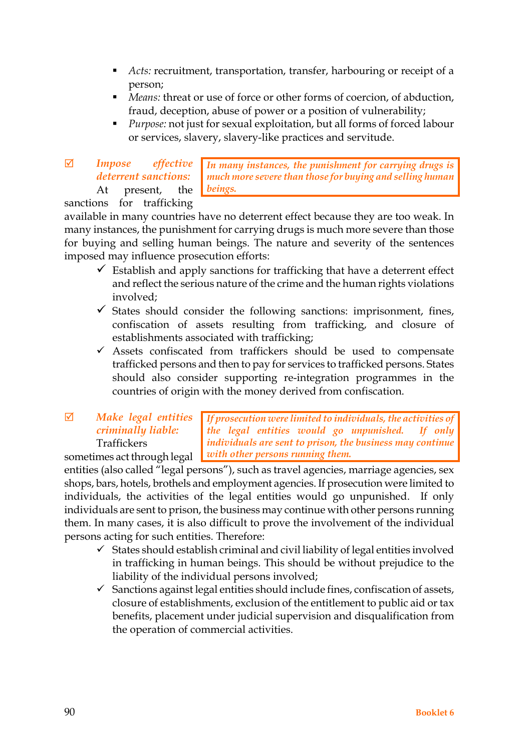- *Acts:* recruitment, transportation, transfer, harbouring or receipt of a person;
- *Means:* threat or use of force or other forms of coercion, of abduction, fraud, deception, abuse of power or a position of vulnerability;
- *Purpose:* not just for sexual exploitation, but all forms of forced labour or services, slavery, slavery-like practices and servitude.

☑ ***Impose effective deterrent sanctions:*** At present, the sanctions for trafficking available in many countries have no deterrent effect because they are too weak. In many instances, the punishment for carrying drugs is much more severe than those for buying and selling human beings. The nature and severity of the sentences imposed may influence prosecution efforts:

> *In many instances, the punishment for carrying drugs is much more severe than those for buying and selling human beings.*

- ✓ Establish and apply sanctions for trafficking that have a deterrent effect and reflect the serious nature of the crime and the human rights violations involved;
- ✓ States should consider the following sanctions: imprisonment, fines, confiscation of assets resulting from trafficking, and closure of establishments associated with trafficking;
- ✓ Assets confiscated from traffickers should be used to compensate trafficked persons and then to pay for services to trafficked persons. States should also consider supporting re-integration programmes in the countries of origin with the money derived from confiscation.

☑ ***Make legal entities criminally liable:*** Traffickers sometimes act through legal entities (also called "legal persons"), such as travel agencies, marriage agencies, sex shops, bars, hotels, brothels and employment agencies. If prosecution were limited to individuals, the activities of the legal entities would go unpunished. If only individuals are sent to prison, the business may continue with other persons running them. In many cases, it is also difficult to prove the involvement of the individual persons acting for such entities. Therefore:

> *If prosecution were limited to individuals, the activities of the legal entities would go unpunished. If only individuals are sent to prison, the business may continue with other persons running them.*

- ✓ States should establish criminal and civil liability of legal entities involved in trafficking in human beings. This should be without prejudice to the liability of the individual persons involved;
- ✓ Sanctions against legal entities should include fines, confiscation of assets, closure of establishments, exclusion of the entitlement to public aid or tax benefits, placement under judicial supervision and disqualification from the operation of commercial activities.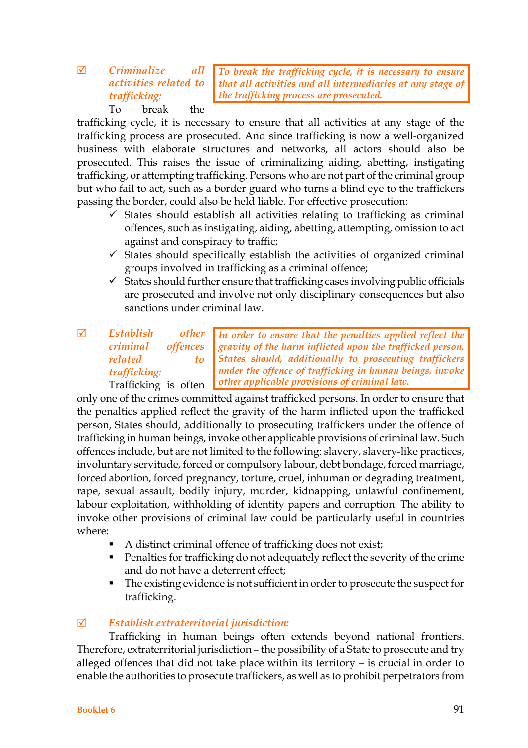☑ ***Criminalize all activities related to trafficking:***

> *To break the trafficking cycle, it is necessary to ensure that all activities and all intermediaries at any stage of the trafficking process are prosecuted.*

To break the trafficking cycle, it is necessary to ensure that all activities at any stage of the trafficking process are prosecuted. And since trafficking is now a well-organized business with elaborate structures and networks, all actors should also be prosecuted. This raises the issue of criminalizing aiding, abetting, instigating trafficking, or attempting trafficking. Persons who are not part of the criminal group but who fail to act, such as a border guard who turns a blind eye to the traffickers passing the border, could also be held liable. For effective prosecution:

- ✓ States should establish all activities relating to trafficking as criminal offences, such as instigating, aiding, abetting, attempting, omission to act against and conspiracy to traffic;
- ✓ States should specifically establish the activities of organized criminal groups involved in trafficking as a criminal offence;
- ✓ States should further ensure that trafficking cases involving public officials are prosecuted and involve not only disciplinary consequences but also sanctions under criminal law.

☑ ***Establish other criminal offences related to trafficking:***

> *In order to ensure that the penalties applied reflect the gravity of the harm inflicted upon the trafficked person, States should, additionally to prosecuting traffickers under the offence of trafficking in human beings, invoke other applicable provisions of criminal law.*

Trafficking is often only one of the crimes committed against trafficked persons. In order to ensure that the penalties applied reflect the gravity of the harm inflicted upon the trafficked person, States should, additionally to prosecuting traffickers under the offence of trafficking in human beings, invoke other applicable provisions of criminal law. Such offences include, but are not limited to the following: slavery, slavery-like practices, involuntary servitude, forced or compulsory labour, debt bondage, forced marriage, forced abortion, forced pregnancy, torture, cruel, inhuman or degrading treatment, rape, sexual assault, bodily injury, murder, kidnapping, unlawful confinement, labour exploitation, withholding of identity papers and corruption. The ability to invoke other provisions of criminal law could be particularly useful in countries where:

- A distinct criminal offence of trafficking does not exist;
- Penalties for trafficking do not adequately reflect the severity of the crime and do not have a deterrent effect;
- The existing evidence is not sufficient in order to prosecute the suspect for trafficking.

☑ ***Establish extraterritorial jurisdiction:***

Trafficking in human beings often extends beyond national frontiers. Therefore, extraterritorial jurisdiction – the possibility of a State to prosecute and try alleged offences that did not take place within its territory – is crucial in order to enable the authorities to prosecute traffickers, as well as to prohibit perpetrators from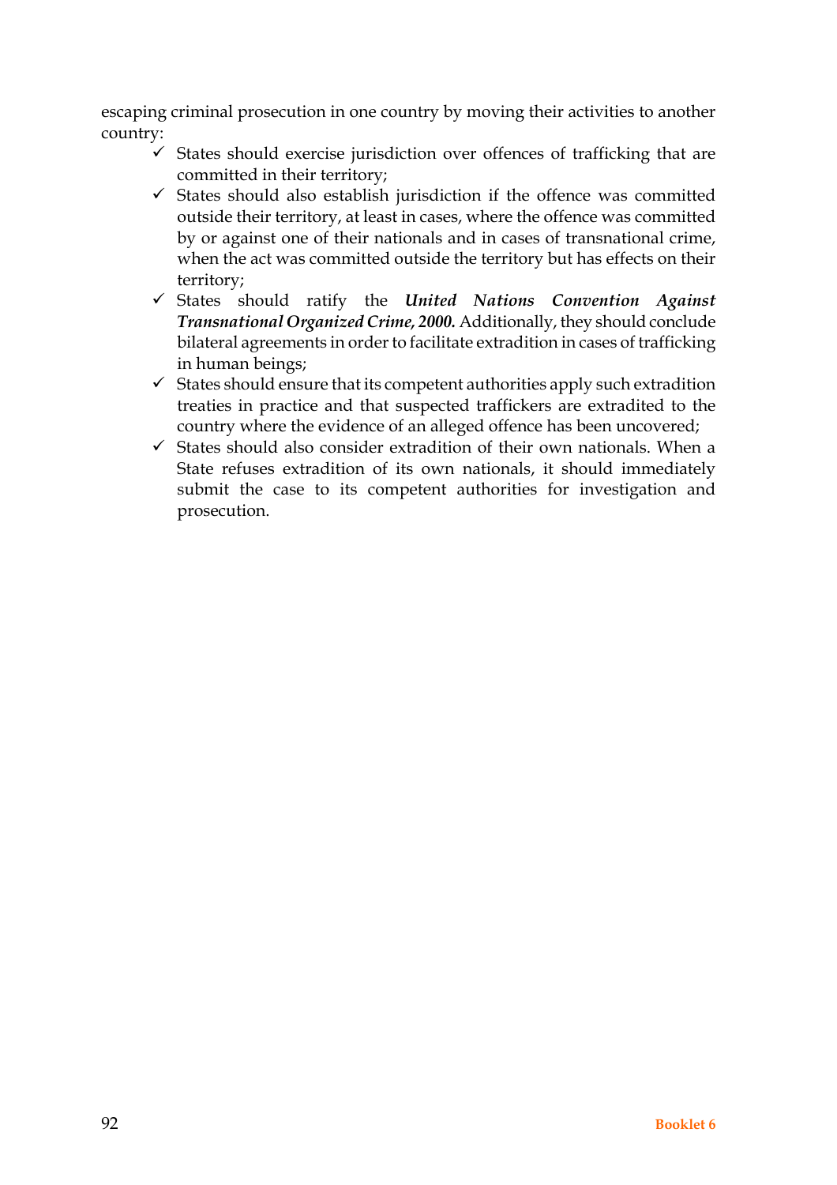escaping criminal prosecution in one country by moving their activities to another country:

- ✓ States should exercise jurisdiction over offences of trafficking that are committed in their territory;
- ✓ States should also establish jurisdiction if the offence was committed outside their territory, at least in cases, where the offence was committed by or against one of their nationals and in cases of transnational crime, when the act was committed outside the territory but has effects on their territory;
- ✓ States should ratify the ***United Nations Convention Against Transnational Organized Crime, 2000.*** Additionally, they should conclude bilateral agreements in order to facilitate extradition in cases of trafficking in human beings;
- ✓ States should ensure that its competent authorities apply such extradition treaties in practice and that suspected traffickers are extradited to the country where the evidence of an alleged offence has been uncovered;
- ✓ States should also consider extradition of their own nationals. When a State refuses extradition of its own nationals, it should immediately submit the case to its competent authorities for investigation and prosecution.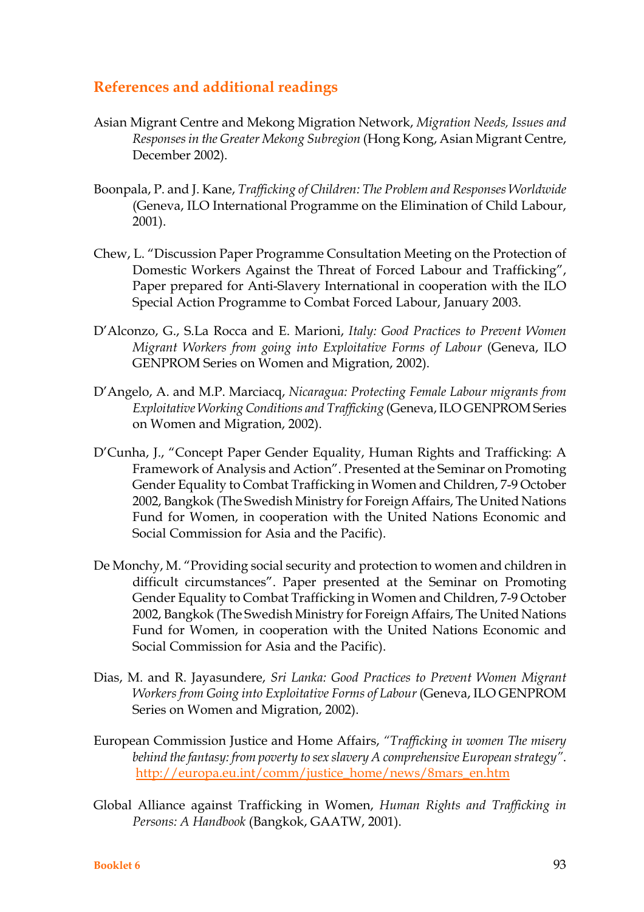## References and additional readings

Asian Migrant Centre and Mekong Migration Network, *Migration Needs, Issues and Responses in the Greater Mekong Subregion* (Hong Kong, Asian Migrant Centre, December 2002).

Boonpala, P. and J. Kane, *Trafficking of Children: The Problem and Responses Worldwide* (Geneva, ILO International Programme on the Elimination of Child Labour, 2001).

Chew, L. "Discussion Paper Programme Consultation Meeting on the Protection of Domestic Workers Against the Threat of Forced Labour and Trafficking", Paper prepared for Anti-Slavery International in cooperation with the ILO Special Action Programme to Combat Forced Labour, January 2003.

D'Alconzo, G., S.La Rocca and E. Marioni, *Italy: Good Practices to Prevent Women Migrant Workers from going into Exploitative Forms of Labour* (Geneva, ILO GENPROM Series on Women and Migration, 2002).

D'Angelo, A. and M.P. Marciacq, *Nicaragua: Protecting Female Labour migrants from Exploitative Working Conditions and Trafficking* (Geneva, ILO GENPROM Series on Women and Migration, 2002).

D'Cunha, J., "Concept Paper Gender Equality, Human Rights and Trafficking: A Framework of Analysis and Action". Presented at the Seminar on Promoting Gender Equality to Combat Trafficking in Women and Children, 7-9 October 2002, Bangkok (The Swedish Ministry for Foreign Affairs, The United Nations Fund for Women, in cooperation with the United Nations Economic and Social Commission for Asia and the Pacific).

De Monchy, M. "Providing social security and protection to women and children in difficult circumstances". Paper presented at the Seminar on Promoting Gender Equality to Combat Trafficking in Women and Children, 7-9 October 2002, Bangkok (The Swedish Ministry for Foreign Affairs, The United Nations Fund for Women, in cooperation with the United Nations Economic and Social Commission for Asia and the Pacific).

Dias, M. and R. Jayasundere, *Sri Lanka: Good Practices to Prevent Women Migrant Workers from Going into Exploitative Forms of Labour* (Geneva, ILO GENPROM Series on Women and Migration, 2002).

European Commission Justice and Home Affairs, *"Trafficking in women The misery behind the fantasy: from poverty to sex slavery A comprehensive European strategy"*. http://europa.eu.int/comm/justice_home/news/8mars_en.htm

Global Alliance against Trafficking in Women, *Human Rights and Trafficking in Persons: A Handbook* (Bangkok, GAATW, 2001).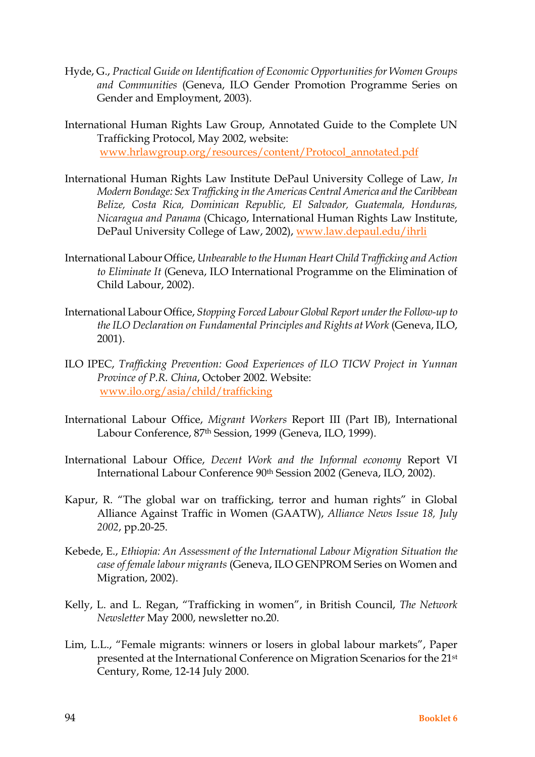Hyde, G., *Practical Guide on Identification of Economic Opportunities for Women Groups and Communities* (Geneva, ILO Gender Promotion Programme Series on Gender and Employment, 2003).

International Human Rights Law Group, Annotated Guide to the Complete UN Trafficking Protocol, May 2002, website: www.hrlawgroup.org/resources/content/Protocol_annotated.pdf

International Human Rights Law Institute DePaul University College of Law, *In Modern Bondage: Sex Trafficking in the Americas Central America and the Caribbean Belize, Costa Rica, Dominican Republic, El Salvador, Guatemala, Honduras, Nicaragua and Panama* (Chicago, International Human Rights Law Institute, DePaul University College of Law, 2002), www.law.depaul.edu/ihrli

International Labour Office, *Unbearable to the Human Heart Child Trafficking and Action to Eliminate It* (Geneva, ILO International Programme on the Elimination of Child Labour, 2002).

International Labour Office, *Stopping Forced Labour Global Report under the Follow-up to the ILO Declaration on Fundamental Principles and Rights at Work* (Geneva, ILO, 2001).

ILO IPEC, *Trafficking Prevention: Good Experiences of ILO TICW Project in Yunnan Province of P.R. China*, October 2002. Website: www.ilo.org/asia/child/trafficking

International Labour Office, *Migrant Workers* Report III (Part IB), International Labour Conference, 87th Session, 1999 (Geneva, ILO, 1999).

International Labour Office, *Decent Work and the Informal economy* Report VI International Labour Conference 90th Session 2002 (Geneva, ILO, 2002).

Kapur, R. "The global war on trafficking, terror and human rights" in Global Alliance Against Traffic in Women (GAATW), *Alliance News Issue 18, July 2002*, pp.20-25.

Kebede, E., *Ethiopia: An Assessment of the International Labour Migration Situation the case of female labour migrants* (Geneva, ILO GENPROM Series on Women and Migration, 2002).

Kelly, L. and L. Regan, "Trafficking in women", in British Council, *The Network Newsletter* May 2000, newsletter no.20.

Lim, L.L., "Female migrants: winners or losers in global labour markets", Paper presented at the International Conference on Migration Scenarios for the 21st Century, Rome, 12-14 July 2000.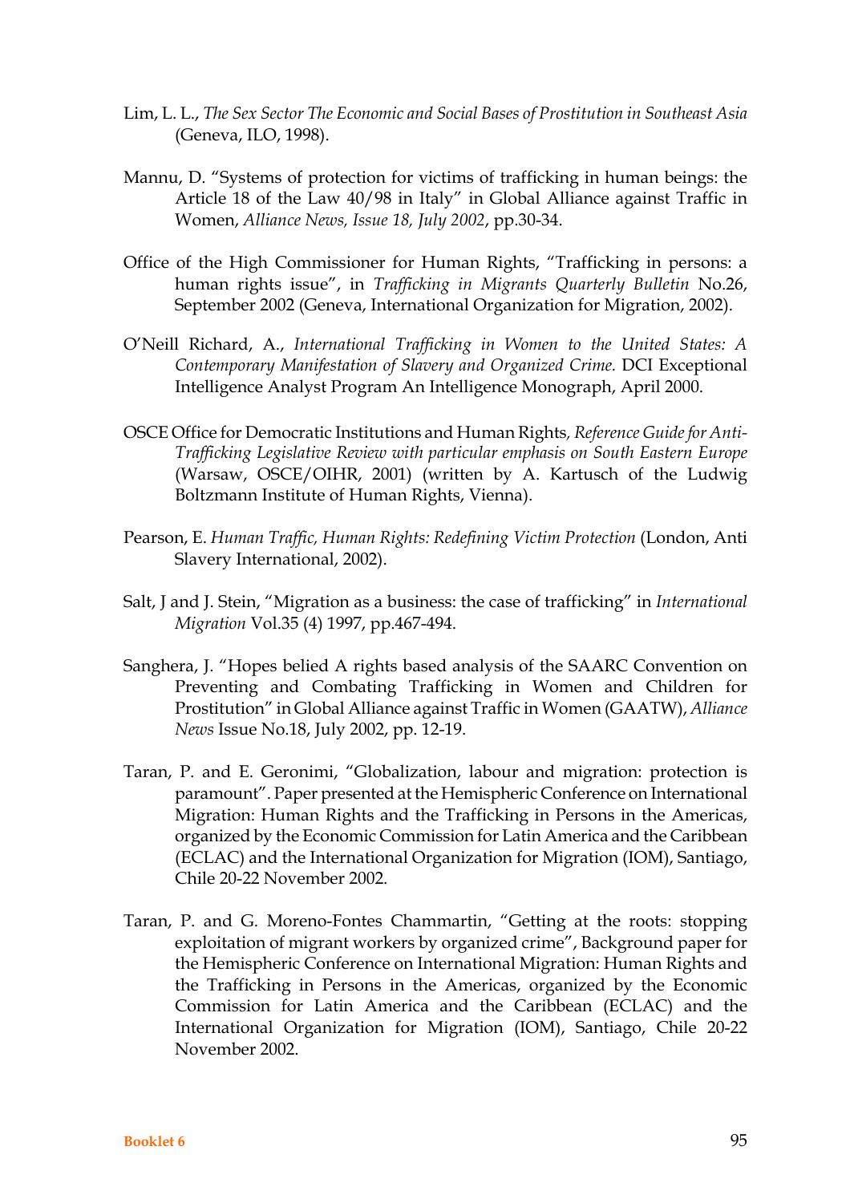Lim, L. L., *The Sex Sector The Economic and Social Bases of Prostitution in Southeast Asia* (Geneva, ILO, 1998).

Mannu, D. "Systems of protection for victims of trafficking in human beings: the Article 18 of the Law 40/98 in Italy" in Global Alliance against Traffic in Women, *Alliance News, Issue 18, July 2002*, pp.30-34.

Office of the High Commissioner for Human Rights, "Trafficking in persons: a human rights issue", in *Trafficking in Migrants Quarterly Bulletin* No.26, September 2002 (Geneva, International Organization for Migration, 2002).

O'Neill Richard, A., *International Trafficking in Women to the United States: A Contemporary Manifestation of Slavery and Organized Crime.* DCI Exceptional Intelligence Analyst Program An Intelligence Monograph, April 2000.

OSCE Office for Democratic Institutions and Human Rights, *Reference Guide for Anti-Trafficking Legislative Review with particular emphasis on South Eastern Europe* (Warsaw, OSCE/OIHR, 2001) (written by A. Kartusch of the Ludwig Boltzmann Institute of Human Rights, Vienna).

Pearson, E. *Human Traffic, Human Rights: Redefining Victim Protection* (London, Anti Slavery International, 2002).

Salt, J and J. Stein, "Migration as a business: the case of trafficking" in *International Migration* Vol.35 (4) 1997, pp.467-494.

Sanghera, J. "Hopes belied A rights based analysis of the SAARC Convention on Preventing and Combating Trafficking in Women and Children for Prostitution" in Global Alliance against Traffic in Women (GAATW), *Alliance News* Issue No.18, July 2002, pp. 12-19.

Taran, P. and E. Geronimi, "Globalization, labour and migration: protection is paramount". Paper presented at the Hemispheric Conference on International Migration: Human Rights and the Trafficking in Persons in the Americas, organized by the Economic Commission for Latin America and the Caribbean (ECLAC) and the International Organization for Migration (IOM), Santiago, Chile 20-22 November 2002.

Taran, P. and G. Moreno-Fontes Chammartin, "Getting at the roots: stopping exploitation of migrant workers by organized crime", Background paper for the Hemispheric Conference on International Migration: Human Rights and the Trafficking in Persons in the Americas, organized by the Economic Commission for Latin America and the Caribbean (ECLAC) and the International Organization for Migration (IOM), Santiago, Chile 20-22 November 2002.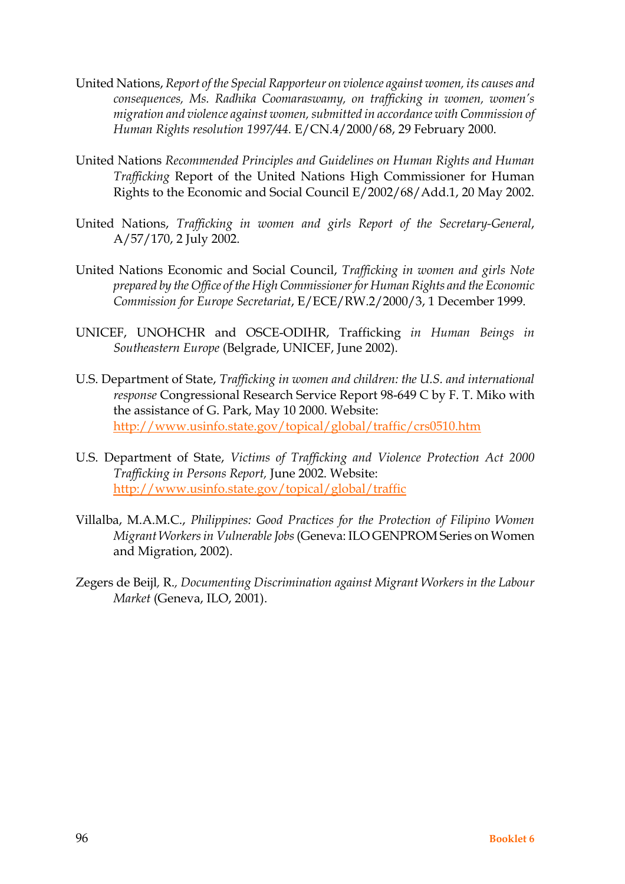United Nations, *Report of the Special Rapporteur on violence against women, its causes and consequences, Ms. Radhika Coomaraswamy, on trafficking in women, women's migration and violence against women, submitted in accordance with Commission of Human Rights resolution 1997/44.* E/CN.4/2000/68, 29 February 2000.

United Nations *Recommended Principles and Guidelines on Human Rights and Human Trafficking* Report of the United Nations High Commissioner for Human Rights to the Economic and Social Council E/2002/68/Add.1, 20 May 2002.

United Nations, *Trafficking in women and girls Report of the Secretary-General*, A/57/170, 2 July 2002.

United Nations Economic and Social Council, *Trafficking in women and girls Note prepared by the Office of the High Commissioner for Human Rights and the Economic Commission for Europe Secretariat*, E/ECE/RW.2/2000/3, 1 December 1999.

UNICEF, UNOHCHR and OSCE-ODIHR, Trafficking *in Human Beings in Southeastern Europe* (Belgrade, UNICEF, June 2002).

U.S. Department of State, *Trafficking in women and children: the U.S. and international response* Congressional Research Service Report 98-649 C by F. T. Miko with the assistance of G. Park, May 10 2000. Website: http://www.usinfo.state.gov/topical/global/traffic/crs0510.htm

U.S. Department of State, *Victims of Trafficking and Violence Protection Act 2000 Trafficking in Persons Report,* June 2002. Website: http://www.usinfo.state.gov/topical/global/traffic

Villalba, M.A.M.C., *Philippines: Good Practices for the Protection of Filipino Women Migrant Workers in Vulnerable Jobs* (Geneva: ILO GENPROM Series on Women and Migration, 2002).

Zegers de Beijl, R.*, Documenting Discrimination against Migrant Workers in the Labour Market* (Geneva, ILO, 2001).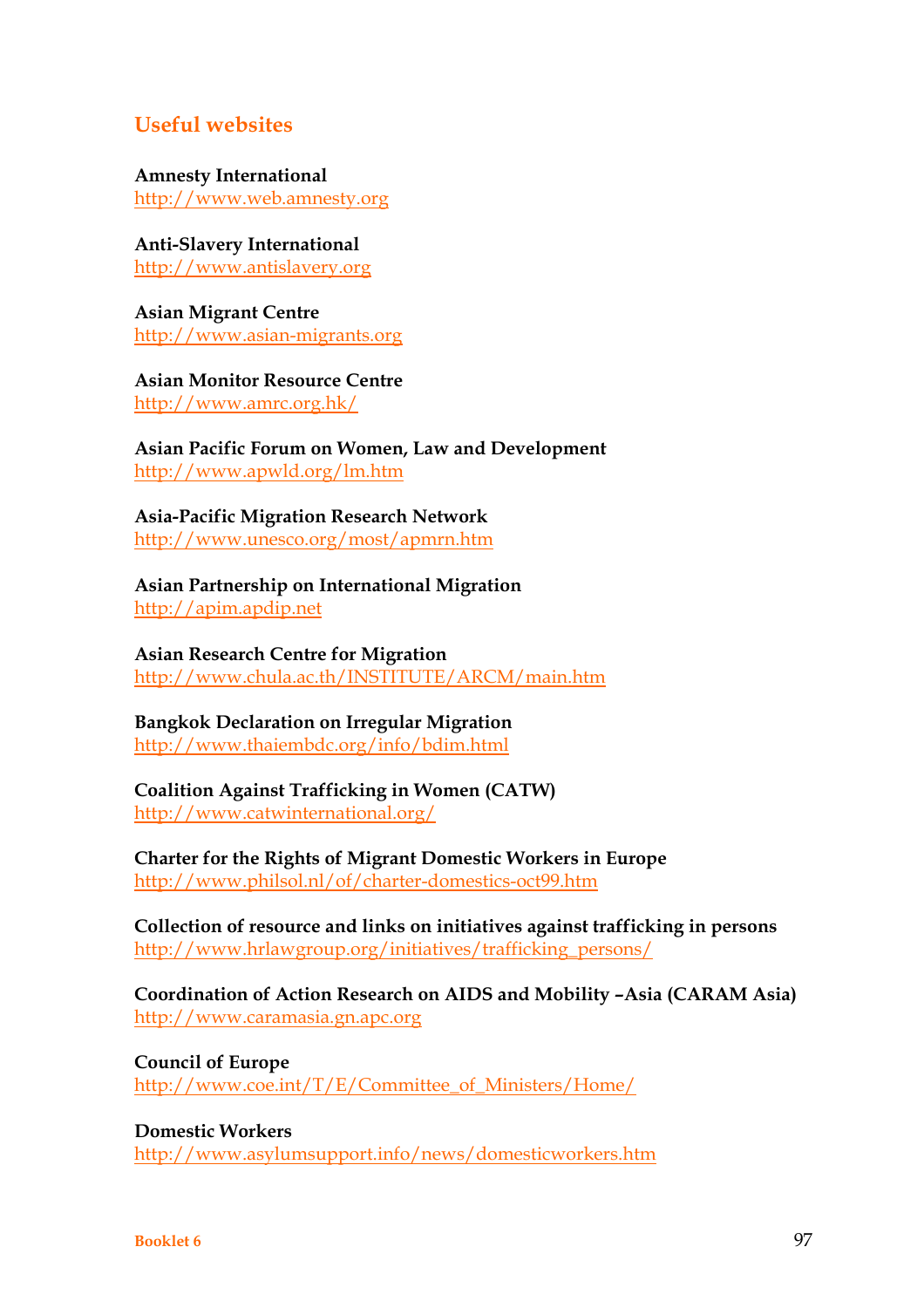## Useful websites

**Amnesty International**
http://www.web.amnesty.org

**Anti-Slavery International**
http://www.antislavery.org

**Asian Migrant Centre**
http://www.asian-migrants.org

**Asian Monitor Resource Centre**
http://www.amrc.org.hk/

**Asian Pacific Forum on Women, Law and Development**
http://www.apwld.org/lm.htm

**Asia-Pacific Migration Research Network**
http://www.unesco.org/most/apmrn.htm

**Asian Partnership on International Migration**
http://apim.apdip.net

**Asian Research Centre for Migration**
http://www.chula.ac.th/INSTITUTE/ARCM/main.htm

**Bangkok Declaration on Irregular Migration**
http://www.thaiembdc.org/info/bdim.html

**Coalition Against Trafficking in Women (CATW)**
http://www.catwinternational.org/

**Charter for the Rights of Migrant Domestic Workers in Europe**
http://www.philsol.nl/of/charter-domestics-oct99.htm

**Collection of resource and links on initiatives against trafficking in persons**
http://www.hrlawgroup.org/initiatives/trafficking_persons/

**Coordination of Action Research on AIDS and Mobility –Asia (CARAM Asia)**
http://www.caramasia.gn.apc.org

**Council of Europe**
http://www.coe.int/T/E/Committee_of_Ministers/Home/

**Domestic Workers**
http://www.asylumsupport.info/news/domesticworkers.htm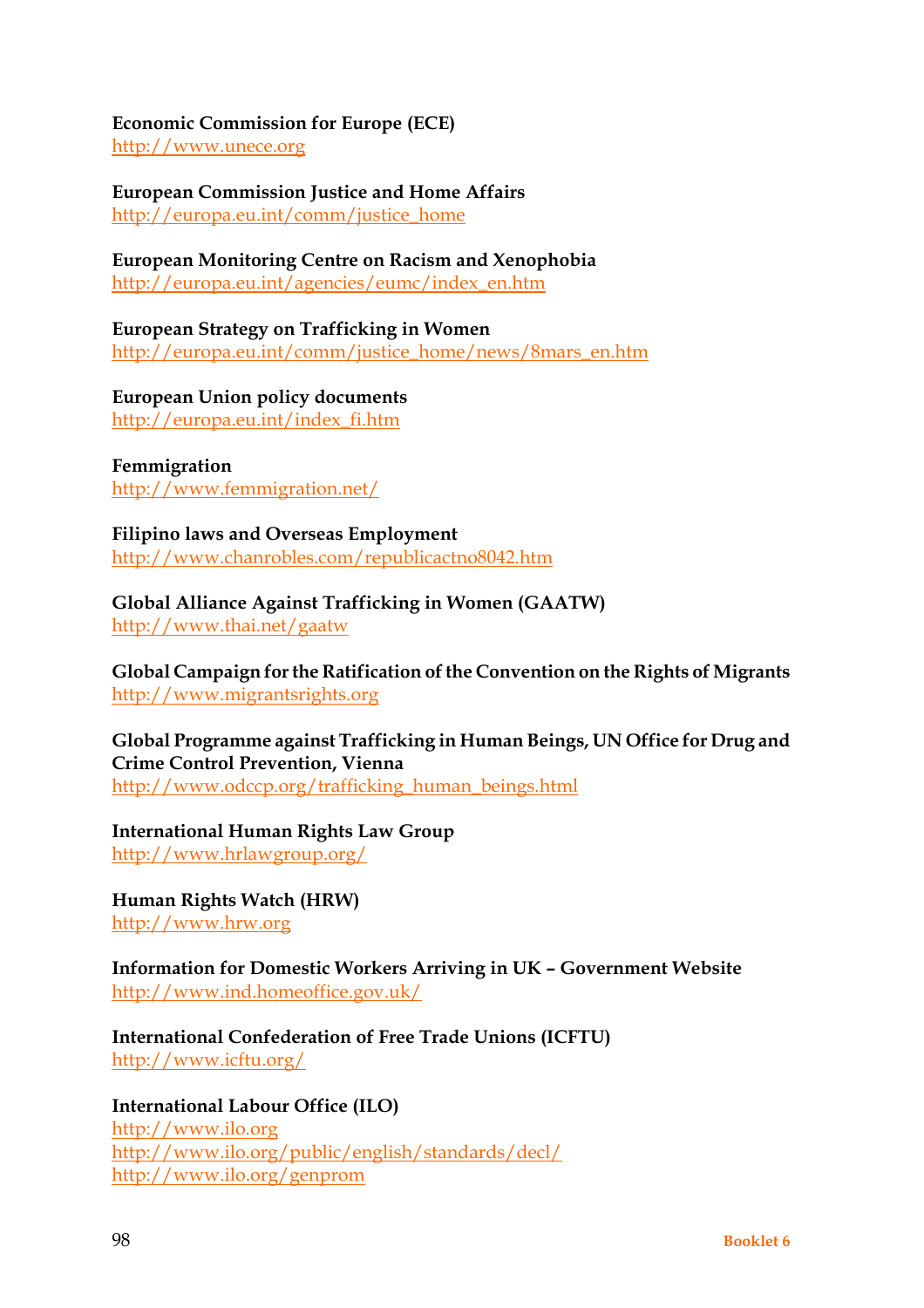**Economic Commission for Europe (ECE)**
http://www.unece.org

**European Commission Justice and Home Affairs**
http://europa.eu.int/comm/justice_home

**European Monitoring Centre on Racism and Xenophobia**
http://europa.eu.int/agencies/eumc/index_en.htm

**European Strategy on Trafficking in Women**
http://europa.eu.int/comm/justice_home/news/8mars_en.htm

**European Union policy documents**
http://europa.eu.int/index_fi.htm

**Femmigration**
http://www.femmigration.net/

**Filipino laws and Overseas Employment**
http://www.chanrobles.com/republicactno8042.htm

**Global Alliance Against Trafficking in Women (GAATW)**
http://www.thai.net/gaatw

**Global Campaign for the Ratification of the Convention on the Rights of Migrants**
http://www.migrantsrights.org

**Global Programme against Trafficking in Human Beings, UN Office for Drug and Crime Control Prevention, Vienna**
http://www.odccp.org/trafficking_human_beings.html

**International Human Rights Law Group**
http://www.hrlawgroup.org/

**Human Rights Watch (HRW)**
http://www.hrw.org

**Information for Domestic Workers Arriving in UK – Government Website**
http://www.ind.homeoffice.gov.uk/

**International Confederation of Free Trade Unions (ICFTU)**
http://www.icftu.org/

**International Labour Office (ILO)**
http://www.ilo.org
http://www.ilo.org/public/english/standards/decl/
http://www.ilo.org/genprom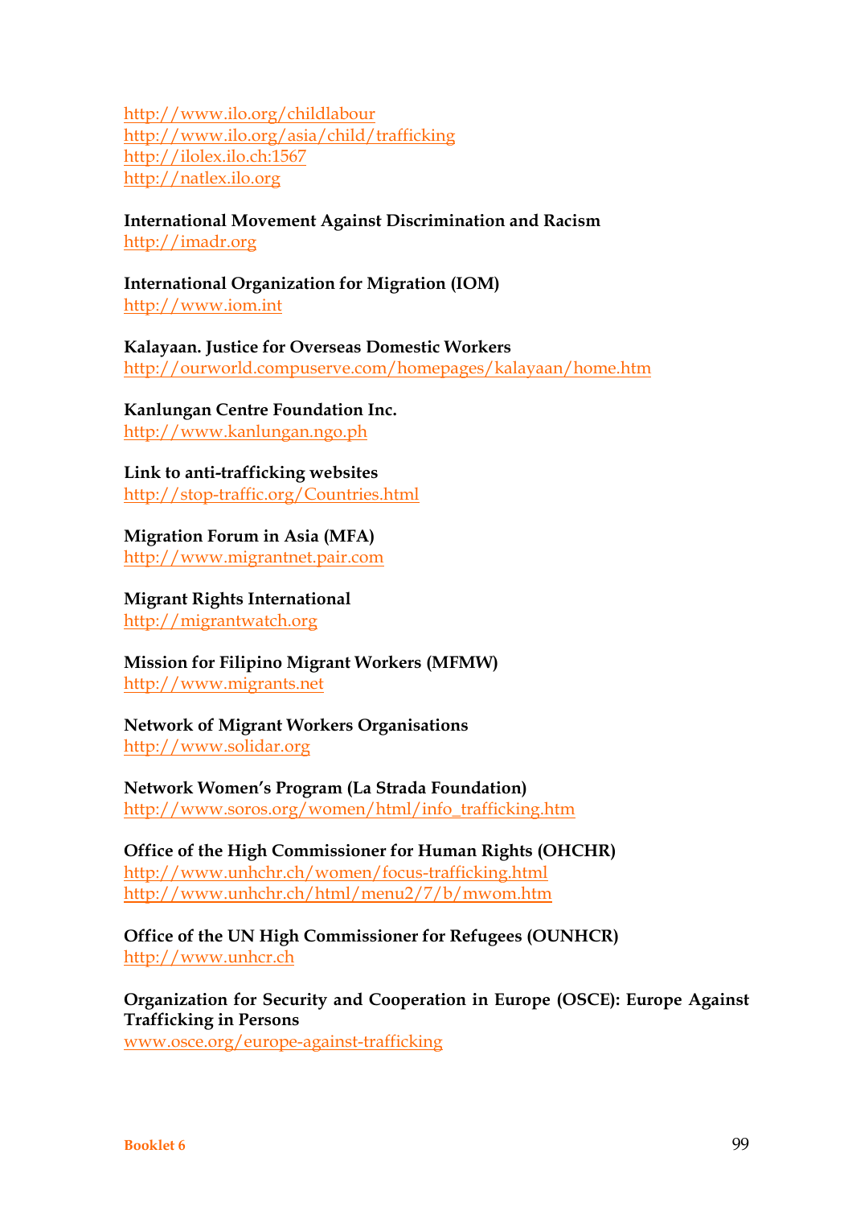http://www.ilo.org/childlabour
http://www.ilo.org/asia/child/trafficking
http://ilolex.ilo.ch:1567
http://natlex.ilo.org

**International Movement Against Discrimination and Racism**
http://imadr.org

**International Organization for Migration (IOM)**
http://www.iom.int

**Kalayaan. Justice for Overseas Domestic Workers**
http://ourworld.compuserve.com/homepages/kalayaan/home.htm

**Kanlungan Centre Foundation Inc.**
http://www.kanlungan.ngo.ph

**Link to anti-trafficking websites**
http://stop-traffic.org/Countries.html

**Migration Forum in Asia (MFA)**
http://www.migrantnet.pair.com

**Migrant Rights International**
http://migrantwatch.org

**Mission for Filipino Migrant Workers (MFMW)**
http://www.migrants.net

**Network of Migrant Workers Organisations**
http://www.solidar.org

**Network Women's Program (La Strada Foundation)**
http://www.soros.org/women/html/info_trafficking.htm

**Office of the High Commissioner for Human Rights (OHCHR)**
http://www.unhchr.ch/women/focus-trafficking.html
http://www.unhchr.ch/html/menu2/7/b/mwom.htm

**Office of the UN High Commissioner for Refugees (OUNHCR)**
http://www.unhcr.ch

**Organization for Security and Cooperation in Europe (OSCE): Europe Against Trafficking in Persons**
www.osce.org/europe-against-trafficking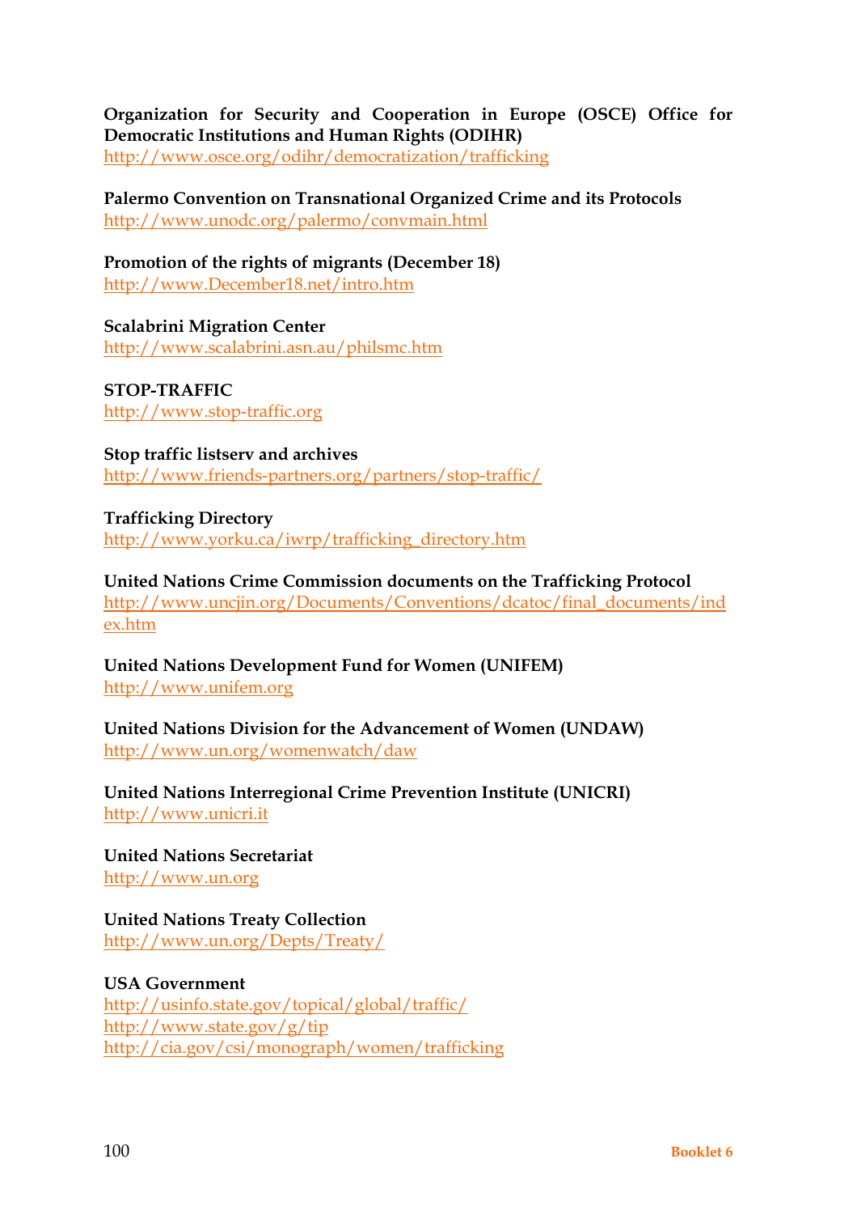**Organization for Security and Cooperation in Europe (OSCE) Office for Democratic Institutions and Human Rights (ODIHR)**
http://www.osce.org/odihr/democratization/trafficking

**Palermo Convention on Transnational Organized Crime and its Protocols**
http://www.unodc.org/palermo/convmain.html

**Promotion of the rights of migrants (December 18)**
http://www.December18.net/intro.htm

**Scalabrini Migration Center**
http://www.scalabrini.asn.au/philsmc.htm

**STOP-TRAFFIC**
http://www.stop-traffic.org

**Stop traffic listserv and archives**
http://www.friends-partners.org/partners/stop-traffic/

**Trafficking Directory**
http://www.yorku.ca/iwrp/trafficking_directory.htm

**United Nations Crime Commission documents on the Trafficking Protocol**
http://www.uncjin.org/Documents/Conventions/dcatoc/final_documents/index.htm

**United Nations Development Fund for Women (UNIFEM)**
http://www.unifem.org

**United Nations Division for the Advancement of Women (UNDAW)**
http://www.un.org/womenwatch/daw

**United Nations Interregional Crime Prevention Institute (UNICRI)**
http://www.unicri.it

**United Nations Secretariat**
http://www.un.org

**United Nations Treaty Collection**
http://www.un.org/Depts/Treaty/

**USA Government**
http://usinfo.state.gov/topical/global/traffic/
http://www.state.gov/g/tip
http://cia.gov/csi/monograph/women/trafficking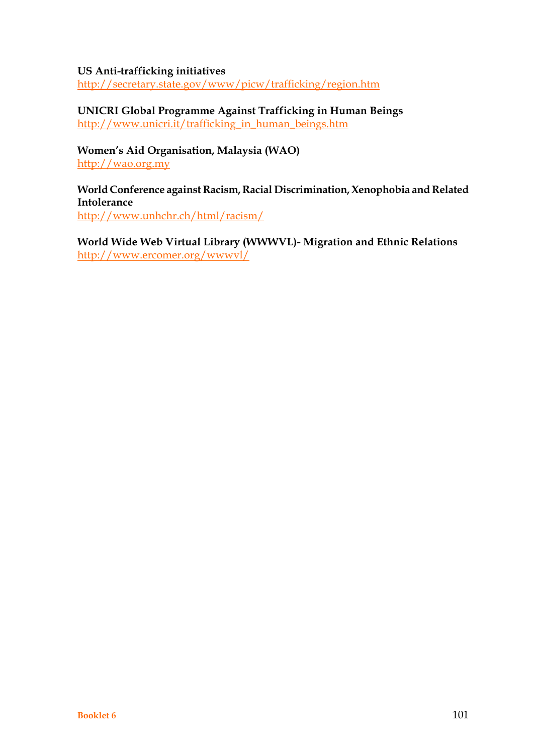**US Anti-trafficking initiatives**
http://secretary.state.gov/www/picw/trafficking/region.htm

**UNICRI Global Programme Against Trafficking in Human Beings**
http://www.unicri.it/trafficking_in_human_beings.htm

**Women's Aid Organisation, Malaysia (WAO)**
http://wao.org.my

**World Conference against Racism, Racial Discrimination, Xenophobia and Related Intolerance**
http://www.unhchr.ch/html/racism/

**World Wide Web Virtual Library (WWWVL)- Migration and Ethnic Relations**
http://www.ercomer.org/wwwvl/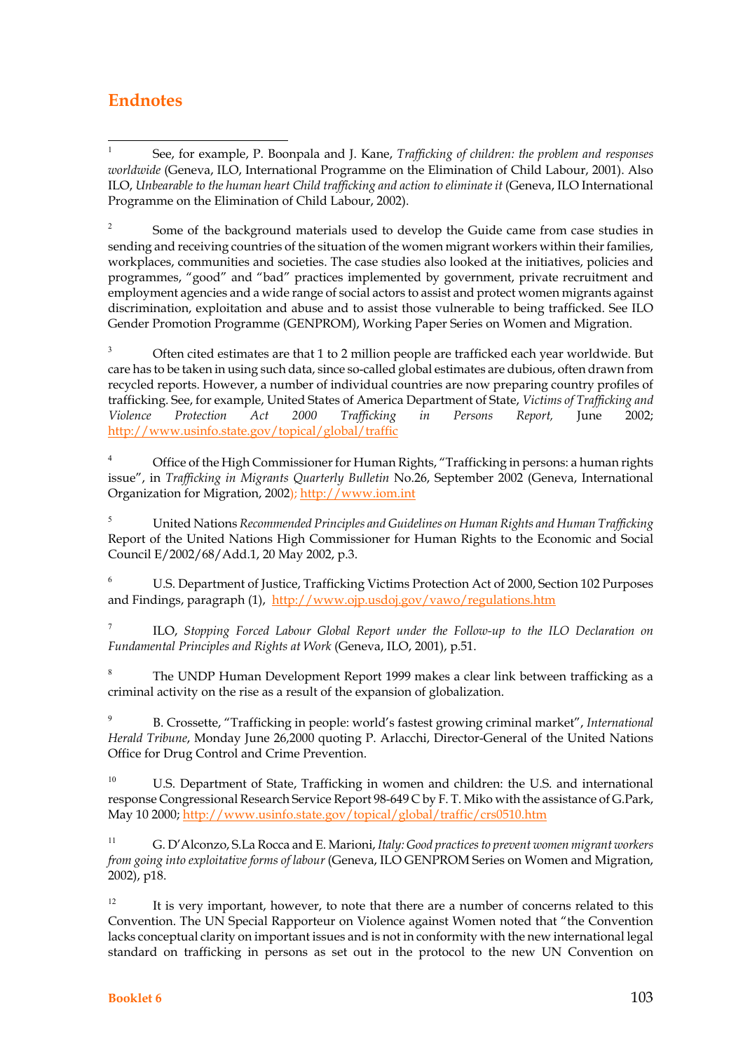## Endnotes

[1] See, for example, P. Boonpala and J. Kane, *Trafficking of children: the problem and responses worldwide* (Geneva, ILO, International Programme on the Elimination of Child Labour, 2001). Also ILO, *Unbearable to the human heart Child trafficking and action to eliminate it* (Geneva, ILO International Programme on the Elimination of Child Labour, 2002).

[2] Some of the background materials used to develop the Guide came from case studies in sending and receiving countries of the situation of the women migrant workers within their families, workplaces, communities and societies. The case studies also looked at the initiatives, policies and programmes, "good" and "bad" practices implemented by government, private recruitment and employment agencies and a wide range of social actors to assist and protect women migrants against discrimination, exploitation and abuse and to assist those vulnerable to being trafficked. See ILO Gender Promotion Programme (GENPROM), Working Paper Series on Women and Migration.

[3] Often cited estimates are that 1 to 2 million people are trafficked each year worldwide. But care has to be taken in using such data, since so-called global estimates are dubious, often drawn from recycled reports. However, a number of individual countries are now preparing country profiles of trafficking. See, for example, United States of America Department of State, *Victims of Trafficking and Violence Protection Act 2000 Trafficking in Persons Report,* June 2002; http://www.usinfo.state.gov/topical/global/traffic

[4] Office of the High Commissioner for Human Rights, "Trafficking in persons: a human rights issue", in *Trafficking in Migrants Quarterly Bulletin* No.26, September 2002 (Geneva, International Organization for Migration, 2002); http://www.iom.int

[5] United Nations *Recommended Principles and Guidelines on Human Rights and Human Trafficking* Report of the United Nations High Commissioner for Human Rights to the Economic and Social Council E/2002/68/Add.1, 20 May 2002, p.3.

[6] U.S. Department of Justice, Trafficking Victims Protection Act of 2000, Section 102 Purposes and Findings, paragraph (1), http://www.ojp.usdoj.gov/vawo/regulations.htm

[7] ILO, *Stopping Forced Labour Global Report under the Follow-up to the ILO Declaration on Fundamental Principles and Rights at Work* (Geneva, ILO, 2001), p.51.

[8] The UNDP Human Development Report 1999 makes a clear link between trafficking as a criminal activity on the rise as a result of the expansion of globalization.

[9] B. Crossette, "Trafficking in people: world's fastest growing criminal market", *International Herald Tribune*, Monday June 26,2000 quoting P. Arlacchi, Director-General of the United Nations Office for Drug Control and Crime Prevention.

[10] U.S. Department of State, Trafficking in women and children: the U.S. and international response Congressional Research Service Report 98-649 C by F. T. Miko with the assistance of G.Park, May 10 2000; http://www.usinfo.state.gov/topical/global/traffic/crs0510.htm

[11] G. D'Alconzo, S.La Rocca and E. Marioni, *Italy: Good practices to prevent women migrant workers from going into exploitative forms of labour* (Geneva, ILO GENPROM Series on Women and Migration, 2002), p18.

[12] It is very important, however, to note that there are a number of concerns related to this Convention. The UN Special Rapporteur on Violence against Women noted that "the Convention lacks conceptual clarity on important issues and is not in conformity with the new international legal standard on trafficking in persons as set out in the protocol to the new UN Convention on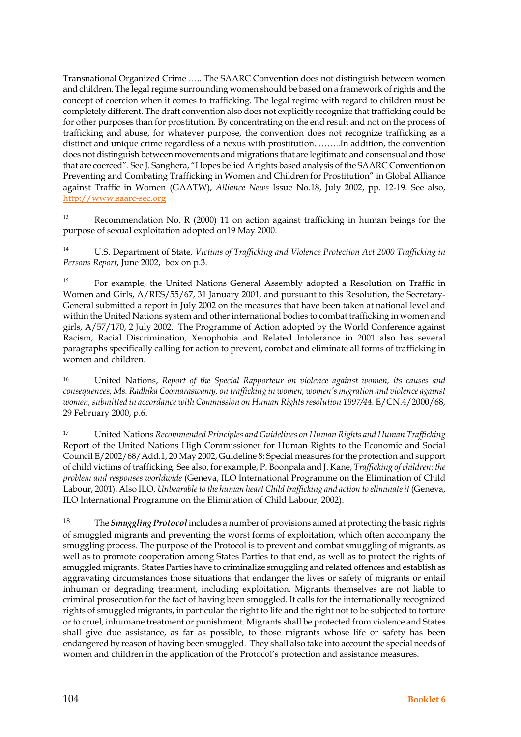Transnational Organized Crime ….. The SAARC Convention does not distinguish between women and children. The legal regime surrounding women should be based on a framework of rights and the concept of coercion when it comes to trafficking. The legal regime with regard to children must be completely different. The draft convention also does not explicitly recognize that trafficking could be for other purposes than for prostitution. By concentrating on the end result and not on the process of trafficking and abuse, for whatever purpose, the convention does not recognize trafficking as a distinct and unique crime regardless of a nexus with prostitution. ……..In addition, the convention does not distinguish between movements and migrations that are legitimate and consensual and those that are coerced". See J. Sanghera, "Hopes belied A rights based analysis of the SAARC Convention on Preventing and Combating Trafficking in Women and Children for Prostitution" in Global Alliance against Traffic in Women (GAATW), *Alliance News* Issue No.18, July 2002, pp. 12-19. See also, http://www.saarc-sec.org

[13] Recommendation No. R (2000) 11 on action against trafficking in human beings for the purpose of sexual exploitation adopted on19 May 2000.

[14] U.S. Department of State, *Victims of Trafficking and Violence Protection Act 2000 Trafficking in Persons Report*, June 2002, box on p.3.

[15] For example, the United Nations General Assembly adopted a Resolution on Traffic in Women and Girls, A/RES/55/67, 31 January 2001, and pursuant to this Resolution, the Secretary-General submitted a report in July 2002 on the measures that have been taken at national level and within the United Nations system and other international bodies to combat trafficking in women and girls, A/57/170, 2 July 2002. The Programme of Action adopted by the World Conference against Racism, Racial Discrimination, Xenophobia and Related Intolerance in 2001 also has several paragraphs specifically calling for action to prevent, combat and eliminate all forms of trafficking in women and children.

[16] United Nations, *Report of the Special Rapporteur on violence against women, its causes and consequences, Ms. Radhika Coomaraswamy, on trafficking in women, women's migration and violence against women, submitted in accordance with Commission on Human Rights resolution 1997/44.* E/CN.4/2000/68, 29 February 2000, p.6.

[17] United Nations *Recommended Principles and Guidelines on Human Rights and Human Trafficking* Report of the United Nations High Commissioner for Human Rights to the Economic and Social Council E/2002/68/Add.1, 20 May 2002, Guideline 8: Special measures for the protection and support of child victims of trafficking. See also, for example, P. Boonpala and J. Kane, *Trafficking of children: the problem and responses worldwide* (Geneva, ILO International Programme on the Elimination of Child Labour, 2001). Also ILO, *Unbearable to the human heart Child trafficking and action to eliminate it* (Geneva, ILO International Programme on the Elimination of Child Labour, 2002).

[18] The ***Smuggling Protocol*** includes a number of provisions aimed at protecting the basic rights of smuggled migrants and preventing the worst forms of exploitation, which often accompany the smuggling process. The purpose of the Protocol is to prevent and combat smuggling of migrants, as well as to promote cooperation among States Parties to that end, as well as to protect the rights of smuggled migrants. States Parties have to criminalize smuggling and related offences and establish as aggravating circumstances those situations that endanger the lives or safety of migrants or entail inhuman or degrading treatment, including exploitation. Migrants themselves are not liable to criminal prosecution for the fact of having been smuggled. It calls for the internationally recognized rights of smuggled migrants, in particular the right to life and the right not to be subjected to torture or to cruel, inhumane treatment or punishment. Migrants shall be protected from violence and States shall give due assistance, as far as possible, to those migrants whose life or safety has been endangered by reason of having been smuggled. They shall also take into account the special needs of women and children in the application of the Protocol's protection and assistance measures.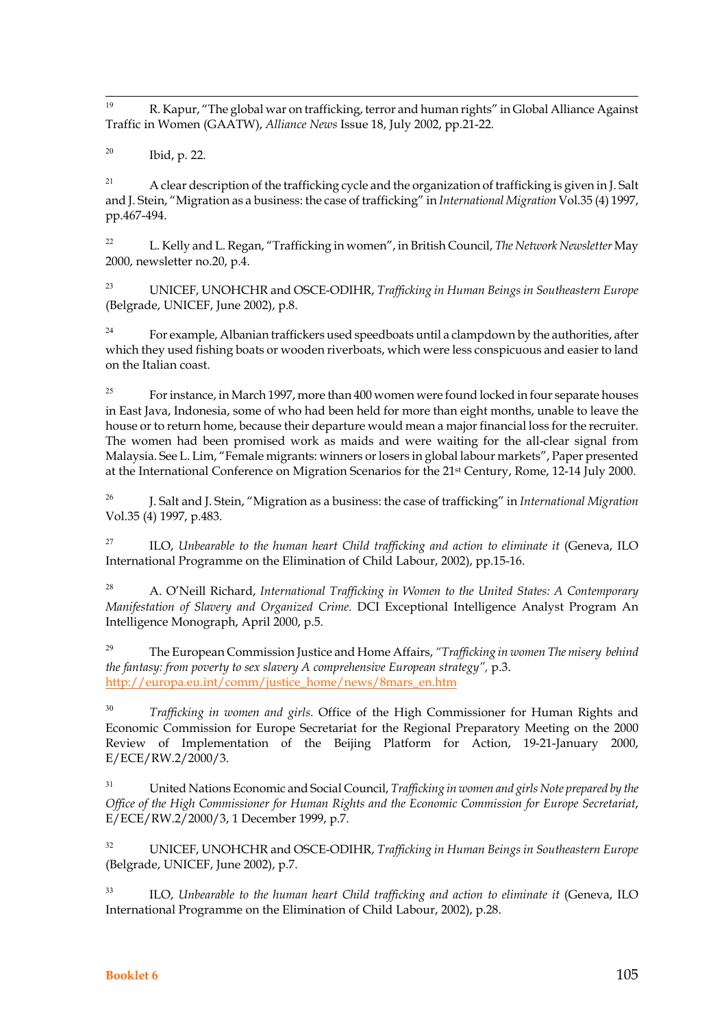[19] R. Kapur, "The global war on trafficking, terror and human rights" in Global Alliance Against Traffic in Women (GAATW), *Alliance News* Issue 18, July 2002, pp.21-22.

[20] Ibid, p. 22.

[21] A clear description of the trafficking cycle and the organization of trafficking is given in J. Salt and J. Stein, "Migration as a business: the case of trafficking" in *International Migration* Vol.35 (4) 1997, pp.467-494.

[22] L. Kelly and L. Regan, "Trafficking in women", in British Council, *The Network Newsletter* May 2000, newsletter no.20, p.4.

[23] UNICEF, UNOHCHR and OSCE-ODIHR, *Trafficking in Human Beings in Southeastern Europe* (Belgrade, UNICEF, June 2002), p.8.

[24] For example, Albanian traffickers used speedboats until a clampdown by the authorities, after which they used fishing boats or wooden riverboats, which were less conspicuous and easier to land on the Italian coast.

[25] For instance, in March 1997, more than 400 women were found locked in four separate houses in East Java, Indonesia, some of who had been held for more than eight months, unable to leave the house or to return home, because their departure would mean a major financial loss for the recruiter. The women had been promised work as maids and were waiting for the all-clear signal from Malaysia. See L. Lim, "Female migrants: winners or losers in global labour markets", Paper presented at the International Conference on Migration Scenarios for the 21st Century, Rome, 12-14 July 2000.

[26] J. Salt and J. Stein, "Migration as a business: the case of trafficking" in *International Migration* Vol.35 (4) 1997, p.483.

[27] ILO, *Unbearable to the human heart Child trafficking and action to eliminate it* (Geneva, ILO International Programme on the Elimination of Child Labour, 2002), pp.15-16.

[28] A. O'Neill Richard, *International Trafficking in Women to the United States: A Contemporary Manifestation of Slavery and Organized Crime.* DCI Exceptional Intelligence Analyst Program An Intelligence Monograph, April 2000, p.5.

[29] The European Commission Justice and Home Affairs, *"Trafficking in women The misery behind the fantasy: from poverty to sex slavery A comprehensive European strategy",* p.3. http://europa.eu.int/comm/justice_home/news/8mars_en.htm

[30] *Trafficking in women and girls.* Office of the High Commissioner for Human Rights and Economic Commission for Europe Secretariat for the Regional Preparatory Meeting on the 2000 Review of Implementation of the Beijing Platform for Action, 19-21-January 2000, E/ECE/RW.2/2000/3.

[31] United Nations Economic and Social Council, *Trafficking in women and girls Note prepared by the Office of the High Commissioner for Human Rights and the Economic Commission for Europe Secretariat*, E/ECE/RW.2/2000/3, 1 December 1999, p.7.

[32] UNICEF, UNOHCHR and OSCE-ODIHR, *Trafficking in Human Beings in Southeastern Europe* (Belgrade, UNICEF, June 2002), p.7.

[33] ILO, *Unbearable to the human heart Child trafficking and action to eliminate it* (Geneva, ILO International Programme on the Elimination of Child Labour, 2002), p.28.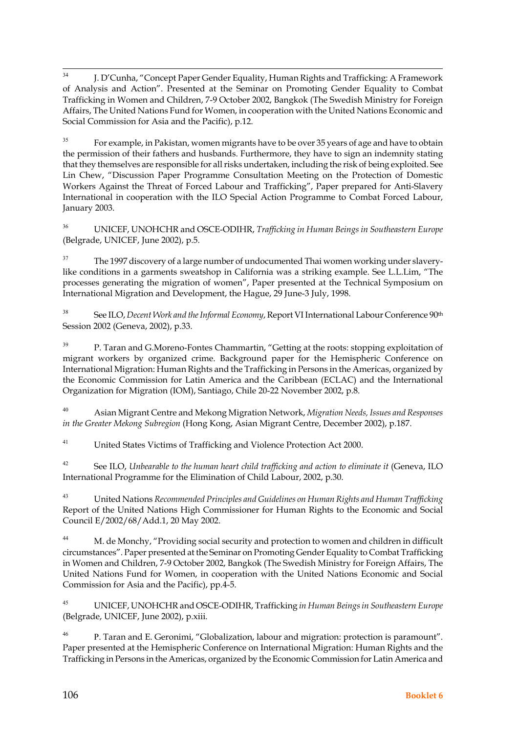[34] J. D'Cunha, "Concept Paper Gender Equality, Human Rights and Trafficking: A Framework of Analysis and Action". Presented at the Seminar on Promoting Gender Equality to Combat Trafficking in Women and Children, 7-9 October 2002, Bangkok (The Swedish Ministry for Foreign Affairs, The United Nations Fund for Women, in cooperation with the United Nations Economic and Social Commission for Asia and the Pacific), p.12.

[35] For example, in Pakistan, women migrants have to be over 35 years of age and have to obtain the permission of their fathers and husbands. Furthermore, they have to sign an indemnity stating that they themselves are responsible for all risks undertaken, including the risk of being exploited. See Lin Chew, "Discussion Paper Programme Consultation Meeting on the Protection of Domestic Workers Against the Threat of Forced Labour and Trafficking", Paper prepared for Anti-Slavery International in cooperation with the ILO Special Action Programme to Combat Forced Labour, January 2003.

[36] UNICEF, UNOHCHR and OSCE-ODIHR, *Trafficking in Human Beings in Southeastern Europe* (Belgrade, UNICEF, June 2002), p.5.

[37] The 1997 discovery of a large number of undocumented Thai women working under slavery-like conditions in a garments sweatshop in California was a striking example. See L.L.Lim, "The processes generating the migration of women", Paper presented at the Technical Symposium on International Migration and Development, the Hague, 29 June-3 July, 1998.

[38] See ILO, *Decent Work and the Informal Economy*, Report VI International Labour Conference 90th Session 2002 (Geneva, 2002), p.33.

[39] P. Taran and G.Moreno-Fontes Chammartin, "Getting at the roots: stopping exploitation of migrant workers by organized crime. Background paper for the Hemispheric Conference on International Migration: Human Rights and the Trafficking in Persons in the Americas, organized by the Economic Commission for Latin America and the Caribbean (ECLAC) and the International Organization for Migration (IOM), Santiago, Chile 20-22 November 2002, p.8.

[40] Asian Migrant Centre and Mekong Migration Network, *Migration Needs, Issues and Responses in the Greater Mekong Subregion* (Hong Kong, Asian Migrant Centre, December 2002), p.187.

[41] United States Victims of Trafficking and Violence Protection Act 2000.

[42] See ILO, *Unbearable to the human heart child trafficking and action to eliminate it* (Geneva, ILO International Programme for the Elimination of Child Labour, 2002, p.30.

[43] United Nations *Recommended Principles and Guidelines on Human Rights and Human Trafficking* Report of the United Nations High Commissioner for Human Rights to the Economic and Social Council E/2002/68/Add.1, 20 May 2002.

[44] M. de Monchy, "Providing social security and protection to women and children in difficult circumstances". Paper presented at the Seminar on Promoting Gender Equality to Combat Trafficking in Women and Children, 7-9 October 2002, Bangkok (The Swedish Ministry for Foreign Affairs, The United Nations Fund for Women, in cooperation with the United Nations Economic and Social Commission for Asia and the Pacific), pp.4-5.

[45] UNICEF, UNOHCHR and OSCE-ODIHR, Trafficking *in Human Beings in Southeastern Europe* (Belgrade, UNICEF, June 2002), p.xiii.

[46] P. Taran and E. Geronimi, "Globalization, labour and migration: protection is paramount". Paper presented at the Hemispheric Conference on International Migration: Human Rights and the Trafficking in Persons in the Americas, organized by the Economic Commission for Latin America and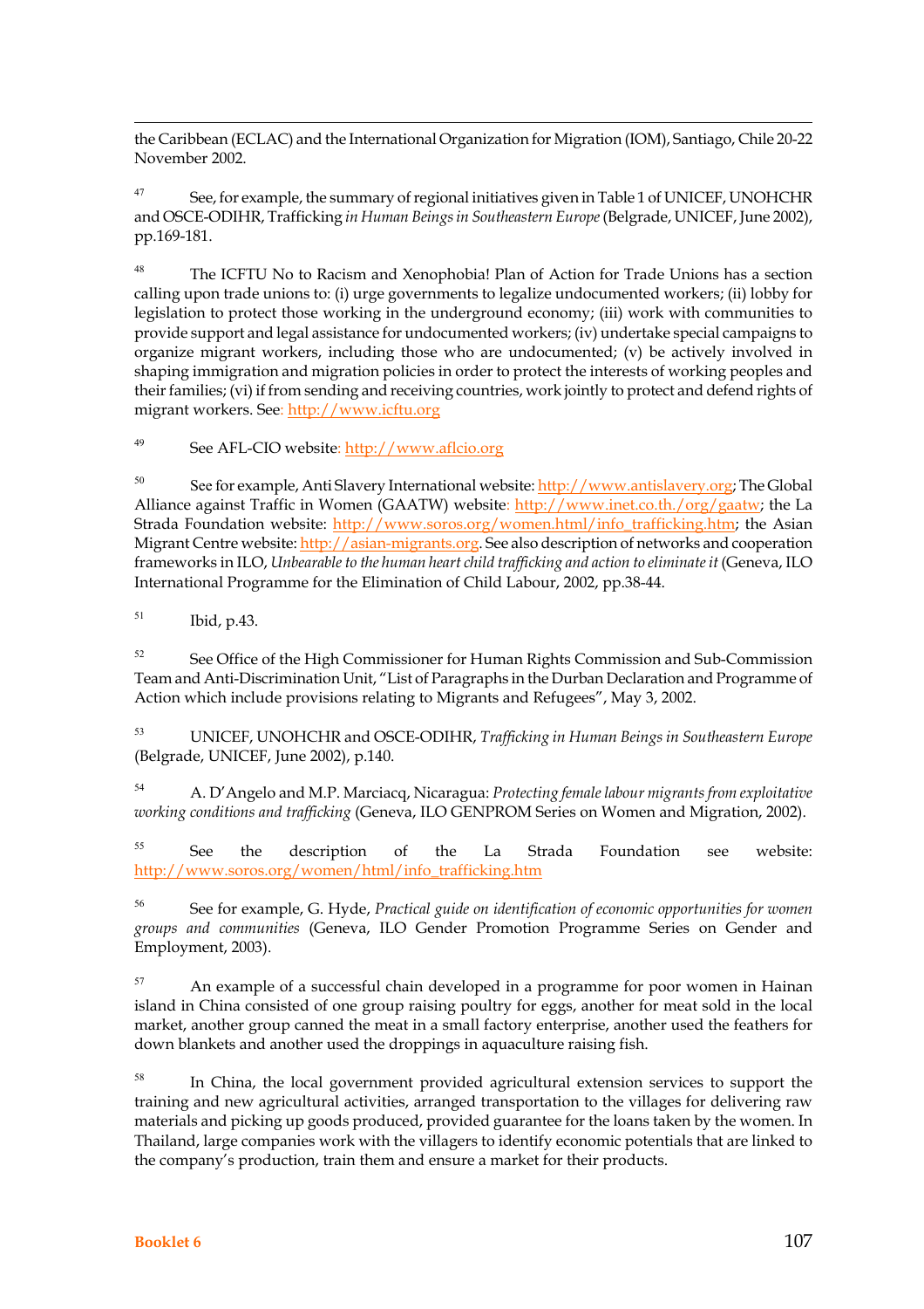the Caribbean (ECLAC) and the International Organization for Migration (IOM), Santiago, Chile 20-22 November 2002.

[47] See, for example, the summary of regional initiatives given in Table 1 of UNICEF, UNOHCHR and OSCE-ODIHR, Trafficking *in Human Beings in Southeastern Europe* (Belgrade, UNICEF, June 2002), pp.169-181.

[48] The ICFTU No to Racism and Xenophobia! Plan of Action for Trade Unions has a section calling upon trade unions to: (i) urge governments to legalize undocumented workers; (ii) lobby for legislation to protect those working in the underground economy; (iii) work with communities to provide support and legal assistance for undocumented workers; (iv) undertake special campaigns to organize migrant workers, including those who are undocumented; (v) be actively involved in shaping immigration and migration policies in order to protect the interests of working peoples and their families; (vi) if from sending and receiving countries, work jointly to protect and defend rights of migrant workers. See: http://www.icftu.org

[49] See AFL-CIO website: http://www.aflcio.org

[50] See for example, Anti Slavery International website: http://www.antislavery.org; The Global Alliance against Traffic in Women (GAATW) website: http://www.inet.co.th./org/gaatw; the La Strada Foundation website: http://www.soros.org/women.html/info_trafficking.htm; the Asian Migrant Centre website: http://asian-migrants.org. See also description of networks and cooperation frameworks in ILO, *Unbearable to the human heart child trafficking and action to eliminate it* (Geneva, ILO International Programme for the Elimination of Child Labour, 2002, pp.38-44.

[51] Ibid, p.43.

[52] See Office of the High Commissioner for Human Rights Commission and Sub-Commission Team and Anti-Discrimination Unit, "List of Paragraphs in the Durban Declaration and Programme of Action which include provisions relating to Migrants and Refugees", May 3, 2002.

[53] UNICEF, UNOHCHR and OSCE-ODIHR, *Trafficking in Human Beings in Southeastern Europe* (Belgrade, UNICEF, June 2002), p.140.

[54] A. D'Angelo and M.P. Marciacq, Nicaragua: *Protecting female labour migrants from exploitative working conditions and trafficking* (Geneva, ILO GENPROM Series on Women and Migration, 2002).

[55] See the description of the La Strada Foundation see website: http://www.soros.org/women/html/info_trafficking.htm

[56] See for example, G. Hyde, *Practical guide on identification of economic opportunities for women groups and communities* (Geneva, ILO Gender Promotion Programme Series on Gender and Employment, 2003).

[57] An example of a successful chain developed in a programme for poor women in Hainan island in China consisted of one group raising poultry for eggs, another for meat sold in the local market, another group canned the meat in a small factory enterprise, another used the feathers for down blankets and another used the droppings in aquaculture raising fish.

[58] In China, the local government provided agricultural extension services to support the training and new agricultural activities, arranged transportation to the villages for delivering raw materials and picking up goods produced, provided guarantee for the loans taken by the women. In Thailand, large companies work with the villagers to identify economic potentials that are linked to the company's production, train them and ensure a market for their products.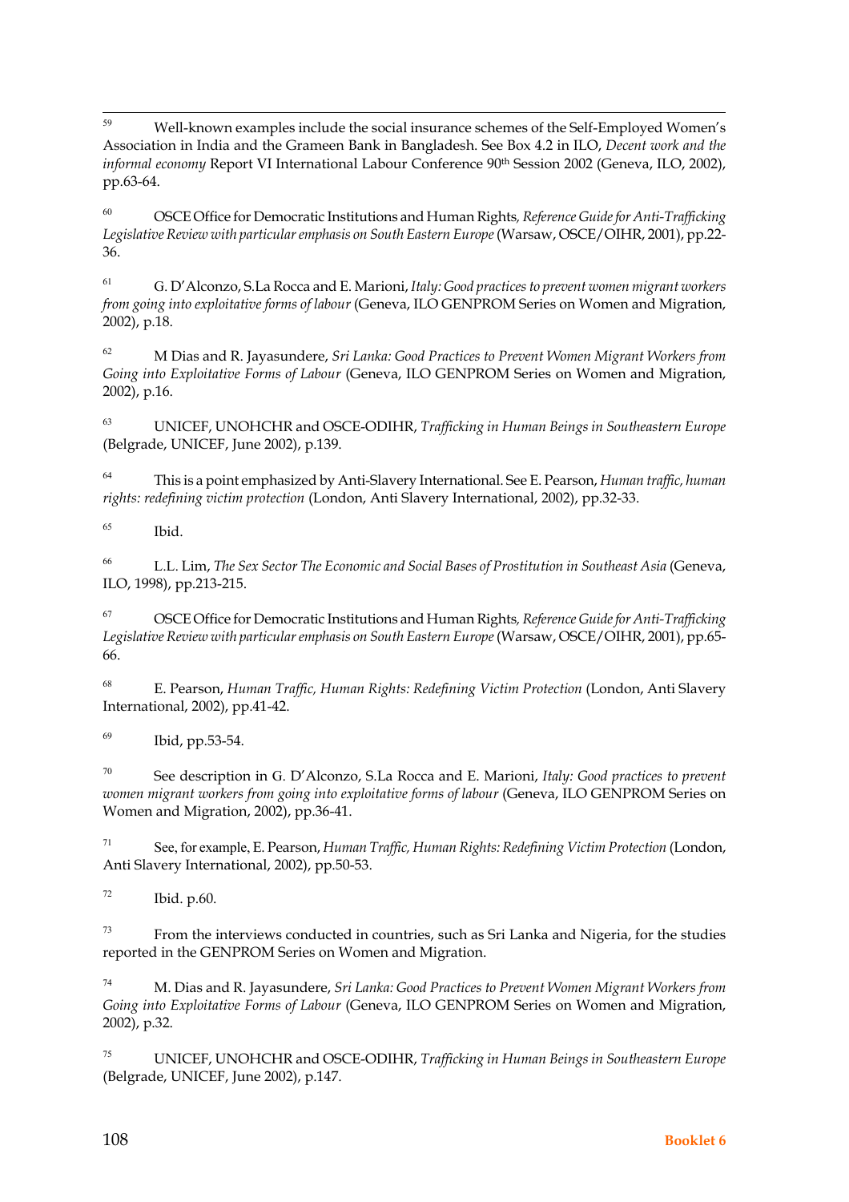[59] Well-known examples include the social insurance schemes of the Self-Employed Women's Association in India and the Grameen Bank in Bangladesh. See Box 4.2 in ILO, *Decent work and the informal economy* Report VI International Labour Conference 90th Session 2002 (Geneva, ILO, 2002), pp.63-64.

[60] OSCE Office for Democratic Institutions and Human Rights, *Reference Guide for Anti-Trafficking Legislative Review with particular emphasis on South Eastern Europe* (Warsaw, OSCE/OIHR, 2001), pp.22-36.

[61] G. D'Alconzo, S.La Rocca and E. Marioni, *Italy: Good practices to prevent women migrant workers from going into exploitative forms of labour* (Geneva, ILO GENPROM Series on Women and Migration, 2002), p.18.

[62] M Dias and R. Jayasundere, *Sri Lanka: Good Practices to Prevent Women Migrant Workers from Going into Exploitative Forms of Labour* (Geneva, ILO GENPROM Series on Women and Migration, 2002), p.16.

[63] UNICEF, UNOHCHR and OSCE-ODIHR, *Trafficking in Human Beings in Southeastern Europe* (Belgrade, UNICEF, June 2002), p.139.

[64] This is a point emphasized by Anti-Slavery International. See E. Pearson, *Human traffic, human rights: redefining victim protection* (London, Anti Slavery International, 2002), pp.32-33.

[65] Ibid.

[66] L.L. Lim, *The Sex Sector The Economic and Social Bases of Prostitution in Southeast Asia* (Geneva, ILO, 1998), pp.213-215.

[67] OSCE Office for Democratic Institutions and Human Rights, *Reference Guide for Anti-Trafficking Legislative Review with particular emphasis on South Eastern Europe* (Warsaw, OSCE/OIHR, 2001), pp.65-66.

[68] E. Pearson, *Human Traffic, Human Rights: Redefining Victim Protection* (London, Anti Slavery International, 2002), pp.41-42.

[69] Ibid, pp.53-54.

[70] See description in G. D'Alconzo, S.La Rocca and E. Marioni, *Italy: Good practices to prevent women migrant workers from going into exploitative forms of labour* (Geneva, ILO GENPROM Series on Women and Migration, 2002), pp.36-41.

[71] See, for example, E. Pearson, *Human Traffic, Human Rights: Redefining Victim Protection* (London, Anti Slavery International, 2002), pp.50-53.

[72] Ibid. p.60.

[73] From the interviews conducted in countries, such as Sri Lanka and Nigeria, for the studies reported in the GENPROM Series on Women and Migration.

[74] M. Dias and R. Jayasundere, *Sri Lanka: Good Practices to Prevent Women Migrant Workers from Going into Exploitative Forms of Labour* (Geneva, ILO GENPROM Series on Women and Migration, 2002), p.32.

[75] UNICEF, UNOHCHR and OSCE-ODIHR, *Trafficking in Human Beings in Southeastern Europe* (Belgrade, UNICEF, June 2002), p.147.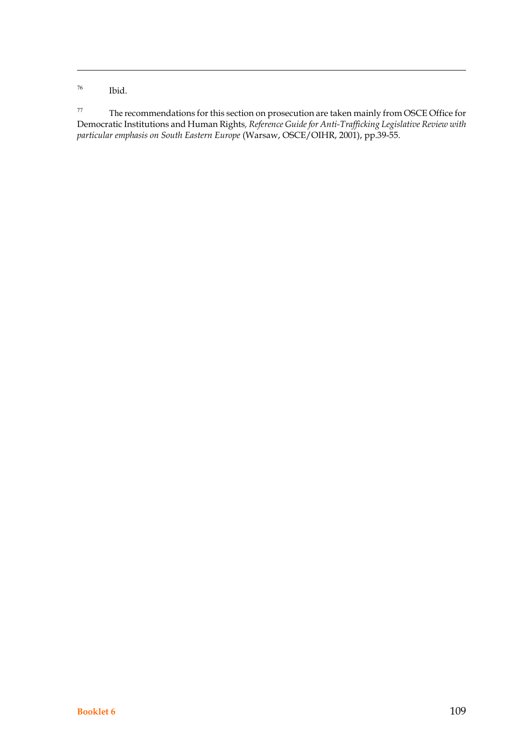[76] Ibid.

[77] The recommendations for this section on prosecution are taken mainly from OSCE Office for Democratic Institutions and Human Rights, *Reference Guide for Anti-Trafficking Legislative Review with particular emphasis on South Eastern Europe* (Warsaw, OSCE/OIHR, 2001), pp.39-55.